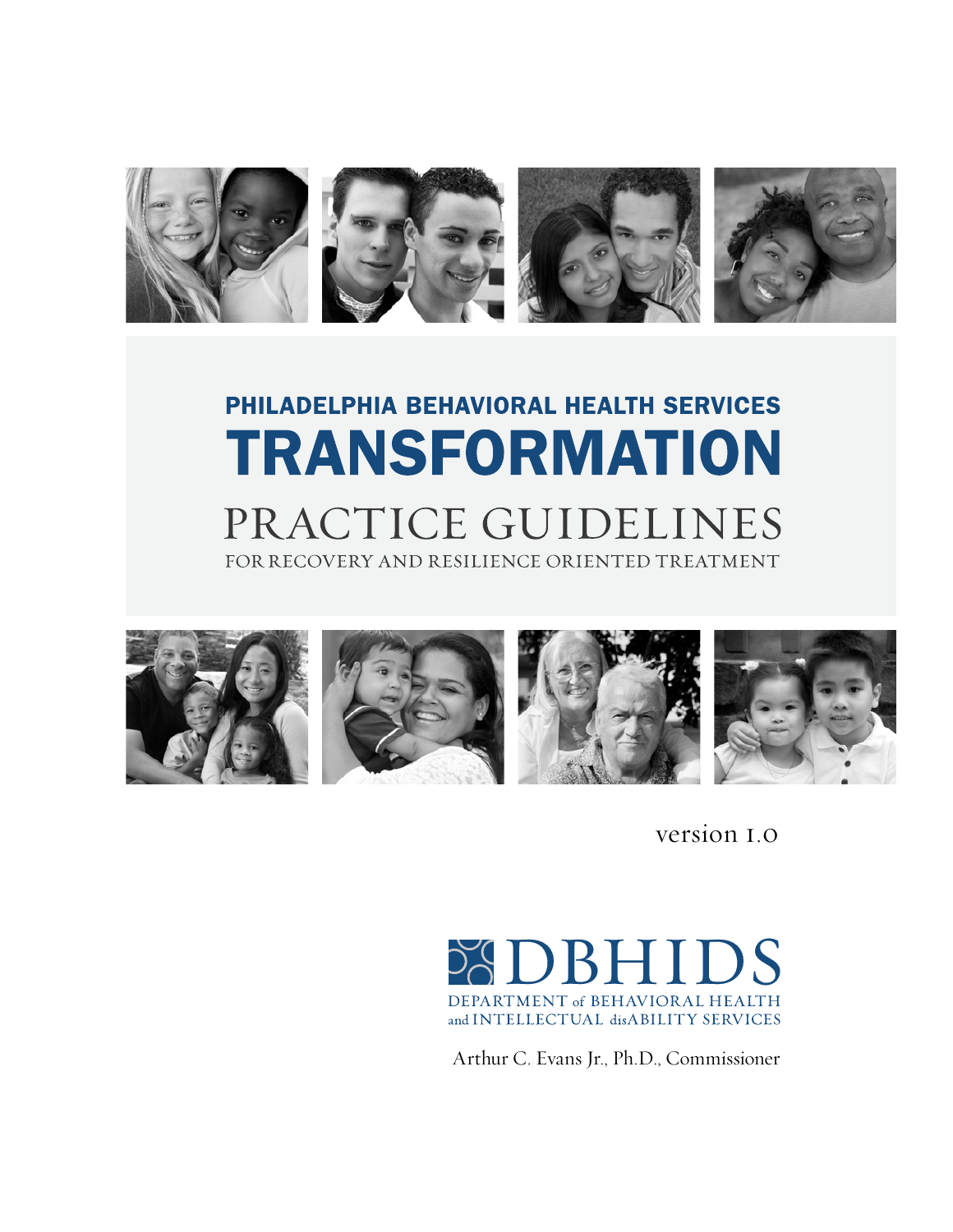# PHILADELPHIA BEHAVIORAL HEALTH SERVICES

# TRANSFORMATION

## PRACTICE GUIDELINES

### FOR RECOVERY AND RESILIENCE ORIENTED TREATMENT

version 1.0

DBHIDS

DEPARTMENT of BEHAVIORAL HEALTH and INTELLECTUAL disABILITY SERVICES

Arthur C. Evans Jr., Ph.D., Commissioner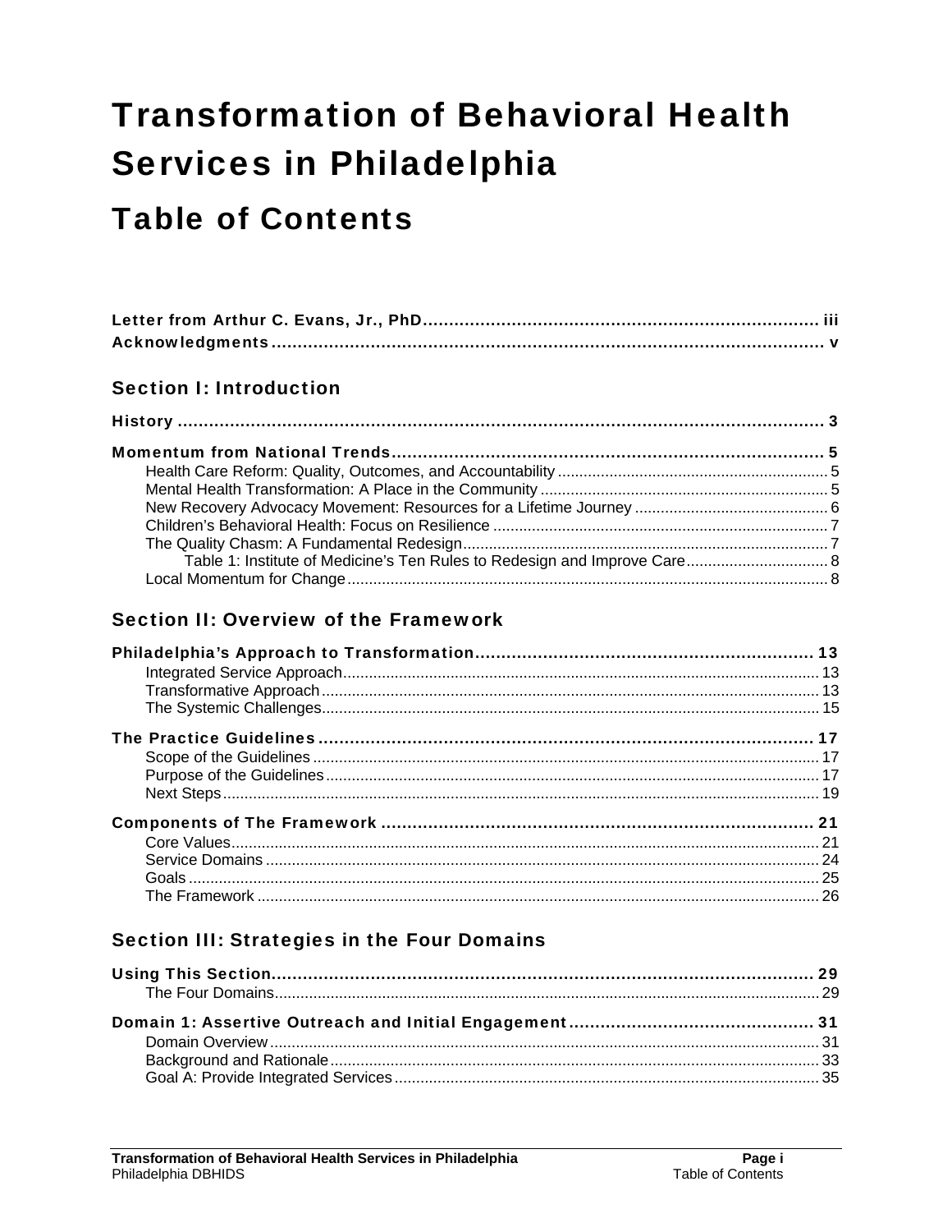# Transformation of Behavioral Health Services in Philadelphia

## Table of Contents

**Letter from Arthur C. Evans, Jr., PhD** ........ iii
**Acknowledgments** ........ v

### Section I: Introduction

**History** ........ 3

**Momentum from National Trends** ........ 5
- Health Care Reform: Quality, Outcomes, and Accountability ........ 5
- Mental Health Transformation: A Place in the Community ........ 5
- New Recovery Advocacy Movement: Resources for a Lifetime Journey ........ 6
- Children's Behavioral Health: Focus on Resilience ........ 7
- The Quality Chasm: A Fundamental Redesign ........ 7
  - Table 1: Institute of Medicine's Ten Rules to Redesign and Improve Care ........ 8
- Local Momentum for Change ........ 8

### Section II: Overview of the Framework

**Philadelphia's Approach to Transformation** ........ 13
- Integrated Service Approach ........ 13
- Transformative Approach ........ 13
- The Systemic Challenges ........ 15

**The Practice Guidelines** ........ 17
- Scope of the Guidelines ........ 17
- Purpose of the Guidelines ........ 17
- Next Steps ........ 19

**Components of The Framework** ........ 21
- Core Values ........ 21
- Service Domains ........ 24
- Goals ........ 25
- The Framework ........ 26

### Section III: Strategies in the Four Domains

**Using This Section** ........ 29
- The Four Domains ........ 29

**Domain 1: Assertive Outreach and Initial Engagement** ........ 31
- Domain Overview ........ 31
- Background and Rationale ........ 33
- Goal A: Provide Integrated Services ........ 35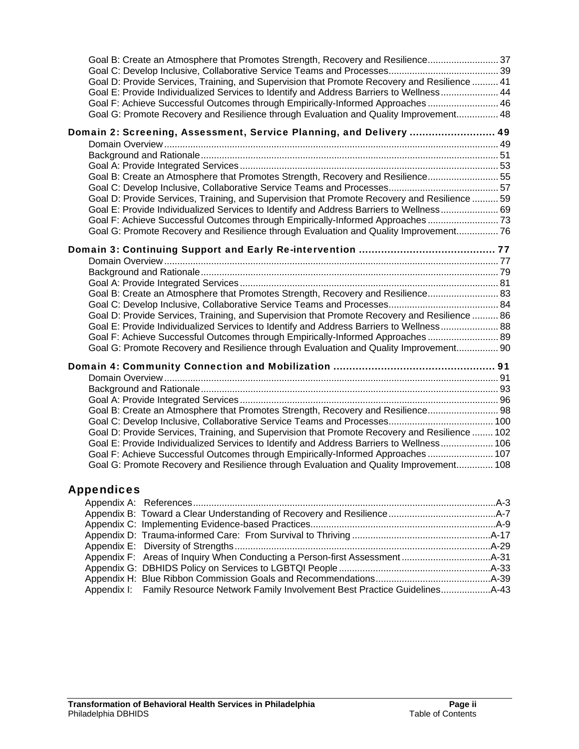Goal B: Create an Atmosphere that Promotes Strength, Recovery and Resilience........................... 37
Goal C: Develop Inclusive, Collaborative Service Teams and Processes......................................... 39
Goal D: Provide Services, Training, and Supervision that Promote Recovery and Resilience .......... 41
Goal E: Provide Individualized Services to Identify and Address Barriers to Wellness...................... 44
Goal F: Achieve Successful Outcomes through Empirically-Informed Approaches........................... 46
Goal G: Promote Recovery and Resilience through Evaluation and Quality Improvement................ 48

**Domain 2: Screening, Assessment, Service Planning, and Delivery .......................... 49**

Domain Overview............................................................................................................... 49
Background and Rationale................................................................................................. 51
Goal A: Provide Integrated Services.................................................................................. 53
Goal B: Create an Atmosphere that Promotes Strength, Recovery and Resilience........................... 55
Goal C: Develop Inclusive, Collaborative Service Teams and Processes......................................... 57
Goal D: Provide Services, Training, and Supervision that Promote Recovery and Resilience .......... 59
Goal E: Provide Individualized Services to Identify and Address Barriers to Wellness...................... 69
Goal F: Achieve Successful Outcomes through Empirically-Informed Approaches........................... 73
Goal G: Promote Recovery and Resilience through Evaluation and Quality Improvement................ 76

**Domain 3: Continuing Support and Early Re-intervention .......................................... 77**

Domain Overview............................................................................................................... 77
Background and Rationale................................................................................................. 79
Goal A: Provide Integrated Services.................................................................................. 81
Goal B: Create an Atmosphere that Promotes Strength, Recovery and Resilience........................... 83
Goal C: Develop Inclusive, Collaborative Service Teams and Processes......................................... 84
Goal D: Provide Services, Training, and Supervision that Promote Recovery and Resilience .......... 86
Goal E: Provide Individualized Services to Identify and Address Barriers to Wellness...................... 88
Goal F: Achieve Successful Outcomes through Empirically-Informed Approaches........................... 89
Goal G: Promote Recovery and Resilience through Evaluation and Quality Improvement................ 90

**Domain 4: Community Connection and Mobilization .................................................. 91**

Domain Overview............................................................................................................... 91
Background and Rationale................................................................................................. 93
Goal A: Provide Integrated Services.................................................................................. 96
Goal B: Create an Atmosphere that Promotes Strength, Recovery and Resilience........................... 98
Goal C: Develop Inclusive, Collaborative Service Teams and Processes....................................... 100
Goal D: Provide Services, Training, and Supervision that Promote Recovery and Resilience ........ 102
Goal E: Provide Individualized Services to Identify and Address Barriers to Wellness.................... 106
Goal F: Achieve Successful Outcomes through Empirically-Informed Approaches......................... 107
Goal G: Promote Recovery and Resilience through Evaluation and Quality Improvement.............. 108

## Appendices

Appendix A: References...................................................................................................A-3
Appendix B: Toward a Clear Understanding of Recovery and Resilience.........................................A-7
Appendix C: Implementing Evidence-based Practices......................................................................A-9
Appendix D: Trauma-informed Care: From Survival to Thriving .....................................................A-17
Appendix E: Diversity of Strengths.................................................................................................A-29
Appendix F: Areas of Inquiry When Conducting a Person-first Assessment ..................................A-31
Appendix G: DBHIDS Policy on Services to LGBTQI People ..........................................................A-33
Appendix H: Blue Ribbon Commission Goals and Recommendations............................................A-39
Appendix I: Family Resource Network Family Involvement Best Practice Guidelines...................A-43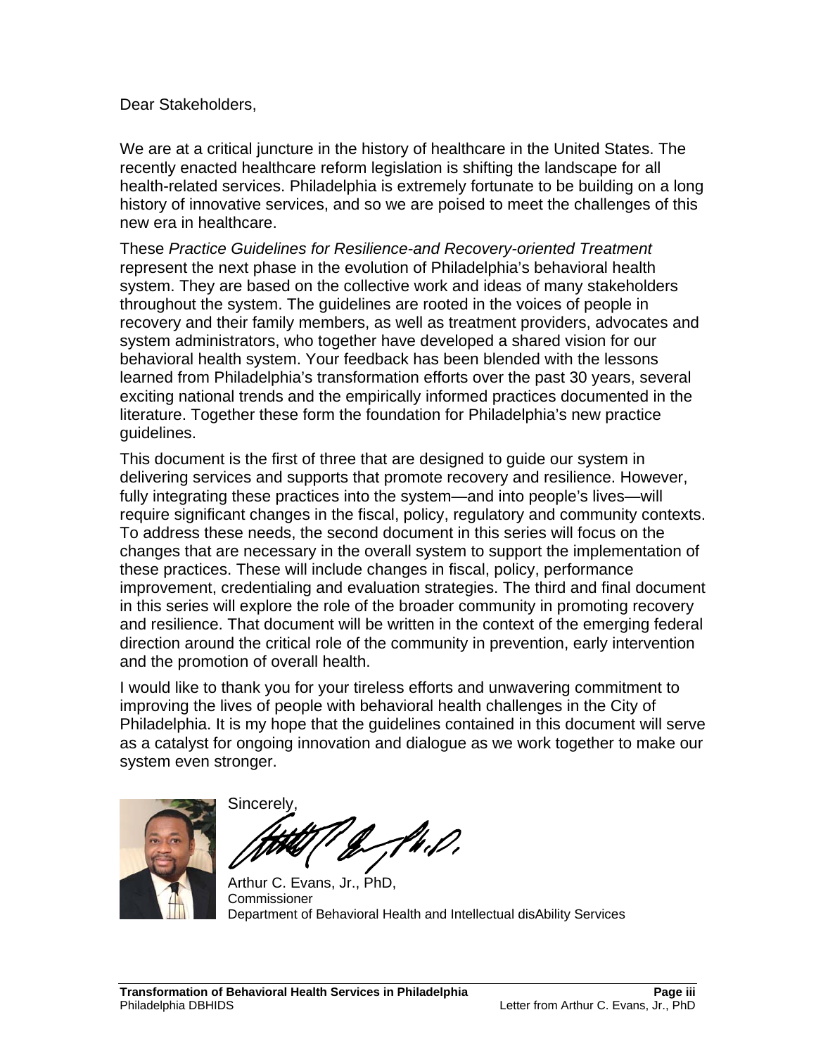Dear Stakeholders,

We are at a critical juncture in the history of healthcare in the United States. The recently enacted healthcare reform legislation is shifting the landscape for all health-related services. Philadelphia is extremely fortunate to be building on a long history of innovative services, and so we are poised to meet the challenges of this new era in healthcare.

These *Practice Guidelines for Resilience-and Recovery-oriented Treatment* represent the next phase in the evolution of Philadelphia's behavioral health system. They are based on the collective work and ideas of many stakeholders throughout the system. The guidelines are rooted in the voices of people in recovery and their family members, as well as treatment providers, advocates and system administrators, who together have developed a shared vision for our behavioral health system. Your feedback has been blended with the lessons learned from Philadelphia's transformation efforts over the past 30 years, several exciting national trends and the empirically informed practices documented in the literature. Together these form the foundation for Philadelphia's new practice guidelines.

This document is the first of three that are designed to guide our system in delivering services and supports that promote recovery and resilience. However, fully integrating these practices into the system—and into people's lives—will require significant changes in the fiscal, policy, regulatory and community contexts. To address these needs, the second document in this series will focus on the changes that are necessary in the overall system to support the implementation of these practices. These will include changes in fiscal, policy, performance improvement, credentialing and evaluation strategies. The third and final document in this series will explore the role of the broader community in promoting recovery and resilience. That document will be written in the context of the emerging federal direction around the critical role of the community in prevention, early intervention and the promotion of overall health.

I would like to thank you for your tireless efforts and unwavering commitment to improving the lives of people with behavioral health challenges in the City of Philadelphia. It is my hope that the guidelines contained in this document will serve as a catalyst for ongoing innovation and dialogue as we work together to make our system even stronger.

Sincerely,

Arthur C. Evans, Jr., PhD,
Commissioner
Department of Behavioral Health and Intellectual disAbility Services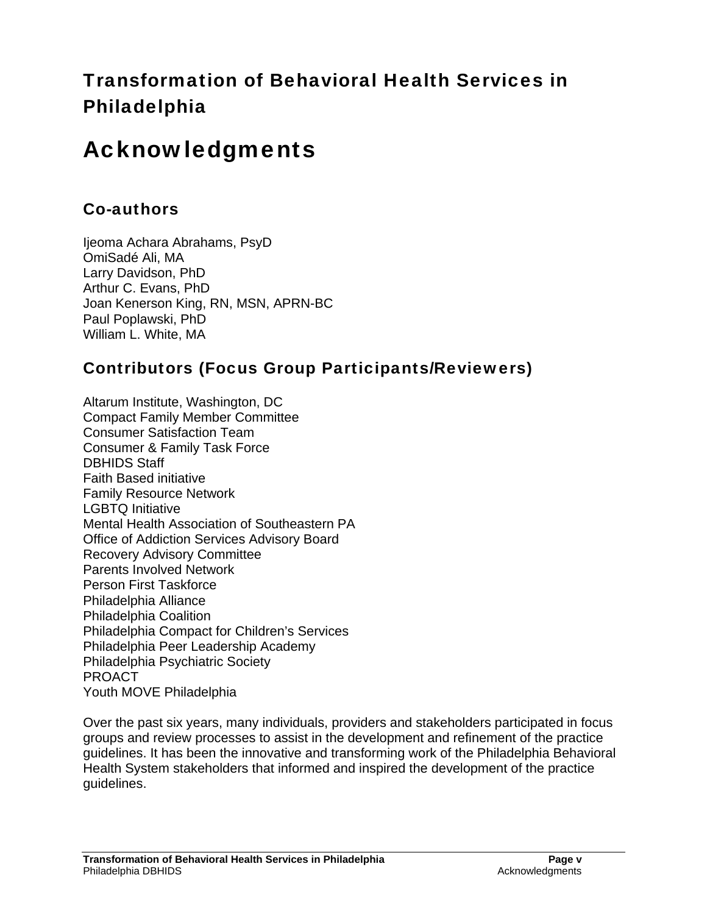## Transformation of Behavioral Health Services in Philadelphia

# Acknowledgments

### Co-authors

Ijeoma Achara Abrahams, PsyD
OmiSadé Ali, MA
Larry Davidson, PhD
Arthur C. Evans, PhD
Joan Kenerson King, RN, MSN, APRN-BC
Paul Poplawski, PhD
William L. White, MA

### Contributors (Focus Group Participants/Reviewers)

Altarum Institute, Washington, DC
Compact Family Member Committee
Consumer Satisfaction Team
Consumer & Family Task Force
DBHIDS Staff
Faith Based initiative
Family Resource Network
LGBTQ Initiative
Mental Health Association of Southeastern PA
Office of Addiction Services Advisory Board
Recovery Advisory Committee
Parents Involved Network
Person First Taskforce
Philadelphia Alliance
Philadelphia Coalition
Philadelphia Compact for Children's Services
Philadelphia Peer Leadership Academy
Philadelphia Psychiatric Society
PROACT
Youth MOVE Philadelphia

Over the past six years, many individuals, providers and stakeholders participated in focus groups and review processes to assist in the development and refinement of the practice guidelines. It has been the innovative and transforming work of the Philadelphia Behavioral Health System stakeholders that informed and inspired the development of the practice guidelines.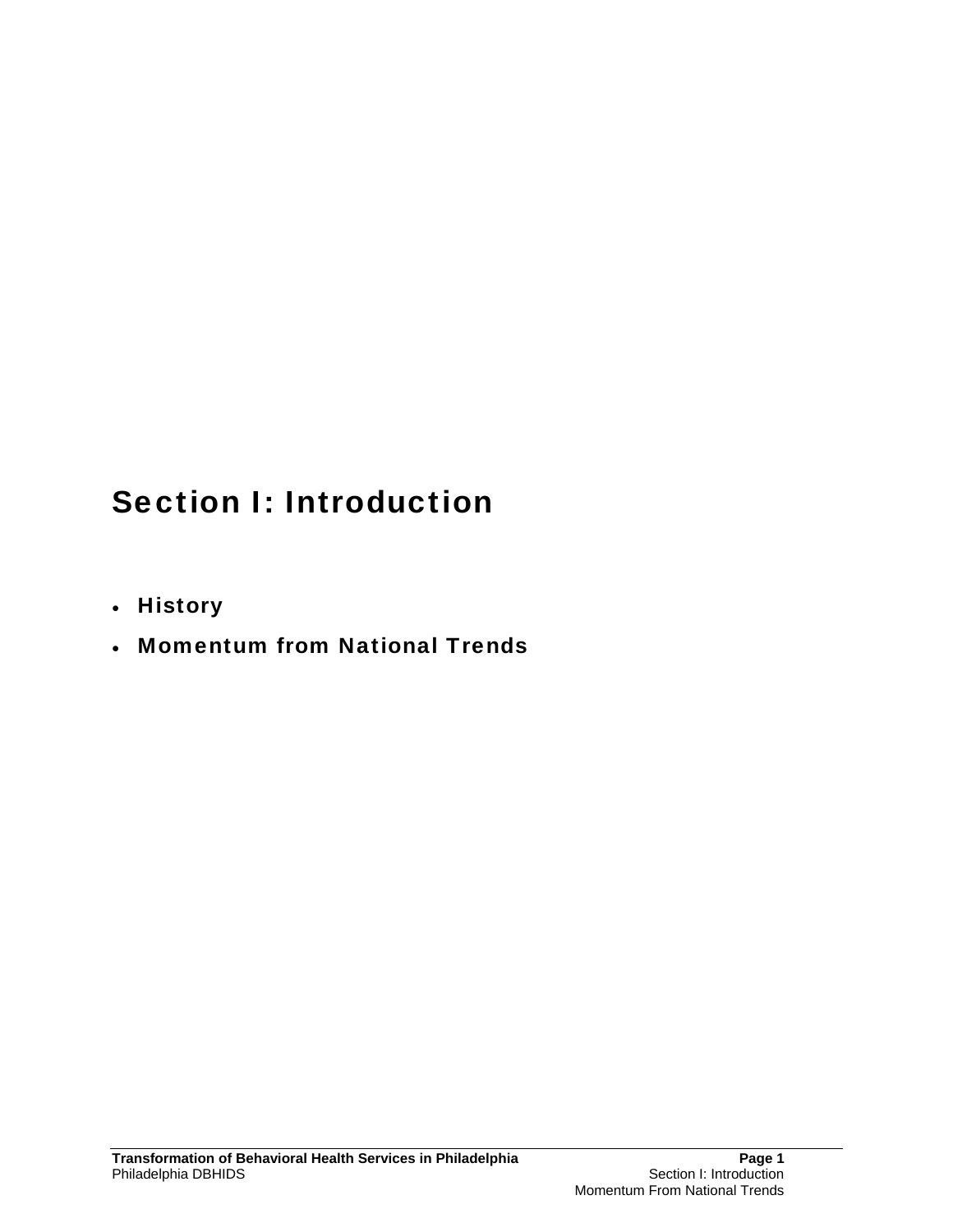# Section I: Introduction

- **History**
- **Momentum from National Trends**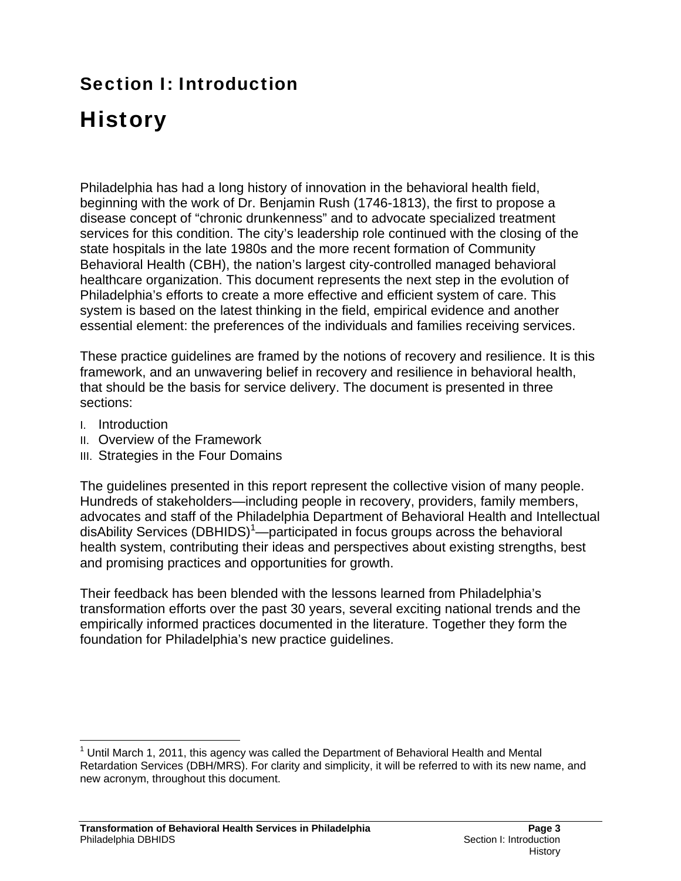# Section I: Introduction

## History

Philadelphia has had a long history of innovation in the behavioral health field, beginning with the work of Dr. Benjamin Rush (1746-1813), the first to propose a disease concept of "chronic drunkenness" and to advocate specialized treatment services for this condition. The city's leadership role continued with the closing of the state hospitals in the late 1980s and the more recent formation of Community Behavioral Health (CBH), the nation's largest city-controlled managed behavioral healthcare organization. This document represents the next step in the evolution of Philadelphia's efforts to create a more effective and efficient system of care. This system is based on the latest thinking in the field, empirical evidence and another essential element: the preferences of the individuals and families receiving services.

These practice guidelines are framed by the notions of recovery and resilience. It is this framework, and an unwavering belief in recovery and resilience in behavioral health, that should be the basis for service delivery. The document is presented in three sections:

I. Introduction
II. Overview of the Framework
III. Strategies in the Four Domains

The guidelines presented in this report represent the collective vision of many people. Hundreds of stakeholders—including people in recovery, providers, family members, advocates and staff of the Philadelphia Department of Behavioral Health and Intellectual disAbility Services (DBHIDS)[1]—participated in focus groups across the behavioral health system, contributing their ideas and perspectives about existing strengths, best and promising practices and opportunities for growth.

Their feedback has been blended with the lessons learned from Philadelphia's transformation efforts over the past 30 years, several exciting national trends and the empirically informed practices documented in the literature. Together they form the foundation for Philadelphia's new practice guidelines.

[1] Until March 1, 2011, this agency was called the Department of Behavioral Health and Mental Retardation Services (DBH/MRS). For clarity and simplicity, it will be referred to with its new name, and new acronym, throughout this document.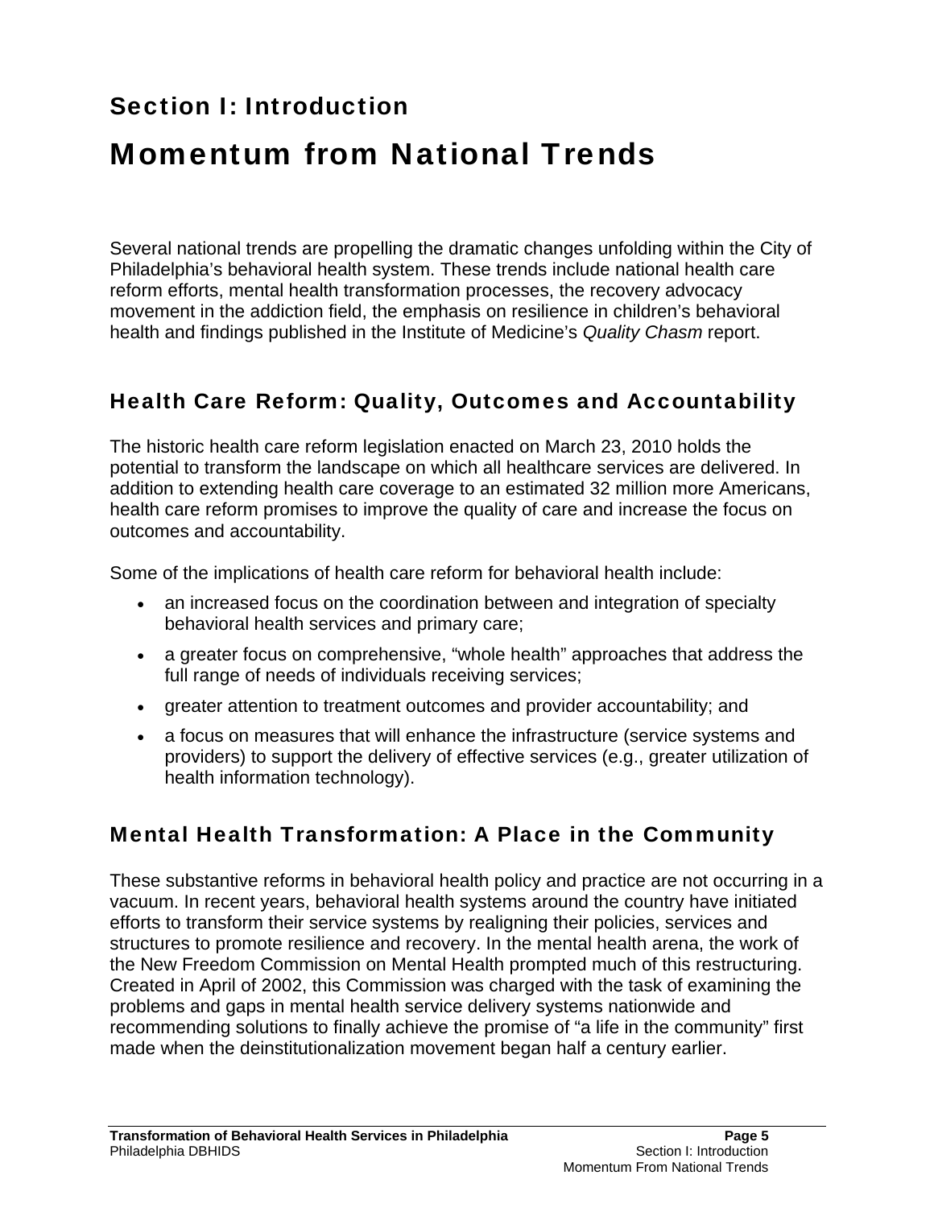# Section I: Introduction

# Momentum from National Trends

Several national trends are propelling the dramatic changes unfolding within the City of Philadelphia's behavioral health system. These trends include national health care reform efforts, mental health transformation processes, the recovery advocacy movement in the addiction field, the emphasis on resilience in children's behavioral health and findings published in the Institute of Medicine's *Quality Chasm* report.

## Health Care Reform: Quality, Outcomes and Accountability

The historic health care reform legislation enacted on March 23, 2010 holds the potential to transform the landscape on which all healthcare services are delivered. In addition to extending health care coverage to an estimated 32 million more Americans, health care reform promises to improve the quality of care and increase the focus on outcomes and accountability.

Some of the implications of health care reform for behavioral health include:

- an increased focus on the coordination between and integration of specialty behavioral health services and primary care;
- a greater focus on comprehensive, "whole health" approaches that address the full range of needs of individuals receiving services;
- greater attention to treatment outcomes and provider accountability; and
- a focus on measures that will enhance the infrastructure (service systems and providers) to support the delivery of effective services (e.g., greater utilization of health information technology).

## Mental Health Transformation: A Place in the Community

These substantive reforms in behavioral health policy and practice are not occurring in a vacuum. In recent years, behavioral health systems around the country have initiated efforts to transform their service systems by realigning their policies, services and structures to promote resilience and recovery. In the mental health arena, the work of the New Freedom Commission on Mental Health prompted much of this restructuring. Created in April of 2002, this Commission was charged with the task of examining the problems and gaps in mental health service delivery systems nationwide and recommending solutions to finally achieve the promise of "a life in the community" first made when the deinstitutionalization movement began half a century earlier.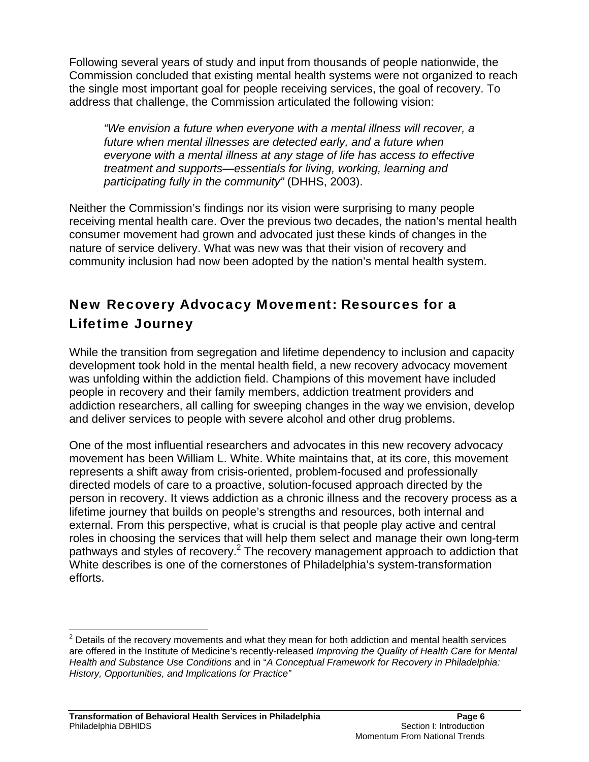Following several years of study and input from thousands of people nationwide, the Commission concluded that existing mental health systems were not organized to reach the single most important goal for people receiving services, the goal of recovery. To address that challenge, the Commission articulated the following vision:

> *"We envision a future when everyone with a mental illness will recover, a future when mental illnesses are detected early, and a future when everyone with a mental illness at any stage of life has access to effective treatment and supports—essentials for living, working, learning and participating fully in the community"* (DHHS, 2003).

Neither the Commission's findings nor its vision were surprising to many people receiving mental health care. Over the previous two decades, the nation's mental health consumer movement had grown and advocated just these kinds of changes in the nature of service delivery. What was new was that their vision of recovery and community inclusion had now been adopted by the nation's mental health system.

## New Recovery Advocacy Movement: Resources for a Lifetime Journey

While the transition from segregation and lifetime dependency to inclusion and capacity development took hold in the mental health field, a new recovery advocacy movement was unfolding within the addiction field. Champions of this movement have included people in recovery and their family members, addiction treatment providers and addiction researchers, all calling for sweeping changes in the way we envision, develop and deliver services to people with severe alcohol and other drug problems.

One of the most influential researchers and advocates in this new recovery advocacy movement has been William L. White. White maintains that, at its core, this movement represents a shift away from crisis-oriented, problem-focused and professionally directed models of care to a proactive, solution-focused approach directed by the person in recovery. It views addiction as a chronic illness and the recovery process as a lifetime journey that builds on people's strengths and resources, both internal and external. From this perspective, what is crucial is that people play active and central roles in choosing the services that will help them select and manage their own long-term pathways and styles of recovery.[2] The recovery management approach to addiction that White describes is one of the cornerstones of Philadelphia's system-transformation efforts.

---

[2] Details of the recovery movements and what they mean for both addiction and mental health services are offered in the Institute of Medicine's recently-released *Improving the Quality of Health Care for Mental Health and Substance Use Conditions* and in "*A Conceptual Framework for Recovery in Philadelphia: History, Opportunities, and Implications for Practice"*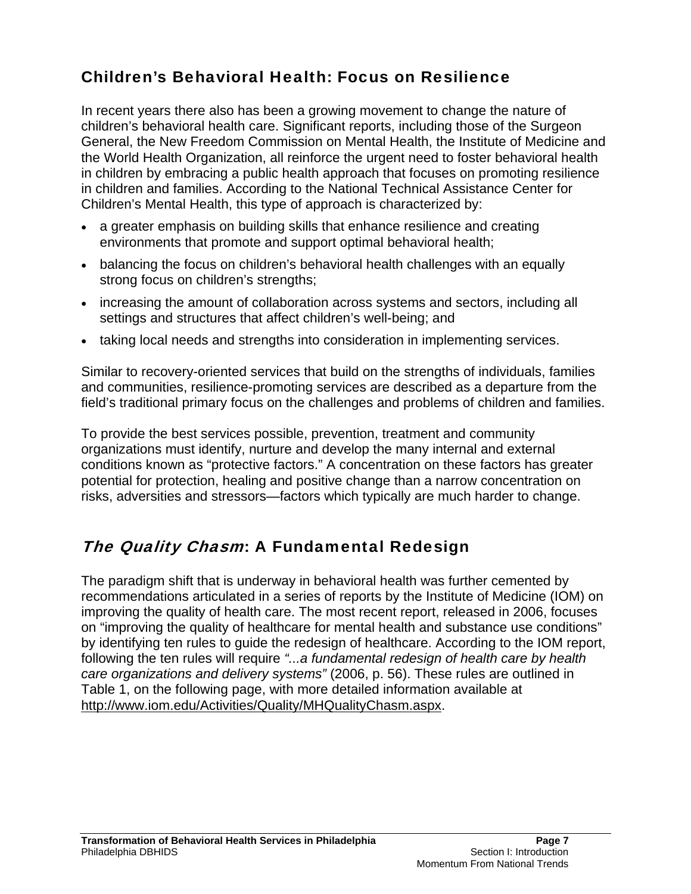## Children's Behavioral Health: Focus on Resilience

In recent years there also has been a growing movement to change the nature of children's behavioral health care. Significant reports, including those of the Surgeon General, the New Freedom Commission on Mental Health, the Institute of Medicine and the World Health Organization, all reinforce the urgent need to foster behavioral health in children by embracing a public health approach that focuses on promoting resilience in children and families. According to the National Technical Assistance Center for Children's Mental Health, this type of approach is characterized by:

- a greater emphasis on building skills that enhance resilience and creating environments that promote and support optimal behavioral health;
- balancing the focus on children's behavioral health challenges with an equally strong focus on children's strengths;
- increasing the amount of collaboration across systems and sectors, including all settings and structures that affect children's well-being; and
- taking local needs and strengths into consideration in implementing services.

Similar to recovery-oriented services that build on the strengths of individuals, families and communities, resilience-promoting services are described as a departure from the field's traditional primary focus on the challenges and problems of children and families.

To provide the best services possible, prevention, treatment and community organizations must identify, nurture and develop the many internal and external conditions known as "protective factors." A concentration on these factors has greater potential for protection, healing and positive change than a narrow concentration on risks, adversities and stressors—factors which typically are much harder to change.

## *The Quality Chasm*: A Fundamental Redesign

The paradigm shift that is underway in behavioral health was further cemented by recommendations articulated in a series of reports by the Institute of Medicine (IOM) on improving the quality of health care. The most recent report, released in 2006, focuses on "improving the quality of healthcare for mental health and substance use conditions" by identifying ten rules to guide the redesign of healthcare. According to the IOM report, following the ten rules will require *"...a fundamental redesign of health care by health care organizations and delivery systems"* (2006, p. 56). These rules are outlined in Table 1, on the following page, with more detailed information available at http://www.iom.edu/Activities/Quality/MHQualityChasm.aspx.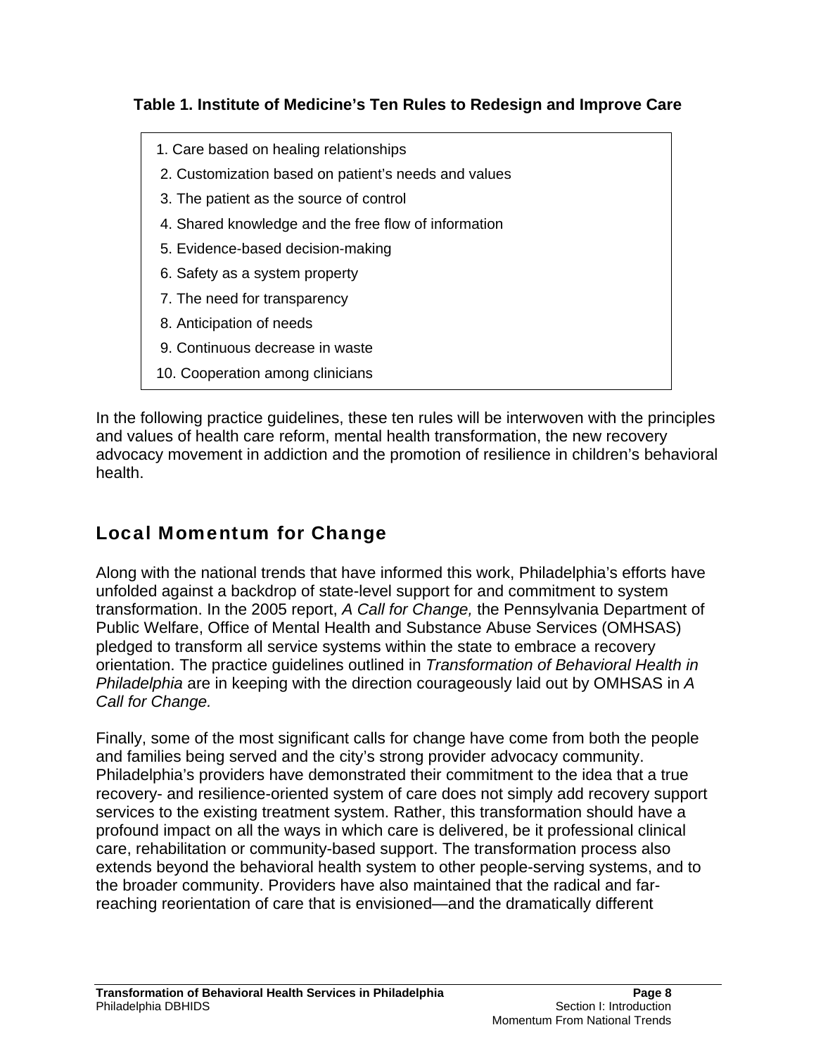**Table 1. Institute of Medicine's Ten Rules to Redesign and Improve Care**

1. Care based on healing relationships
2. Customization based on patient's needs and values
3. The patient as the source of control
4. Shared knowledge and the free flow of information
5. Evidence-based decision-making
6. Safety as a system property
7. The need for transparency
8. Anticipation of needs
9. Continuous decrease in waste
10. Cooperation among clinicians

In the following practice guidelines, these ten rules will be interwoven with the principles and values of health care reform, mental health transformation, the new recovery advocacy movement in addiction and the promotion of resilience in children's behavioral health.

## Local Momentum for Change

Along with the national trends that have informed this work, Philadelphia's efforts have unfolded against a backdrop of state-level support for and commitment to system transformation. In the 2005 report, *A Call for Change,* the Pennsylvania Department of Public Welfare, Office of Mental Health and Substance Abuse Services (OMHSAS) pledged to transform all service systems within the state to embrace a recovery orientation. The practice guidelines outlined in *Transformation of Behavioral Health in Philadelphia* are in keeping with the direction courageously laid out by OMHSAS in *A Call for Change.*

Finally, some of the most significant calls for change have come from both the people and families being served and the city's strong provider advocacy community. Philadelphia's providers have demonstrated their commitment to the idea that a true recovery- and resilience-oriented system of care does not simply add recovery support services to the existing treatment system. Rather, this transformation should have a profound impact on all the ways in which care is delivered, be it professional clinical care, rehabilitation or community-based support. The transformation process also extends beyond the behavioral health system to other people-serving systems, and to the broader community. Providers have also maintained that the radical and far-reaching reorientation of care that is envisioned—and the dramatically different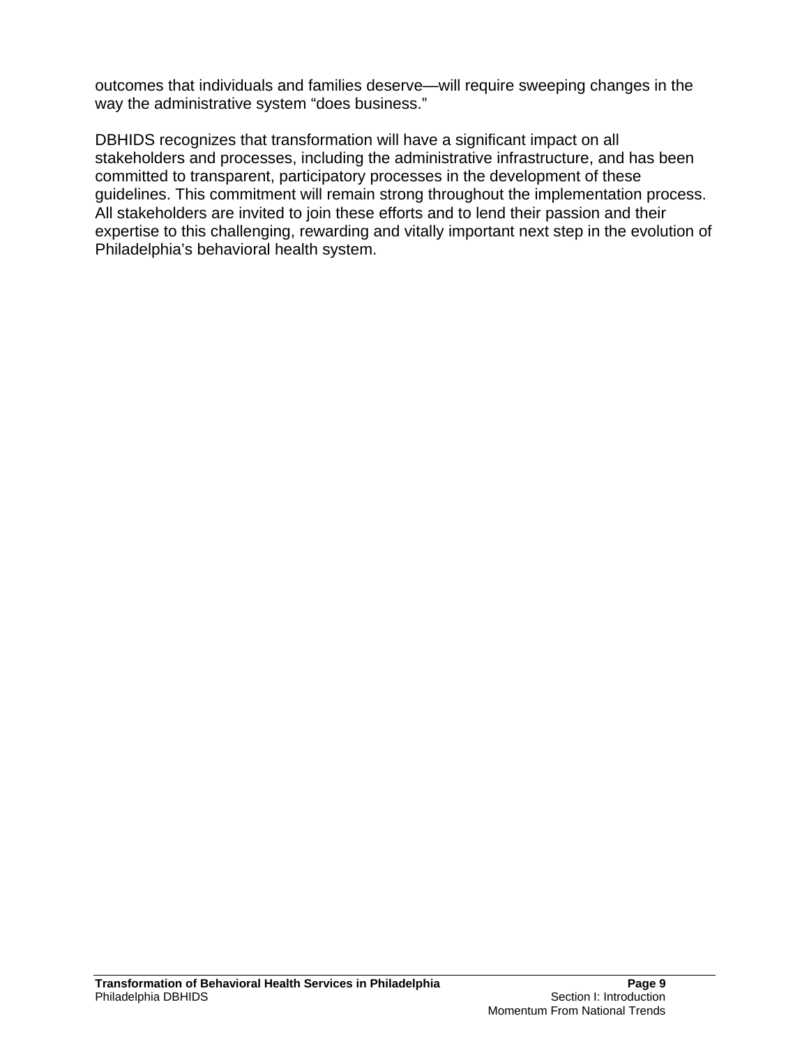outcomes that individuals and families deserve—will require sweeping changes in the way the administrative system "does business."

DBHIDS recognizes that transformation will have a significant impact on all stakeholders and processes, including the administrative infrastructure, and has been committed to transparent, participatory processes in the development of these guidelines. This commitment will remain strong throughout the implementation process. All stakeholders are invited to join these efforts and to lend their passion and their expertise to this challenging, rewarding and vitally important next step in the evolution of Philadelphia's behavioral health system.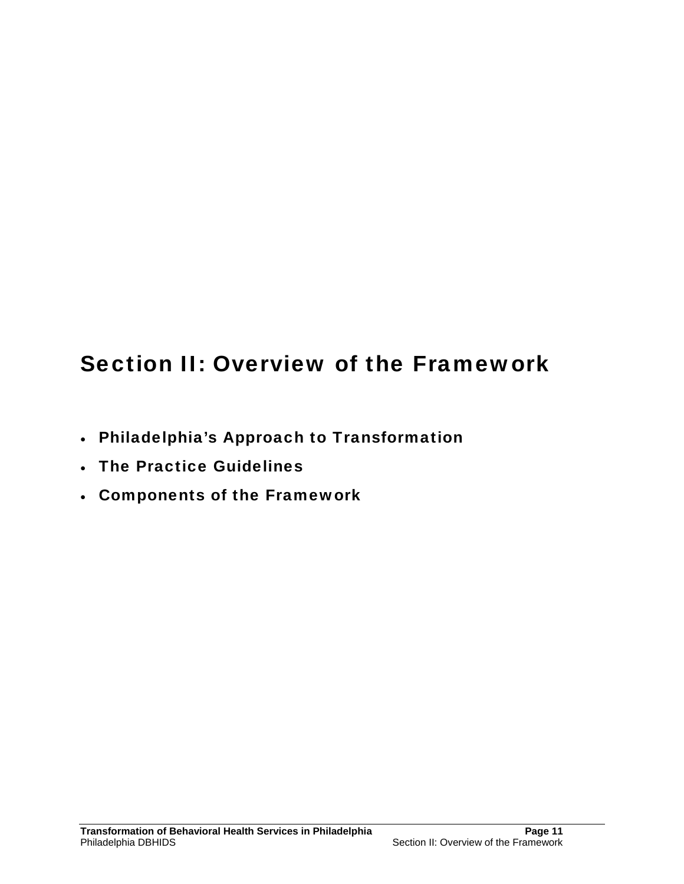# Section II: Overview of the Framework

- **Philadelphia's Approach to Transformation**
- **The Practice Guidelines**
- **Components of the Framework**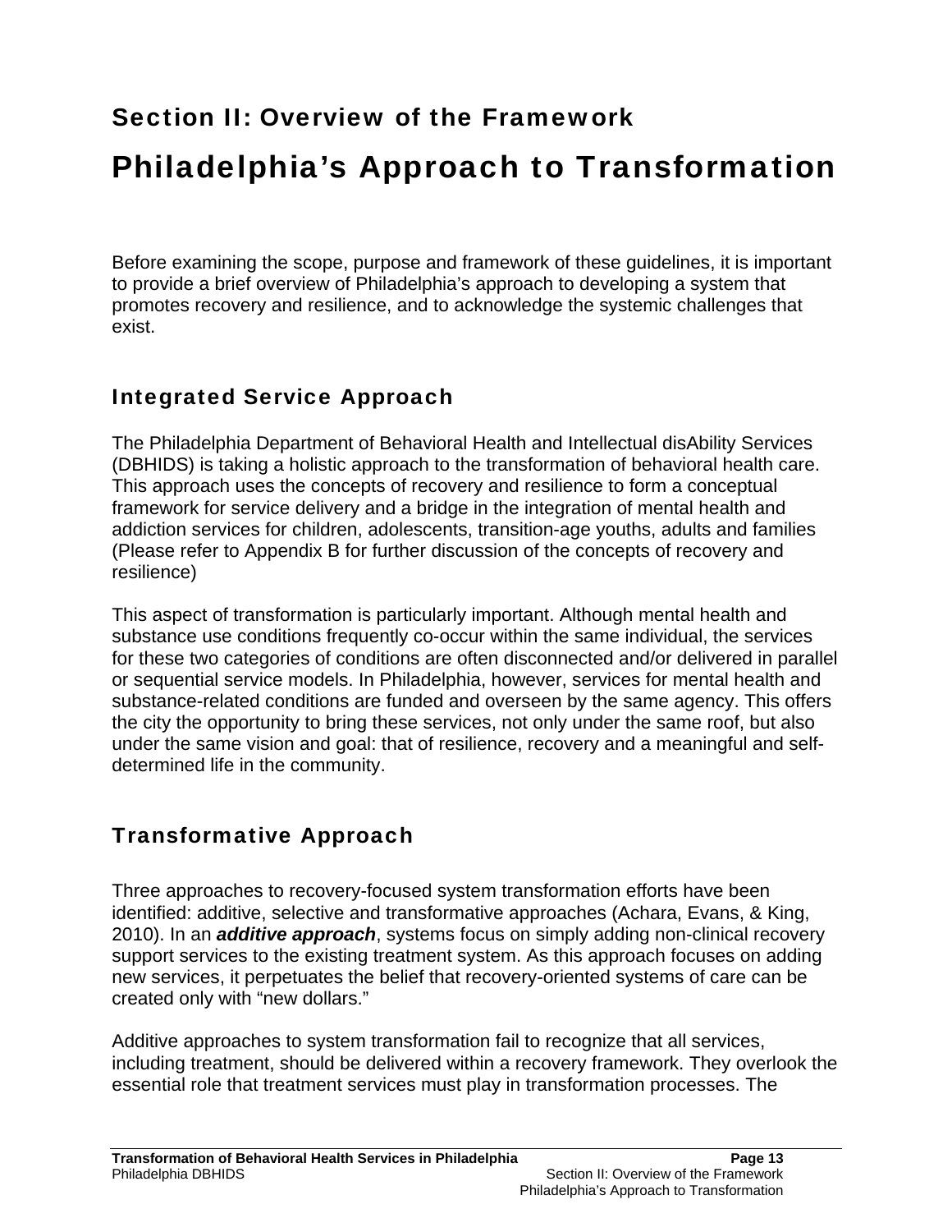## Section II: Overview of the Framework

# Philadelphia's Approach to Transformation

Before examining the scope, purpose and framework of these guidelines, it is important to provide a brief overview of Philadelphia's approach to developing a system that promotes recovery and resilience, and to acknowledge the systemic challenges that exist.

### Integrated Service Approach

The Philadelphia Department of Behavioral Health and Intellectual disAbility Services (DBHIDS) is taking a holistic approach to the transformation of behavioral health care. This approach uses the concepts of recovery and resilience to form a conceptual framework for service delivery and a bridge in the integration of mental health and addiction services for children, adolescents, transition-age youths, adults and families (Please refer to Appendix B for further discussion of the concepts of recovery and resilience)

This aspect of transformation is particularly important. Although mental health and substance use conditions frequently co-occur within the same individual, the services for these two categories of conditions are often disconnected and/or delivered in parallel or sequential service models. In Philadelphia, however, services for mental health and substance-related conditions are funded and overseen by the same agency. This offers the city the opportunity to bring these services, not only under the same roof, but also under the same vision and goal: that of resilience, recovery and a meaningful and self-determined life in the community.

### Transformative Approach

Three approaches to recovery-focused system transformation efforts have been identified: additive, selective and transformative approaches (Achara, Evans, & King, 2010). In an ***additive approach***, systems focus on simply adding non-clinical recovery support services to the existing treatment system. As this approach focuses on adding new services, it perpetuates the belief that recovery-oriented systems of care can be created only with "new dollars."

Additive approaches to system transformation fail to recognize that all services, including treatment, should be delivered within a recovery framework. They overlook the essential role that treatment services must play in transformation processes. The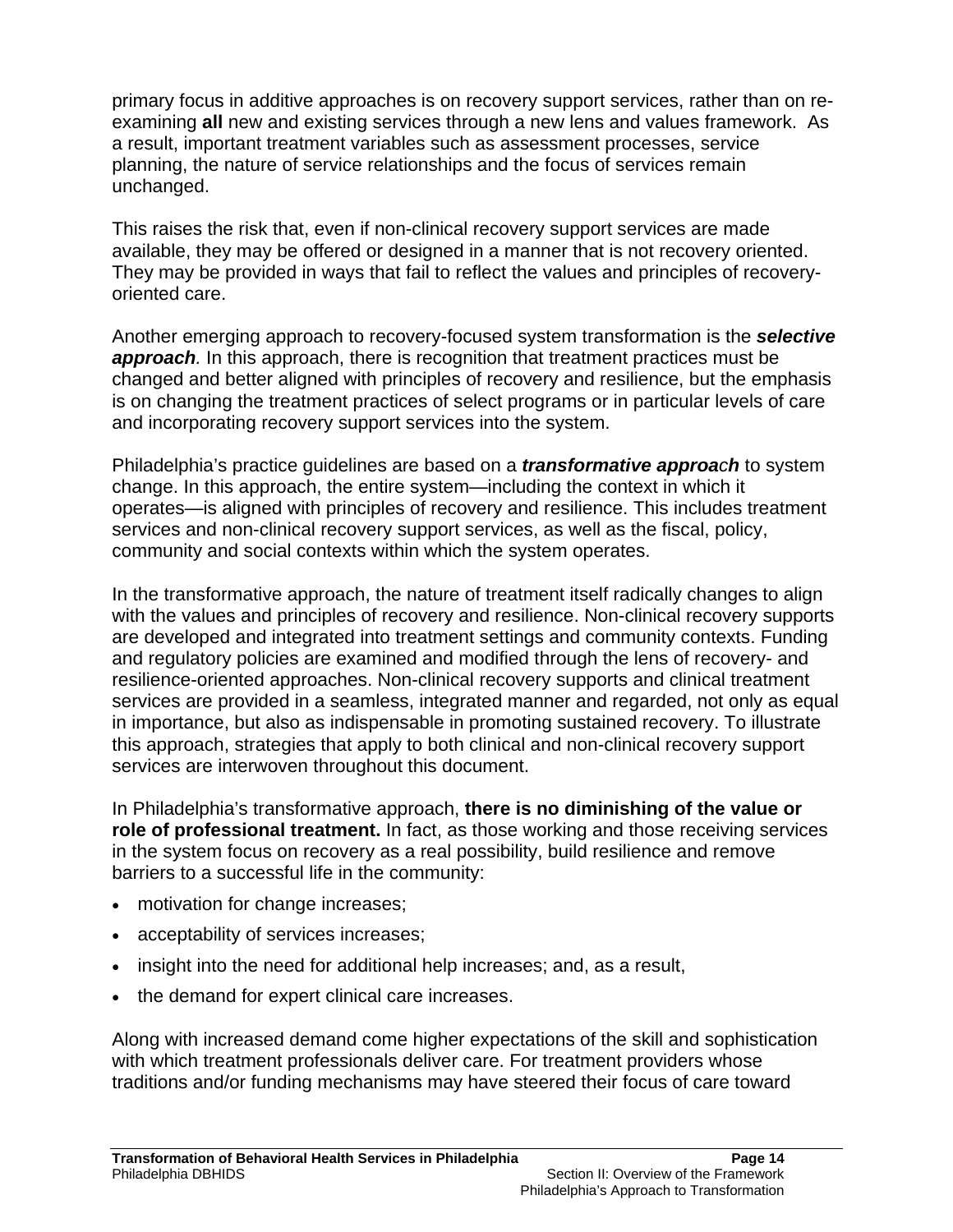primary focus in additive approaches is on recovery support services, rather than on re-examining **all** new and existing services through a new lens and values framework. As a result, important treatment variables such as assessment processes, service planning, the nature of service relationships and the focus of services remain unchanged.

This raises the risk that, even if non-clinical recovery support services are made available, they may be offered or designed in a manner that is not recovery oriented. They may be provided in ways that fail to reflect the values and principles of recovery-oriented care.

Another emerging approach to recovery-focused system transformation is the ***selective approach****.* In this approach, there is recognition that treatment practices must be changed and better aligned with principles of recovery and resilience, but the emphasis is on changing the treatment practices of select programs or in particular levels of care and incorporating recovery support services into the system.

Philadelphia's practice guidelines are based on a ***transformative approach*** to system change. In this approach, the entire system—including the context in which it operates—is aligned with principles of recovery and resilience. This includes treatment services and non-clinical recovery support services, as well as the fiscal, policy, community and social contexts within which the system operates.

In the transformative approach, the nature of treatment itself radically changes to align with the values and principles of recovery and resilience. Non-clinical recovery supports are developed and integrated into treatment settings and community contexts. Funding and regulatory policies are examined and modified through the lens of recovery- and resilience-oriented approaches. Non-clinical recovery supports and clinical treatment services are provided in a seamless, integrated manner and regarded, not only as equal in importance, but also as indispensable in promoting sustained recovery. To illustrate this approach, strategies that apply to both clinical and non-clinical recovery support services are interwoven throughout this document.

In Philadelphia's transformative approach, **there is no diminishing of the value or role of professional treatment.** In fact, as those working and those receiving services in the system focus on recovery as a real possibility, build resilience and remove barriers to a successful life in the community:

- motivation for change increases;
- acceptability of services increases;
- insight into the need for additional help increases; and, as a result,
- the demand for expert clinical care increases.

Along with increased demand come higher expectations of the skill and sophistication with which treatment professionals deliver care. For treatment providers whose traditions and/or funding mechanisms may have steered their focus of care toward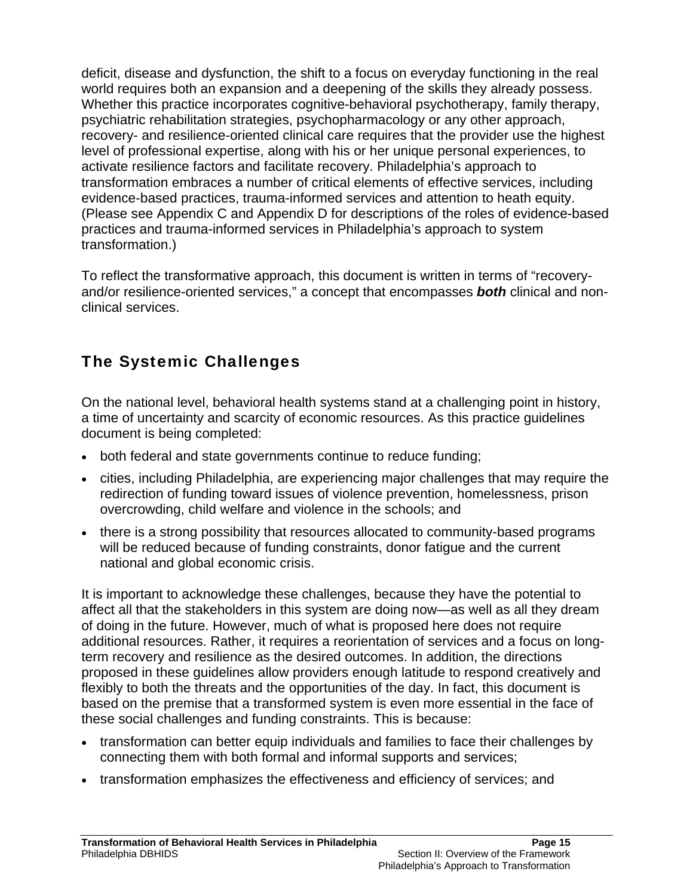deficit, disease and dysfunction, the shift to a focus on everyday functioning in the real world requires both an expansion and a deepening of the skills they already possess. Whether this practice incorporates cognitive-behavioral psychotherapy, family therapy, psychiatric rehabilitation strategies, psychopharmacology or any other approach, recovery- and resilience-oriented clinical care requires that the provider use the highest level of professional expertise, along with his or her unique personal experiences, to activate resilience factors and facilitate recovery. Philadelphia's approach to transformation embraces a number of critical elements of effective services, including evidence-based practices, trauma-informed services and attention to heath equity. (Please see Appendix C and Appendix D for descriptions of the roles of evidence-based practices and trauma-informed services in Philadelphia's approach to system transformation.)

To reflect the transformative approach, this document is written in terms of "recovery- and/or resilience-oriented services," a concept that encompasses ***both*** clinical and non-clinical services.

## The Systemic Challenges

On the national level, behavioral health systems stand at a challenging point in history, a time of uncertainty and scarcity of economic resources. As this practice guidelines document is being completed:

- both federal and state governments continue to reduce funding;
- cities, including Philadelphia, are experiencing major challenges that may require the redirection of funding toward issues of violence prevention, homelessness, prison overcrowding, child welfare and violence in the schools; and
- there is a strong possibility that resources allocated to community-based programs will be reduced because of funding constraints, donor fatigue and the current national and global economic crisis.

It is important to acknowledge these challenges, because they have the potential to affect all that the stakeholders in this system are doing now—as well as all they dream of doing in the future. However, much of what is proposed here does not require additional resources. Rather, it requires a reorientation of services and a focus on long-term recovery and resilience as the desired outcomes. In addition, the directions proposed in these guidelines allow providers enough latitude to respond creatively and flexibly to both the threats and the opportunities of the day. In fact, this document is based on the premise that a transformed system is even more essential in the face of these social challenges and funding constraints. This is because:

- transformation can better equip individuals and families to face their challenges by connecting them with both formal and informal supports and services;
- transformation emphasizes the effectiveness and efficiency of services; and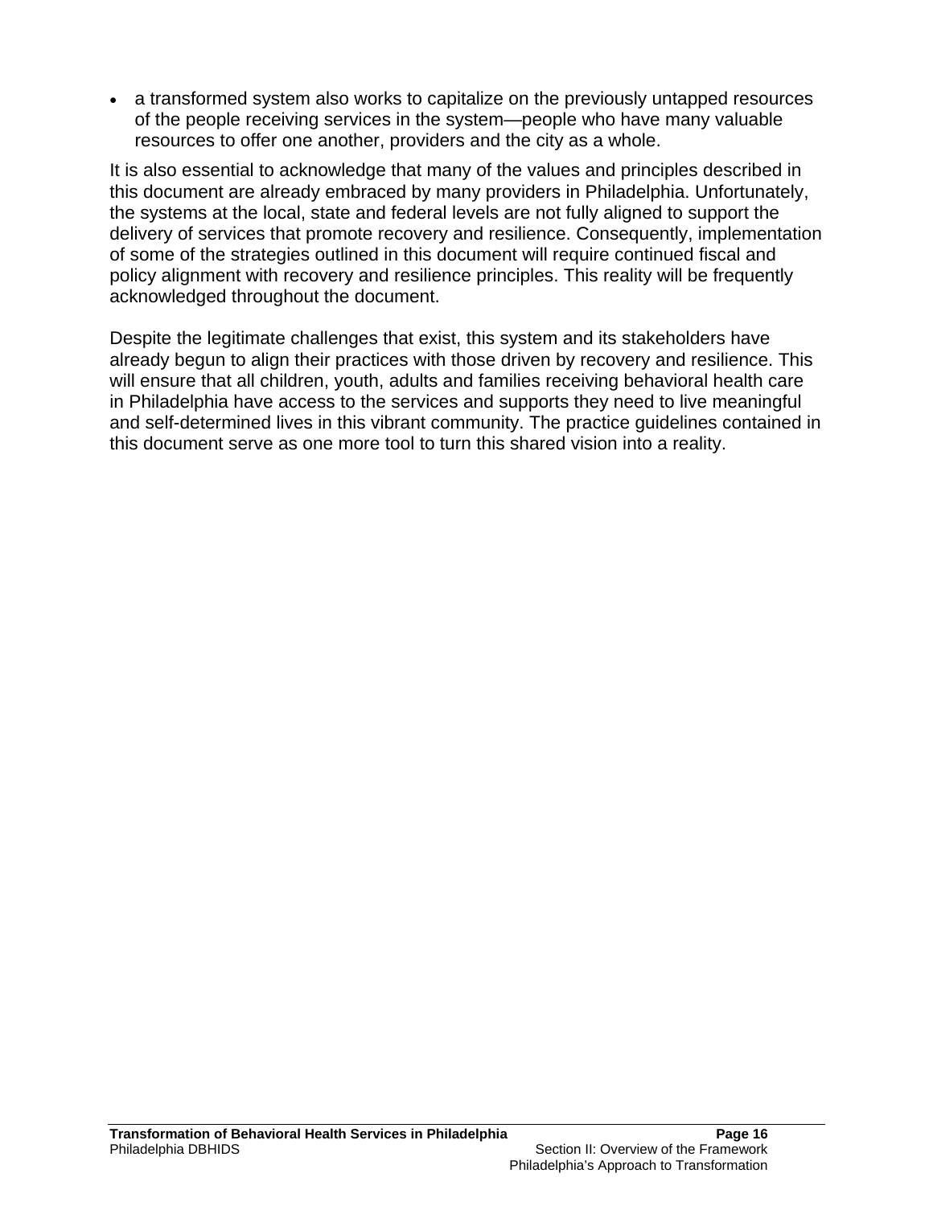- a transformed system also works to capitalize on the previously untapped resources of the people receiving services in the system—people who have many valuable resources to offer one another, providers and the city as a whole.

It is also essential to acknowledge that many of the values and principles described in this document are already embraced by many providers in Philadelphia. Unfortunately, the systems at the local, state and federal levels are not fully aligned to support the delivery of services that promote recovery and resilience. Consequently, implementation of some of the strategies outlined in this document will require continued fiscal and policy alignment with recovery and resilience principles. This reality will be frequently acknowledged throughout the document.

Despite the legitimate challenges that exist, this system and its stakeholders have already begun to align their practices with those driven by recovery and resilience. This will ensure that all children, youth, adults and families receiving behavioral health care in Philadelphia have access to the services and supports they need to live meaningful and self-determined lives in this vibrant community. The practice guidelines contained in this document serve as one more tool to turn this shared vision into a reality.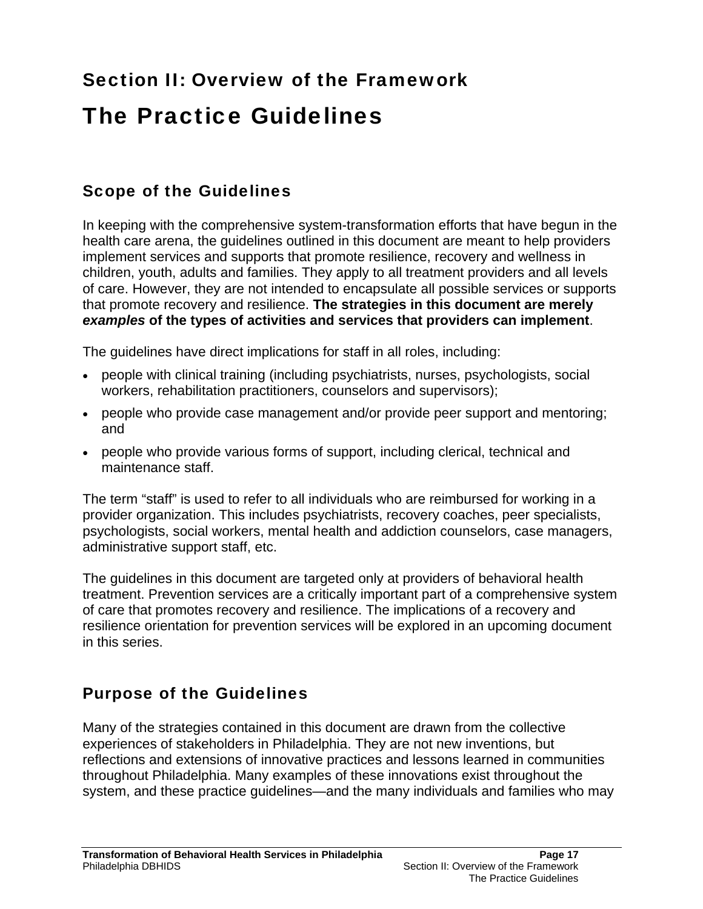## Section II: Overview of the Framework

# The Practice Guidelines

### Scope of the Guidelines

In keeping with the comprehensive system-transformation efforts that have begun in the health care arena, the guidelines outlined in this document are meant to help providers implement services and supports that promote resilience, recovery and wellness in children, youth, adults and families. They apply to all treatment providers and all levels of care. However, they are not intended to encapsulate all possible services or supports that promote recovery and resilience. **The strategies in this document are merely *examples* of the types of activities and services that providers can implement**.

The guidelines have direct implications for staff in all roles, including:

- people with clinical training (including psychiatrists, nurses, psychologists, social workers, rehabilitation practitioners, counselors and supervisors);
- people who provide case management and/or provide peer support and mentoring; and
- people who provide various forms of support, including clerical, technical and maintenance staff.

The term “staff” is used to refer to all individuals who are reimbursed for working in a provider organization. This includes psychiatrists, recovery coaches, peer specialists, psychologists, social workers, mental health and addiction counselors, case managers, administrative support staff, etc.

The guidelines in this document are targeted only at providers of behavioral health treatment. Prevention services are a critically important part of a comprehensive system of care that promotes recovery and resilience. The implications of a recovery and resilience orientation for prevention services will be explored in an upcoming document in this series.

### Purpose of the Guidelines

Many of the strategies contained in this document are drawn from the collective experiences of stakeholders in Philadelphia. They are not new inventions, but reflections and extensions of innovative practices and lessons learned in communities throughout Philadelphia. Many examples of these innovations exist throughout the system, and these practice guidelines—and the many individuals and families who may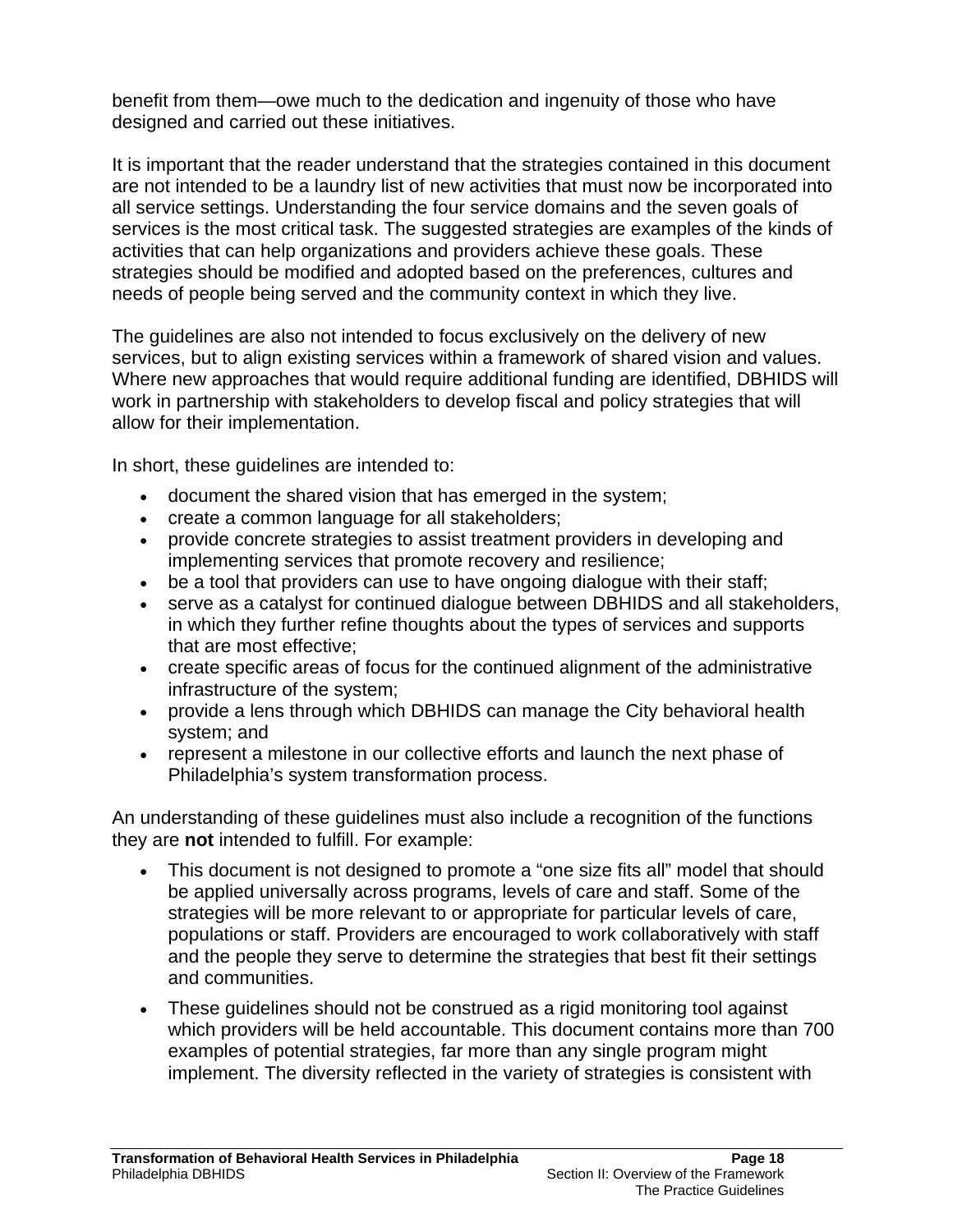benefit from them—owe much to the dedication and ingenuity of those who have designed and carried out these initiatives.

It is important that the reader understand that the strategies contained in this document are not intended to be a laundry list of new activities that must now be incorporated into all service settings. Understanding the four service domains and the seven goals of services is the most critical task. The suggested strategies are examples of the kinds of activities that can help organizations and providers achieve these goals. These strategies should be modified and adopted based on the preferences, cultures and needs of people being served and the community context in which they live.

The guidelines are also not intended to focus exclusively on the delivery of new services, but to align existing services within a framework of shared vision and values. Where new approaches that would require additional funding are identified, DBHIDS will work in partnership with stakeholders to develop fiscal and policy strategies that will allow for their implementation.

In short, these guidelines are intended to:

- document the shared vision that has emerged in the system;
- create a common language for all stakeholders;
- provide concrete strategies to assist treatment providers in developing and implementing services that promote recovery and resilience;
- be a tool that providers can use to have ongoing dialogue with their staff;
- serve as a catalyst for continued dialogue between DBHIDS and all stakeholders, in which they further refine thoughts about the types of services and supports that are most effective;
- create specific areas of focus for the continued alignment of the administrative infrastructure of the system;
- provide a lens through which DBHIDS can manage the City behavioral health system; and
- represent a milestone in our collective efforts and launch the next phase of Philadelphia's system transformation process.

An understanding of these guidelines must also include a recognition of the functions they are **not** intended to fulfill. For example:

- This document is not designed to promote a "one size fits all" model that should be applied universally across programs, levels of care and staff. Some of the strategies will be more relevant to or appropriate for particular levels of care, populations or staff. Providers are encouraged to work collaboratively with staff and the people they serve to determine the strategies that best fit their settings and communities.
- These guidelines should not be construed as a rigid monitoring tool against which providers will be held accountable. This document contains more than 700 examples of potential strategies, far more than any single program might implement. The diversity reflected in the variety of strategies is consistent with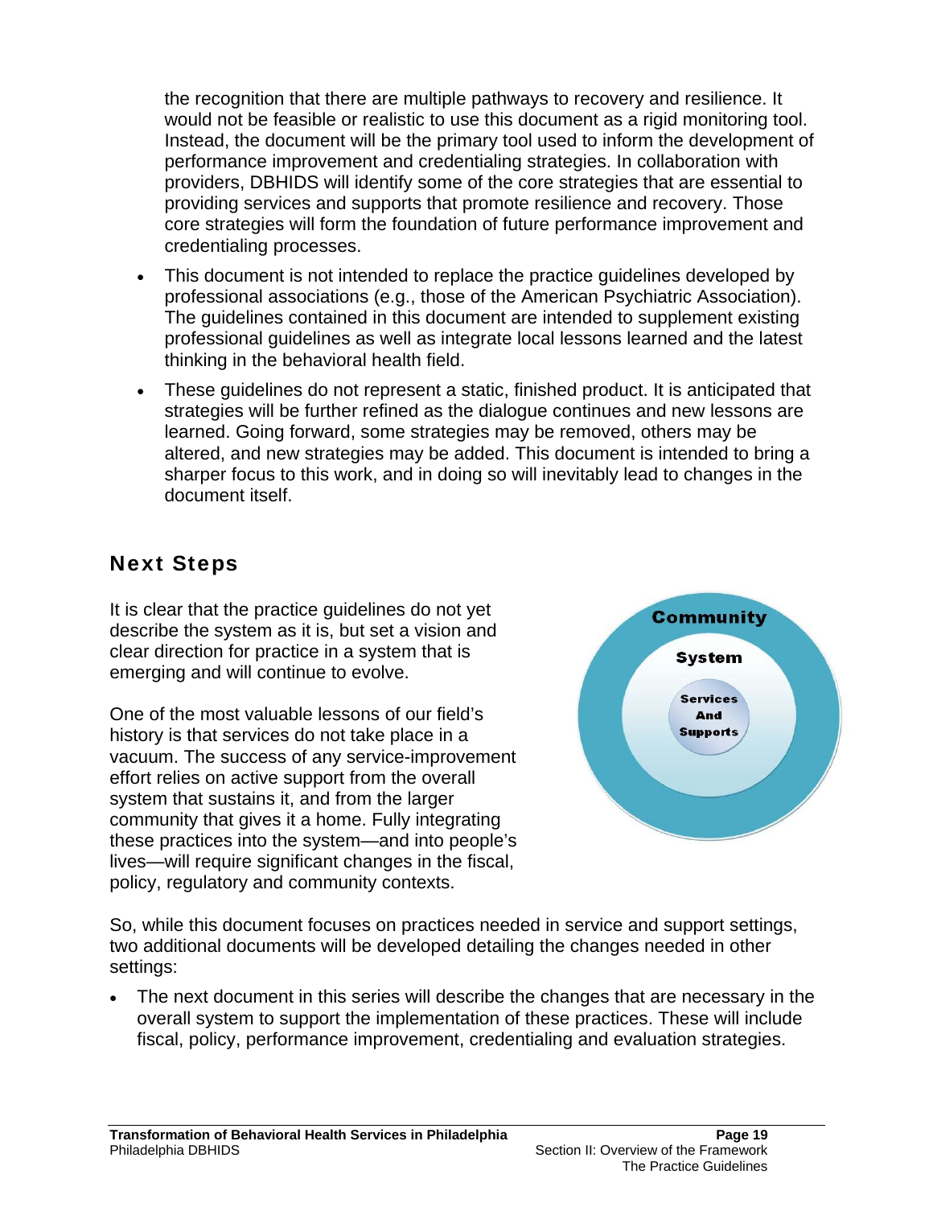the recognition that there are multiple pathways to recovery and resilience. It would not be feasible or realistic to use this document as a rigid monitoring tool. Instead, the document will be the primary tool used to inform the development of performance improvement and credentialing strategies. In collaboration with providers, DBHIDS will identify some of the core strategies that are essential to providing services and supports that promote resilience and recovery. Those core strategies will form the foundation of future performance improvement and credentialing processes.

- This document is not intended to replace the practice guidelines developed by professional associations (e.g., those of the American Psychiatric Association). The guidelines contained in this document are intended to supplement existing professional guidelines as well as integrate local lessons learned and the latest thinking in the behavioral health field.
- These guidelines do not represent a static, finished product. It is anticipated that strategies will be further refined as the dialogue continues and new lessons are learned. Going forward, some strategies may be removed, others may be altered, and new strategies may be added. This document is intended to bring a sharper focus to this work, and in doing so will inevitably lead to changes in the document itself.

## Next Steps

It is clear that the practice guidelines do not yet describe the system as it is, but set a vision and clear direction for practice in a system that is emerging and will continue to evolve.

One of the most valuable lessons of our field's history is that services do not take place in a vacuum. The success of any service-improvement effort relies on active support from the overall system that sustains it, and from the larger community that gives it a home. Fully integrating these practices into the system—and into people's lives—will require significant changes in the fiscal, policy, regulatory and community contexts.

Community

System

Services And Supports

So, while this document focuses on practices needed in service and support settings, two additional documents will be developed detailing the changes needed in other settings:

- The next document in this series will describe the changes that are necessary in the overall system to support the implementation of these practices. These will include fiscal, policy, performance improvement, credentialing and evaluation strategies.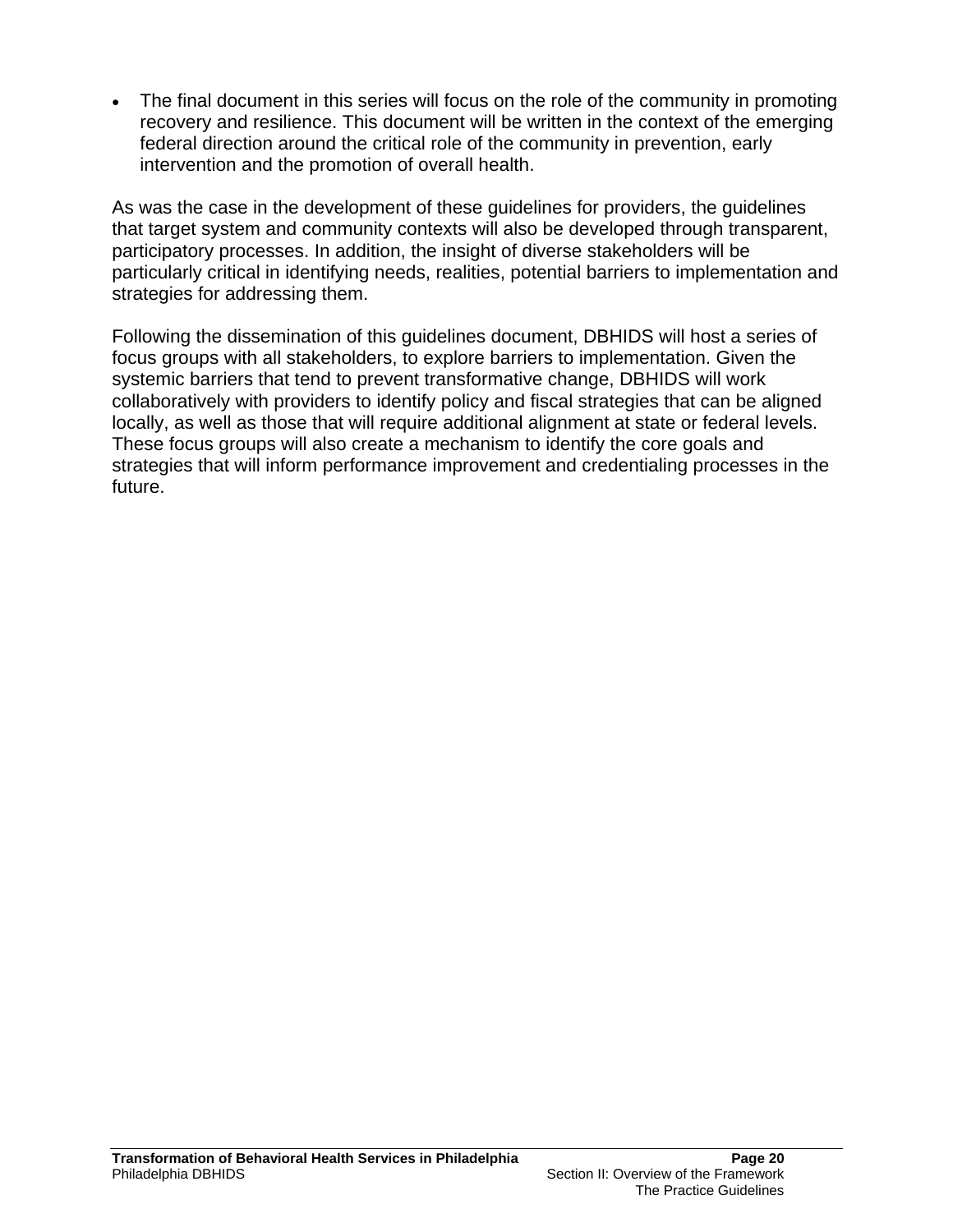- The final document in this series will focus on the role of the community in promoting recovery and resilience. This document will be written in the context of the emerging federal direction around the critical role of the community in prevention, early intervention and the promotion of overall health.

As was the case in the development of these guidelines for providers, the guidelines that target system and community contexts will also be developed through transparent, participatory processes. In addition, the insight of diverse stakeholders will be particularly critical in identifying needs, realities, potential barriers to implementation and strategies for addressing them.

Following the dissemination of this guidelines document, DBHIDS will host a series of focus groups with all stakeholders, to explore barriers to implementation. Given the systemic barriers that tend to prevent transformative change, DBHIDS will work collaboratively with providers to identify policy and fiscal strategies that can be aligned locally, as well as those that will require additional alignment at state or federal levels. These focus groups will also create a mechanism to identify the core goals and strategies that will inform performance improvement and credentialing processes in the future.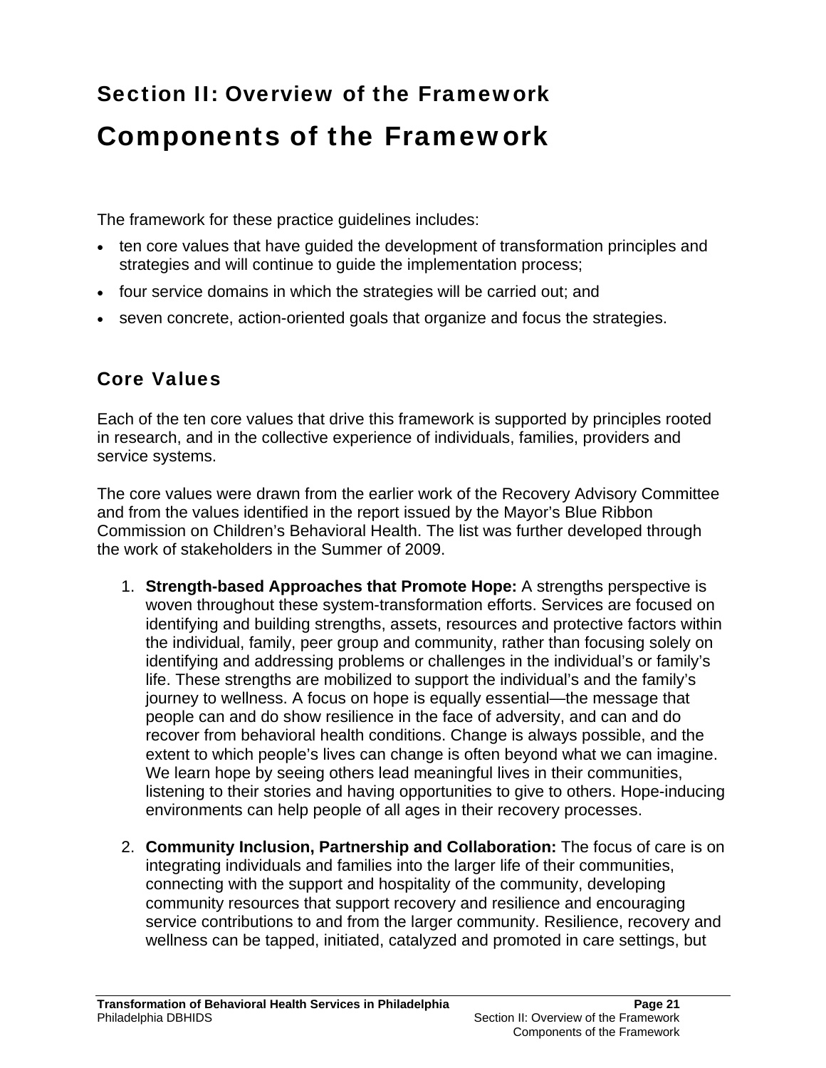## Section II: Overview of the Framework

# Components of the Framework

The framework for these practice guidelines includes:

- ten core values that have guided the development of transformation principles and strategies and will continue to guide the implementation process;
- four service domains in which the strategies will be carried out; and
- seven concrete, action-oriented goals that organize and focus the strategies.

### Core Values

Each of the ten core values that drive this framework is supported by principles rooted in research, and in the collective experience of individuals, families, providers and service systems.

The core values were drawn from the earlier work of the Recovery Advisory Committee and from the values identified in the report issued by the Mayor's Blue Ribbon Commission on Children's Behavioral Health. The list was further developed through the work of stakeholders in the Summer of 2009.

1. **Strength-based Approaches that Promote Hope:** A strengths perspective is woven throughout these system-transformation efforts. Services are focused on identifying and building strengths, assets, resources and protective factors within the individual, family, peer group and community, rather than focusing solely on identifying and addressing problems or challenges in the individual's or family's life. These strengths are mobilized to support the individual's and the family's journey to wellness. A focus on hope is equally essential—the message that people can and do show resilience in the face of adversity, and can and do recover from behavioral health conditions. Change is always possible, and the extent to which people's lives can change is often beyond what we can imagine. We learn hope by seeing others lead meaningful lives in their communities, listening to their stories and having opportunities to give to others. Hope-inducing environments can help people of all ages in their recovery processes.

2. **Community Inclusion, Partnership and Collaboration:** The focus of care is on integrating individuals and families into the larger life of their communities, connecting with the support and hospitality of the community, developing community resources that support recovery and resilience and encouraging service contributions to and from the larger community. Resilience, recovery and wellness can be tapped, initiated, catalyzed and promoted in care settings, but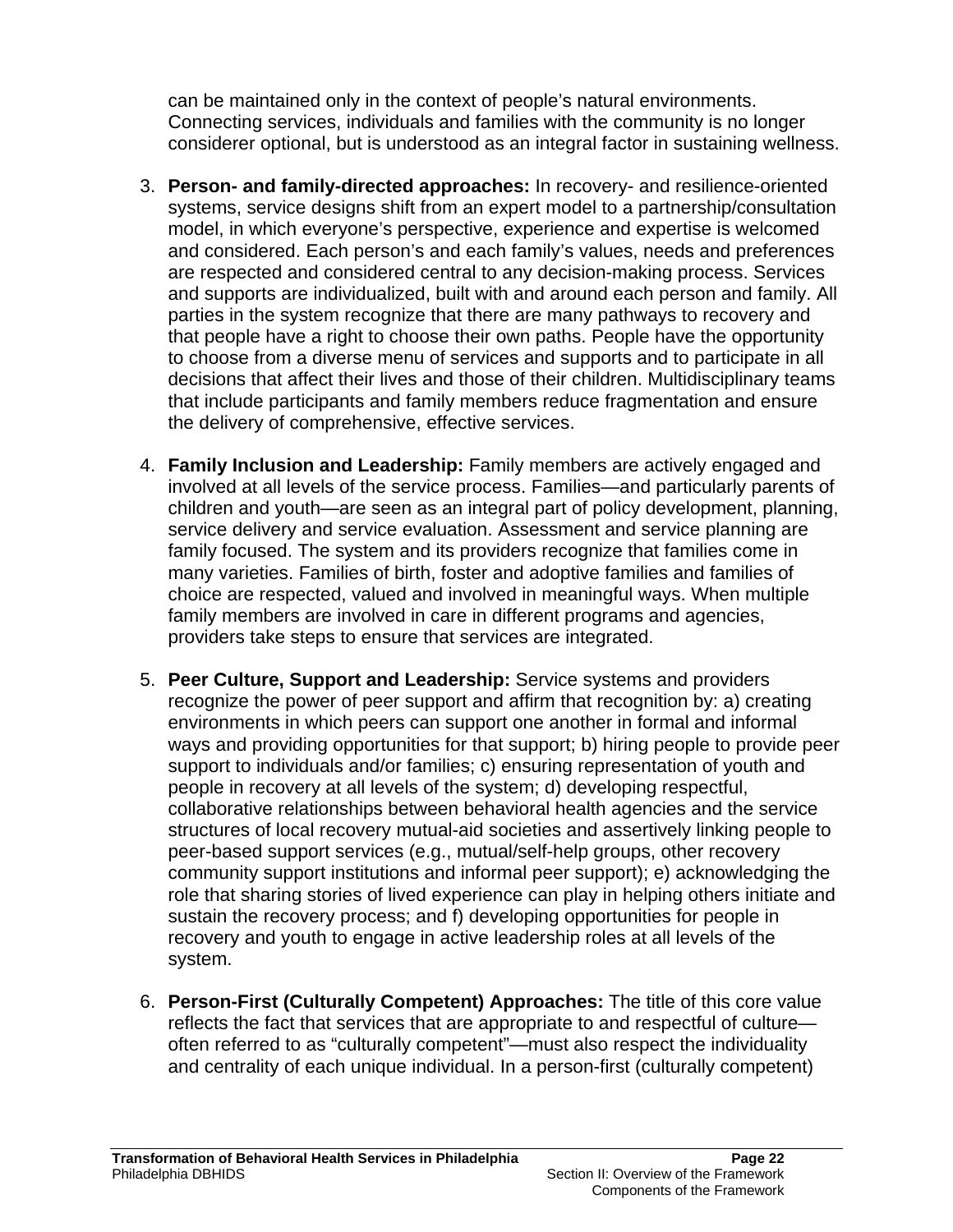can be maintained only in the context of people's natural environments. Connecting services, individuals and families with the community is no longer considerer optional, but is understood as an integral factor in sustaining wellness.

3. **Person- and family-directed approaches:** In recovery- and resilience-oriented systems, service designs shift from an expert model to a partnership/consultation model, in which everyone's perspective, experience and expertise is welcomed and considered. Each person's and each family's values, needs and preferences are respected and considered central to any decision-making process. Services and supports are individualized, built with and around each person and family. All parties in the system recognize that there are many pathways to recovery and that people have a right to choose their own paths. People have the opportunity to choose from a diverse menu of services and supports and to participate in all decisions that affect their lives and those of their children. Multidisciplinary teams that include participants and family members reduce fragmentation and ensure the delivery of comprehensive, effective services.

4. **Family Inclusion and Leadership:** Family members are actively engaged and involved at all levels of the service process. Families—and particularly parents of children and youth—are seen as an integral part of policy development, planning, service delivery and service evaluation. Assessment and service planning are family focused. The system and its providers recognize that families come in many varieties. Families of birth, foster and adoptive families and families of choice are respected, valued and involved in meaningful ways. When multiple family members are involved in care in different programs and agencies, providers take steps to ensure that services are integrated.

5. **Peer Culture, Support and Leadership:** Service systems and providers recognize the power of peer support and affirm that recognition by: a) creating environments in which peers can support one another in formal and informal ways and providing opportunities for that support; b) hiring people to provide peer support to individuals and/or families; c) ensuring representation of youth and people in recovery at all levels of the system; d) developing respectful, collaborative relationships between behavioral health agencies and the service structures of local recovery mutual-aid societies and assertively linking people to peer-based support services (e.g., mutual/self-help groups, other recovery community support institutions and informal peer support); e) acknowledging the role that sharing stories of lived experience can play in helping others initiate and sustain the recovery process; and f) developing opportunities for people in recovery and youth to engage in active leadership roles at all levels of the system.

6. **Person-First (Culturally Competent) Approaches:** The title of this core value reflects the fact that services that are appropriate to and respectful of culture—often referred to as "culturally competent"—must also respect the individuality and centrality of each unique individual. In a person-first (culturally competent)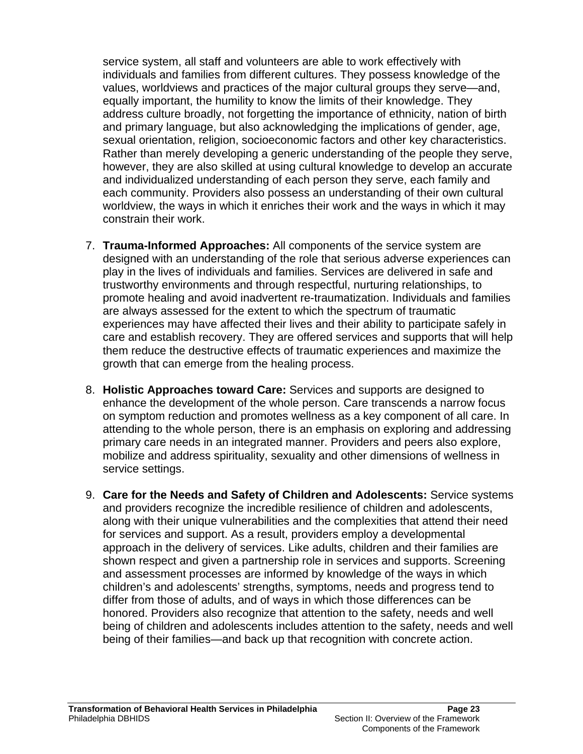service system, all staff and volunteers are able to work effectively with individuals and families from different cultures. They possess knowledge of the values, worldviews and practices of the major cultural groups they serve—and, equally important, the humility to know the limits of their knowledge. They address culture broadly, not forgetting the importance of ethnicity, nation of birth and primary language, but also acknowledging the implications of gender, age, sexual orientation, religion, socioeconomic factors and other key characteristics. Rather than merely developing a generic understanding of the people they serve, however, they are also skilled at using cultural knowledge to develop an accurate and individualized understanding of each person they serve, each family and each community. Providers also possess an understanding of their own cultural worldview, the ways in which it enriches their work and the ways in which it may constrain their work.

7. **Trauma-Informed Approaches:** All components of the service system are designed with an understanding of the role that serious adverse experiences can play in the lives of individuals and families. Services are delivered in safe and trustworthy environments and through respectful, nurturing relationships, to promote healing and avoid inadvertent re-traumatization. Individuals and families are always assessed for the extent to which the spectrum of traumatic experiences may have affected their lives and their ability to participate safely in care and establish recovery. They are offered services and supports that will help them reduce the destructive effects of traumatic experiences and maximize the growth that can emerge from the healing process.

8. **Holistic Approaches toward Care:** Services and supports are designed to enhance the development of the whole person. Care transcends a narrow focus on symptom reduction and promotes wellness as a key component of all care. In attending to the whole person, there is an emphasis on exploring and addressing primary care needs in an integrated manner. Providers and peers also explore, mobilize and address spirituality, sexuality and other dimensions of wellness in service settings.

9. **Care for the Needs and Safety of Children and Adolescents:** Service systems and providers recognize the incredible resilience of children and adolescents, along with their unique vulnerabilities and the complexities that attend their need for services and support. As a result, providers employ a developmental approach in the delivery of services. Like adults, children and their families are shown respect and given a partnership role in services and supports. Screening and assessment processes are informed by knowledge of the ways in which children's and adolescents' strengths, symptoms, needs and progress tend to differ from those of adults, and of ways in which those differences can be honored. Providers also recognize that attention to the safety, needs and well being of children and adolescents includes attention to the safety, needs and well being of their families—and back up that recognition with concrete action.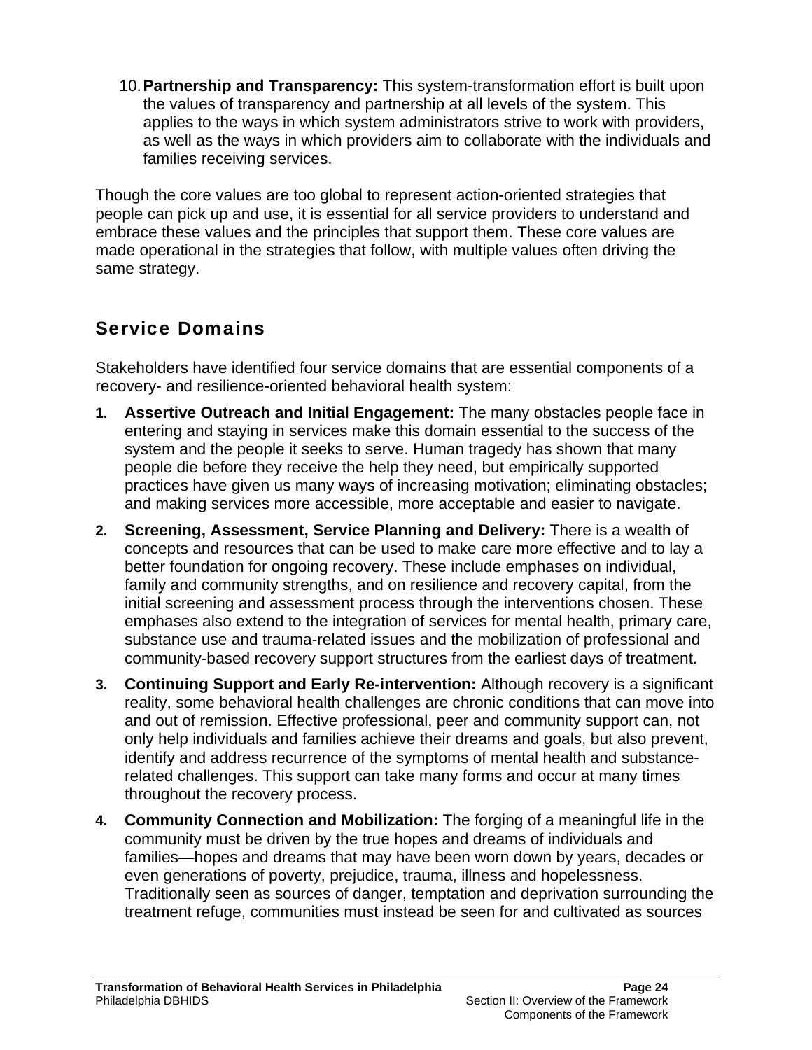10. **Partnership and Transparency:** This system-transformation effort is built upon the values of transparency and partnership at all levels of the system. This applies to the ways in which system administrators strive to work with providers, as well as the ways in which providers aim to collaborate with the individuals and families receiving services.

Though the core values are too global to represent action-oriented strategies that people can pick up and use, it is essential for all service providers to understand and embrace these values and the principles that support them. These core values are made operational in the strategies that follow, with multiple values often driving the same strategy.

## Service Domains

Stakeholders have identified four service domains that are essential components of a recovery- and resilience-oriented behavioral health system:

1. **Assertive Outreach and Initial Engagement:** The many obstacles people face in entering and staying in services make this domain essential to the success of the system and the people it seeks to serve. Human tragedy has shown that many people die before they receive the help they need, but empirically supported practices have given us many ways of increasing motivation; eliminating obstacles; and making services more accessible, more acceptable and easier to navigate.
2. **Screening, Assessment, Service Planning and Delivery:** There is a wealth of concepts and resources that can be used to make care more effective and to lay a better foundation for ongoing recovery. These include emphases on individual, family and community strengths, and on resilience and recovery capital, from the initial screening and assessment process through the interventions chosen. These emphases also extend to the integration of services for mental health, primary care, substance use and trauma-related issues and the mobilization of professional and community-based recovery support structures from the earliest days of treatment.
3. **Continuing Support and Early Re-intervention:** Although recovery is a significant reality, some behavioral health challenges are chronic conditions that can move into and out of remission. Effective professional, peer and community support can, not only help individuals and families achieve their dreams and goals, but also prevent, identify and address recurrence of the symptoms of mental health and substance-related challenges. This support can take many forms and occur at many times throughout the recovery process.
4. **Community Connection and Mobilization:** The forging of a meaningful life in the community must be driven by the true hopes and dreams of individuals and families—hopes and dreams that may have been worn down by years, decades or even generations of poverty, prejudice, trauma, illness and hopelessness. Traditionally seen as sources of danger, temptation and deprivation surrounding the treatment refuge, communities must instead be seen for and cultivated as sources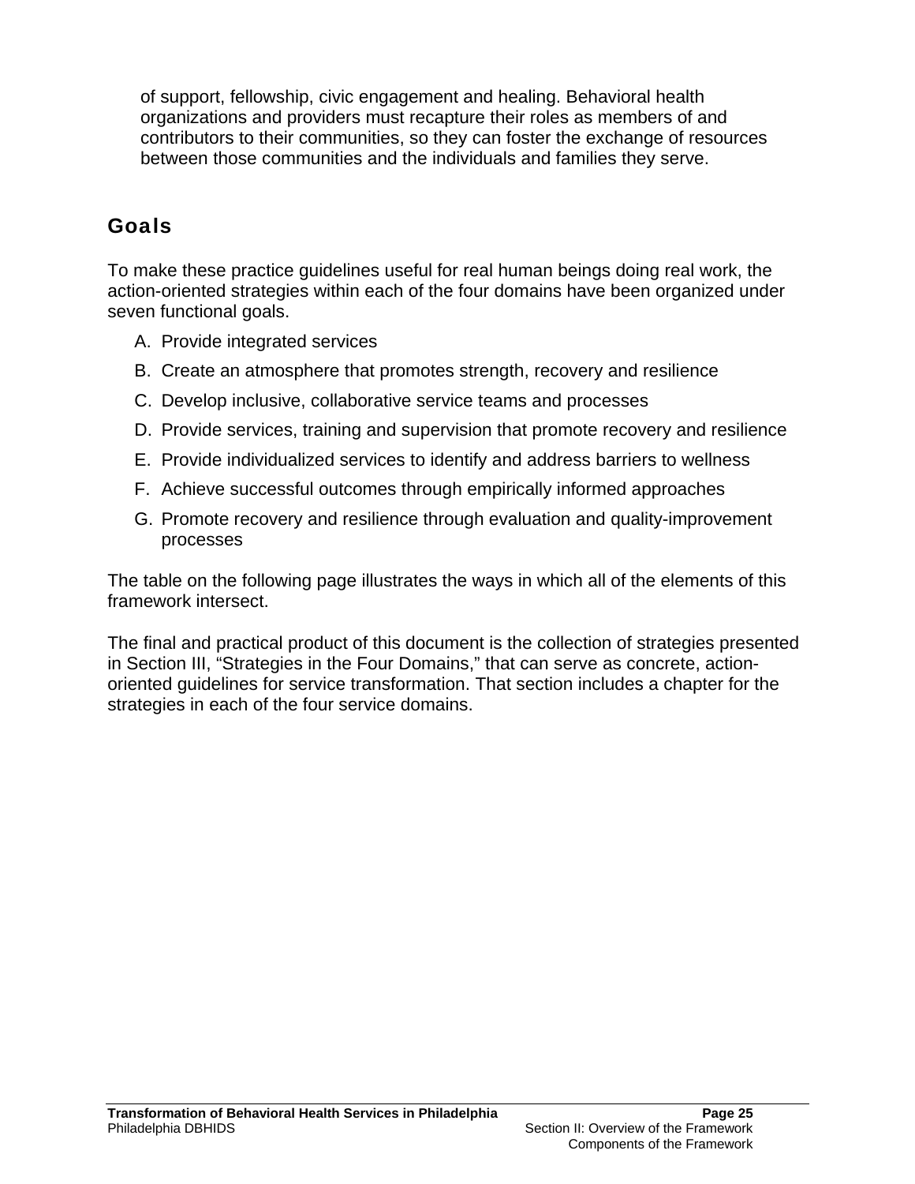of support, fellowship, civic engagement and healing. Behavioral health organizations and providers must recapture their roles as members of and contributors to their communities, so they can foster the exchange of resources between those communities and the individuals and families they serve.

## Goals

To make these practice guidelines useful for real human beings doing real work, the action-oriented strategies within each of the four domains have been organized under seven functional goals.

A. Provide integrated services
B. Create an atmosphere that promotes strength, recovery and resilience
C. Develop inclusive, collaborative service teams and processes
D. Provide services, training and supervision that promote recovery and resilience
E. Provide individualized services to identify and address barriers to wellness
F. Achieve successful outcomes through empirically informed approaches
G. Promote recovery and resilience through evaluation and quality-improvement processes

The table on the following page illustrates the ways in which all of the elements of this framework intersect.

The final and practical product of this document is the collection of strategies presented in Section III, "Strategies in the Four Domains," that can serve as concrete, action-oriented guidelines for service transformation. That section includes a chapter for the strategies in each of the four service domains.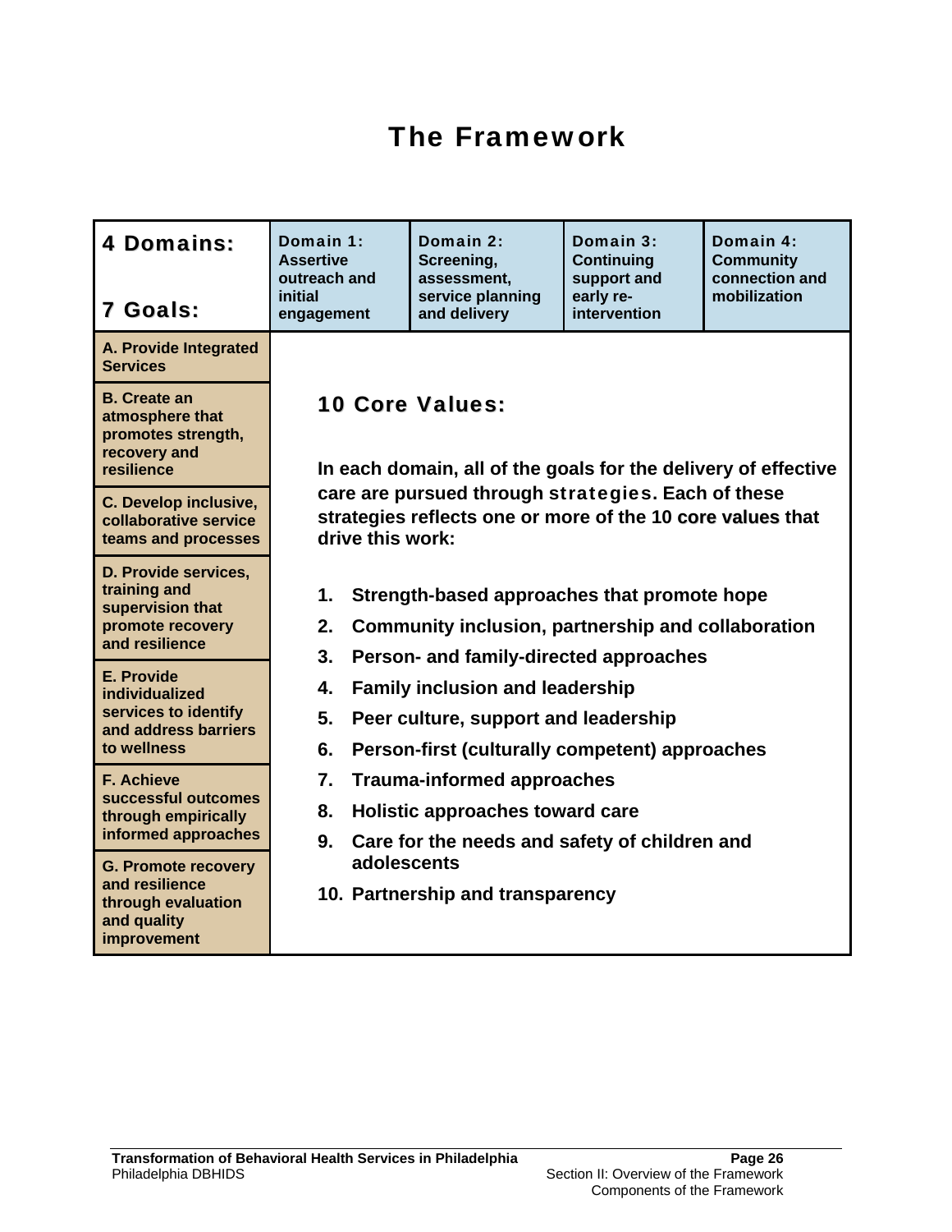# The Framework

| 4 Domains: / 7 Goals: | Domain 1: Assertive outreach and initial engagement | Domain 2: Screening, assessment, service planning and delivery | Domain 3: Continuing support and early re-intervention | Domain 4: Community connection and mobilization |
|---|---|---|---|---|
| A. Provide Integrated Services | | | | |
| B. Create an atmosphere that promotes strength, recovery and resilience | | | | |
| C. Develop inclusive, collaborative service teams and processes | | | | |
| D. Provide services, training and supervision that promote recovery and resilience | | | | |
| E. Provide individualized services to identify and address barriers to wellness | | | | |
| F. Achieve successful outcomes through empirically informed approaches | | | | |
| G. Promote recovery and resilience through evaluation and quality improvement | | | | |

## 10 Core Values:

**In each domain, all of the goals for the delivery of effective care are pursued through strategies. Each of these strategies reflects one or more of the 10 core values that drive this work:**

1. **Strength-based approaches that promote hope**
2. **Community inclusion, partnership and collaboration**
3. **Person- and family-directed approaches**
4. **Family inclusion and leadership**
5. **Peer culture, support and leadership**
6. **Person-first (culturally competent) approaches**
7. **Trauma-informed approaches**
8. **Holistic approaches toward care**
9. **Care for the needs and safety of children and adolescents**
10. **Partnership and transparency**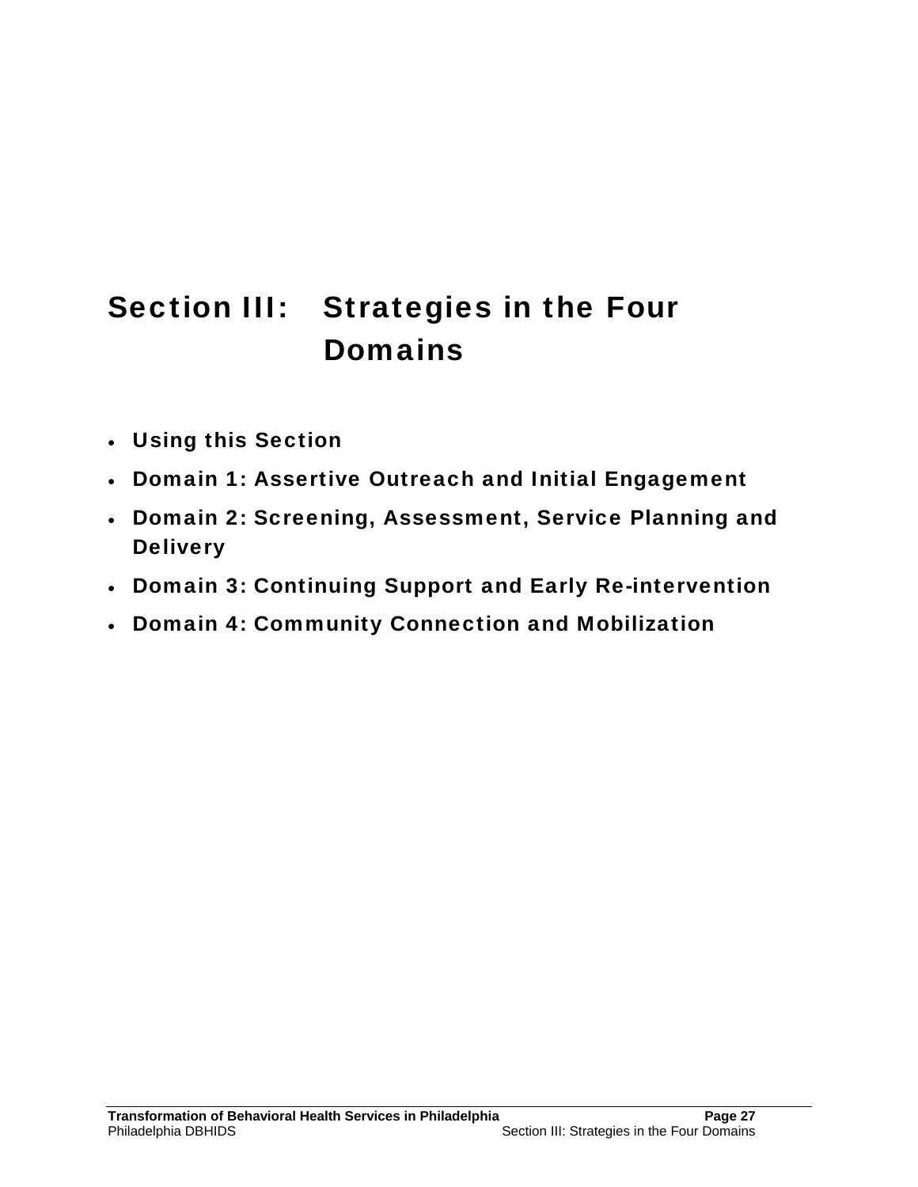# Section III: Strategies in the Four Domains

- **Using this Section**
- **Domain 1: Assertive Outreach and Initial Engagement**
- **Domain 2: Screening, Assessment, Service Planning and Delivery**
- **Domain 3: Continuing Support and Early Re-intervention**
- **Domain 4: Community Connection and Mobilization**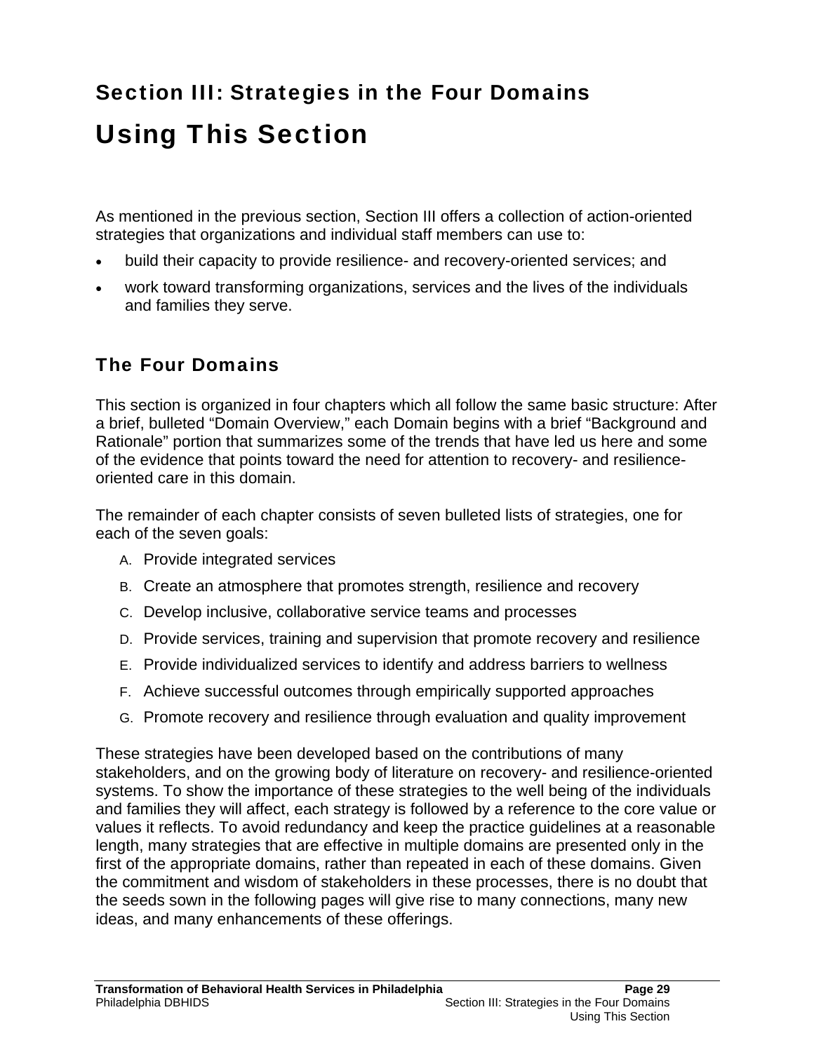## Section III: Strategies in the Four Domains

# Using This Section

As mentioned in the previous section, Section III offers a collection of action-oriented strategies that organizations and individual staff members can use to:

- build their capacity to provide resilience- and recovery-oriented services; and
- work toward transforming organizations, services and the lives of the individuals and families they serve.

### The Four Domains

This section is organized in four chapters which all follow the same basic structure: After a brief, bulleted "Domain Overview," each Domain begins with a brief "Background and Rationale" portion that summarizes some of the trends that have led us here and some of the evidence that points toward the need for attention to recovery- and resilience-oriented care in this domain.

The remainder of each chapter consists of seven bulleted lists of strategies, one for each of the seven goals:

A. Provide integrated services
B. Create an atmosphere that promotes strength, resilience and recovery
C. Develop inclusive, collaborative service teams and processes
D. Provide services, training and supervision that promote recovery and resilience
E. Provide individualized services to identify and address barriers to wellness
F. Achieve successful outcomes through empirically supported approaches
G. Promote recovery and resilience through evaluation and quality improvement

These strategies have been developed based on the contributions of many stakeholders, and on the growing body of literature on recovery- and resilience-oriented systems. To show the importance of these strategies to the well being of the individuals and families they will affect, each strategy is followed by a reference to the core value or values it reflects. To avoid redundancy and keep the practice guidelines at a reasonable length, many strategies that are effective in multiple domains are presented only in the first of the appropriate domains, rather than repeated in each of these domains. Given the commitment and wisdom of stakeholders in these processes, there is no doubt that the seeds sown in the following pages will give rise to many connections, many new ideas, and many enhancements of these offerings.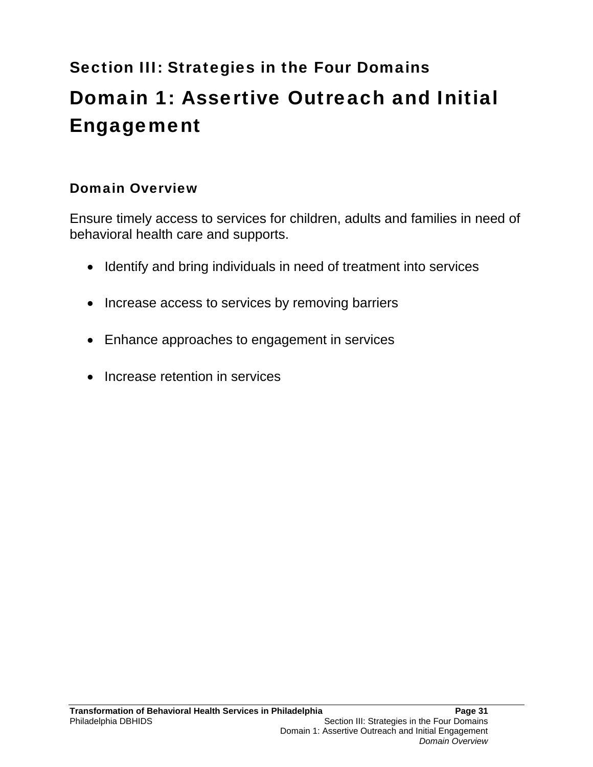## Section III: Strategies in the Four Domains

# Domain 1: Assertive Outreach and Initial Engagement

### Domain Overview

Ensure timely access to services for children, adults and families in need of behavioral health care and supports.

- Identify and bring individuals in need of treatment into services
- Increase access to services by removing barriers
- Enhance approaches to engagement in services
- Increase retention in services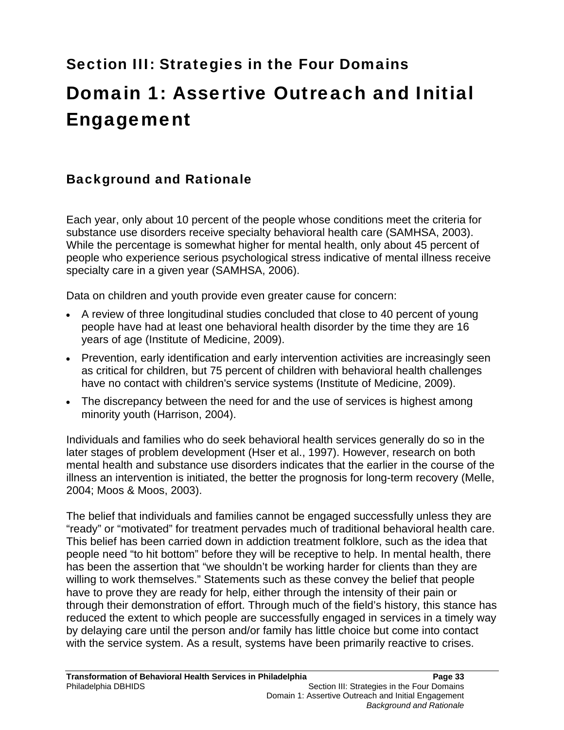## Section III: Strategies in the Four Domains

# Domain 1: Assertive Outreach and Initial Engagement

### Background and Rationale

Each year, only about 10 percent of the people whose conditions meet the criteria for substance use disorders receive specialty behavioral health care (SAMHSA, 2003). While the percentage is somewhat higher for mental health, only about 45 percent of people who experience serious psychological stress indicative of mental illness receive specialty care in a given year (SAMHSA, 2006).

Data on children and youth provide even greater cause for concern:

- A review of three longitudinal studies concluded that close to 40 percent of young people have had at least one behavioral health disorder by the time they are 16 years of age (Institute of Medicine, 2009).
- Prevention, early identification and early intervention activities are increasingly seen as critical for children, but 75 percent of children with behavioral health challenges have no contact with children's service systems (Institute of Medicine, 2009).
- The discrepancy between the need for and the use of services is highest among minority youth (Harrison, 2004).

Individuals and families who do seek behavioral health services generally do so in the later stages of problem development (Hser et al., 1997). However, research on both mental health and substance use disorders indicates that the earlier in the course of the illness an intervention is initiated, the better the prognosis for long-term recovery (Melle, 2004; Moos & Moos, 2003).

The belief that individuals and families cannot be engaged successfully unless they are "ready" or "motivated" for treatment pervades much of traditional behavioral health care. This belief has been carried down in addiction treatment folklore, such as the idea that people need "to hit bottom" before they will be receptive to help. In mental health, there has been the assertion that "we shouldn't be working harder for clients than they are willing to work themselves." Statements such as these convey the belief that people have to prove they are ready for help, either through the intensity of their pain or through their demonstration of effort. Through much of the field's history, this stance has reduced the extent to which people are successfully engaged in services in a timely way by delaying care until the person and/or family has little choice but come into contact with the service system. As a result, systems have been primarily reactive to crises.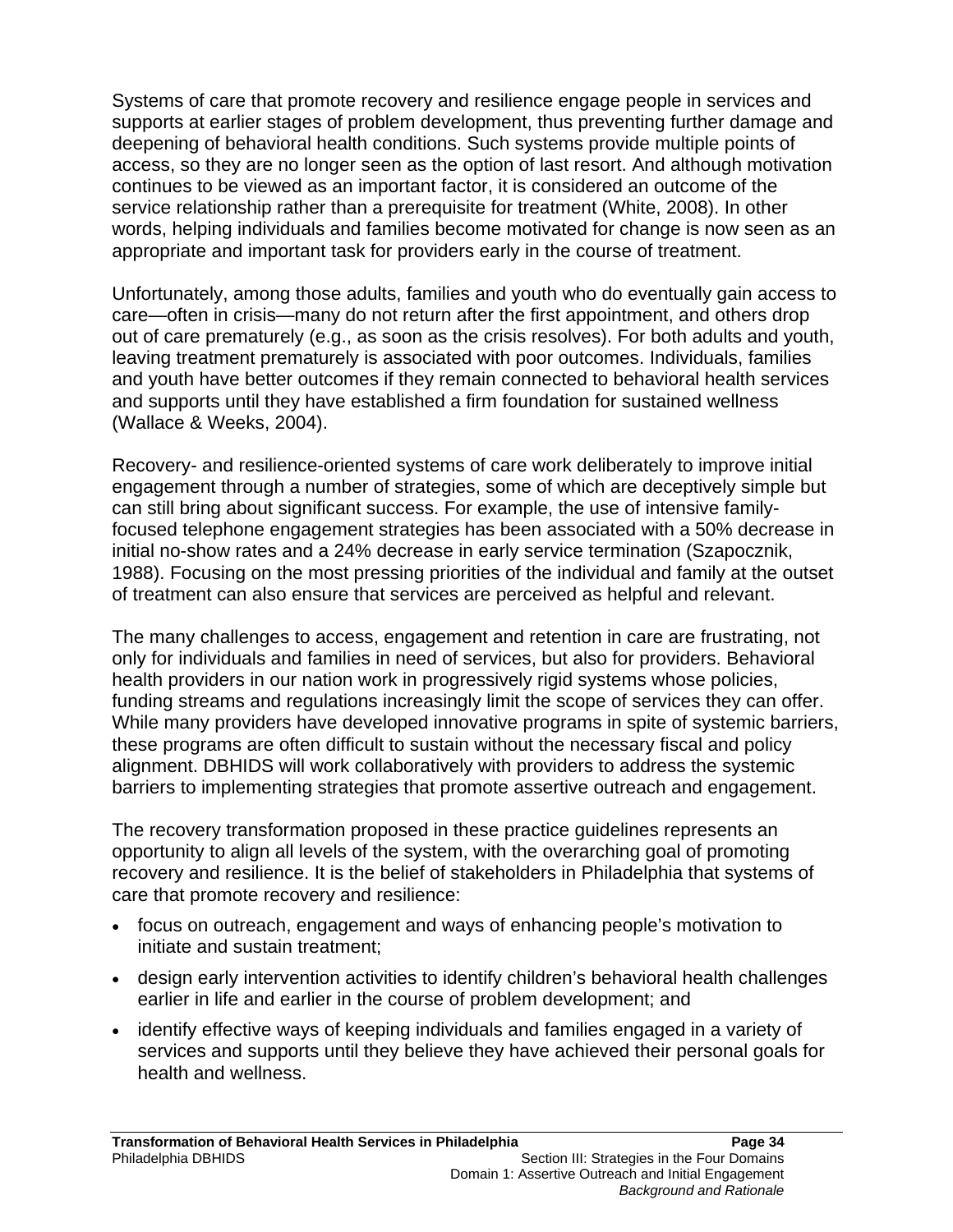Systems of care that promote recovery and resilience engage people in services and supports at earlier stages of problem development, thus preventing further damage and deepening of behavioral health conditions. Such systems provide multiple points of access, so they are no longer seen as the option of last resort. And although motivation continues to be viewed as an important factor, it is considered an outcome of the service relationship rather than a prerequisite for treatment (White, 2008). In other words, helping individuals and families become motivated for change is now seen as an appropriate and important task for providers early in the course of treatment.

Unfortunately, among those adults, families and youth who do eventually gain access to care—often in crisis—many do not return after the first appointment, and others drop out of care prematurely (e.g., as soon as the crisis resolves). For both adults and youth, leaving treatment prematurely is associated with poor outcomes. Individuals, families and youth have better outcomes if they remain connected to behavioral health services and supports until they have established a firm foundation for sustained wellness (Wallace & Weeks, 2004).

Recovery- and resilience-oriented systems of care work deliberately to improve initial engagement through a number of strategies, some of which are deceptively simple but can still bring about significant success. For example, the use of intensive family-focused telephone engagement strategies has been associated with a 50% decrease in initial no-show rates and a 24% decrease in early service termination (Szapocznik, 1988). Focusing on the most pressing priorities of the individual and family at the outset of treatment can also ensure that services are perceived as helpful and relevant.

The many challenges to access, engagement and retention in care are frustrating, not only for individuals and families in need of services, but also for providers. Behavioral health providers in our nation work in progressively rigid systems whose policies, funding streams and regulations increasingly limit the scope of services they can offer. While many providers have developed innovative programs in spite of systemic barriers, these programs are often difficult to sustain without the necessary fiscal and policy alignment. DBHIDS will work collaboratively with providers to address the systemic barriers to implementing strategies that promote assertive outreach and engagement.

The recovery transformation proposed in these practice guidelines represents an opportunity to align all levels of the system, with the overarching goal of promoting recovery and resilience. It is the belief of stakeholders in Philadelphia that systems of care that promote recovery and resilience:

- focus on outreach, engagement and ways of enhancing people's motivation to initiate and sustain treatment;
- design early intervention activities to identify children's behavioral health challenges earlier in life and earlier in the course of problem development; and
- identify effective ways of keeping individuals and families engaged in a variety of services and supports until they believe they have achieved their personal goals for health and wellness.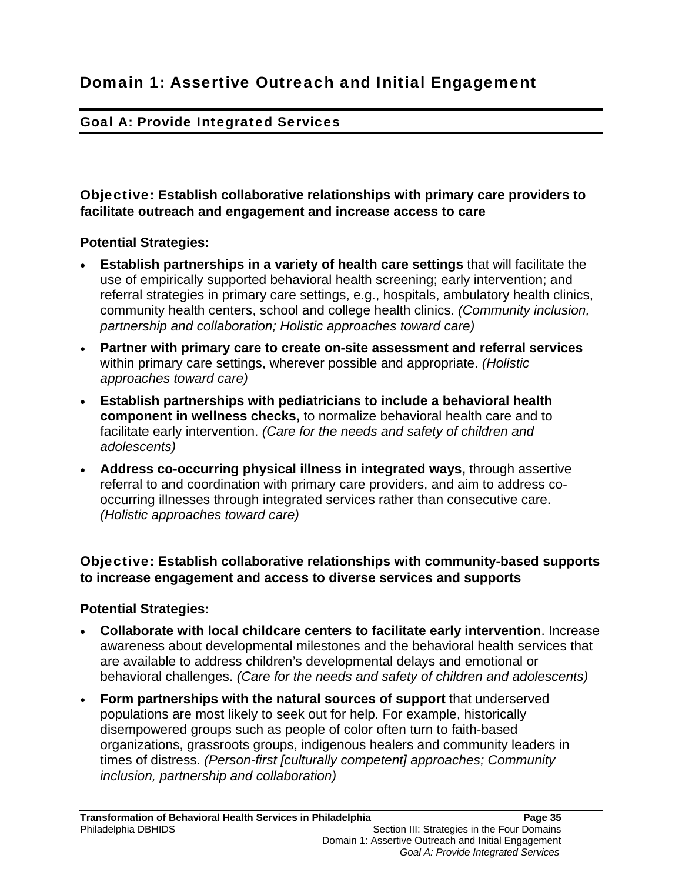# Domain 1: Assertive Outreach and Initial Engagement

## Goal A: Provide Integrated Services

### Objective: Establish collaborative relationships with primary care providers to facilitate outreach and engagement and increase access to care

**Potential Strategies:**

- **Establish partnerships in a variety of health care settings** that will facilitate the use of empirically supported behavioral health screening; early intervention; and referral strategies in primary care settings, e.g., hospitals, ambulatory health clinics, community health centers, school and college health clinics. *(Community inclusion, partnership and collaboration; Holistic approaches toward care)*
- **Partner with primary care to create on-site assessment and referral services** within primary care settings, wherever possible and appropriate. *(Holistic approaches toward care)*
- **Establish partnerships with pediatricians to include a behavioral health component in wellness checks,** to normalize behavioral health care and to facilitate early intervention. *(Care for the needs and safety of children and adolescents)*
- **Address co-occurring physical illness in integrated ways,** through assertive referral to and coordination with primary care providers, and aim to address co-occurring illnesses through integrated services rather than consecutive care. *(Holistic approaches toward care)*

### Objective: Establish collaborative relationships with community-based supports to increase engagement and access to diverse services and supports

**Potential Strategies:**

- **Collaborate with local childcare centers to facilitate early intervention**. Increase awareness about developmental milestones and the behavioral health services that are available to address children's developmental delays and emotional or behavioral challenges. *(Care for the needs and safety of children and adolescents)*
- **Form partnerships with the natural sources of support** that underserved populations are most likely to seek out for help. For example, historically disempowered groups such as people of color often turn to faith-based organizations, grassroots groups, indigenous healers and community leaders in times of distress. *(Person-first [culturally competent] approaches; Community inclusion, partnership and collaboration)*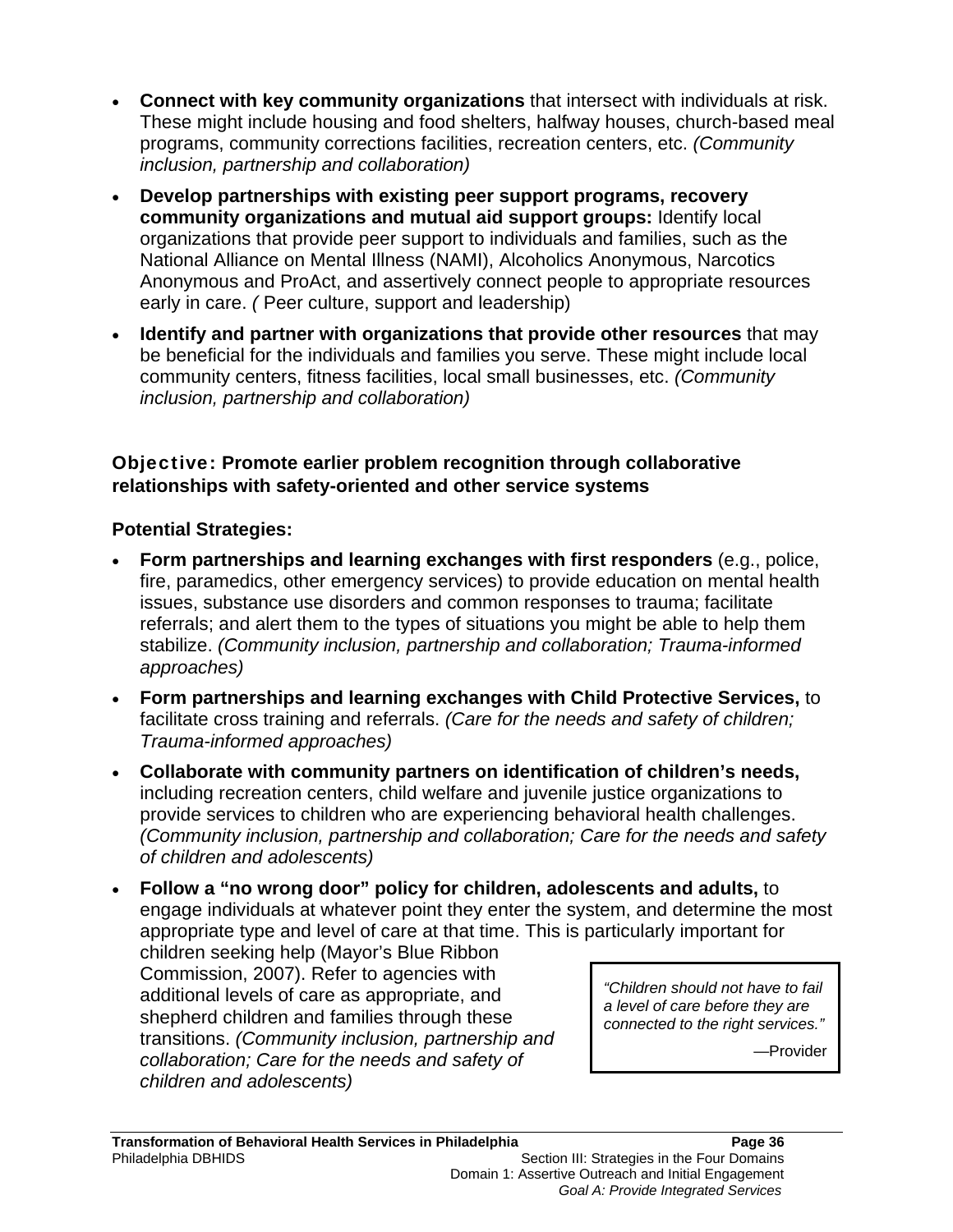- **Connect with key community organizations** that intersect with individuals at risk. These might include housing and food shelters, halfway houses, church-based meal programs, community corrections facilities, recreation centers, etc. *(Community inclusion, partnership and collaboration)*
- **Develop partnerships with existing peer support programs, recovery community organizations and mutual aid support groups:** Identify local organizations that provide peer support to individuals and families, such as the National Alliance on Mental Illness (NAMI), Alcoholics Anonymous, Narcotics Anonymous and ProAct, and assertively connect people to appropriate resources early in care. *(* Peer culture, support and leadership)
- **Identify and partner with organizations that provide other resources** that may be beneficial for the individuals and families you serve. These might include local community centers, fitness facilities, local small businesses, etc. *(Community inclusion, partnership and collaboration)*

### Objective: Promote earlier problem recognition through collaborative relationships with safety-oriented and other service systems

**Potential Strategies:**

- **Form partnerships and learning exchanges with first responders** (e.g., police, fire, paramedics, other emergency services) to provide education on mental health issues, substance use disorders and common responses to trauma; facilitate referrals; and alert them to the types of situations you might be able to help them stabilize. *(Community inclusion, partnership and collaboration; Trauma-informed approaches)*
- **Form partnerships and learning exchanges with Child Protective Services,** to facilitate cross training and referrals. *(Care for the needs and safety of children; Trauma-informed approaches)*
- **Collaborate with community partners on identification of children's needs,** including recreation centers, child welfare and juvenile justice organizations to provide services to children who are experiencing behavioral health challenges. *(Community inclusion, partnership and collaboration; Care for the needs and safety of children and adolescents)*
- **Follow a "no wrong door" policy for children, adolescents and adults,** to engage individuals at whatever point they enter the system, and determine the most appropriate type and level of care at that time. This is particularly important for children seeking help (Mayor's Blue Ribbon Commission, 2007). Refer to agencies with additional levels of care as appropriate, and shepherd children and families through these transitions. *(Community inclusion, partnership and collaboration; Care for the needs and safety of children and adolescents)*

> *"Children should not have to fail a level of care before they are connected to the right services."*
>
> —Provider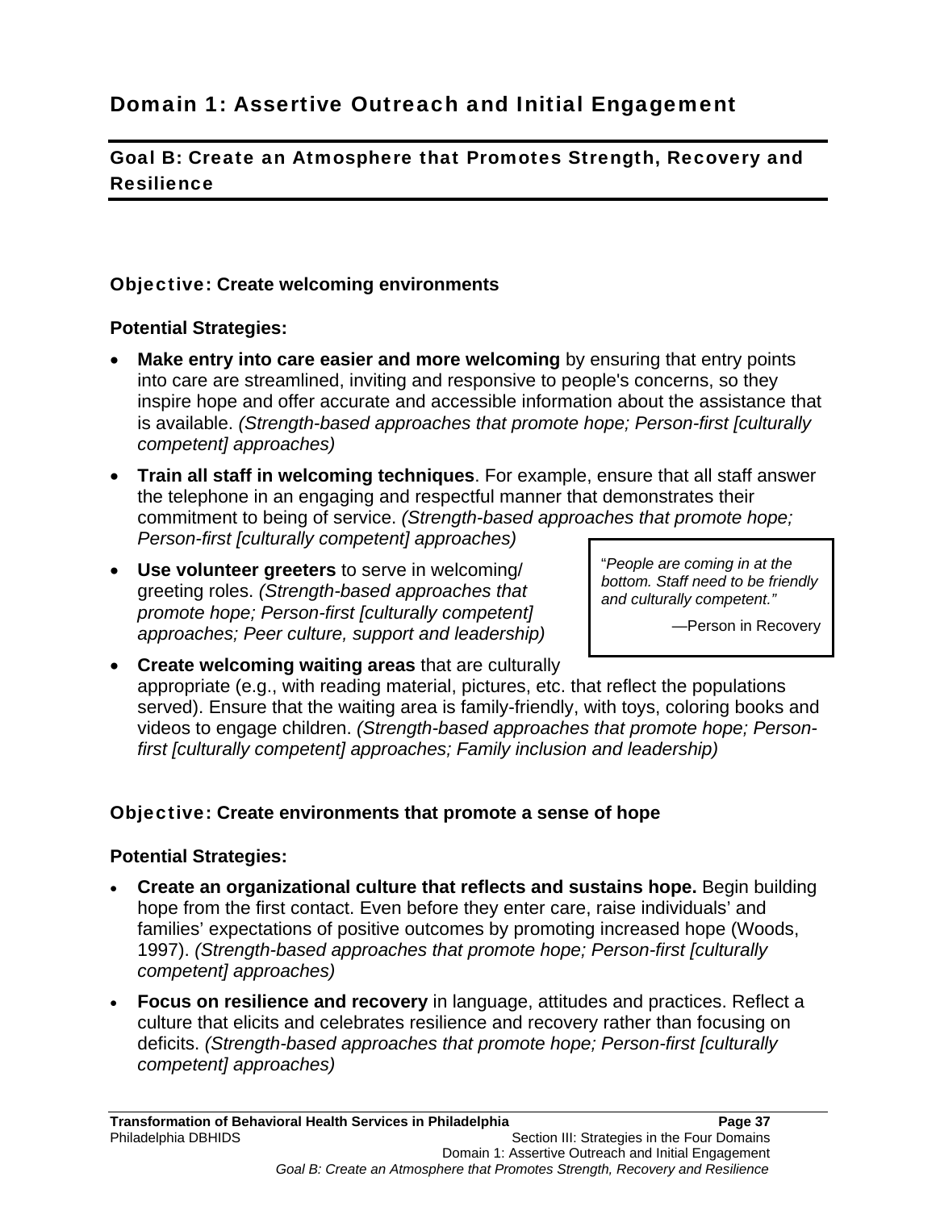## Domain 1: Assertive Outreach and Initial Engagement

### Goal B: Create an Atmosphere that Promotes Strength, Recovery and Resilience

#### Objective: Create welcoming environments

**Potential Strategies:**

- **Make entry into care easier and more welcoming** by ensuring that entry points into care are streamlined, inviting and responsive to people's concerns, so they inspire hope and offer accurate and accessible information about the assistance that is available. *(Strength-based approaches that promote hope; Person-first [culturally competent] approaches)*
- **Train all staff in welcoming techniques**. For example, ensure that all staff answer the telephone in an engaging and respectful manner that demonstrates their commitment to being of service. *(Strength-based approaches that promote hope; Person-first [culturally competent] approaches)*
- **Use volunteer greeters** to serve in welcoming/ greeting roles. *(Strength-based approaches that promote hope; Person-first [culturally competent] approaches; Peer culture, support and leadership)*
- **Create welcoming waiting areas** that are culturally appropriate (e.g., with reading material, pictures, etc. that reflect the populations served). Ensure that the waiting area is family-friendly, with toys, coloring books and videos to engage children. *(Strength-based approaches that promote hope; Person-first [culturally competent] approaches; Family inclusion and leadership)*

> "*People are coming in at the bottom. Staff need to be friendly and culturally competent."*
>
> —Person in Recovery

#### Objective: Create environments that promote a sense of hope

**Potential Strategies:**

- **Create an organizational culture that reflects and sustains hope.** Begin building hope from the first contact. Even before they enter care, raise individuals' and families' expectations of positive outcomes by promoting increased hope (Woods, 1997). *(Strength-based approaches that promote hope; Person-first [culturally competent] approaches)*
- **Focus on resilience and recovery** in language, attitudes and practices. Reflect a culture that elicits and celebrates resilience and recovery rather than focusing on deficits. *(Strength-based approaches that promote hope; Person-first [culturally competent] approaches)*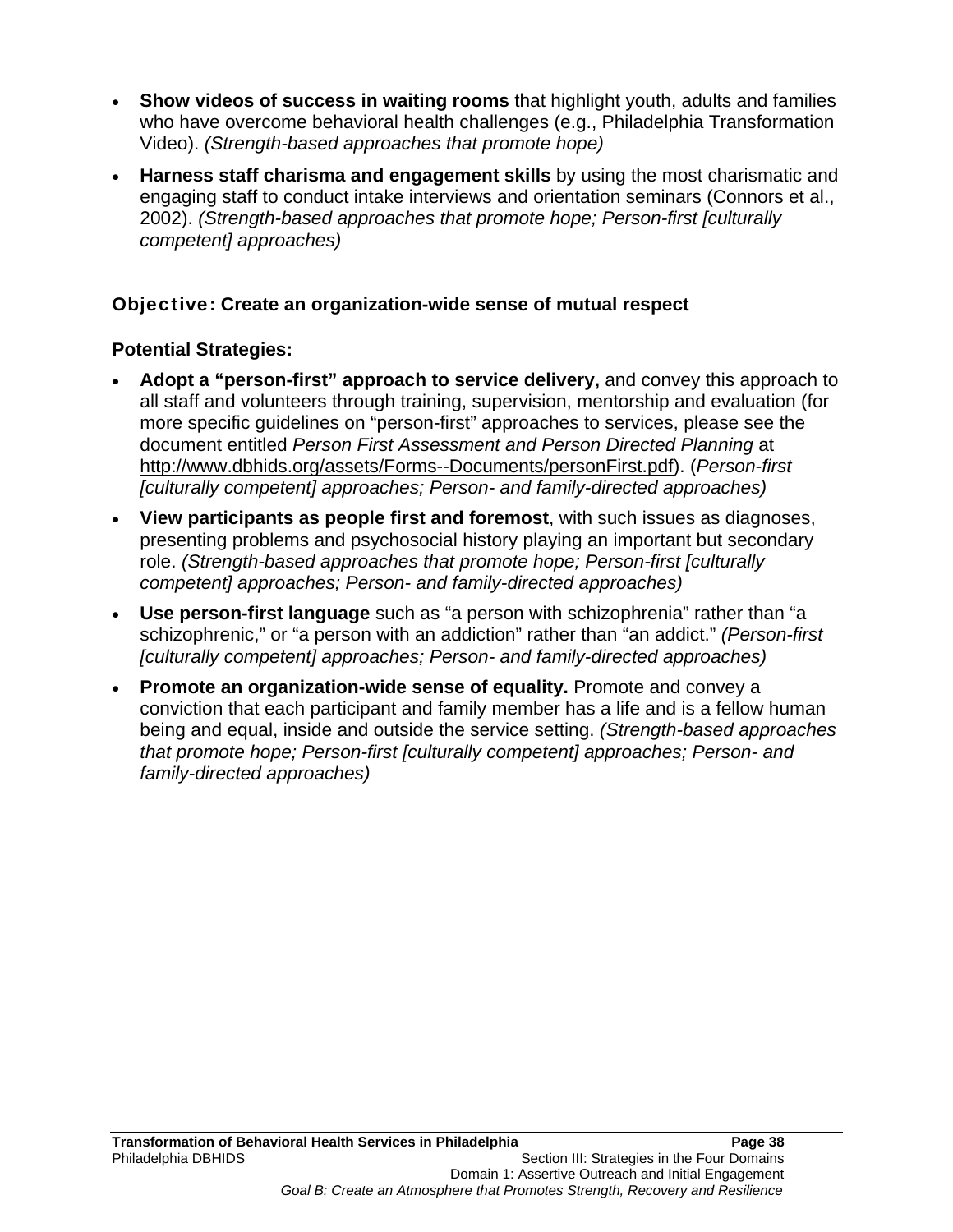- **Show videos of success in waiting rooms** that highlight youth, adults and families who have overcome behavioral health challenges (e.g., Philadelphia Transformation Video). *(Strength-based approaches that promote hope)*
- **Harness staff charisma and engagement skills** by using the most charismatic and engaging staff to conduct intake interviews and orientation seminars (Connors et al., 2002). *(Strength-based approaches that promote hope; Person-first [culturally competent] approaches)*

### Objective: Create an organization-wide sense of mutual respect

**Potential Strategies:**

- **Adopt a "person-first" approach to service delivery,** and convey this approach to all staff and volunteers through training, supervision, mentorship and evaluation (for more specific guidelines on "person-first" approaches to services, please see the document entitled *Person First Assessment and Person Directed Planning* at http://www.dbhids.org/assets/Forms--Documents/personFirst.pdf). (*Person-first [culturally competent] approaches; Person- and family-directed approaches)*
- **View participants as people first and foremost**, with such issues as diagnoses, presenting problems and psychosocial history playing an important but secondary role. *(Strength-based approaches that promote hope; Person-first [culturally competent] approaches; Person- and family-directed approaches)*
- **Use person-first language** such as "a person with schizophrenia" rather than "a schizophrenic," or "a person with an addiction" rather than "an addict." *(Person-first [culturally competent] approaches; Person- and family-directed approaches)*
- **Promote an organization-wide sense of equality.** Promote and convey a conviction that each participant and family member has a life and is a fellow human being and equal, inside and outside the service setting. *(Strength-based approaches that promote hope; Person-first [culturally competent] approaches; Person- and family-directed approaches)*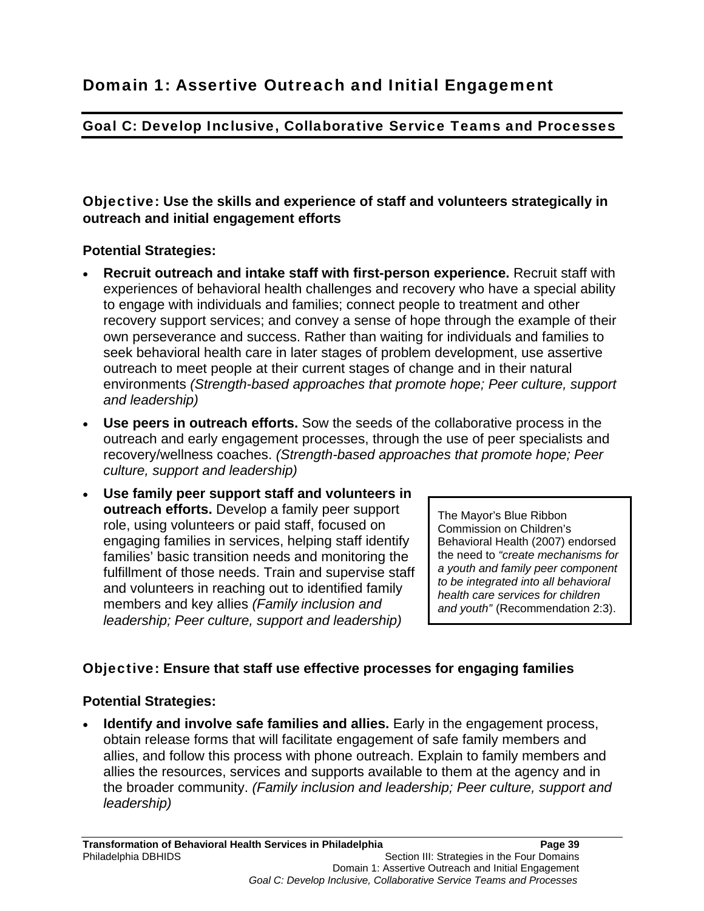# Domain 1: Assertive Outreach and Initial Engagement

## Goal C: Develop Inclusive, Collaborative Service Teams and Processes

### Objective: Use the skills and experience of staff and volunteers strategically in outreach and initial engagement efforts

**Potential Strategies:**

- **Recruit outreach and intake staff with first-person experience.** Recruit staff with experiences of behavioral health challenges and recovery who have a special ability to engage with individuals and families; connect people to treatment and other recovery support services; and convey a sense of hope through the example of their own perseverance and success. Rather than waiting for individuals and families to seek behavioral health care in later stages of problem development, use assertive outreach to meet people at their current stages of change and in their natural environments *(Strength-based approaches that promote hope; Peer culture, support and leadership)*
- **Use peers in outreach efforts.** Sow the seeds of the collaborative process in the outreach and early engagement processes, through the use of peer specialists and recovery/wellness coaches. *(Strength-based approaches that promote hope; Peer culture, support and leadership)*
- **Use family peer support staff and volunteers in outreach efforts.** Develop a family peer support role, using volunteers or paid staff, focused on engaging families in services, helping staff identify families' basic transition needs and monitoring the fulfillment of those needs. Train and supervise staff and volunteers in reaching out to identified family members and key allies *(Family inclusion and leadership; Peer culture, support and leadership)*

> The Mayor's Blue Ribbon Commission on Children's Behavioral Health (2007) endorsed the need to *"create mechanisms for a youth and family peer component to be integrated into all behavioral health care services for children and youth"* (Recommendation 2:3).

### Objective: Ensure that staff use effective processes for engaging families

**Potential Strategies:**

- **Identify and involve safe families and allies.** Early in the engagement process, obtain release forms that will facilitate engagement of safe family members and allies, and follow this process with phone outreach. Explain to family members and allies the resources, services and supports available to them at the agency and in the broader community. *(Family inclusion and leadership; Peer culture, support and leadership)*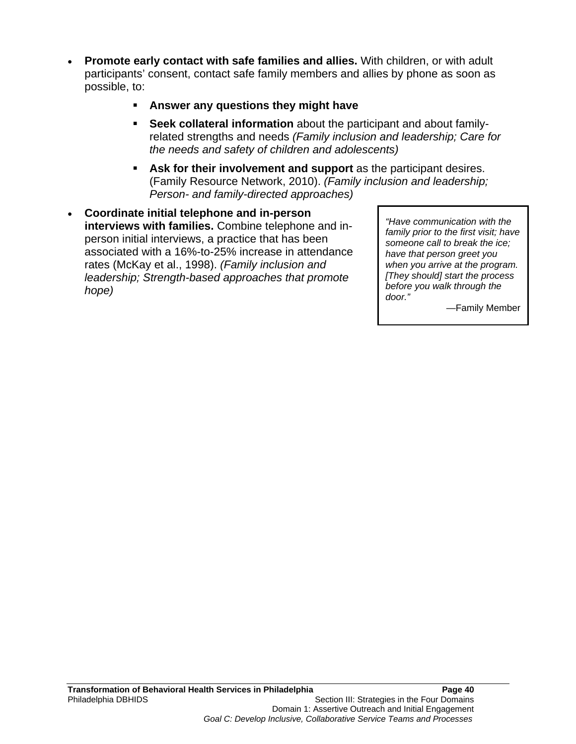- **Promote early contact with safe families and allies.** With children, or with adult participants' consent, contact safe family members and allies by phone as soon as possible, to:
  - **Answer any questions they might have**
  - **Seek collateral information** about the participant and about family-related strengths and needs *(Family inclusion and leadership; Care for the needs and safety of children and adolescents)*
  - **Ask for their involvement and support** as the participant desires. (Family Resource Network, 2010). *(Family inclusion and leadership; Person- and family-directed approaches)*
- **Coordinate initial telephone and in-person interviews with families.** Combine telephone and in-person initial interviews, a practice that has been associated with a 16%-to-25% increase in attendance rates (McKay et al., 1998). *(Family inclusion and leadership; Strength-based approaches that promote hope)*

> *"Have communication with the family prior to the first visit; have someone call to break the ice; have that person greet you when you arrive at the program. [They should] start the process before you walk through the door."*
>
> —Family Member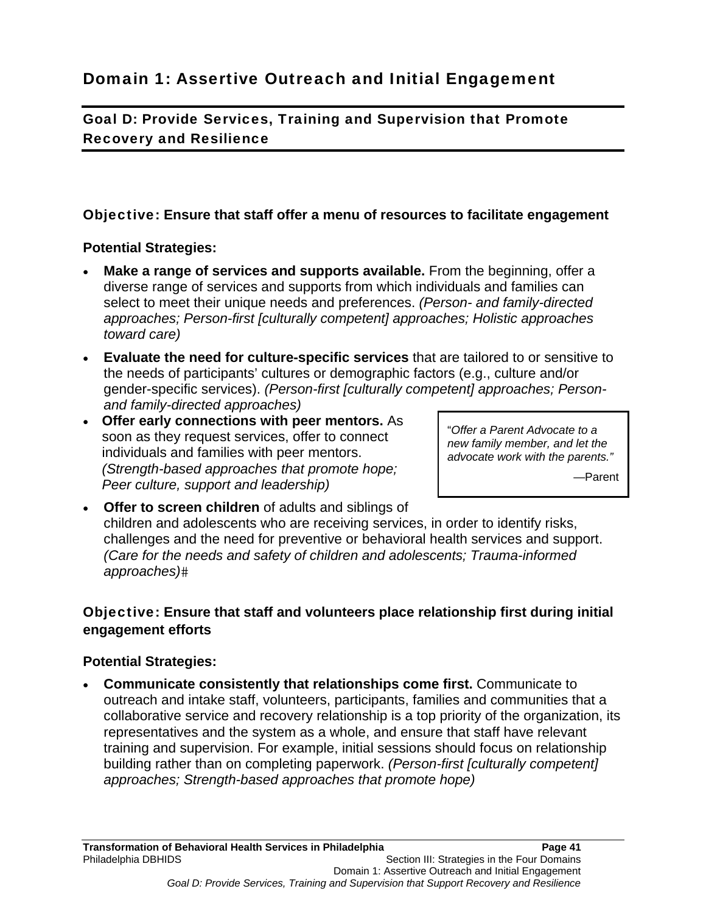# Domain 1: Assertive Outreach and Initial Engagement

## Goal D: Provide Services, Training and Supervision that Promote Recovery and Resilience

### Objective: Ensure that staff offer a menu of resources to facilitate engagement

**Potential Strategies:**

- **Make a range of services and supports available.** From the beginning, offer a diverse range of services and supports from which individuals and families can select to meet their unique needs and preferences. *(Person- and family-directed approaches; Person-first [culturally competent] approaches; Holistic approaches toward care)*
- **Evaluate the need for culture-specific services** that are tailored to or sensitive to the needs of participants' cultures or demographic factors (e.g., culture and/or gender-specific services). *(Person-first [culturally competent] approaches; Person- and family-directed approaches)*
- **Offer early connections with peer mentors.** As soon as they request services, offer to connect individuals and families with peer mentors. *(Strength-based approaches that promote hope; Peer culture, support and leadership)*
- **Offer to screen children** of adults and siblings of children and adolescents who are receiving services, in order to identify risks, challenges and the need for preventive or behavioral health services and support. *(Care for the needs and safety of children and adolescents; Trauma-informed approaches)*#

> "*Offer a Parent Advocate to a new family member, and let the advocate work with the parents.*"
>
> —Parent

### Objective: Ensure that staff and volunteers place relationship first during initial engagement efforts

**Potential Strategies:**

- **Communicate consistently that relationships come first.** Communicate to outreach and intake staff, volunteers, participants, families and communities that a collaborative service and recovery relationship is a top priority of the organization, its representatives and the system as a whole, and ensure that staff have relevant training and supervision. For example, initial sessions should focus on relationship building rather than on completing paperwork. *(Person-first [culturally competent] approaches; Strength-based approaches that promote hope)*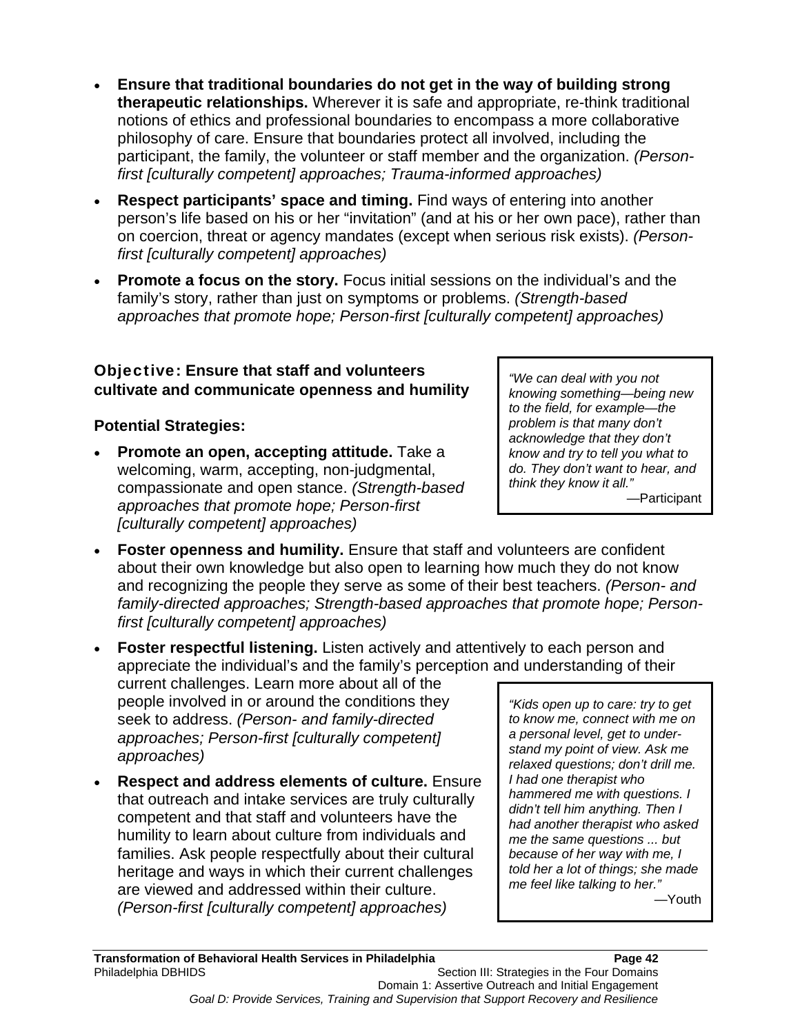- **Ensure that traditional boundaries do not get in the way of building strong therapeutic relationships.** Wherever it is safe and appropriate, re-think traditional notions of ethics and professional boundaries to encompass a more collaborative philosophy of care. Ensure that boundaries protect all involved, including the participant, the family, the volunteer or staff member and the organization. *(Person-first [culturally competent] approaches; Trauma-informed approaches)*

- **Respect participants' space and timing.** Find ways of entering into another person's life based on his or her "invitation" (and at his or her own pace), rather than on coercion, threat or agency mandates (except when serious risk exists). *(Person-first [culturally competent] approaches)*

- **Promote a focus on the story.** Focus initial sessions on the individual's and the family's story, rather than just on symptoms or problems. *(Strength-based approaches that promote hope; Person-first [culturally competent] approaches)*

### Objective: Ensure that staff and volunteers cultivate and communicate openness and humility

> *"We can deal with you not knowing something—being new to the field, for example—the problem is that many don't acknowledge that they don't know and try to tell you what to do. They don't want to hear, and think they know it all."*
>
> —Participant

**Potential Strategies:**

- **Promote an open, accepting attitude.** Take a welcoming, warm, accepting, non-judgmental, compassionate and open stance. *(Strength-based approaches that promote hope; Person-first [culturally competent] approaches)*

- **Foster openness and humility.** Ensure that staff and volunteers are confident about their own knowledge but also open to learning how much they do not know and recognizing the people they serve as some of their best teachers. *(Person- and family-directed approaches; Strength-based approaches that promote hope; Person-first [culturally competent] approaches)*

- **Foster respectful listening.** Listen actively and attentively to each person and appreciate the individual's and the family's perception and understanding of their current challenges. Learn more about all of the people involved in or around the conditions they seek to address. *(Person- and family-directed approaches; Person-first [culturally competent] approaches)*

- **Respect and address elements of culture.** Ensure that outreach and intake services are truly culturally competent and that staff and volunteers have the humility to learn about culture from individuals and families. Ask people respectfully about their cultural heritage and ways in which their current challenges are viewed and addressed within their culture. *(Person-first [culturally competent] approaches)*

> *"Kids open up to care: try to get to know me, connect with me on a personal level, get to understand my point of view. Ask me relaxed questions; don't drill me. I had one therapist who hammered me with questions. I didn't tell him anything. Then I had another therapist who asked me the same questions ... but because of her way with me, I told her a lot of things; she made me feel like talking to her."*
>
> —Youth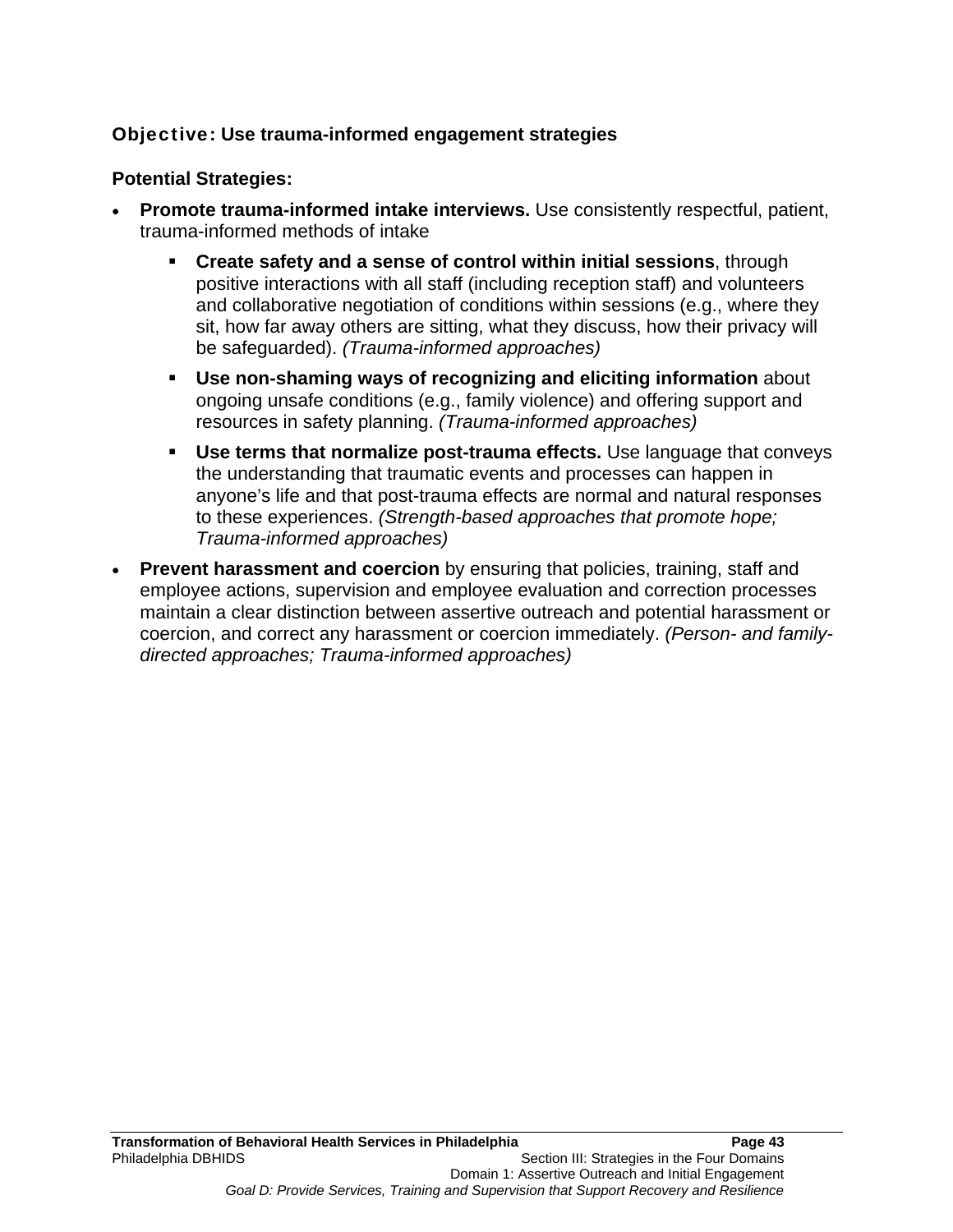### Objective: Use trauma-informed engagement strategies

**Potential Strategies:**

- **Promote trauma-informed intake interviews.** Use consistently respectful, patient, trauma-informed methods of intake
  - **Create safety and a sense of control within initial sessions**, through positive interactions with all staff (including reception staff) and volunteers and collaborative negotiation of conditions within sessions (e.g., where they sit, how far away others are sitting, what they discuss, how their privacy will be safeguarded). *(Trauma-informed approaches)*
  - **Use non-shaming ways of recognizing and eliciting information** about ongoing unsafe conditions (e.g., family violence) and offering support and resources in safety planning. *(Trauma-informed approaches)*
  - **Use terms that normalize post-trauma effects.** Use language that conveys the understanding that traumatic events and processes can happen in anyone's life and that post-trauma effects are normal and natural responses to these experiences. *(Strength-based approaches that promote hope; Trauma-informed approaches)*
- **Prevent harassment and coercion** by ensuring that policies, training, staff and employee actions, supervision and employee evaluation and correction processes maintain a clear distinction between assertive outreach and potential harassment or coercion, and correct any harassment or coercion immediately. *(Person- and family-directed approaches; Trauma-informed approaches)*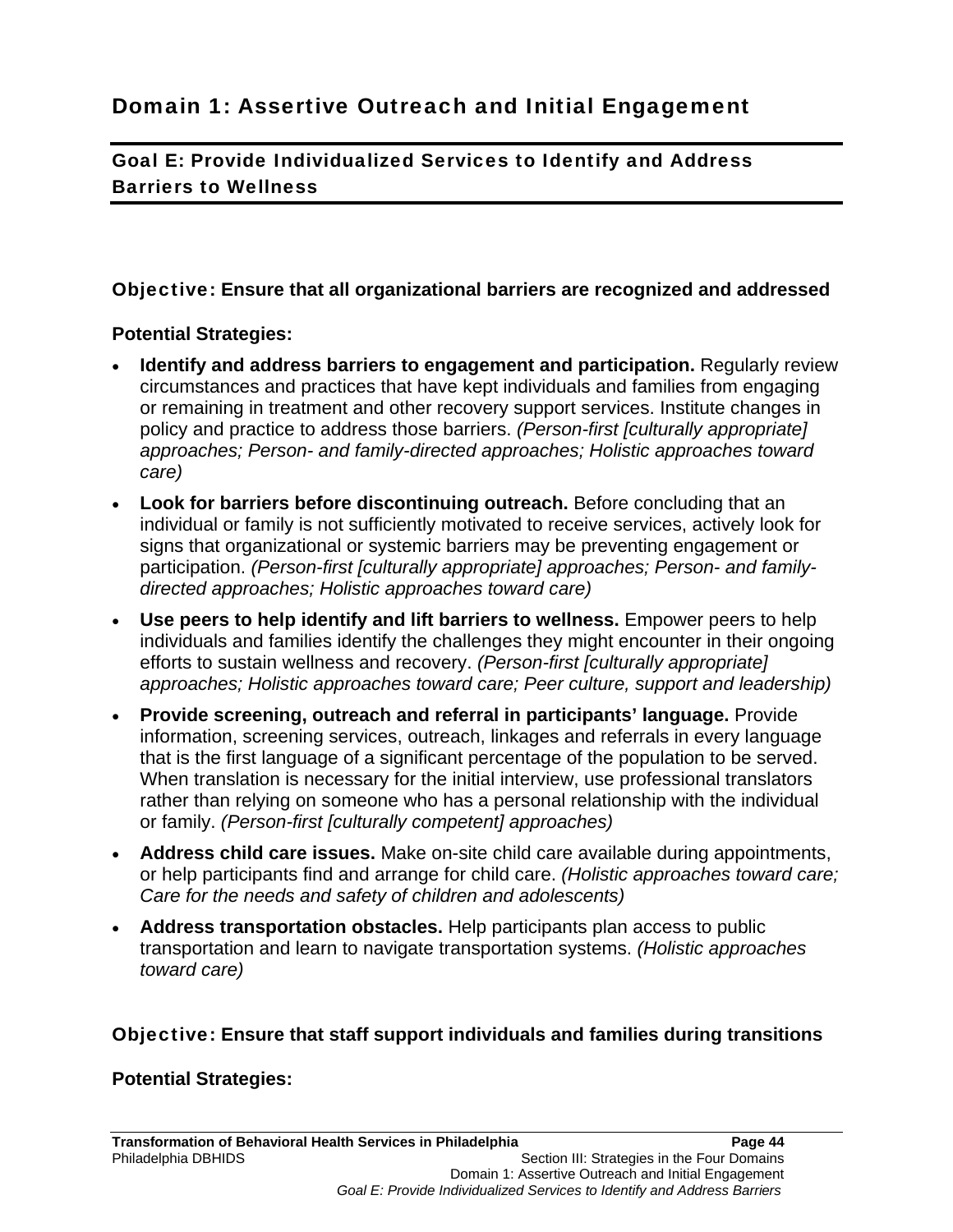# Domain 1: Assertive Outreach and Initial Engagement

## Goal E: Provide Individualized Services to Identify and Address Barriers to Wellness

### Objective: Ensure that all organizational barriers are recognized and addressed

**Potential Strategies:**

- **Identify and address barriers to engagement and participation.** Regularly review circumstances and practices that have kept individuals and families from engaging or remaining in treatment and other recovery support services. Institute changes in policy and practice to address those barriers. *(Person-first [culturally appropriate] approaches; Person- and family-directed approaches; Holistic approaches toward care)*
- **Look for barriers before discontinuing outreach.** Before concluding that an individual or family is not sufficiently motivated to receive services, actively look for signs that organizational or systemic barriers may be preventing engagement or participation. *(Person-first [culturally appropriate] approaches; Person- and family-directed approaches; Holistic approaches toward care)*
- **Use peers to help identify and lift barriers to wellness.** Empower peers to help individuals and families identify the challenges they might encounter in their ongoing efforts to sustain wellness and recovery. *(Person-first [culturally appropriate] approaches; Holistic approaches toward care; Peer culture, support and leadership)*
- **Provide screening, outreach and referral in participants' language.** Provide information, screening services, outreach, linkages and referrals in every language that is the first language of a significant percentage of the population to be served. When translation is necessary for the initial interview, use professional translators rather than relying on someone who has a personal relationship with the individual or family. *(Person-first [culturally competent] approaches)*
- **Address child care issues.** Make on-site child care available during appointments, or help participants find and arrange for child care. *(Holistic approaches toward care; Care for the needs and safety of children and adolescents)*
- **Address transportation obstacles.** Help participants plan access to public transportation and learn to navigate transportation systems. *(Holistic approaches toward care)*

### Objective: Ensure that staff support individuals and families during transitions

**Potential Strategies:**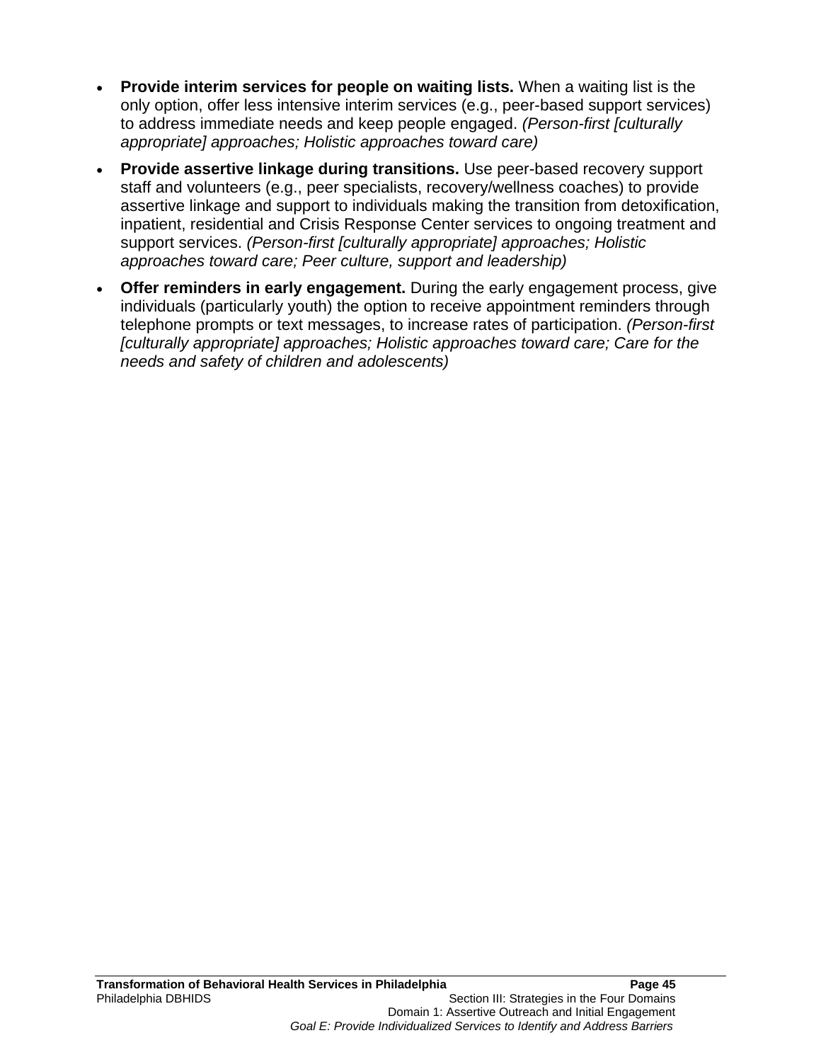- **Provide interim services for people on waiting lists.** When a waiting list is the only option, offer less intensive interim services (e.g., peer-based support services) to address immediate needs and keep people engaged. *(Person-first [culturally appropriate] approaches; Holistic approaches toward care)*
- **Provide assertive linkage during transitions.** Use peer-based recovery support staff and volunteers (e.g., peer specialists, recovery/wellness coaches) to provide assertive linkage and support to individuals making the transition from detoxification, inpatient, residential and Crisis Response Center services to ongoing treatment and support services. *(Person-first [culturally appropriate] approaches; Holistic approaches toward care; Peer culture, support and leadership)*
- **Offer reminders in early engagement.** During the early engagement process, give individuals (particularly youth) the option to receive appointment reminders through telephone prompts or text messages, to increase rates of participation. *(Person-first [culturally appropriate] approaches; Holistic approaches toward care; Care for the needs and safety of children and adolescents)*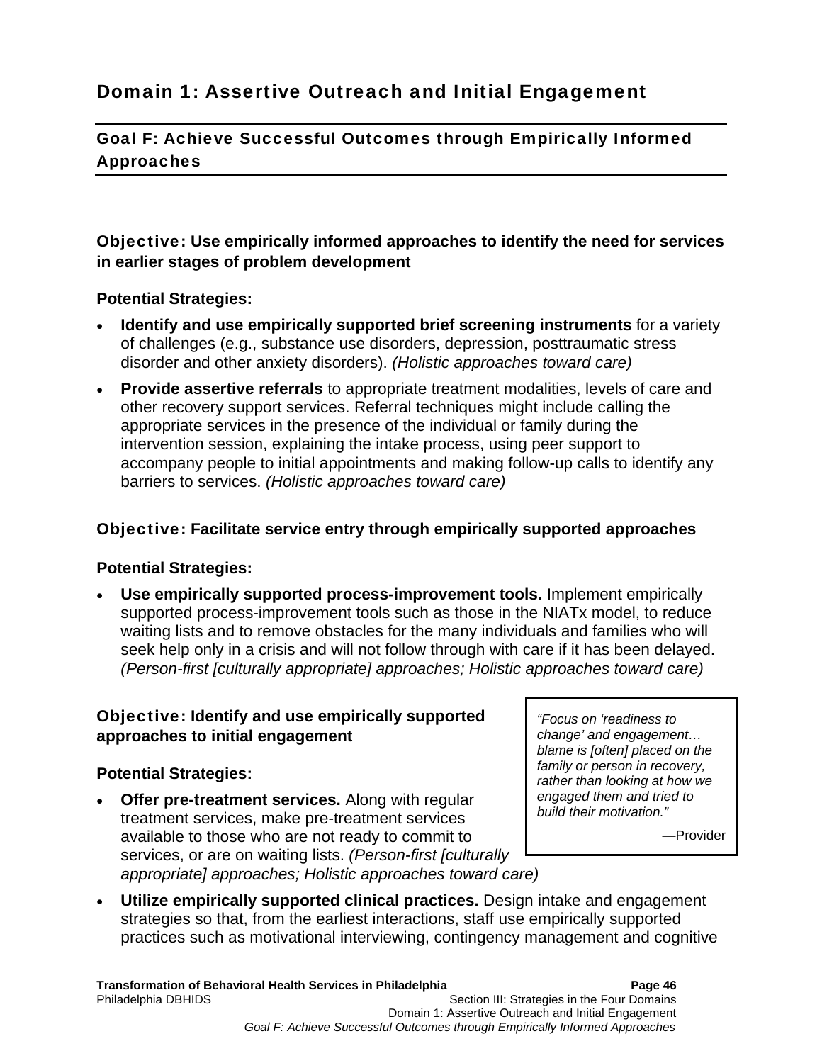# Domain 1: Assertive Outreach and Initial Engagement

## Goal F: Achieve Successful Outcomes through Empirically Informed Approaches

### Objective: Use empirically informed approaches to identify the need for services in earlier stages of problem development

**Potential Strategies:**

- **Identify and use empirically supported brief screening instruments** for a variety of challenges (e.g., substance use disorders, depression, posttraumatic stress disorder and other anxiety disorders). *(Holistic approaches toward care)*
- **Provide assertive referrals** to appropriate treatment modalities, levels of care and other recovery support services. Referral techniques might include calling the appropriate services in the presence of the individual or family during the intervention session, explaining the intake process, using peer support to accompany people to initial appointments and making follow-up calls to identify any barriers to services. *(Holistic approaches toward care)*

### Objective: Facilitate service entry through empirically supported approaches

**Potential Strategies:**

- **Use empirically supported process-improvement tools.** Implement empirically supported process-improvement tools such as those in the NIATx model, to reduce waiting lists and to remove obstacles for the many individuals and families who will seek help only in a crisis and will not follow through with care if it has been delayed. *(Person-first [culturally appropriate] approaches; Holistic approaches toward care)*

### Objective: Identify and use empirically supported approaches to initial engagement

> *"Focus on 'readiness to change' and engagement… blame is [often] placed on the family or person in recovery, rather than looking at how we engaged them and tried to build their motivation."*
>
> —Provider

**Potential Strategies:**

- **Offer pre-treatment services.** Along with regular treatment services, make pre-treatment services available to those who are not ready to commit to services, or are on waiting lists. *(Person-first [culturally appropriate] approaches; Holistic approaches toward care)*
- **Utilize empirically supported clinical practices.** Design intake and engagement strategies so that, from the earliest interactions, staff use empirically supported practices such as motivational interviewing, contingency management and cognitive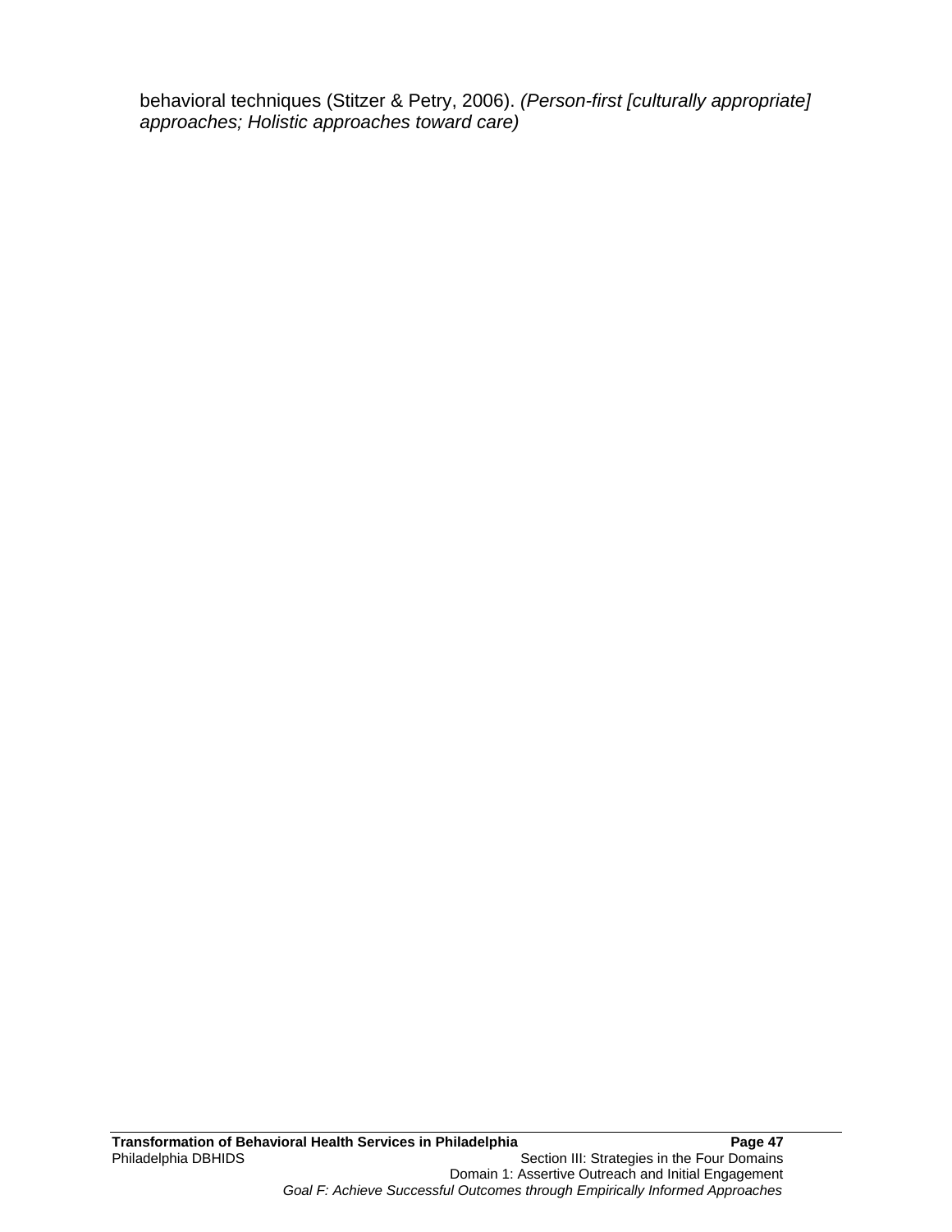behavioral techniques (Stitzer & Petry, 2006). *(Person-first [culturally appropriate] approaches; Holistic approaches toward care)*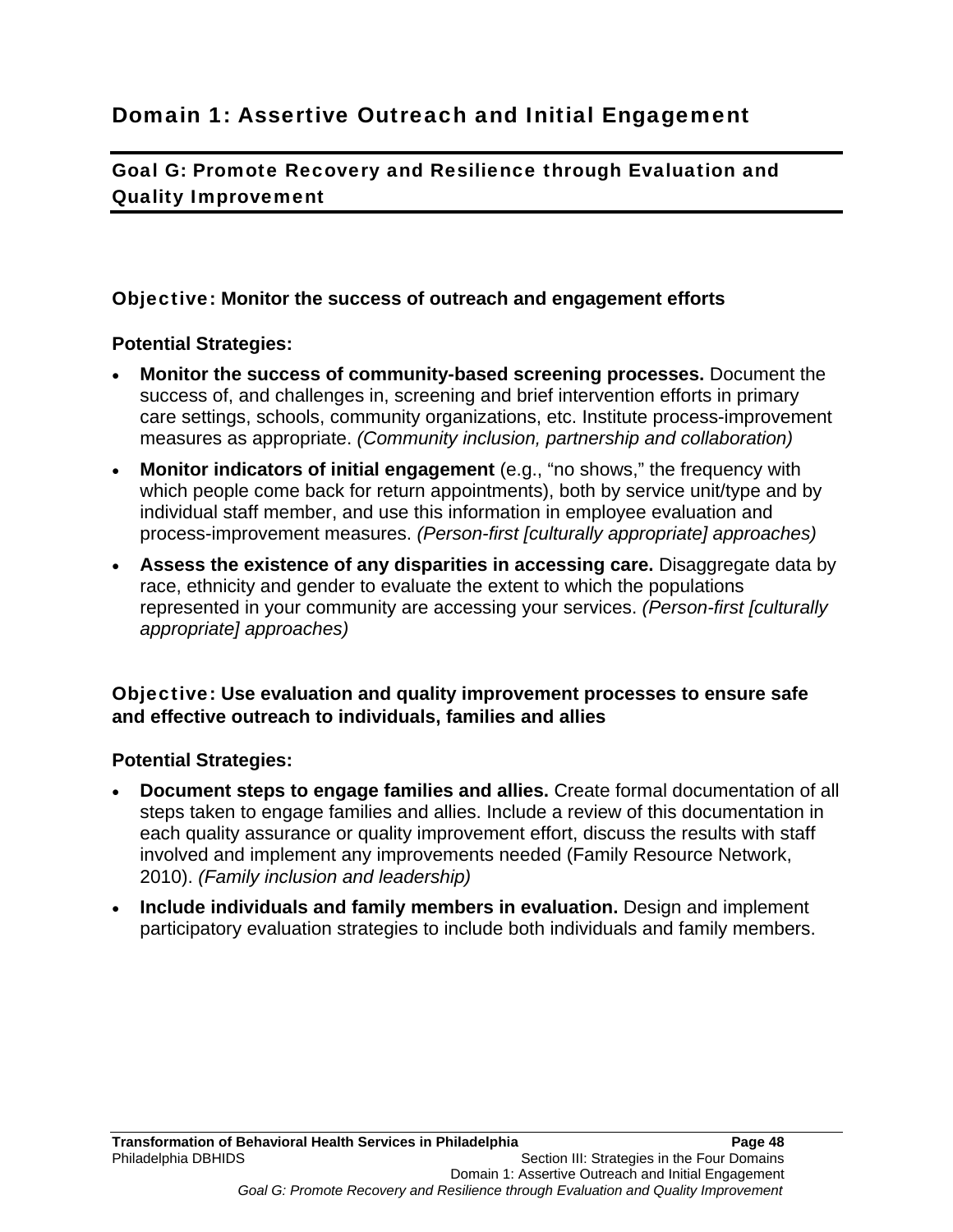# Domain 1: Assertive Outreach and Initial Engagement

## Goal G: Promote Recovery and Resilience through Evaluation and Quality Improvement

### Objective: Monitor the success of outreach and engagement efforts

**Potential Strategies:**

- **Monitor the success of community-based screening processes.** Document the success of, and challenges in, screening and brief intervention efforts in primary care settings, schools, community organizations, etc. Institute process-improvement measures as appropriate. *(Community inclusion, partnership and collaboration)*
- **Monitor indicators of initial engagement** (e.g., "no shows," the frequency with which people come back for return appointments), both by service unit/type and by individual staff member, and use this information in employee evaluation and process-improvement measures. *(Person-first [culturally appropriate] approaches)*
- **Assess the existence of any disparities in accessing care.** Disaggregate data by race, ethnicity and gender to evaluate the extent to which the populations represented in your community are accessing your services. *(Person-first [culturally appropriate] approaches)*

### Objective: Use evaluation and quality improvement processes to ensure safe and effective outreach to individuals, families and allies

**Potential Strategies:**

- **Document steps to engage families and allies.** Create formal documentation of all steps taken to engage families and allies. Include a review of this documentation in each quality assurance or quality improvement effort, discuss the results with staff involved and implement any improvements needed (Family Resource Network, 2010). *(Family inclusion and leadership)*
- **Include individuals and family members in evaluation.** Design and implement participatory evaluation strategies to include both individuals and family members.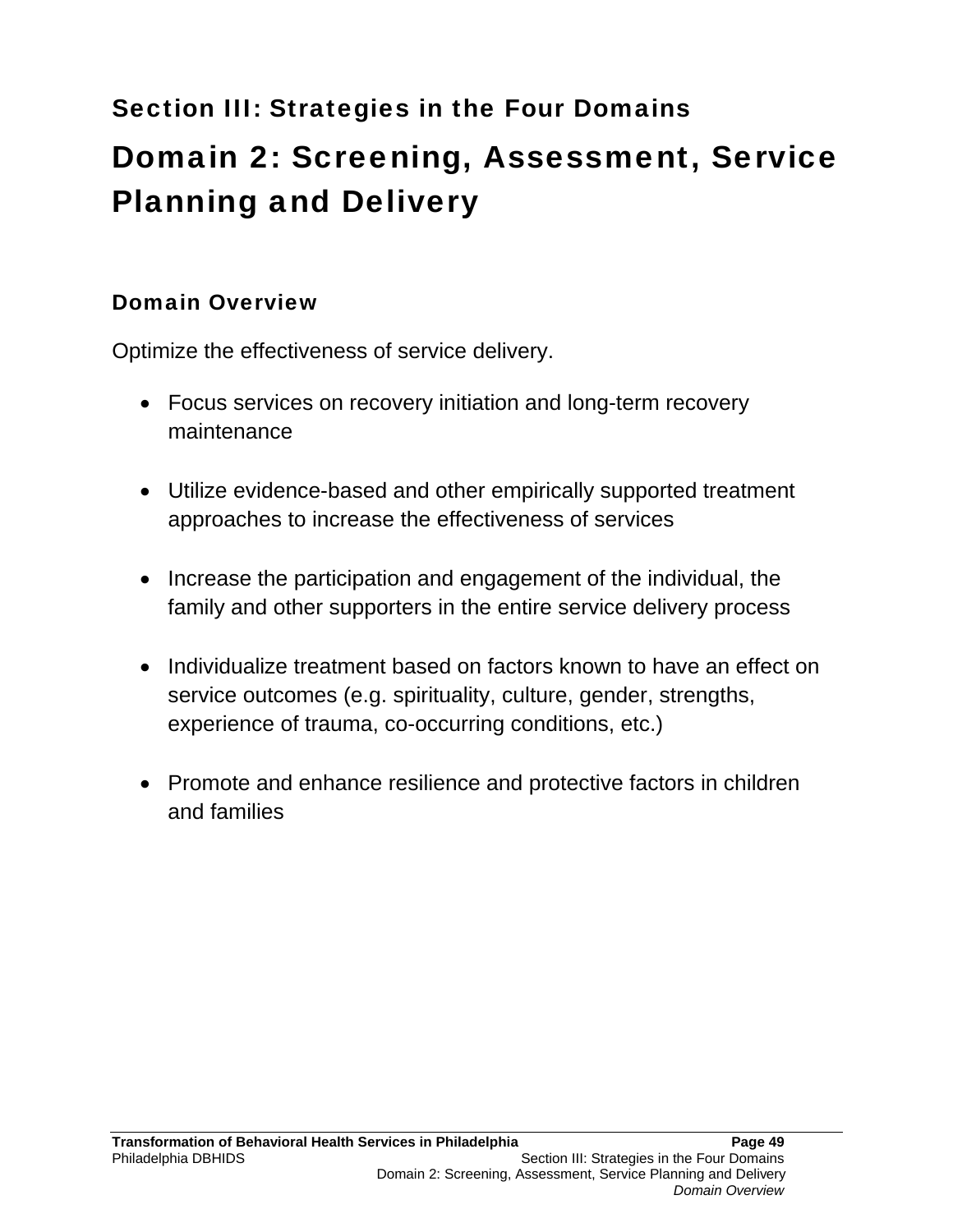## Section III: Strategies in the Four Domains

# Domain 2: Screening, Assessment, Service Planning and Delivery

### Domain Overview

Optimize the effectiveness of service delivery.

- Focus services on recovery initiation and long-term recovery maintenance
- Utilize evidence-based and other empirically supported treatment approaches to increase the effectiveness of services
- Increase the participation and engagement of the individual, the family and other supporters in the entire service delivery process
- Individualize treatment based on factors known to have an effect on service outcomes (e.g. spirituality, culture, gender, strengths, experience of trauma, co-occurring conditions, etc.)
- Promote and enhance resilience and protective factors in children and families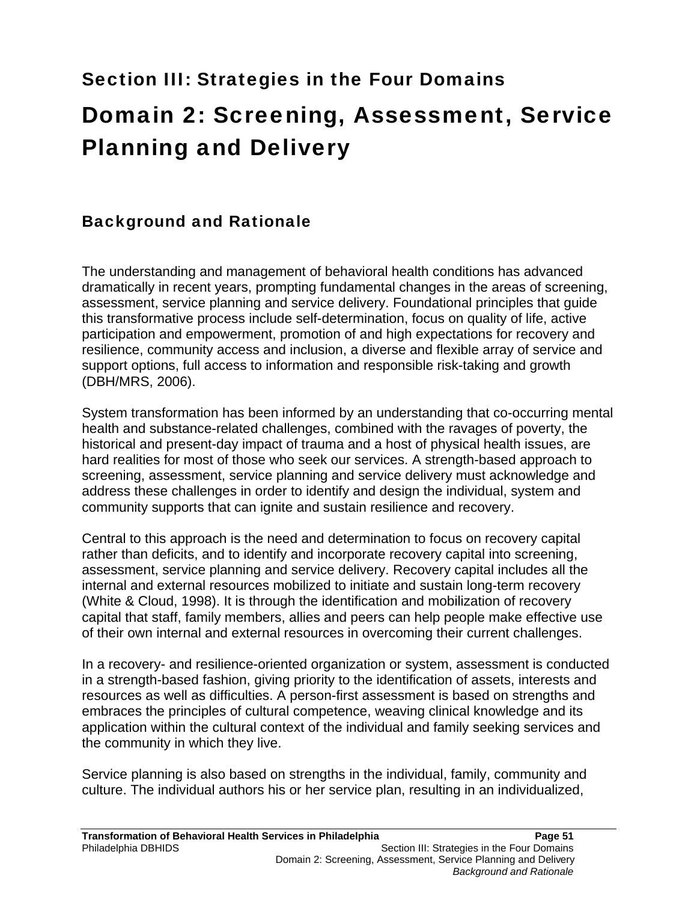## Section III: Strategies in the Four Domains

# Domain 2: Screening, Assessment, Service Planning and Delivery

### Background and Rationale

The understanding and management of behavioral health conditions has advanced dramatically in recent years, prompting fundamental changes in the areas of screening, assessment, service planning and service delivery. Foundational principles that guide this transformative process include self-determination, focus on quality of life, active participation and empowerment, promotion of and high expectations for recovery and resilience, community access and inclusion, a diverse and flexible array of service and support options, full access to information and responsible risk-taking and growth (DBH/MRS, 2006).

System transformation has been informed by an understanding that co-occurring mental health and substance-related challenges, combined with the ravages of poverty, the historical and present-day impact of trauma and a host of physical health issues, are hard realities for most of those who seek our services. A strength-based approach to screening, assessment, service planning and service delivery must acknowledge and address these challenges in order to identify and design the individual, system and community supports that can ignite and sustain resilience and recovery.

Central to this approach is the need and determination to focus on recovery capital rather than deficits, and to identify and incorporate recovery capital into screening, assessment, service planning and service delivery. Recovery capital includes all the internal and external resources mobilized to initiate and sustain long-term recovery (White & Cloud, 1998). It is through the identification and mobilization of recovery capital that staff, family members, allies and peers can help people make effective use of their own internal and external resources in overcoming their current challenges.

In a recovery- and resilience-oriented organization or system, assessment is conducted in a strength-based fashion, giving priority to the identification of assets, interests and resources as well as difficulties. A person-first assessment is based on strengths and embraces the principles of cultural competence, weaving clinical knowledge and its application within the cultural context of the individual and family seeking services and the community in which they live.

Service planning is also based on strengths in the individual, family, community and culture. The individual authors his or her service plan, resulting in an individualized,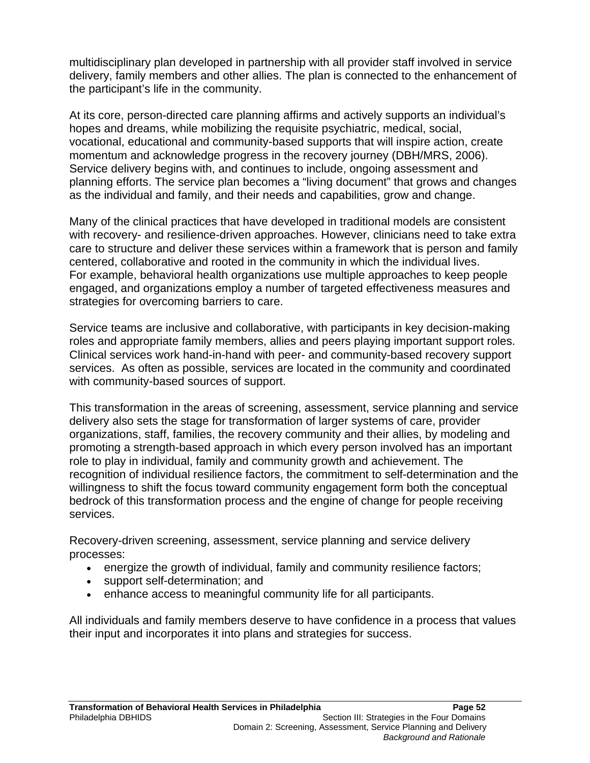multidisciplinary plan developed in partnership with all provider staff involved in service delivery, family members and other allies. The plan is connected to the enhancement of the participant's life in the community.

At its core, person-directed care planning affirms and actively supports an individual's hopes and dreams, while mobilizing the requisite psychiatric, medical, social, vocational, educational and community-based supports that will inspire action, create momentum and acknowledge progress in the recovery journey (DBH/MRS, 2006). Service delivery begins with, and continues to include, ongoing assessment and planning efforts. The service plan becomes a "living document" that grows and changes as the individual and family, and their needs and capabilities, grow and change.

Many of the clinical practices that have developed in traditional models are consistent with recovery- and resilience-driven approaches. However, clinicians need to take extra care to structure and deliver these services within a framework that is person and family centered, collaborative and rooted in the community in which the individual lives. For example, behavioral health organizations use multiple approaches to keep people engaged, and organizations employ a number of targeted effectiveness measures and strategies for overcoming barriers to care.

Service teams are inclusive and collaborative, with participants in key decision-making roles and appropriate family members, allies and peers playing important support roles. Clinical services work hand-in-hand with peer- and community-based recovery support services. As often as possible, services are located in the community and coordinated with community-based sources of support.

This transformation in the areas of screening, assessment, service planning and service delivery also sets the stage for transformation of larger systems of care, provider organizations, staff, families, the recovery community and their allies, by modeling and promoting a strength-based approach in which every person involved has an important role to play in individual, family and community growth and achievement. The recognition of individual resilience factors, the commitment to self-determination and the willingness to shift the focus toward community engagement form both the conceptual bedrock of this transformation process and the engine of change for people receiving services.

Recovery-driven screening, assessment, service planning and service delivery processes:

- energize the growth of individual, family and community resilience factors;
- support self-determination; and
- enhance access to meaningful community life for all participants.

All individuals and family members deserve to have confidence in a process that values their input and incorporates it into plans and strategies for success.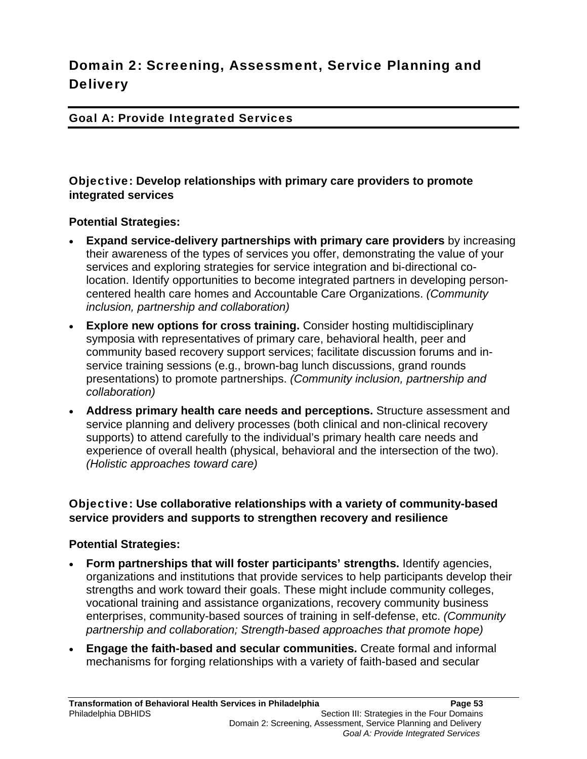# Domain 2: Screening, Assessment, Service Planning and Delivery

## Goal A: Provide Integrated Services

### Objective: Develop relationships with primary care providers to promote integrated services

**Potential Strategies:**

- **Expand service-delivery partnerships with primary care providers** by increasing their awareness of the types of services you offer, demonstrating the value of your services and exploring strategies for service integration and bi-directional co-location. Identify opportunities to become integrated partners in developing person-centered health care homes and Accountable Care Organizations. *(Community inclusion, partnership and collaboration)*
- **Explore new options for cross training.** Consider hosting multidisciplinary symposia with representatives of primary care, behavioral health, peer and community based recovery support services; facilitate discussion forums and in-service training sessions (e.g., brown-bag lunch discussions, grand rounds presentations) to promote partnerships. *(Community inclusion, partnership and collaboration)*
- **Address primary health care needs and perceptions.** Structure assessment and service planning and delivery processes (both clinical and non-clinical recovery supports) to attend carefully to the individual's primary health care needs and experience of overall health (physical, behavioral and the intersection of the two). *(Holistic approaches toward care)*

### Objective: Use collaborative relationships with a variety of community-based service providers and supports to strengthen recovery and resilience

**Potential Strategies:**

- **Form partnerships that will foster participants' strengths.** Identify agencies, organizations and institutions that provide services to help participants develop their strengths and work toward their goals. These might include community colleges, vocational training and assistance organizations, recovery community business enterprises, community-based sources of training in self-defense, etc. *(Community partnership and collaboration; Strength-based approaches that promote hope)*
- **Engage the faith-based and secular communities.** Create formal and informal mechanisms for forging relationships with a variety of faith-based and secular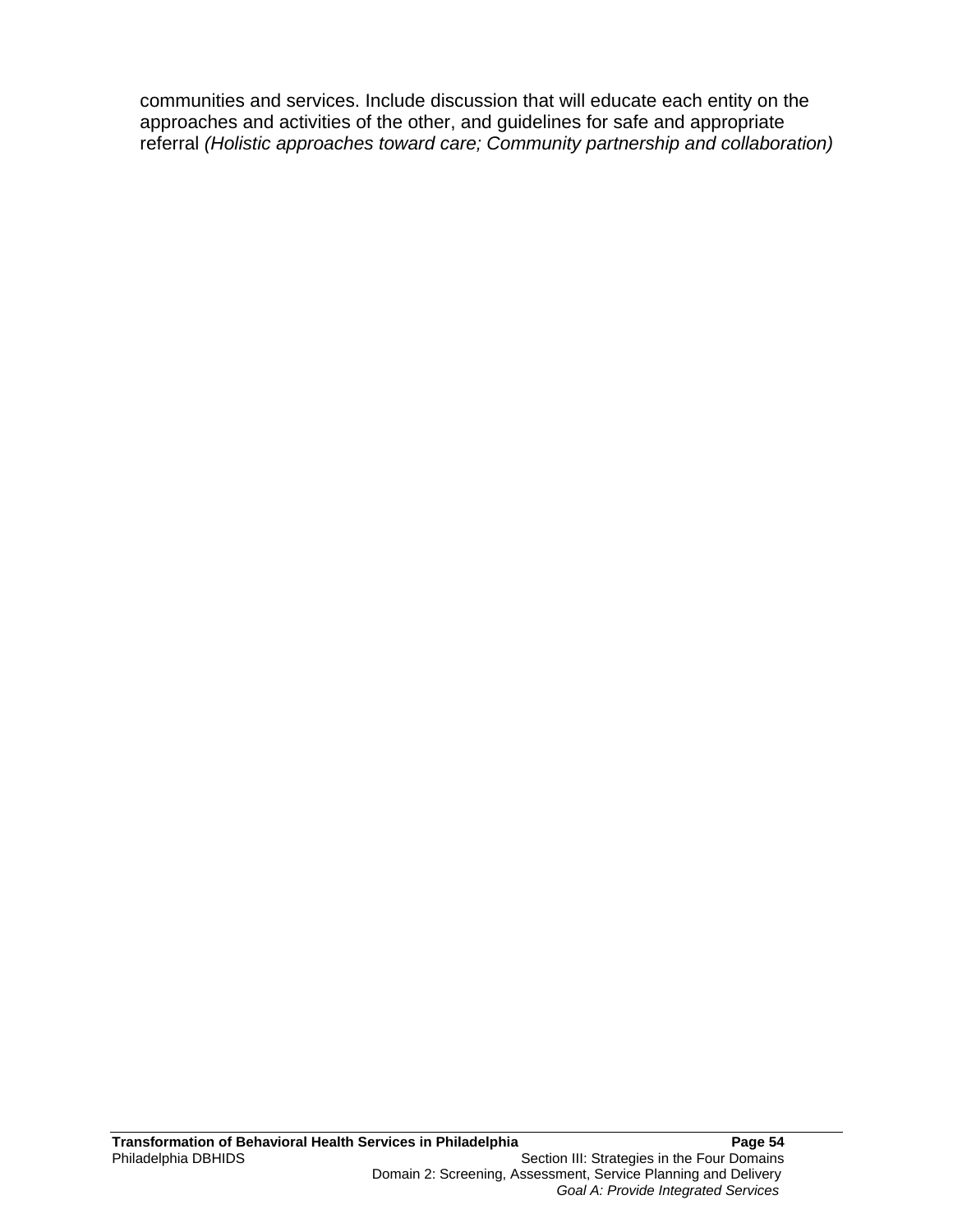communities and services. Include discussion that will educate each entity on the approaches and activities of the other, and guidelines for safe and appropriate referral *(Holistic approaches toward care; Community partnership and collaboration)*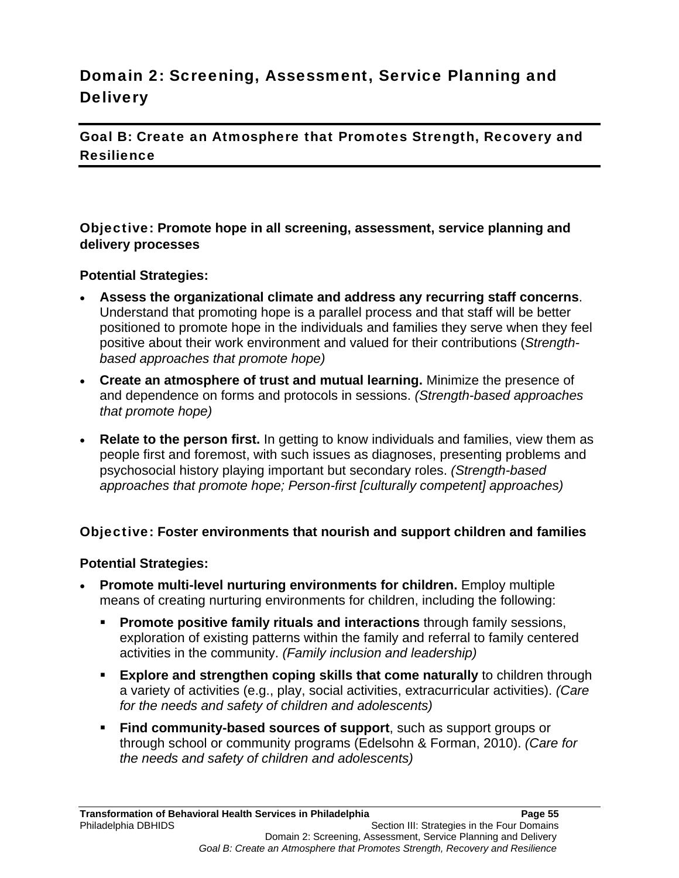## Domain 2: Screening, Assessment, Service Planning and Delivery

### Goal B: Create an Atmosphere that Promotes Strength, Recovery and Resilience

**Objective: Promote hope in all screening, assessment, service planning and delivery processes**

**Potential Strategies:**

- **Assess the organizational climate and address any recurring staff concerns**. Understand that promoting hope is a parallel process and that staff will be better positioned to promote hope in the individuals and families they serve when they feel positive about their work environment and valued for their contributions (*Strength-based approaches that promote hope)*
- **Create an atmosphere of trust and mutual learning.** Minimize the presence of and dependence on forms and protocols in sessions. *(Strength-based approaches that promote hope)*
- **Relate to the person first.** In getting to know individuals and families, view them as people first and foremost, with such issues as diagnoses, presenting problems and psychosocial history playing important but secondary roles. *(Strength-based approaches that promote hope; Person-first [culturally competent] approaches)*

**Objective: Foster environments that nourish and support children and families**

**Potential Strategies:**

- **Promote multi-level nurturing environments for children.** Employ multiple means of creating nurturing environments for children, including the following:
  - **Promote positive family rituals and interactions** through family sessions, exploration of existing patterns within the family and referral to family centered activities in the community. *(Family inclusion and leadership)*
  - **Explore and strengthen coping skills that come naturally** to children through a variety of activities (e.g., play, social activities, extracurricular activities). *(Care for the needs and safety of children and adolescents)*
  - **Find community-based sources of support**, such as support groups or through school or community programs (Edelsohn & Forman, 2010). *(Care for the needs and safety of children and adolescents)*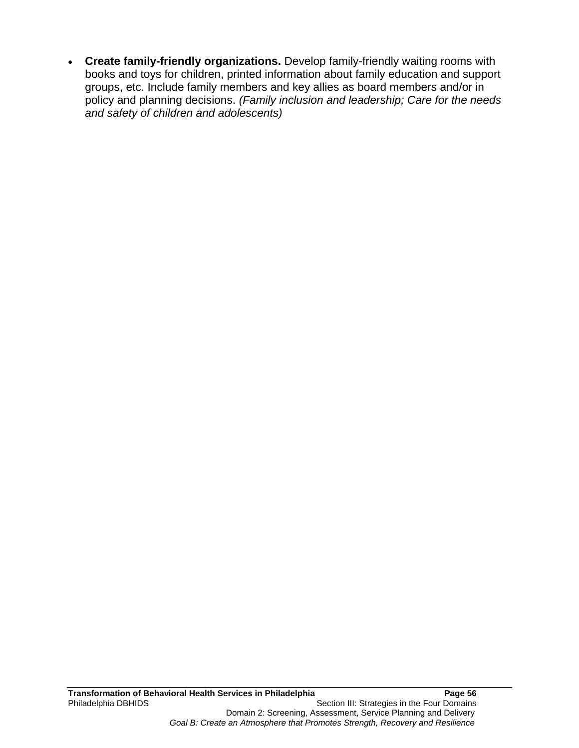- **Create family-friendly organizations.** Develop family-friendly waiting rooms with books and toys for children, printed information about family education and support groups, etc. Include family members and key allies as board members and/or in policy and planning decisions. *(Family inclusion and leadership; Care for the needs and safety of children and adolescents)*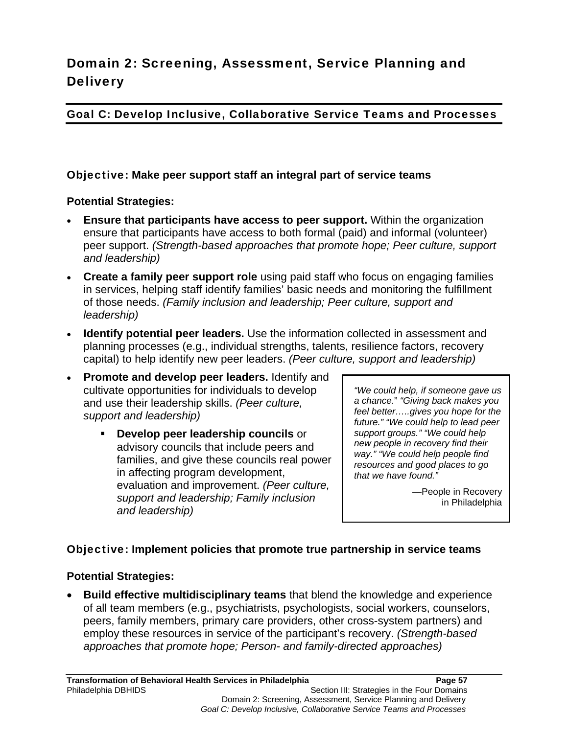# Domain 2: Screening, Assessment, Service Planning and Delivery

## Goal C: Develop Inclusive, Collaborative Service Teams and Processes

### Objective: Make peer support staff an integral part of service teams

**Potential Strategies:**

- **Ensure that participants have access to peer support.** Within the organization ensure that participants have access to both formal (paid) and informal (volunteer) peer support. *(Strength-based approaches that promote hope; Peer culture, support and leadership)*
- **Create a family peer support role** using paid staff who focus on engaging families in services, helping staff identify families' basic needs and monitoring the fulfillment of those needs. *(Family inclusion and leadership; Peer culture, support and leadership)*
- **Identify potential peer leaders.** Use the information collected in assessment and planning processes (e.g., individual strengths, talents, resilience factors, recovery capital) to help identify new peer leaders. *(Peer culture, support and leadership)*
- **Promote and develop peer leaders.** Identify and cultivate opportunities for individuals to develop and use their leadership skills. *(Peer culture, support and leadership)*
  - **Develop peer leadership councils** or advisory councils that include peers and families, and give these councils real power in affecting program development, evaluation and improvement. *(Peer culture, support and leadership; Family inclusion and leadership)*

> *"We could help, if someone gave us a chance." "Giving back makes you feel better…..gives you hope for the future." "We could help to lead peer support groups." "We could help new people in recovery find their way." "We could help people find resources and good places to go that we have found."*
>
> —People in Recovery in Philadelphia

### Objective: Implement policies that promote true partnership in service teams

**Potential Strategies:**

- **Build effective multidisciplinary teams** that blend the knowledge and experience of all team members (e.g., psychiatrists, psychologists, social workers, counselors, peers, family members, primary care providers, other cross-system partners) and employ these resources in service of the participant's recovery. *(Strength-based approaches that promote hope; Person- and family-directed approaches)*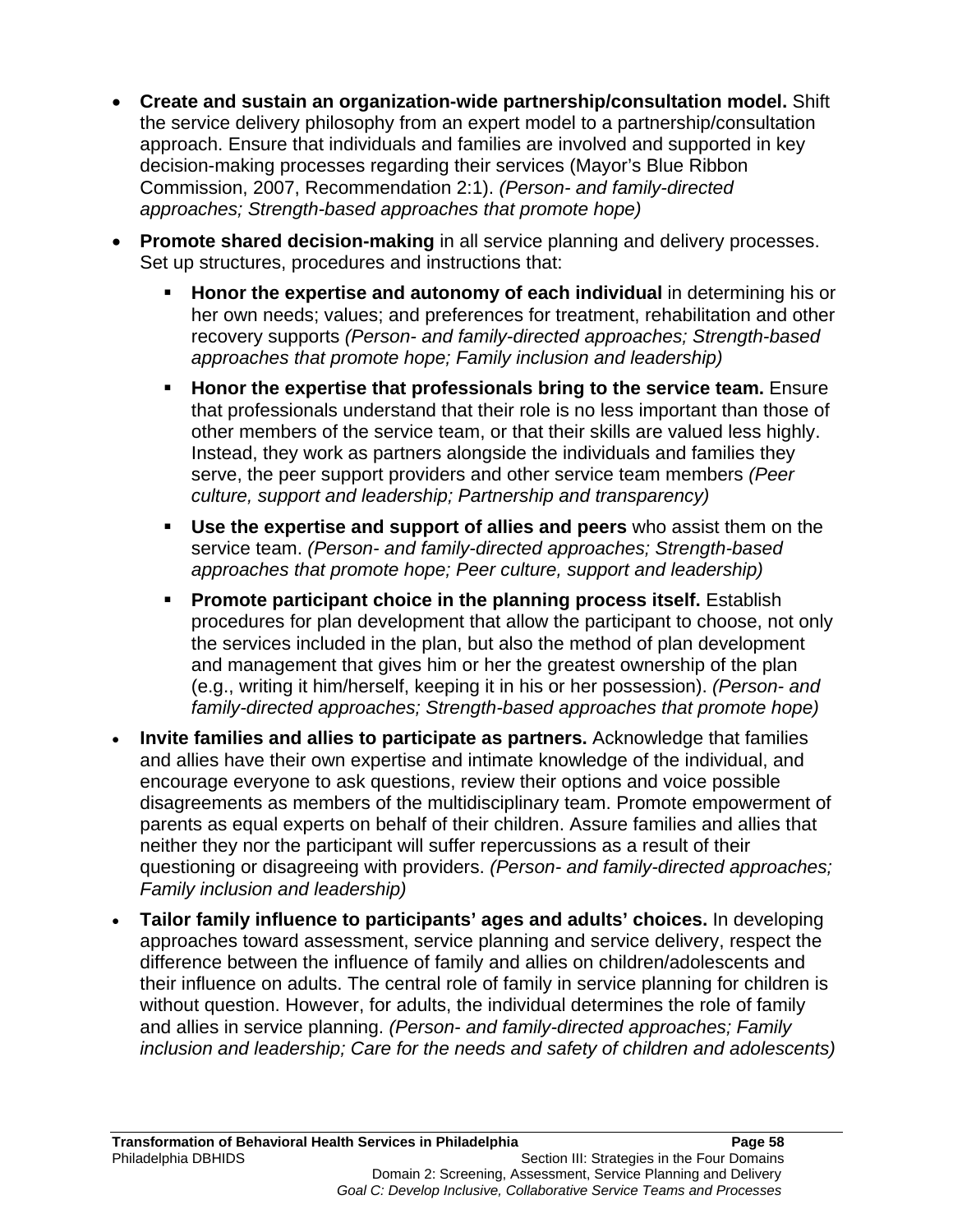- **Create and sustain an organization-wide partnership/consultation model.** Shift the service delivery philosophy from an expert model to a partnership/consultation approach. Ensure that individuals and families are involved and supported in key decision-making processes regarding their services (Mayor's Blue Ribbon Commission, 2007, Recommendation 2:1). *(Person- and family-directed approaches; Strength-based approaches that promote hope)*
- **Promote shared decision-making** in all service planning and delivery processes. Set up structures, procedures and instructions that:
    - **Honor the expertise and autonomy of each individual** in determining his or her own needs; values; and preferences for treatment, rehabilitation and other recovery supports *(Person- and family-directed approaches; Strength-based approaches that promote hope; Family inclusion and leadership)*
    - **Honor the expertise that professionals bring to the service team.** Ensure that professionals understand that their role is no less important than those of other members of the service team, or that their skills are valued less highly. Instead, they work as partners alongside the individuals and families they serve, the peer support providers and other service team members *(Peer culture, support and leadership; Partnership and transparency)*
    - **Use the expertise and support of allies and peers** who assist them on the service team. *(Person- and family-directed approaches; Strength-based approaches that promote hope; Peer culture, support and leadership)*
    - **Promote participant choice in the planning process itself.** Establish procedures for plan development that allow the participant to choose, not only the services included in the plan, but also the method of plan development and management that gives him or her the greatest ownership of the plan (e.g., writing it him/herself, keeping it in his or her possession). *(Person- and family-directed approaches; Strength-based approaches that promote hope)*
- **Invite families and allies to participate as partners.** Acknowledge that families and allies have their own expertise and intimate knowledge of the individual, and encourage everyone to ask questions, review their options and voice possible disagreements as members of the multidisciplinary team. Promote empowerment of parents as equal experts on behalf of their children. Assure families and allies that neither they nor the participant will suffer repercussions as a result of their questioning or disagreeing with providers. *(Person- and family-directed approaches; Family inclusion and leadership)*
- **Tailor family influence to participants' ages and adults' choices.** In developing approaches toward assessment, service planning and service delivery, respect the difference between the influence of family and allies on children/adolescents and their influence on adults. The central role of family in service planning for children is without question. However, for adults, the individual determines the role of family and allies in service planning. *(Person- and family-directed approaches; Family inclusion and leadership; Care for the needs and safety of children and adolescents)*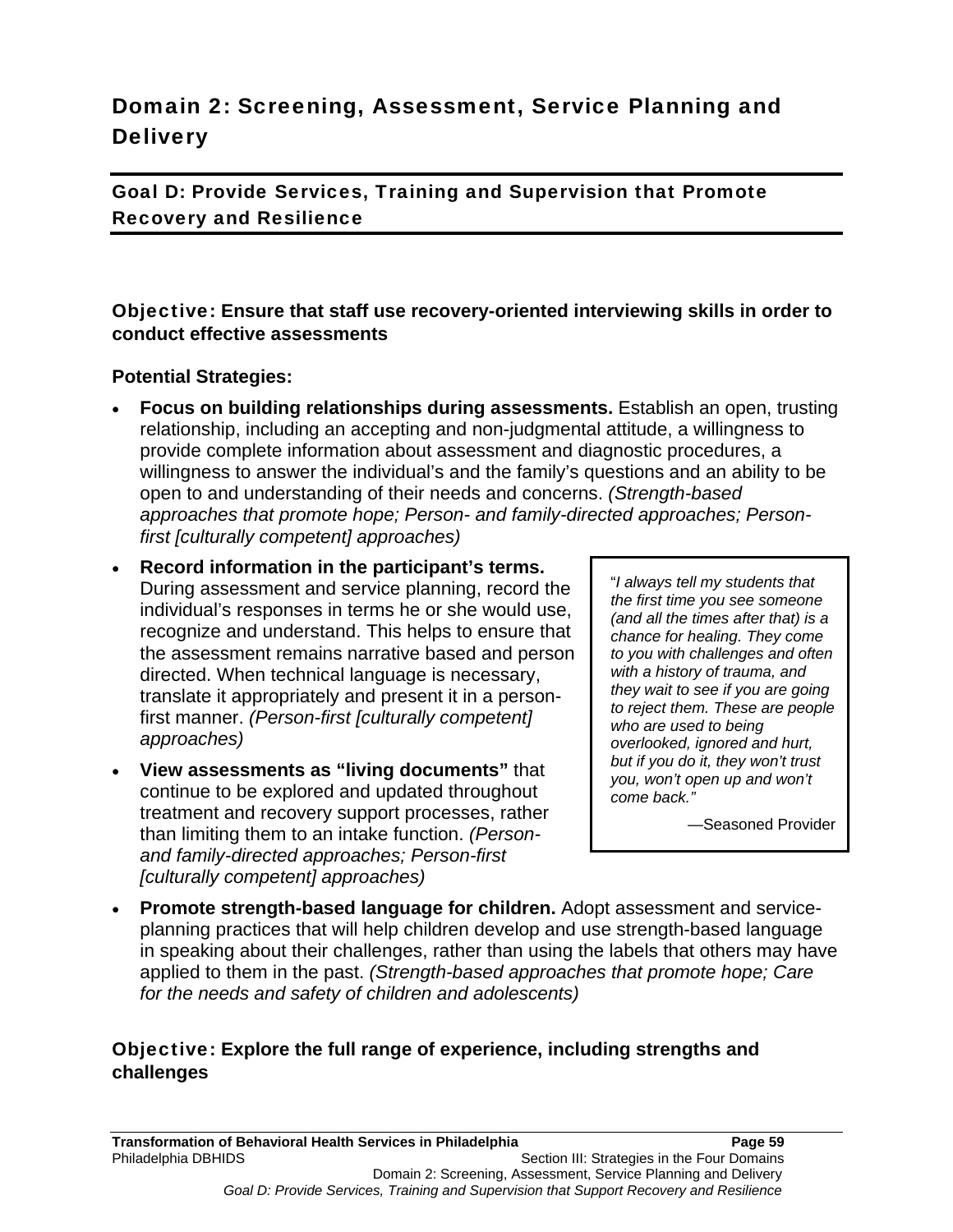# Domain 2: Screening, Assessment, Service Planning and Delivery

## Goal D: Provide Services, Training and Supervision that Promote Recovery and Resilience

### Objective: Ensure that staff use recovery-oriented interviewing skills in order to conduct effective assessments

**Potential Strategies:**

- **Focus on building relationships during assessments.** Establish an open, trusting relationship, including an accepting and non-judgmental attitude, a willingness to provide complete information about assessment and diagnostic procedures, a willingness to answer the individual's and the family's questions and an ability to be open to and understanding of their needs and concerns. *(Strength-based approaches that promote hope; Person- and family-directed approaches; Person-first [culturally competent] approaches)*
- **Record information in the participant's terms.** During assessment and service planning, record the individual's responses in terms he or she would use, recognize and understand. This helps to ensure that the assessment remains narrative based and person directed. When technical language is necessary, translate it appropriately and present it in a person-first manner. *(Person-first [culturally competent] approaches)*
- **View assessments as "living documents"** that continue to be explored and updated throughout treatment and recovery support processes, rather than limiting them to an intake function. *(Person- and family-directed approaches; Person-first [culturally competent] approaches)*

> "*I always tell my students that the first time you see someone (and all the times after that) is a chance for healing. They come to you with challenges and often with a history of trauma, and they wait to see if you are going to reject them. These are people who are used to being overlooked, ignored and hurt, but if you do it, they won't trust you, won't open up and won't come back.*"
>
> —Seasoned Provider

- **Promote strength-based language for children.** Adopt assessment and service-planning practices that will help children develop and use strength-based language in speaking about their challenges, rather than using the labels that others may have applied to them in the past. *(Strength-based approaches that promote hope; Care for the needs and safety of children and adolescents)*

### Objective: Explore the full range of experience, including strengths and challenges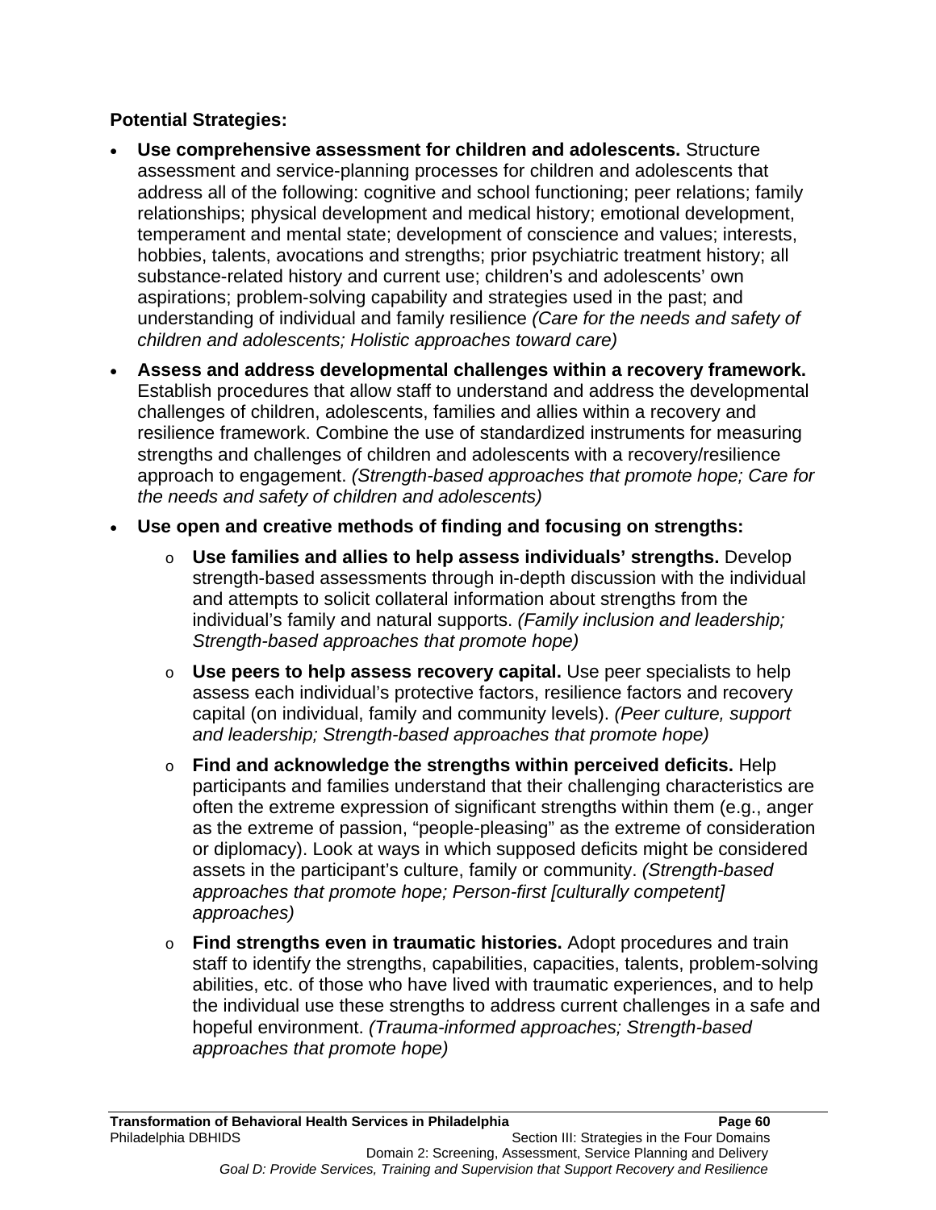**Potential Strategies:**

- **Use comprehensive assessment for children and adolescents.** Structure assessment and service-planning processes for children and adolescents that address all of the following: cognitive and school functioning; peer relations; family relationships; physical development and medical history; emotional development, temperament and mental state; development of conscience and values; interests, hobbies, talents, avocations and strengths; prior psychiatric treatment history; all substance-related history and current use; children's and adolescents' own aspirations; problem-solving capability and strategies used in the past; and understanding of individual and family resilience *(Care for the needs and safety of children and adolescents; Holistic approaches toward care)*
- **Assess and address developmental challenges within a recovery framework.** Establish procedures that allow staff to understand and address the developmental challenges of children, adolescents, families and allies within a recovery and resilience framework. Combine the use of standardized instruments for measuring strengths and challenges of children and adolescents with a recovery/resilience approach to engagement. *(Strength-based approaches that promote hope; Care for the needs and safety of children and adolescents)*
- **Use open and creative methods of finding and focusing on strengths:**
  - **Use families and allies to help assess individuals' strengths.** Develop strength-based assessments through in-depth discussion with the individual and attempts to solicit collateral information about strengths from the individual's family and natural supports. *(Family inclusion and leadership; Strength-based approaches that promote hope)*
  - **Use peers to help assess recovery capital.** Use peer specialists to help assess each individual's protective factors, resilience factors and recovery capital (on individual, family and community levels). *(Peer culture, support and leadership; Strength-based approaches that promote hope)*
  - **Find and acknowledge the strengths within perceived deficits.** Help participants and families understand that their challenging characteristics are often the extreme expression of significant strengths within them (e.g., anger as the extreme of passion, "people-pleasing" as the extreme of consideration or diplomacy). Look at ways in which supposed deficits might be considered assets in the participant's culture, family or community. *(Strength-based approaches that promote hope; Person-first [culturally competent] approaches)*
  - **Find strengths even in traumatic histories.** Adopt procedures and train staff to identify the strengths, capabilities, capacities, talents, problem-solving abilities, etc. of those who have lived with traumatic experiences, and to help the individual use these strengths to address current challenges in a safe and hopeful environment. *(Trauma-informed approaches; Strength-based approaches that promote hope)*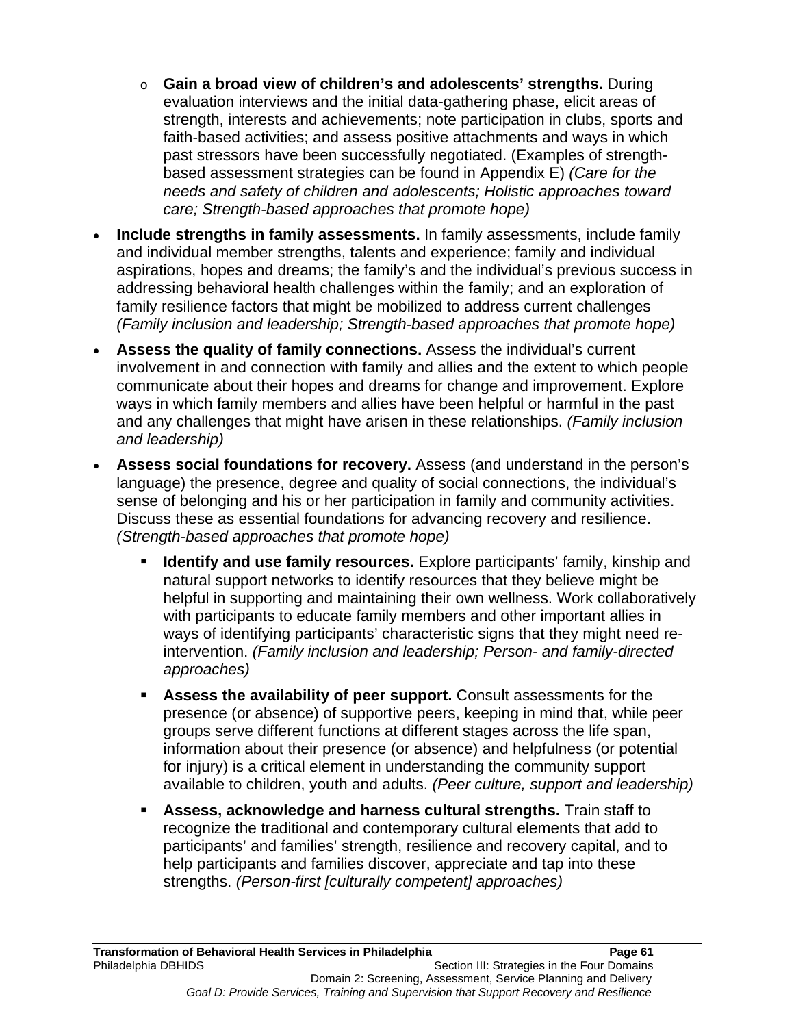- **Gain a broad view of children's and adolescents' strengths.** During evaluation interviews and the initial data-gathering phase, elicit areas of strength, interests and achievements; note participation in clubs, sports and faith-based activities; and assess positive attachments and ways in which past stressors have been successfully negotiated. (Examples of strength-based assessment strategies can be found in Appendix E) *(Care for the needs and safety of children and adolescents; Holistic approaches toward care; Strength-based approaches that promote hope)*

- **Include strengths in family assessments.** In family assessments, include family and individual member strengths, talents and experience; family and individual aspirations, hopes and dreams; the family's and the individual's previous success in addressing behavioral health challenges within the family; and an exploration of family resilience factors that might be mobilized to address current challenges *(Family inclusion and leadership; Strength-based approaches that promote hope)*

- **Assess the quality of family connections.** Assess the individual's current involvement in and connection with family and allies and the extent to which people communicate about their hopes and dreams for change and improvement. Explore ways in which family members and allies have been helpful or harmful in the past and any challenges that might have arisen in these relationships. *(Family inclusion and leadership)*

- **Assess social foundations for recovery.** Assess (and understand in the person's language) the presence, degree and quality of social connections, the individual's sense of belonging and his or her participation in family and community activities. Discuss these as essential foundations for advancing recovery and resilience. *(Strength-based approaches that promote hope)*

  - **Identify and use family resources.** Explore participants' family, kinship and natural support networks to identify resources that they believe might be helpful in supporting and maintaining their own wellness. Work collaboratively with participants to educate family members and other important allies in ways of identifying participants' characteristic signs that they might need re-intervention. *(Family inclusion and leadership; Person- and family-directed approaches)*

  - **Assess the availability of peer support.** Consult assessments for the presence (or absence) of supportive peers, keeping in mind that, while peer groups serve different functions at different stages across the life span, information about their presence (or absence) and helpfulness (or potential for injury) is a critical element in understanding the community support available to children, youth and adults. *(Peer culture, support and leadership)*

  - **Assess, acknowledge and harness cultural strengths.** Train staff to recognize the traditional and contemporary cultural elements that add to participants' and families' strength, resilience and recovery capital, and to help participants and families discover, appreciate and tap into these strengths. *(Person-first [culturally competent] approaches)*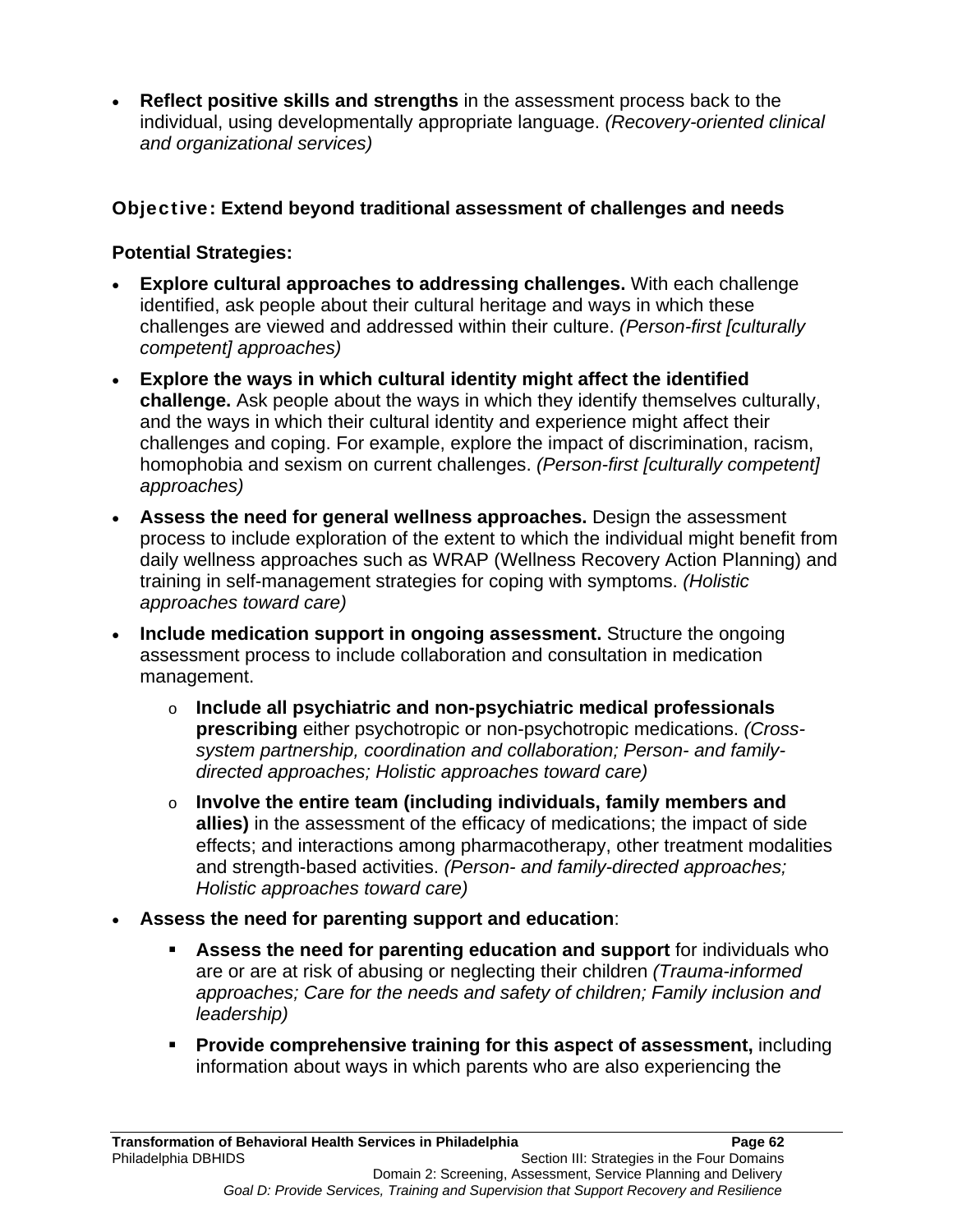- **Reflect positive skills and strengths** in the assessment process back to the individual, using developmentally appropriate language. *(Recovery-oriented clinical and organizational services)*

### Objective: Extend beyond traditional assessment of challenges and needs

**Potential Strategies:**

- **Explore cultural approaches to addressing challenges.** With each challenge identified, ask people about their cultural heritage and ways in which these challenges are viewed and addressed within their culture. *(Person-first [culturally competent] approaches)*
- **Explore the ways in which cultural identity might affect the identified challenge.** Ask people about the ways in which they identify themselves culturally, and the ways in which their cultural identity and experience might affect their challenges and coping. For example, explore the impact of discrimination, racism, homophobia and sexism on current challenges. *(Person-first [culturally competent] approaches)*
- **Assess the need for general wellness approaches.** Design the assessment process to include exploration of the extent to which the individual might benefit from daily wellness approaches such as WRAP (Wellness Recovery Action Planning) and training in self-management strategies for coping with symptoms. *(Holistic approaches toward care)*
- **Include medication support in ongoing assessment.** Structure the ongoing assessment process to include collaboration and consultation in medication management.
  - **Include all psychiatric and non-psychiatric medical professionals prescribing** either psychotropic or non-psychotropic medications. *(Cross-system partnership, coordination and collaboration; Person- and family-directed approaches; Holistic approaches toward care)*
  - **Involve the entire team (including individuals, family members and allies)** in the assessment of the efficacy of medications; the impact of side effects; and interactions among pharmacotherapy, other treatment modalities and strength-based activities. *(Person- and family-directed approaches; Holistic approaches toward care)*
- **Assess the need for parenting support and education**:
  - **Assess the need for parenting education and support** for individuals who are or are at risk of abusing or neglecting their children *(Trauma-informed approaches; Care for the needs and safety of children; Family inclusion and leadership)*
  - **Provide comprehensive training for this aspect of assessment,** including information about ways in which parents who are also experiencing the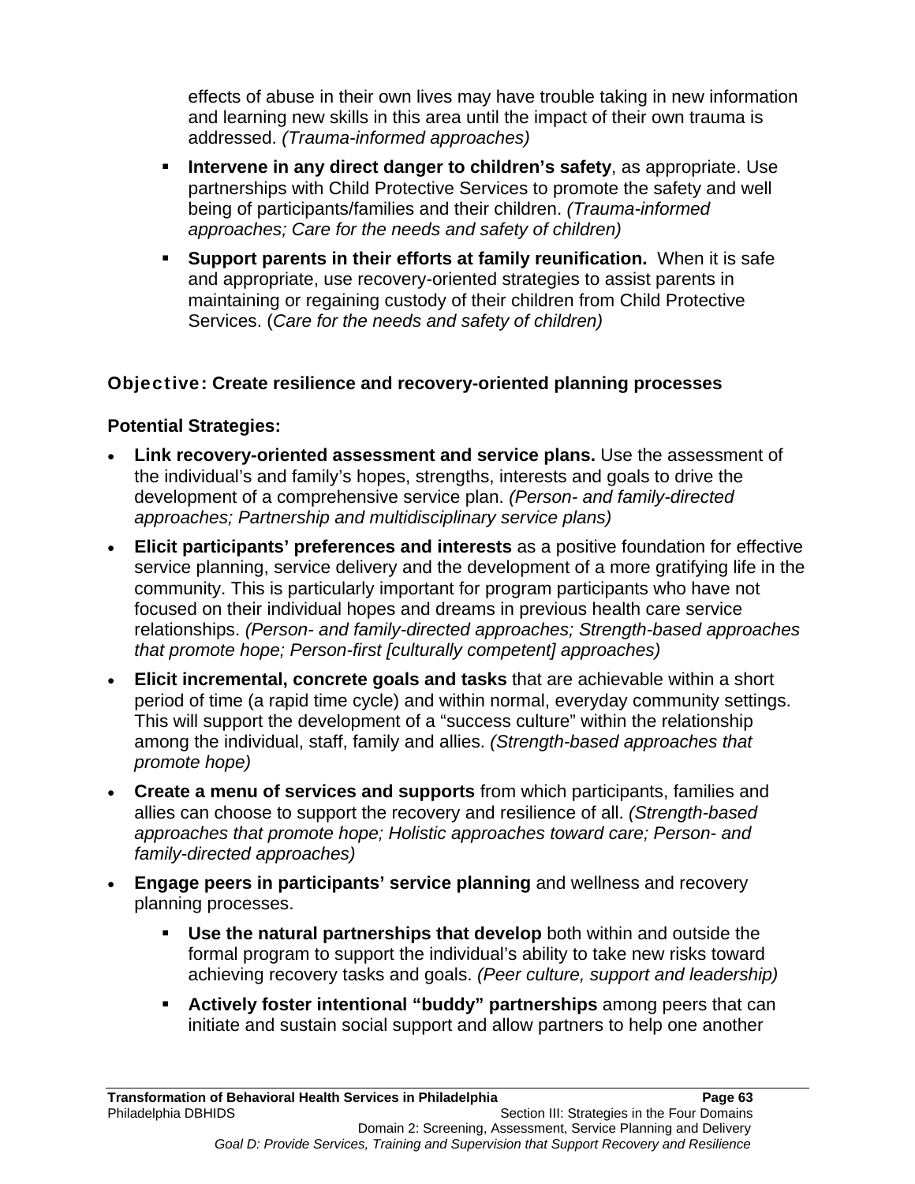effects of abuse in their own lives may have trouble taking in new information and learning new skills in this area until the impact of their own trauma is addressed. *(Trauma-informed approaches)*

  - **Intervene in any direct danger to children's safety**, as appropriate. Use partnerships with Child Protective Services to promote the safety and well being of participants/families and their children. *(Trauma-informed approaches; Care for the needs and safety of children)*

  - **Support parents in their efforts at family reunification.** When it is safe and appropriate, use recovery-oriented strategies to assist parents in maintaining or regaining custody of their children from Child Protective Services. (*Care for the needs and safety of children)*

**Objective: Create resilience and recovery-oriented planning processes**

**Potential Strategies:**

- **Link recovery-oriented assessment and service plans.** Use the assessment of the individual's and family's hopes, strengths, interests and goals to drive the development of a comprehensive service plan. *(Person- and family-directed approaches; Partnership and multidisciplinary service plans)*

- **Elicit participants' preferences and interests** as a positive foundation for effective service planning, service delivery and the development of a more gratifying life in the community. This is particularly important for program participants who have not focused on their individual hopes and dreams in previous health care service relationships. *(Person- and family-directed approaches; Strength-based approaches that promote hope; Person-first [culturally competent] approaches)*

- **Elicit incremental, concrete goals and tasks** that are achievable within a short period of time (a rapid time cycle) and within normal, everyday community settings. This will support the development of a "success culture" within the relationship among the individual, staff, family and allies. *(Strength-based approaches that promote hope)*

- **Create a menu of services and supports** from which participants, families and allies can choose to support the recovery and resilience of all. *(Strength-based approaches that promote hope; Holistic approaches toward care; Person- and family-directed approaches)*

- **Engage peers in participants' service planning** and wellness and recovery planning processes.

  - **Use the natural partnerships that develop** both within and outside the formal program to support the individual's ability to take new risks toward achieving recovery tasks and goals. *(Peer culture, support and leadership)*

  - **Actively foster intentional "buddy" partnerships** among peers that can initiate and sustain social support and allow partners to help one another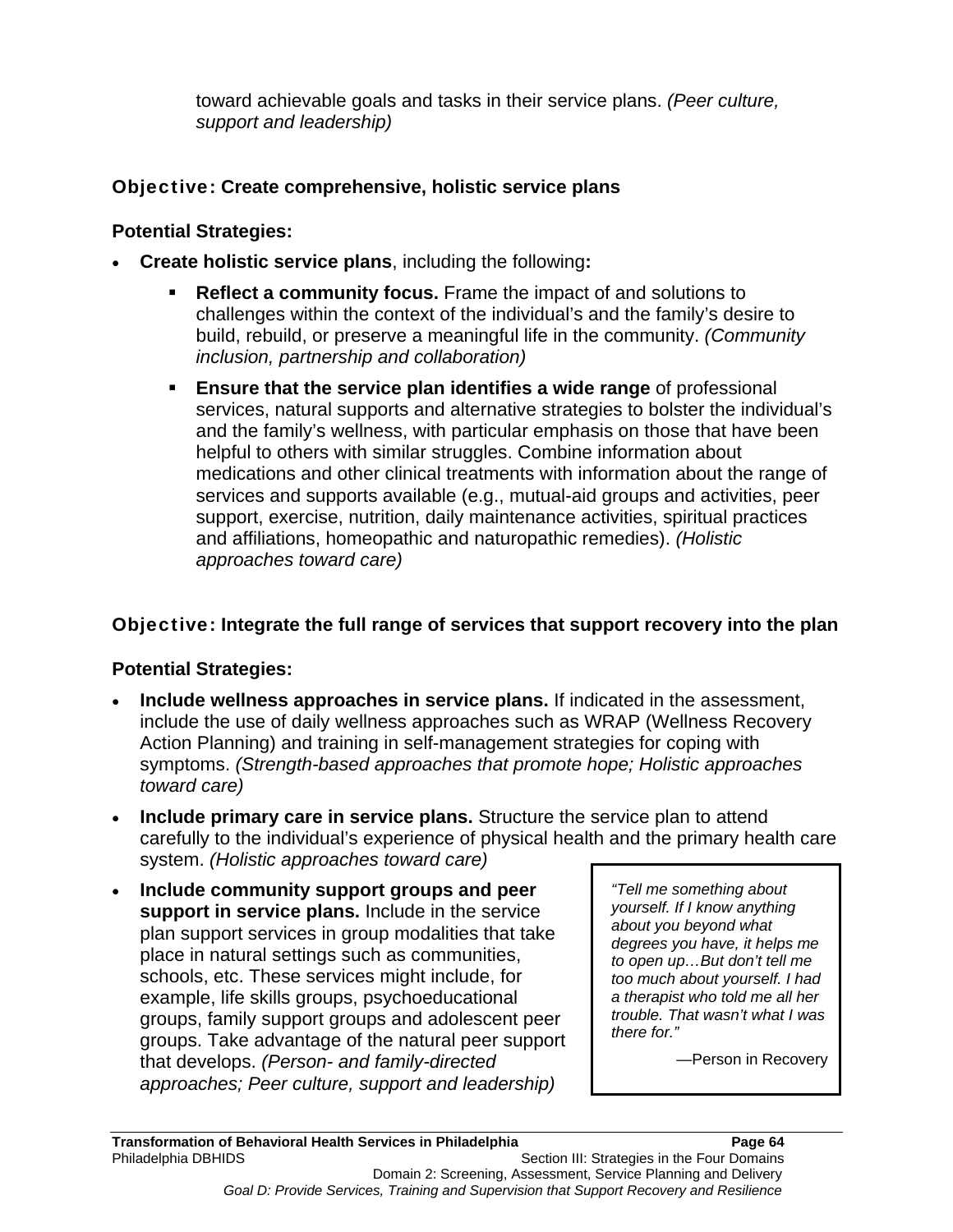toward achievable goals and tasks in their service plans. *(Peer culture, support and leadership)*

### Objective: Create comprehensive, holistic service plans

**Potential Strategies:**

- **Create holistic service plans**, including the following**:**
  - **Reflect a community focus.** Frame the impact of and solutions to challenges within the context of the individual's and the family's desire to build, rebuild, or preserve a meaningful life in the community. *(Community inclusion, partnership and collaboration)*
  - **Ensure that the service plan identifies a wide range** of professional services, natural supports and alternative strategies to bolster the individual's and the family's wellness, with particular emphasis on those that have been helpful to others with similar struggles. Combine information about medications and other clinical treatments with information about the range of services and supports available (e.g., mutual-aid groups and activities, peer support, exercise, nutrition, daily maintenance activities, spiritual practices and affiliations, homeopathic and naturopathic remedies). *(Holistic approaches toward care)*

### Objective: Integrate the full range of services that support recovery into the plan

**Potential Strategies:**

- **Include wellness approaches in service plans.** If indicated in the assessment, include the use of daily wellness approaches such as WRAP (Wellness Recovery Action Planning) and training in self-management strategies for coping with symptoms. *(Strength-based approaches that promote hope; Holistic approaches toward care)*
- **Include primary care in service plans.** Structure the service plan to attend carefully to the individual's experience of physical health and the primary health care system. *(Holistic approaches toward care)*
- **Include community support groups and peer support in service plans.** Include in the service plan support services in group modalities that take place in natural settings such as communities, schools, etc. These services might include, for example, life skills groups, psychoeducational groups, family support groups and adolescent peer groups. Take advantage of the natural peer support that develops. *(Person- and family-directed approaches; Peer culture, support and leadership)*

> *"Tell me something about yourself. If I know anything about you beyond what degrees you have, it helps me to open up…But don't tell me too much about yourself. I had a therapist who told me all her trouble. That wasn't what I was there for."*
>
> —Person in Recovery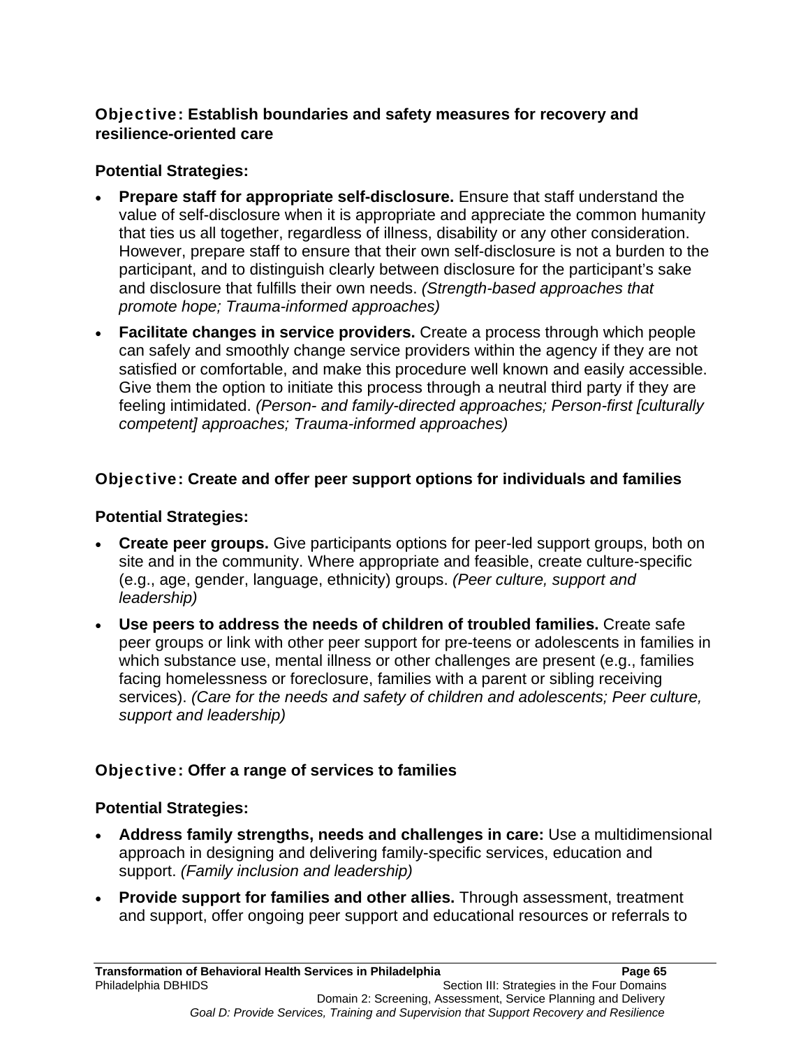### Objective: Establish boundaries and safety measures for recovery and resilience-oriented care

**Potential Strategies:**

- **Prepare staff for appropriate self-disclosure.** Ensure that staff understand the value of self-disclosure when it is appropriate and appreciate the common humanity that ties us all together, regardless of illness, disability or any other consideration. However, prepare staff to ensure that their own self-disclosure is not a burden to the participant, and to distinguish clearly between disclosure for the participant's sake and disclosure that fulfills their own needs. *(Strength-based approaches that promote hope; Trauma-informed approaches)*
- **Facilitate changes in service providers.** Create a process through which people can safely and smoothly change service providers within the agency if they are not satisfied or comfortable, and make this procedure well known and easily accessible. Give them the option to initiate this process through a neutral third party if they are feeling intimidated. *(Person- and family-directed approaches; Person-first [culturally competent] approaches; Trauma-informed approaches)*

### Objective: Create and offer peer support options for individuals and families

**Potential Strategies:**

- **Create peer groups.** Give participants options for peer-led support groups, both on site and in the community. Where appropriate and feasible, create culture-specific (e.g., age, gender, language, ethnicity) groups. *(Peer culture, support and leadership)*
- **Use peers to address the needs of children of troubled families.** Create safe peer groups or link with other peer support for pre-teens or adolescents in families in which substance use, mental illness or other challenges are present (e.g., families facing homelessness or foreclosure, families with a parent or sibling receiving services). *(Care for the needs and safety of children and adolescents; Peer culture, support and leadership)*

### Objective: Offer a range of services to families

**Potential Strategies:**

- **Address family strengths, needs and challenges in care:** Use a multidimensional approach in designing and delivering family-specific services, education and support. *(Family inclusion and leadership)*
- **Provide support for families and other allies.** Through assessment, treatment and support, offer ongoing peer support and educational resources or referrals to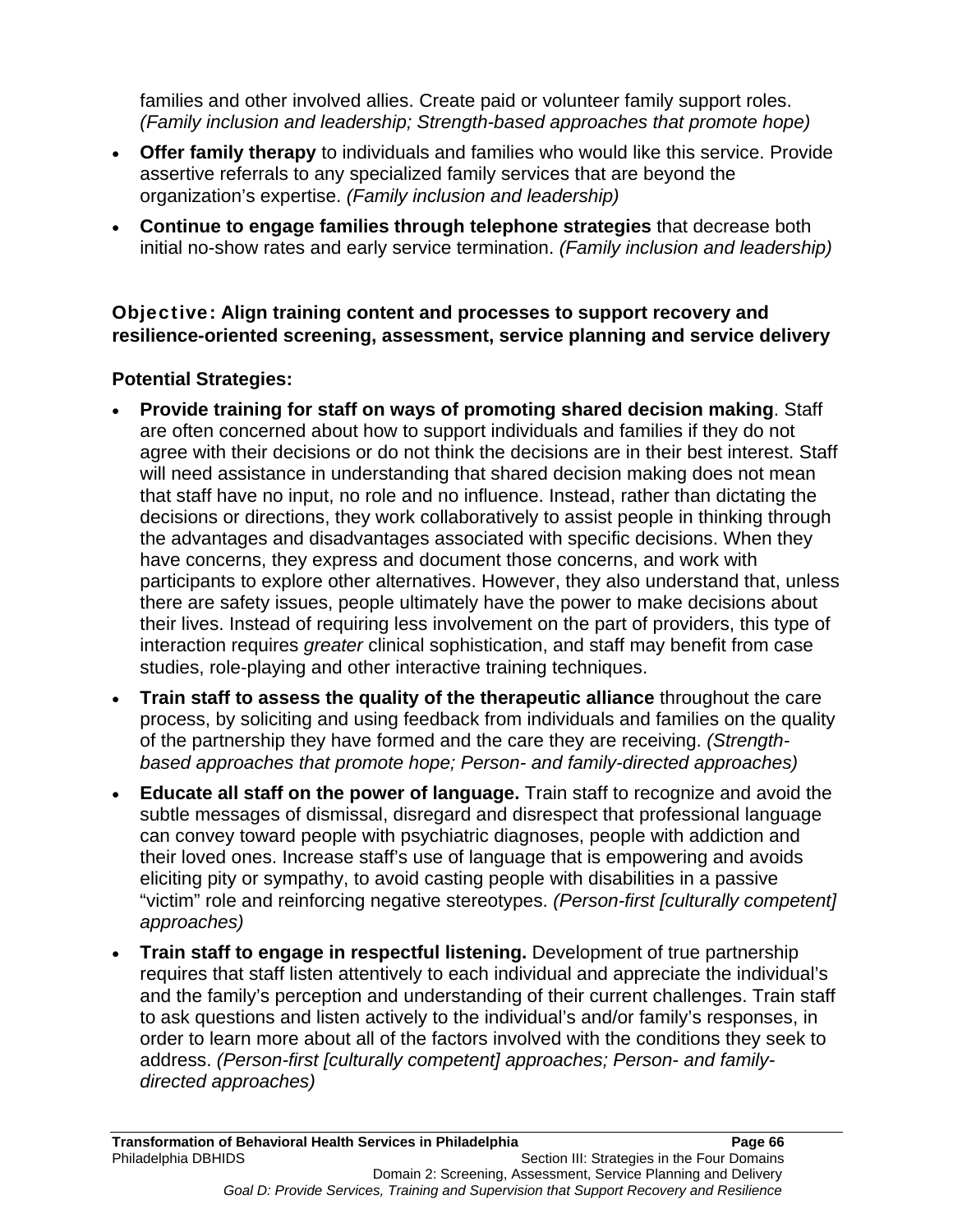families and other involved allies. Create paid or volunteer family support roles. *(Family inclusion and leadership; Strength-based approaches that promote hope)*

- **Offer family therapy** to individuals and families who would like this service. Provide assertive referrals to any specialized family services that are beyond the organization's expertise. *(Family inclusion and leadership)*
- **Continue to engage families through telephone strategies** that decrease both initial no-show rates and early service termination. *(Family inclusion and leadership)*

**Objective: Align training content and processes to support recovery and resilience-oriented screening, assessment, service planning and service delivery**

**Potential Strategies:**

- **Provide training for staff on ways of promoting shared decision making**. Staff are often concerned about how to support individuals and families if they do not agree with their decisions or do not think the decisions are in their best interest. Staff will need assistance in understanding that shared decision making does not mean that staff have no input, no role and no influence. Instead, rather than dictating the decisions or directions, they work collaboratively to assist people in thinking through the advantages and disadvantages associated with specific decisions. When they have concerns, they express and document those concerns, and work with participants to explore other alternatives. However, they also understand that, unless there are safety issues, people ultimately have the power to make decisions about their lives. Instead of requiring less involvement on the part of providers, this type of interaction requires *greater* clinical sophistication, and staff may benefit from case studies, role-playing and other interactive training techniques.
- **Train staff to assess the quality of the therapeutic alliance** throughout the care process, by soliciting and using feedback from individuals and families on the quality of the partnership they have formed and the care they are receiving. *(Strength-based approaches that promote hope; Person- and family-directed approaches)*
- **Educate all staff on the power of language.** Train staff to recognize and avoid the subtle messages of dismissal, disregard and disrespect that professional language can convey toward people with psychiatric diagnoses, people with addiction and their loved ones. Increase staff's use of language that is empowering and avoids eliciting pity or sympathy, to avoid casting people with disabilities in a passive "victim" role and reinforcing negative stereotypes. *(Person-first [culturally competent] approaches)*
- **Train staff to engage in respectful listening.** Development of true partnership requires that staff listen attentively to each individual and appreciate the individual's and the family's perception and understanding of their current challenges. Train staff to ask questions and listen actively to the individual's and/or family's responses, in order to learn more about all of the factors involved with the conditions they seek to address. *(Person-first [culturally competent] approaches; Person- and family-directed approaches)*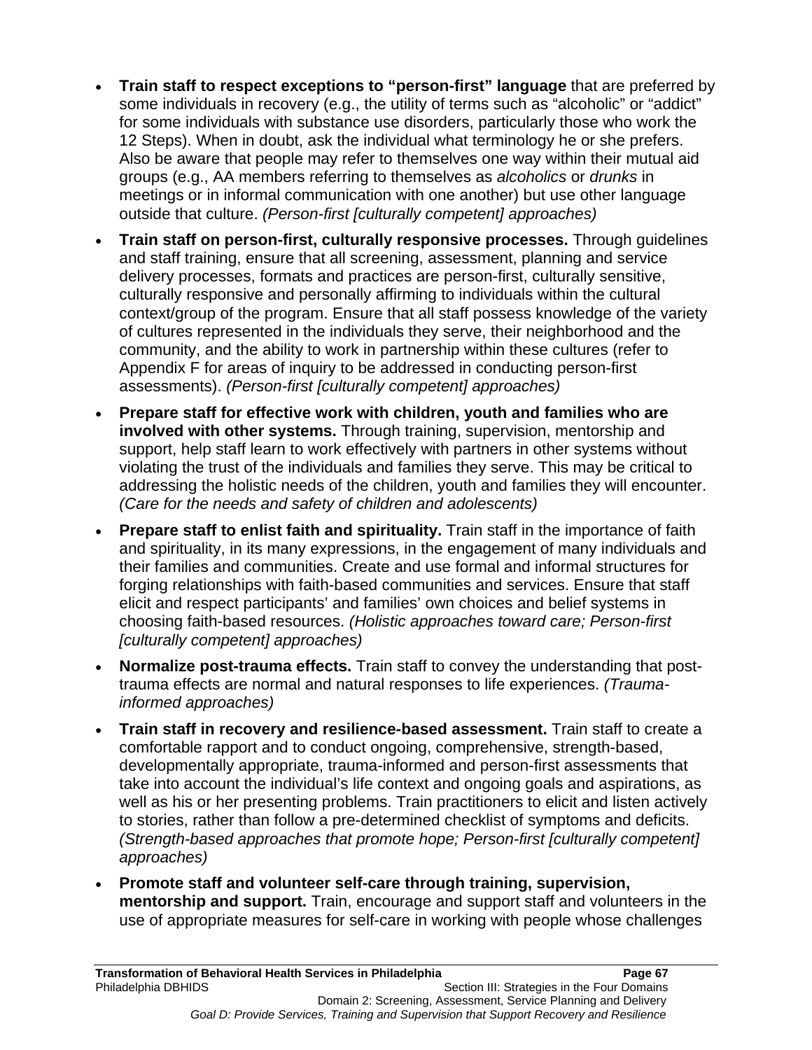- **Train staff to respect exceptions to "person-first" language** that are preferred by some individuals in recovery (e.g., the utility of terms such as "alcoholic" or "addict" for some individuals with substance use disorders, particularly those who work the 12 Steps). When in doubt, ask the individual what terminology he or she prefers. Also be aware that people may refer to themselves one way within their mutual aid groups (e.g., AA members referring to themselves as *alcoholics* or *drunks* in meetings or in informal communication with one another) but use other language outside that culture. *(Person-first [culturally competent] approaches)*
- **Train staff on person-first, culturally responsive processes.** Through guidelines and staff training, ensure that all screening, assessment, planning and service delivery processes, formats and practices are person-first, culturally sensitive, culturally responsive and personally affirming to individuals within the cultural context/group of the program. Ensure that all staff possess knowledge of the variety of cultures represented in the individuals they serve, their neighborhood and the community, and the ability to work in partnership within these cultures (refer to Appendix F for areas of inquiry to be addressed in conducting person-first assessments). *(Person-first [culturally competent] approaches)*
- **Prepare staff for effective work with children, youth and families who are involved with other systems.** Through training, supervision, mentorship and support, help staff learn to work effectively with partners in other systems without violating the trust of the individuals and families they serve. This may be critical to addressing the holistic needs of the children, youth and families they will encounter. *(Care for the needs and safety of children and adolescents)*
- **Prepare staff to enlist faith and spirituality.** Train staff in the importance of faith and spirituality, in its many expressions, in the engagement of many individuals and their families and communities. Create and use formal and informal structures for forging relationships with faith-based communities and services. Ensure that staff elicit and respect participants' and families' own choices and belief systems in choosing faith-based resources. *(Holistic approaches toward care; Person-first [culturally competent] approaches)*
- **Normalize post-trauma effects.** Train staff to convey the understanding that post-trauma effects are normal and natural responses to life experiences. *(Trauma-informed approaches)*
- **Train staff in recovery and resilience-based assessment.** Train staff to create a comfortable rapport and to conduct ongoing, comprehensive, strength-based, developmentally appropriate, trauma-informed and person-first assessments that take into account the individual's life context and ongoing goals and aspirations, as well as his or her presenting problems. Train practitioners to elicit and listen actively to stories, rather than follow a pre-determined checklist of symptoms and deficits. *(Strength-based approaches that promote hope; Person-first [culturally competent] approaches)*
- **Promote staff and volunteer self-care through training, supervision, mentorship and support.** Train, encourage and support staff and volunteers in the use of appropriate measures for self-care in working with people whose challenges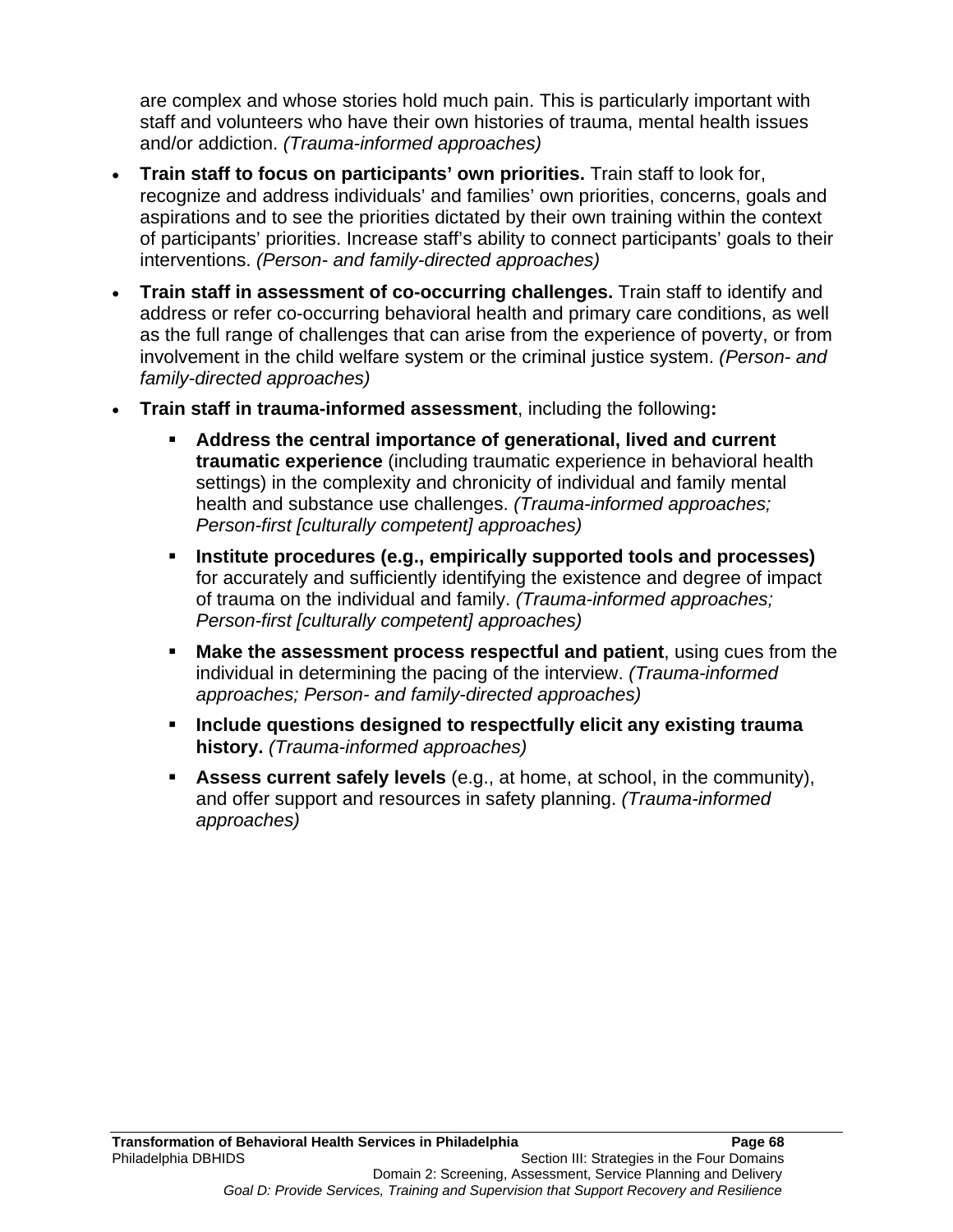are complex and whose stories hold much pain. This is particularly important with staff and volunteers who have their own histories of trauma, mental health issues and/or addiction. *(Trauma-informed approaches)*

- **Train staff to focus on participants' own priorities.** Train staff to look for, recognize and address individuals' and families' own priorities, concerns, goals and aspirations and to see the priorities dictated by their own training within the context of participants' priorities. Increase staff's ability to connect participants' goals to their interventions. *(Person- and family-directed approaches)*
- **Train staff in assessment of co-occurring challenges.** Train staff to identify and address or refer co-occurring behavioral health and primary care conditions, as well as the full range of challenges that can arise from the experience of poverty, or from involvement in the child welfare system or the criminal justice system. *(Person- and family-directed approaches)*
- **Train staff in trauma-informed assessment**, including the following**:**
  - **Address the central importance of generational, lived and current traumatic experience** (including traumatic experience in behavioral health settings) in the complexity and chronicity of individual and family mental health and substance use challenges. *(Trauma-informed approaches; Person-first [culturally competent] approaches)*
  - **Institute procedures (e.g., empirically supported tools and processes)** for accurately and sufficiently identifying the existence and degree of impact of trauma on the individual and family. *(Trauma-informed approaches; Person-first [culturally competent] approaches)*
  - **Make the assessment process respectful and patient**, using cues from the individual in determining the pacing of the interview. *(Trauma-informed approaches; Person- and family-directed approaches)*
  - **Include questions designed to respectfully elicit any existing trauma history.** *(Trauma-informed approaches)*
  - **Assess current safely levels** (e.g., at home, at school, in the community), and offer support and resources in safety planning. *(Trauma-informed approaches)*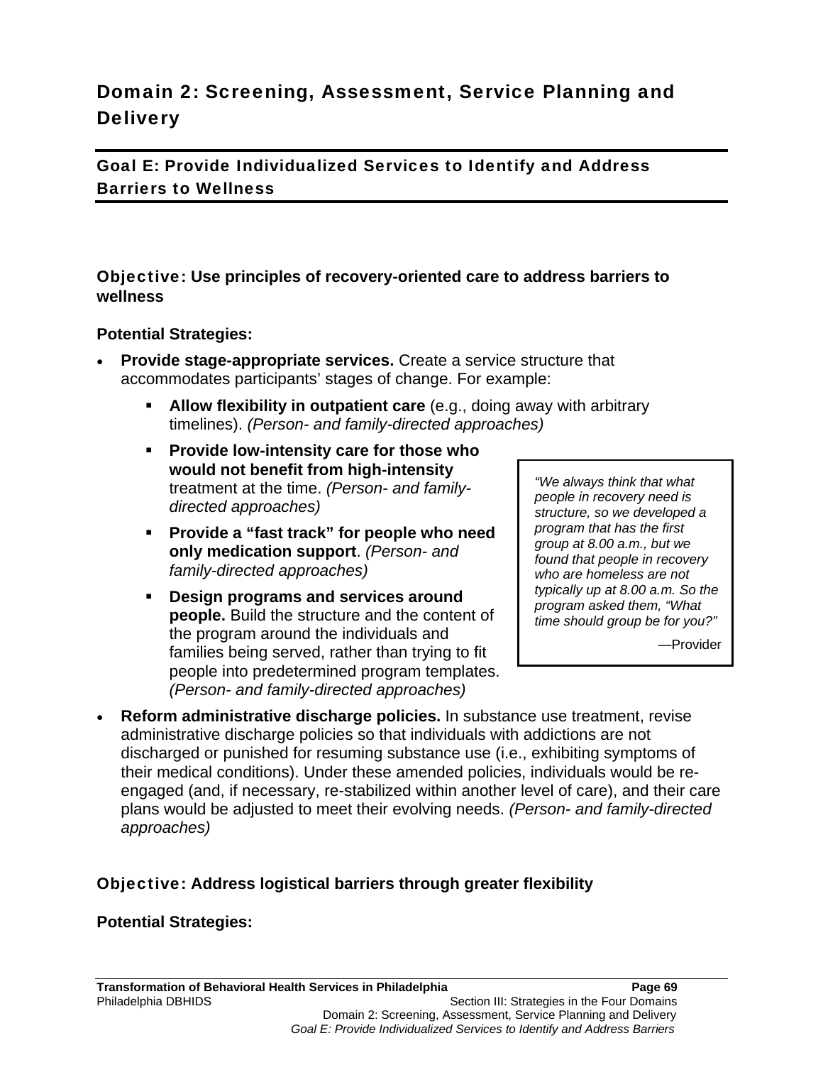# Domain 2: Screening, Assessment, Service Planning and Delivery

## Goal E: Provide Individualized Services to Identify and Address Barriers to Wellness

### Objective: Use principles of recovery-oriented care to address barriers to wellness

**Potential Strategies:**

- **Provide stage-appropriate services.** Create a service structure that accommodates participants' stages of change. For example:
  - **Allow flexibility in outpatient care** (e.g., doing away with arbitrary timelines). *(Person- and family-directed approaches)*
  - **Provide low-intensity care for those who would not benefit from high-intensity** treatment at the time. *(Person- and family-directed approaches)*
  - **Provide a "fast track" for people who need only medication support**. *(Person- and family-directed approaches)*
  - **Design programs and services around people.** Build the structure and the content of the program around the individuals and families being served, rather than trying to fit people into predetermined program templates. *(Person- and family-directed approaches)*

> *"We always think that what people in recovery need is structure, so we developed a program that has the first group at 8.00 a.m., but we found that people in recovery who are homeless are not typically up at 8.00 a.m. So the program asked them, "What time should group be for you?"*
>
> —Provider

- **Reform administrative discharge policies.** In substance use treatment, revise administrative discharge policies so that individuals with addictions are not discharged or punished for resuming substance use (i.e., exhibiting symptoms of their medical conditions). Under these amended policies, individuals would be re-engaged (and, if necessary, re-stabilized within another level of care), and their care plans would be adjusted to meet their evolving needs. *(Person- and family-directed approaches)*

### Objective: Address logistical barriers through greater flexibility

**Potential Strategies:**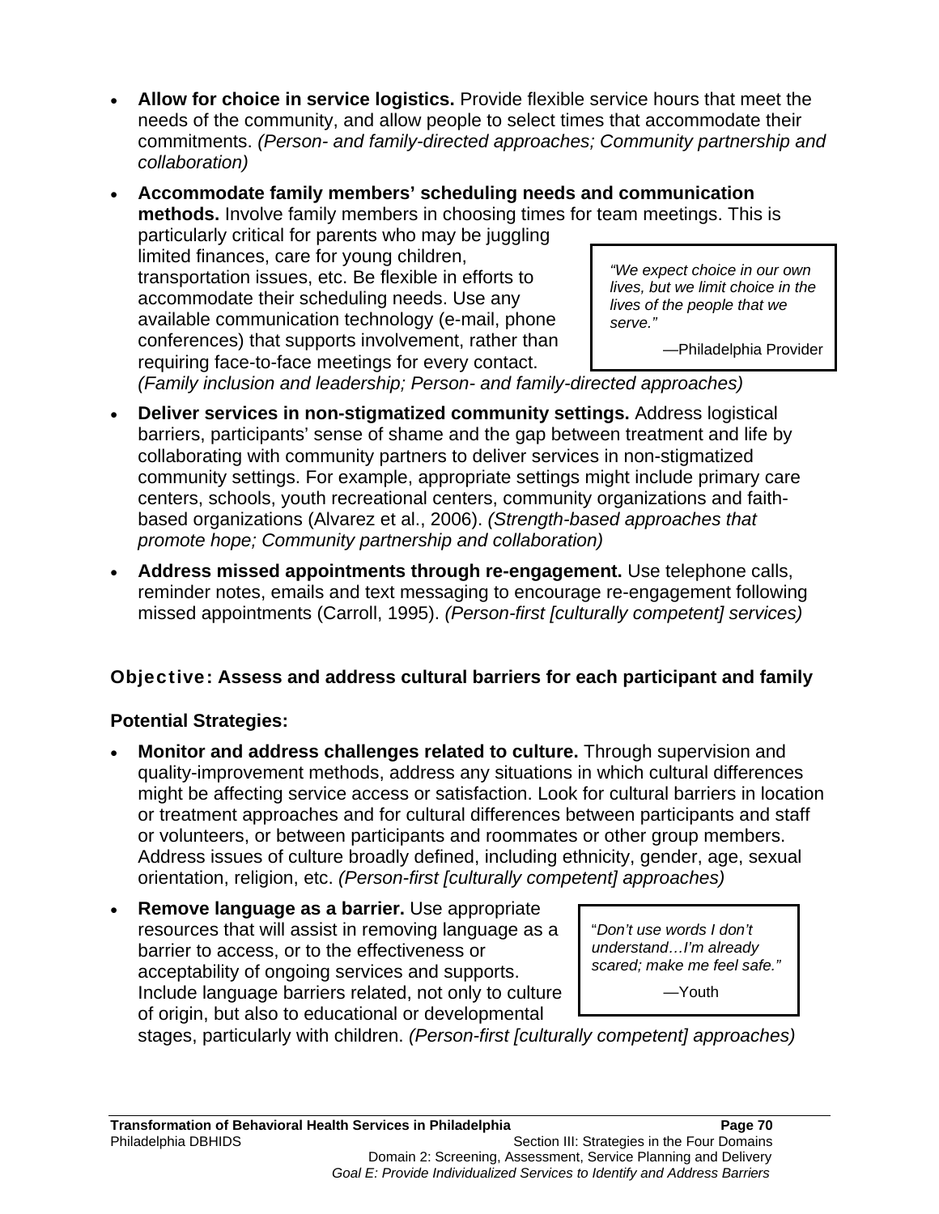- **Allow for choice in service logistics.** Provide flexible service hours that meet the needs of the community, and allow people to select times that accommodate their commitments. *(Person- and family-directed approaches; Community partnership and collaboration)*
- **Accommodate family members' scheduling needs and communication methods.** Involve family members in choosing times for team meetings. This is particularly critical for parents who may be juggling limited finances, care for young children, transportation issues, etc. Be flexible in efforts to accommodate their scheduling needs. Use any available communication technology (e-mail, phone conferences) that supports involvement, rather than requiring face-to-face meetings for every contact. *(Family inclusion and leadership; Person- and family-directed approaches)*

> *"We expect choice in our own lives, but we limit choice in the lives of the people that we serve."*
>
> —Philadelphia Provider

- **Deliver services in non-stigmatized community settings.** Address logistical barriers, participants' sense of shame and the gap between treatment and life by collaborating with community partners to deliver services in non-stigmatized community settings. For example, appropriate settings might include primary care centers, schools, youth recreational centers, community organizations and faith-based organizations (Alvarez et al., 2006). *(Strength-based approaches that promote hope; Community partnership and collaboration)*
- **Address missed appointments through re-engagement.** Use telephone calls, reminder notes, emails and text messaging to encourage re-engagement following missed appointments (Carroll, 1995). *(Person-first [culturally competent] services)*

### Objective: Assess and address cultural barriers for each participant and family

**Potential Strategies:**

- **Monitor and address challenges related to culture.** Through supervision and quality-improvement methods, address any situations in which cultural differences might be affecting service access or satisfaction. Look for cultural barriers in location or treatment approaches and for cultural differences between participants and staff or volunteers, or between participants and roommates or other group members. Address issues of culture broadly defined, including ethnicity, gender, age, sexual orientation, religion, etc. *(Person-first [culturally competent] approaches)*
- **Remove language as a barrier.** Use appropriate resources that will assist in removing language as a barrier to access, or to the effectiveness or acceptability of ongoing services and supports. Include language barriers related, not only to culture of origin, but also to educational or developmental stages, particularly with children. *(Person-first [culturally competent] approaches)*

> "*Don't use words I don't understand…I'm already scared; make me feel safe.*"
>
> —Youth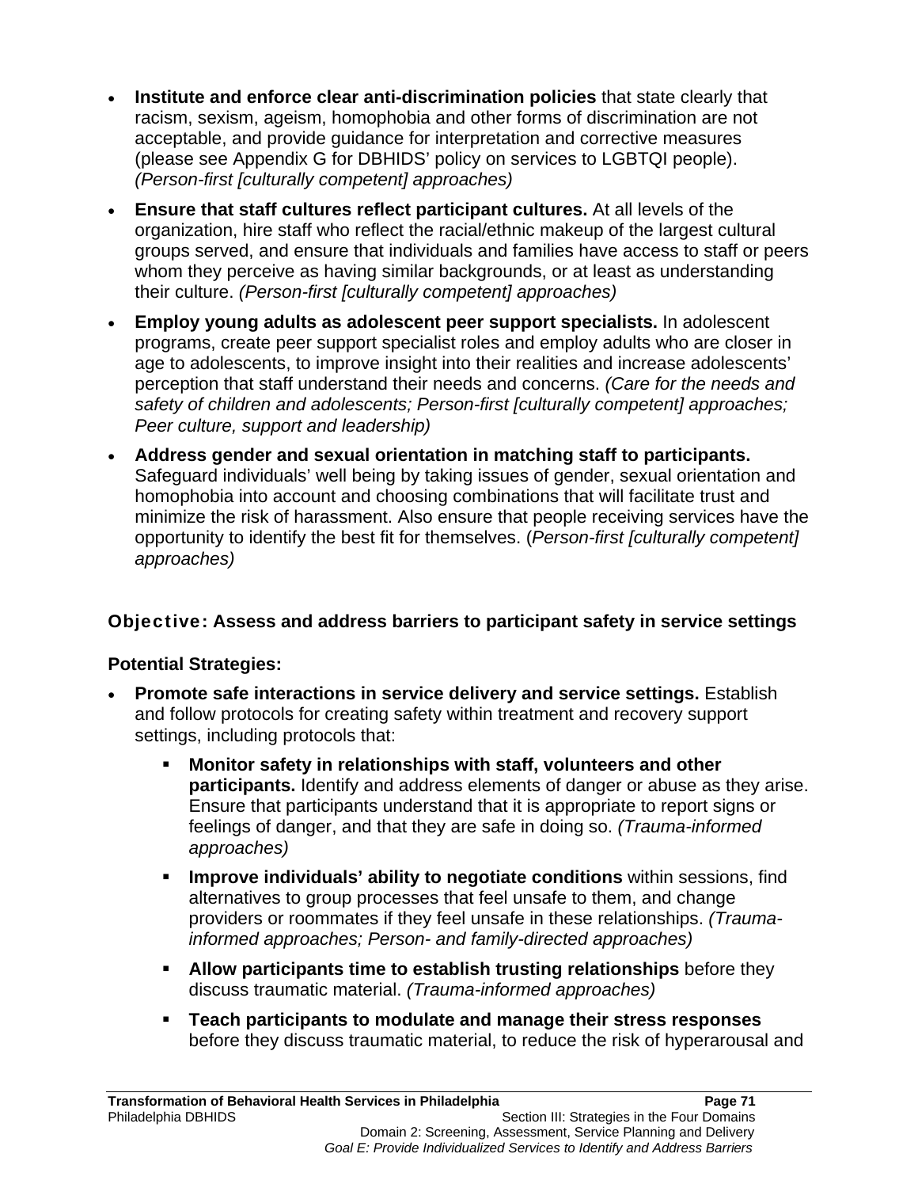- **Institute and enforce clear anti-discrimination policies** that state clearly that racism, sexism, ageism, homophobia and other forms of discrimination are not acceptable, and provide guidance for interpretation and corrective measures (please see Appendix G for DBHIDS' policy on services to LGBTQI people). *(Person-first [culturally competent] approaches)*
- **Ensure that staff cultures reflect participant cultures.** At all levels of the organization, hire staff who reflect the racial/ethnic makeup of the largest cultural groups served, and ensure that individuals and families have access to staff or peers whom they perceive as having similar backgrounds, or at least as understanding their culture. *(Person-first [culturally competent] approaches)*
- **Employ young adults as adolescent peer support specialists.** In adolescent programs, create peer support specialist roles and employ adults who are closer in age to adolescents, to improve insight into their realities and increase adolescents' perception that staff understand their needs and concerns. *(Care for the needs and safety of children and adolescents; Person-first [culturally competent] approaches; Peer culture, support and leadership)*
- **Address gender and sexual orientation in matching staff to participants.** Safeguard individuals' well being by taking issues of gender, sexual orientation and homophobia into account and choosing combinations that will facilitate trust and minimize the risk of harassment. Also ensure that people receiving services have the opportunity to identify the best fit for themselves. (*Person-first [culturally competent] approaches)*

### Objective: Assess and address barriers to participant safety in service settings

**Potential Strategies:**

- **Promote safe interactions in service delivery and service settings.** Establish and follow protocols for creating safety within treatment and recovery support settings, including protocols that:
  - **Monitor safety in relationships with staff, volunteers and other participants.** Identify and address elements of danger or abuse as they arise. Ensure that participants understand that it is appropriate to report signs or feelings of danger, and that they are safe in doing so. *(Trauma-informed approaches)*
  - **Improve individuals' ability to negotiate conditions** within sessions, find alternatives to group processes that feel unsafe to them, and change providers or roommates if they feel unsafe in these relationships. *(Trauma-informed approaches; Person- and family-directed approaches)*
  - **Allow participants time to establish trusting relationships** before they discuss traumatic material. *(Trauma-informed approaches)*
  - **Teach participants to modulate and manage their stress responses** before they discuss traumatic material, to reduce the risk of hyperarousal and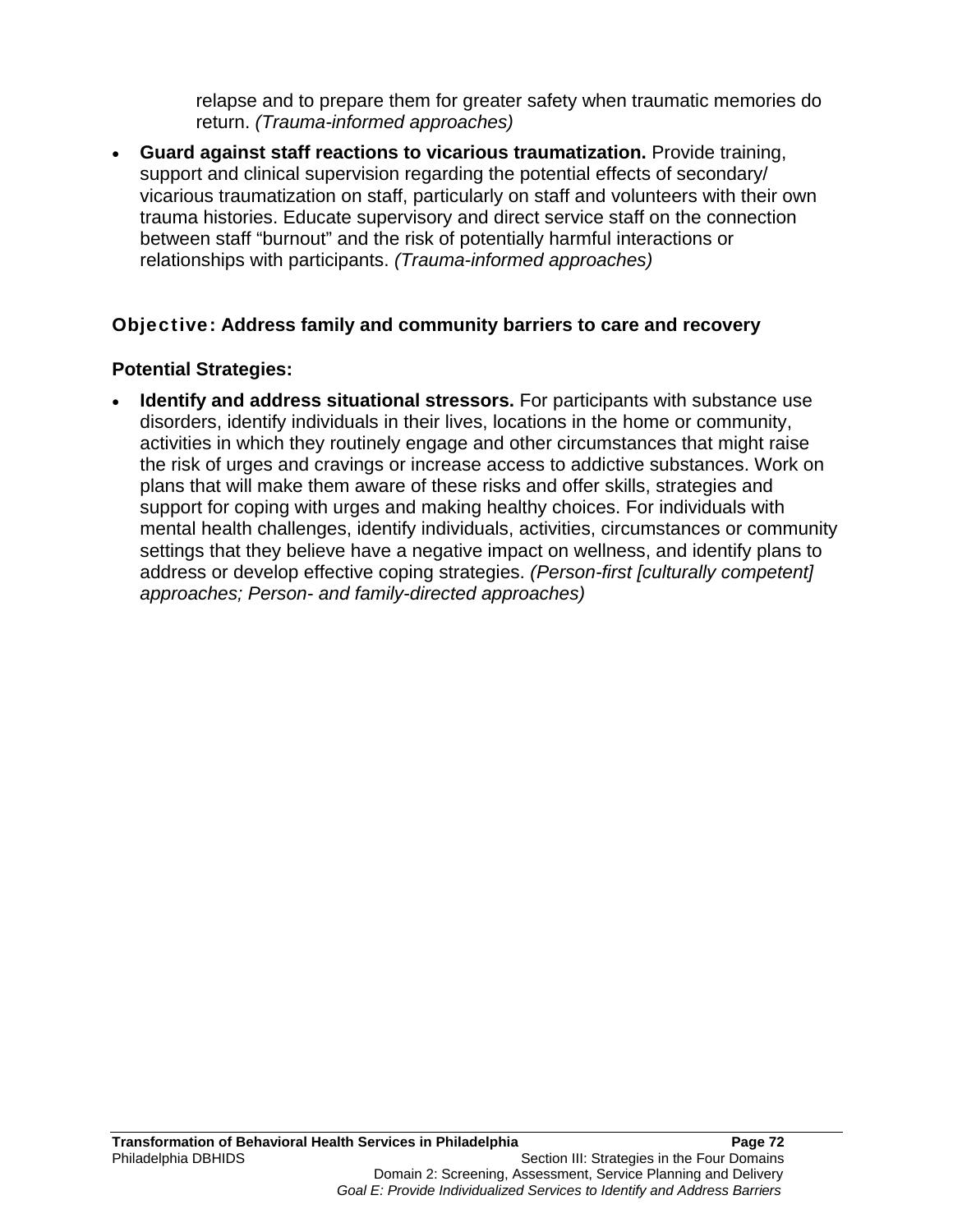relapse and to prepare them for greater safety when traumatic memories do return. *(Trauma-informed approaches)*

- **Guard against staff reactions to vicarious traumatization.** Provide training, support and clinical supervision regarding the potential effects of secondary/ vicarious traumatization on staff, particularly on staff and volunteers with their own trauma histories. Educate supervisory and direct service staff on the connection between staff "burnout" and the risk of potentially harmful interactions or relationships with participants. *(Trauma-informed approaches)*

### Objective: Address family and community barriers to care and recovery

**Potential Strategies:**

- **Identify and address situational stressors.** For participants with substance use disorders, identify individuals in their lives, locations in the home or community, activities in which they routinely engage and other circumstances that might raise the risk of urges and cravings or increase access to addictive substances. Work on plans that will make them aware of these risks and offer skills, strategies and support for coping with urges and making healthy choices. For individuals with mental health challenges, identify individuals, activities, circumstances or community settings that they believe have a negative impact on wellness, and identify plans to address or develop effective coping strategies. *(Person-first [culturally competent] approaches; Person- and family-directed approaches)*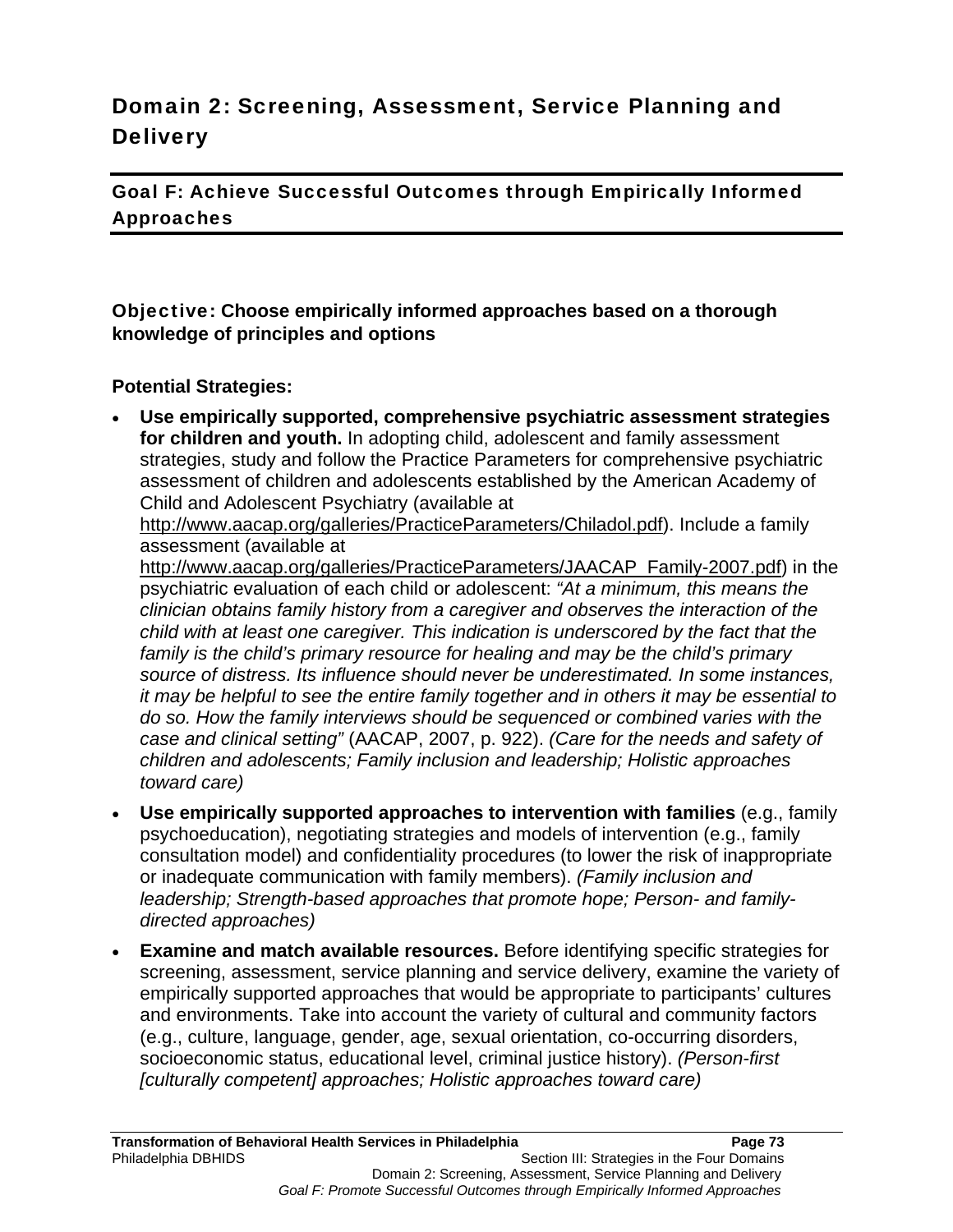# Domain 2: Screening, Assessment, Service Planning and Delivery

## Goal F: Achieve Successful Outcomes through Empirically Informed Approaches

### Objective: Choose empirically informed approaches based on a thorough knowledge of principles and options

**Potential Strategies:**

- **Use empirically supported, comprehensive psychiatric assessment strategies for children and youth.** In adopting child, adolescent and family assessment strategies, study and follow the Practice Parameters for comprehensive psychiatric assessment of children and adolescents established by the American Academy of Child and Adolescent Psychiatry (available at http://www.aacap.org/galleries/PracticeParameters/Chiladol.pdf). Include a family assessment (available at http://www.aacap.org/galleries/PracticeParameters/JAACAP_Family-2007.pdf) in the psychiatric evaluation of each child or adolescent: *"At a minimum, this means the clinician obtains family history from a caregiver and observes the interaction of the child with at least one caregiver. This indication is underscored by the fact that the family is the child's primary resource for healing and may be the child's primary source of distress. Its influence should never be underestimated. In some instances, it may be helpful to see the entire family together and in others it may be essential to do so. How the family interviews should be sequenced or combined varies with the case and clinical setting"* (AACAP, 2007, p. 922). *(Care for the needs and safety of children and adolescents; Family inclusion and leadership; Holistic approaches toward care)*
- **Use empirically supported approaches to intervention with families** (e.g., family psychoeducation), negotiating strategies and models of intervention (e.g., family consultation model) and confidentiality procedures (to lower the risk of inappropriate or inadequate communication with family members). *(Family inclusion and leadership; Strength-based approaches that promote hope; Person- and family-directed approaches)*
- **Examine and match available resources.** Before identifying specific strategies for screening, assessment, service planning and service delivery, examine the variety of empirically supported approaches that would be appropriate to participants' cultures and environments. Take into account the variety of cultural and community factors (e.g., culture, language, gender, age, sexual orientation, co-occurring disorders, socioeconomic status, educational level, criminal justice history). *(Person-first [culturally competent] approaches; Holistic approaches toward care)*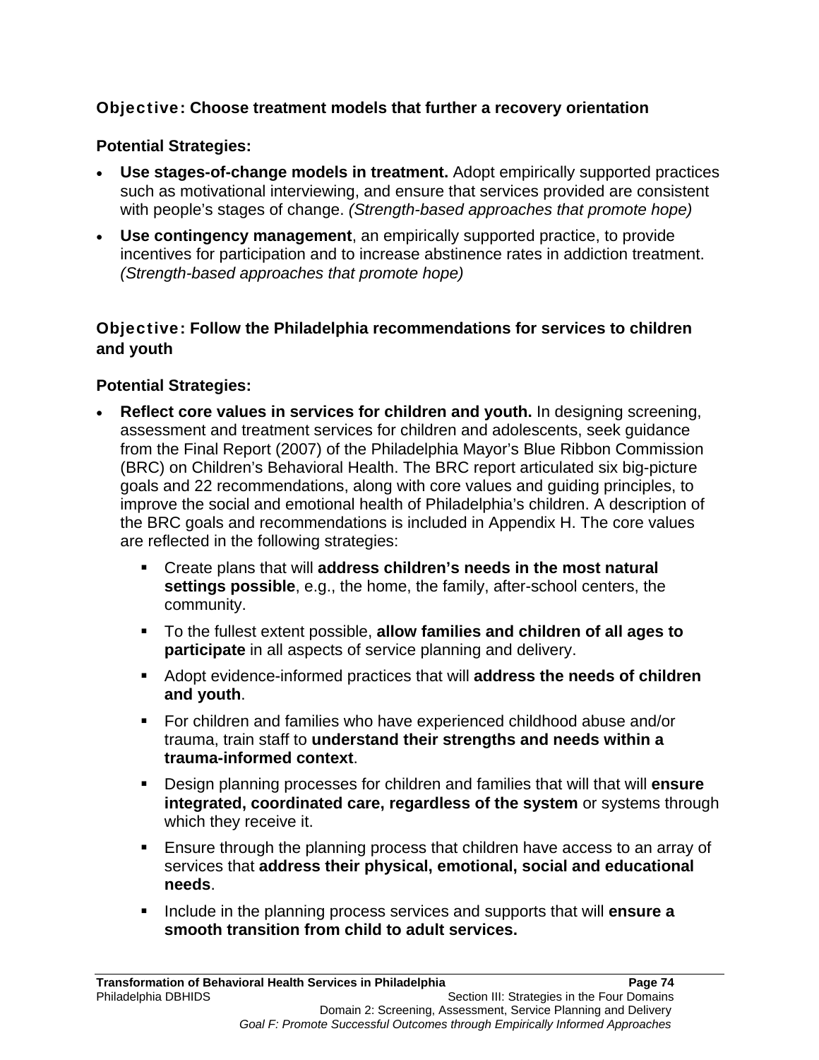### Objective: Choose treatment models that further a recovery orientation

**Potential Strategies:**

- **Use stages-of-change models in treatment.** Adopt empirically supported practices such as motivational interviewing, and ensure that services provided are consistent with people's stages of change. *(Strength-based approaches that promote hope)*
- **Use contingency management**, an empirically supported practice, to provide incentives for participation and to increase abstinence rates in addiction treatment. *(Strength-based approaches that promote hope)*

### Objective: Follow the Philadelphia recommendations for services to children and youth

**Potential Strategies:**

- **Reflect core values in services for children and youth.** In designing screening, assessment and treatment services for children and adolescents, seek guidance from the Final Report (2007) of the Philadelphia Mayor's Blue Ribbon Commission (BRC) on Children's Behavioral Health. The BRC report articulated six big-picture goals and 22 recommendations, along with core values and guiding principles, to improve the social and emotional health of Philadelphia's children. A description of the BRC goals and recommendations is included in Appendix H. The core values are reflected in the following strategies:
  - Create plans that will **address children's needs in the most natural settings possible**, e.g., the home, the family, after-school centers, the community.
  - To the fullest extent possible, **allow families and children of all ages to participate** in all aspects of service planning and delivery.
  - Adopt evidence-informed practices that will **address the needs of children and youth**.
  - For children and families who have experienced childhood abuse and/or trauma, train staff to **understand their strengths and needs within a trauma-informed context**.
  - Design planning processes for children and families that will that will **ensure integrated, coordinated care, regardless of the system** or systems through which they receive it.
  - Ensure through the planning process that children have access to an array of services that **address their physical, emotional, social and educational needs**.
  - Include in the planning process services and supports that will **ensure a smooth transition from child to adult services.**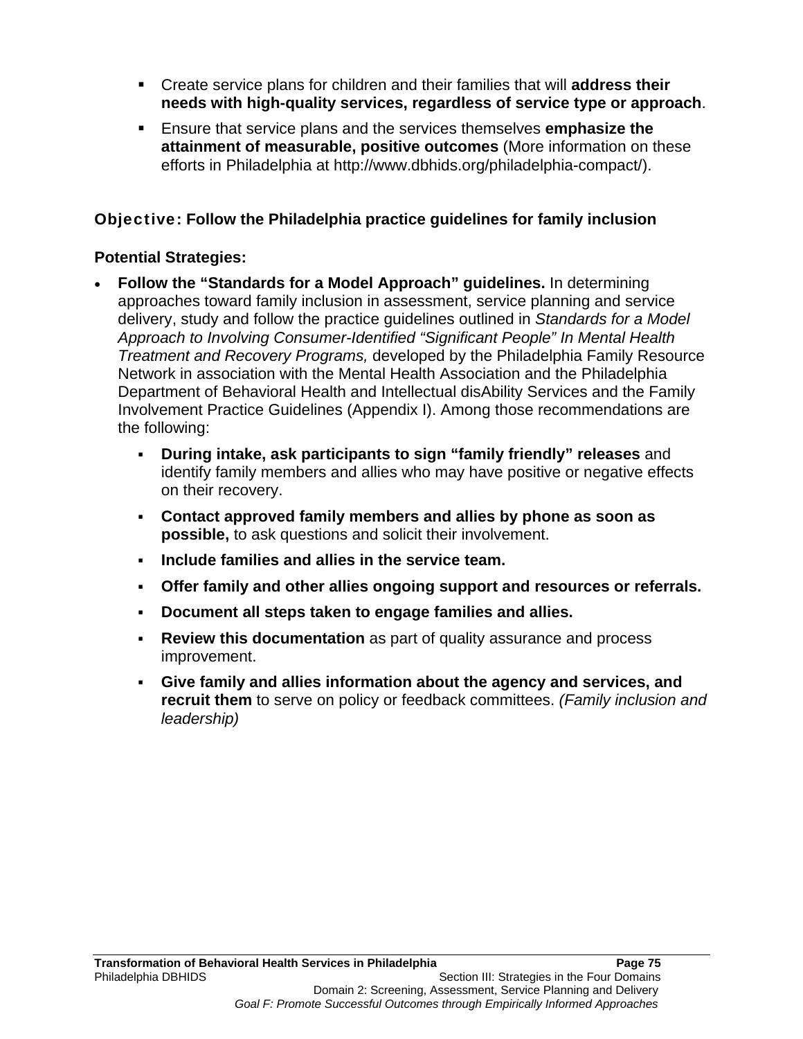- Create service plans for children and their families that will **address their needs with high-quality services, regardless of service type or approach**.
- Ensure that service plans and the services themselves **emphasize the attainment of measurable, positive outcomes** (More information on these efforts in Philadelphia at http://www.dbhids.org/philadelphia-compact/).

### Objective: Follow the Philadelphia practice guidelines for family inclusion

**Potential Strategies:**

- **Follow the "Standards for a Model Approach" guidelines.** In determining approaches toward family inclusion in assessment, service planning and service delivery, study and follow the practice guidelines outlined in *Standards for a Model Approach to Involving Consumer-Identified "Significant People" In Mental Health Treatment and Recovery Programs,* developed by the Philadelphia Family Resource Network in association with the Mental Health Association and the Philadelphia Department of Behavioral Health and Intellectual disAbility Services and the Family Involvement Practice Guidelines (Appendix I). Among those recommendations are the following:
  - **During intake, ask participants to sign "family friendly" releases** and identify family members and allies who may have positive or negative effects on their recovery.
  - **Contact approved family members and allies by phone as soon as possible,** to ask questions and solicit their involvement.
  - **Include families and allies in the service team.**
  - **Offer family and other allies ongoing support and resources or referrals.**
  - **Document all steps taken to engage families and allies.**
  - **Review this documentation** as part of quality assurance and process improvement.
  - **Give family and allies information about the agency and services, and recruit them** to serve on policy or feedback committees. *(Family inclusion and leadership)*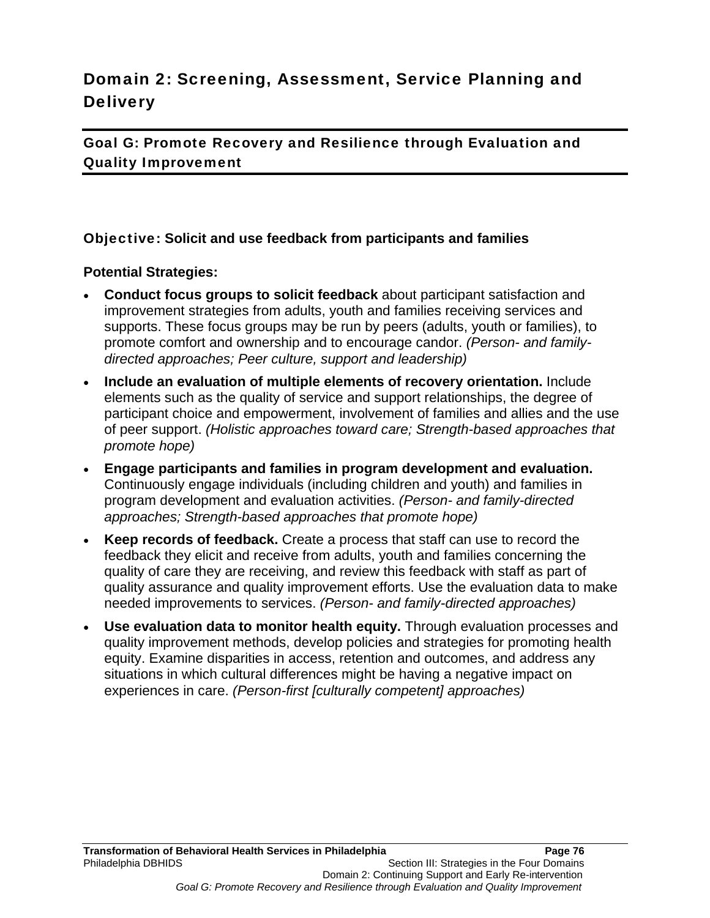## Domain 2: Screening, Assessment, Service Planning and Delivery

### Goal G: Promote Recovery and Resilience through Evaluation and Quality Improvement

#### Objective: Solicit and use feedback from participants and families

**Potential Strategies:**

- **Conduct focus groups to solicit feedback** about participant satisfaction and improvement strategies from adults, youth and families receiving services and supports. These focus groups may be run by peers (adults, youth or families), to promote comfort and ownership and to encourage candor. *(Person- and family-directed approaches; Peer culture, support and leadership)*
- **Include an evaluation of multiple elements of recovery orientation.** Include elements such as the quality of service and support relationships, the degree of participant choice and empowerment, involvement of families and allies and the use of peer support. *(Holistic approaches toward care; Strength-based approaches that promote hope)*
- **Engage participants and families in program development and evaluation.** Continuously engage individuals (including children and youth) and families in program development and evaluation activities. *(Person- and family-directed approaches; Strength-based approaches that promote hope)*
- **Keep records of feedback.** Create a process that staff can use to record the feedback they elicit and receive from adults, youth and families concerning the quality of care they are receiving, and review this feedback with staff as part of quality assurance and quality improvement efforts. Use the evaluation data to make needed improvements to services. *(Person- and family-directed approaches)*
- **Use evaluation data to monitor health equity.** Through evaluation processes and quality improvement methods, develop policies and strategies for promoting health equity. Examine disparities in access, retention and outcomes, and address any situations in which cultural differences might be having a negative impact on experiences in care. *(Person-first [culturally competent] approaches)*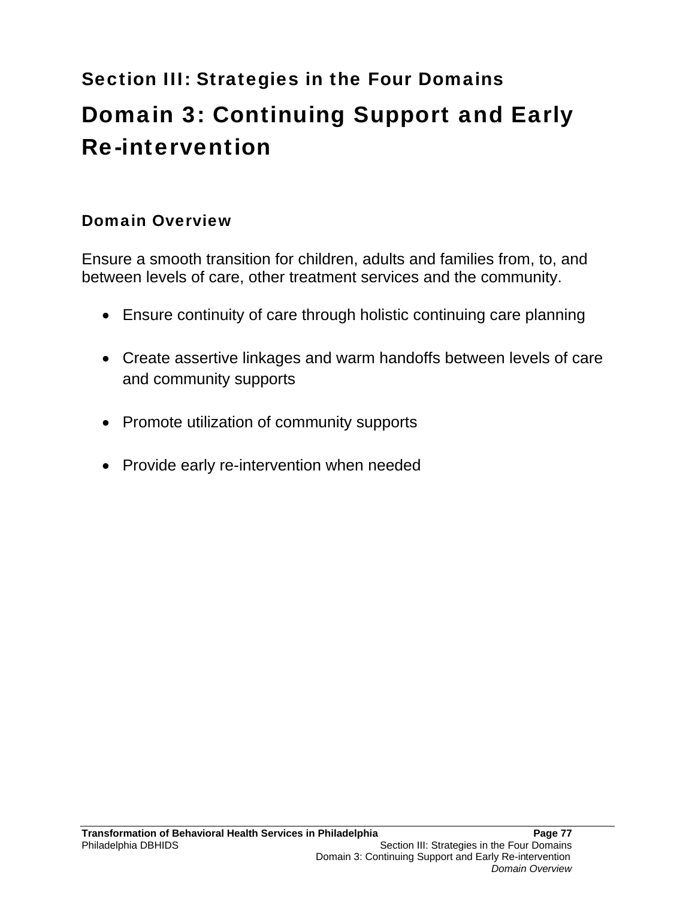## Section III: Strategies in the Four Domains

# Domain 3: Continuing Support and Early Re-intervention

### Domain Overview

Ensure a smooth transition for children, adults and families from, to, and between levels of care, other treatment services and the community.

- Ensure continuity of care through holistic continuing care planning
- Create assertive linkages and warm handoffs between levels of care and community supports
- Promote utilization of community supports
- Provide early re-intervention when needed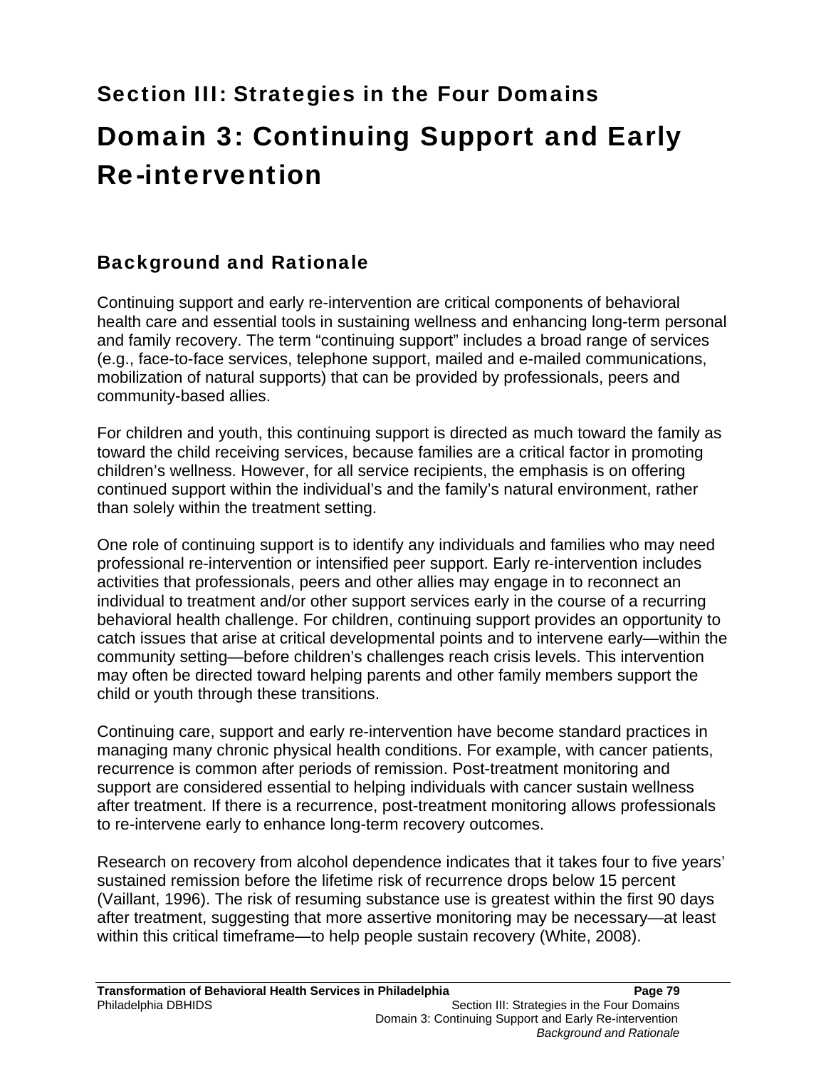## Section III: Strategies in the Four Domains

# Domain 3: Continuing Support and Early Re-intervention

### Background and Rationale

Continuing support and early re-intervention are critical components of behavioral health care and essential tools in sustaining wellness and enhancing long-term personal and family recovery. The term "continuing support" includes a broad range of services (e.g., face-to-face services, telephone support, mailed and e-mailed communications, mobilization of natural supports) that can be provided by professionals, peers and community-based allies.

For children and youth, this continuing support is directed as much toward the family as toward the child receiving services, because families are a critical factor in promoting children's wellness. However, for all service recipients, the emphasis is on offering continued support within the individual's and the family's natural environment, rather than solely within the treatment setting.

One role of continuing support is to identify any individuals and families who may need professional re-intervention or intensified peer support. Early re-intervention includes activities that professionals, peers and other allies may engage in to reconnect an individual to treatment and/or other support services early in the course of a recurring behavioral health challenge. For children, continuing support provides an opportunity to catch issues that arise at critical developmental points and to intervene early—within the community setting—before children's challenges reach crisis levels. This intervention may often be directed toward helping parents and other family members support the child or youth through these transitions.

Continuing care, support and early re-intervention have become standard practices in managing many chronic physical health conditions. For example, with cancer patients, recurrence is common after periods of remission. Post-treatment monitoring and support are considered essential to helping individuals with cancer sustain wellness after treatment. If there is a recurrence, post-treatment monitoring allows professionals to re-intervene early to enhance long-term recovery outcomes.

Research on recovery from alcohol dependence indicates that it takes four to five years' sustained remission before the lifetime risk of recurrence drops below 15 percent (Vaillant, 1996). The risk of resuming substance use is greatest within the first 90 days after treatment, suggesting that more assertive monitoring may be necessary—at least within this critical timeframe—to help people sustain recovery (White, 2008).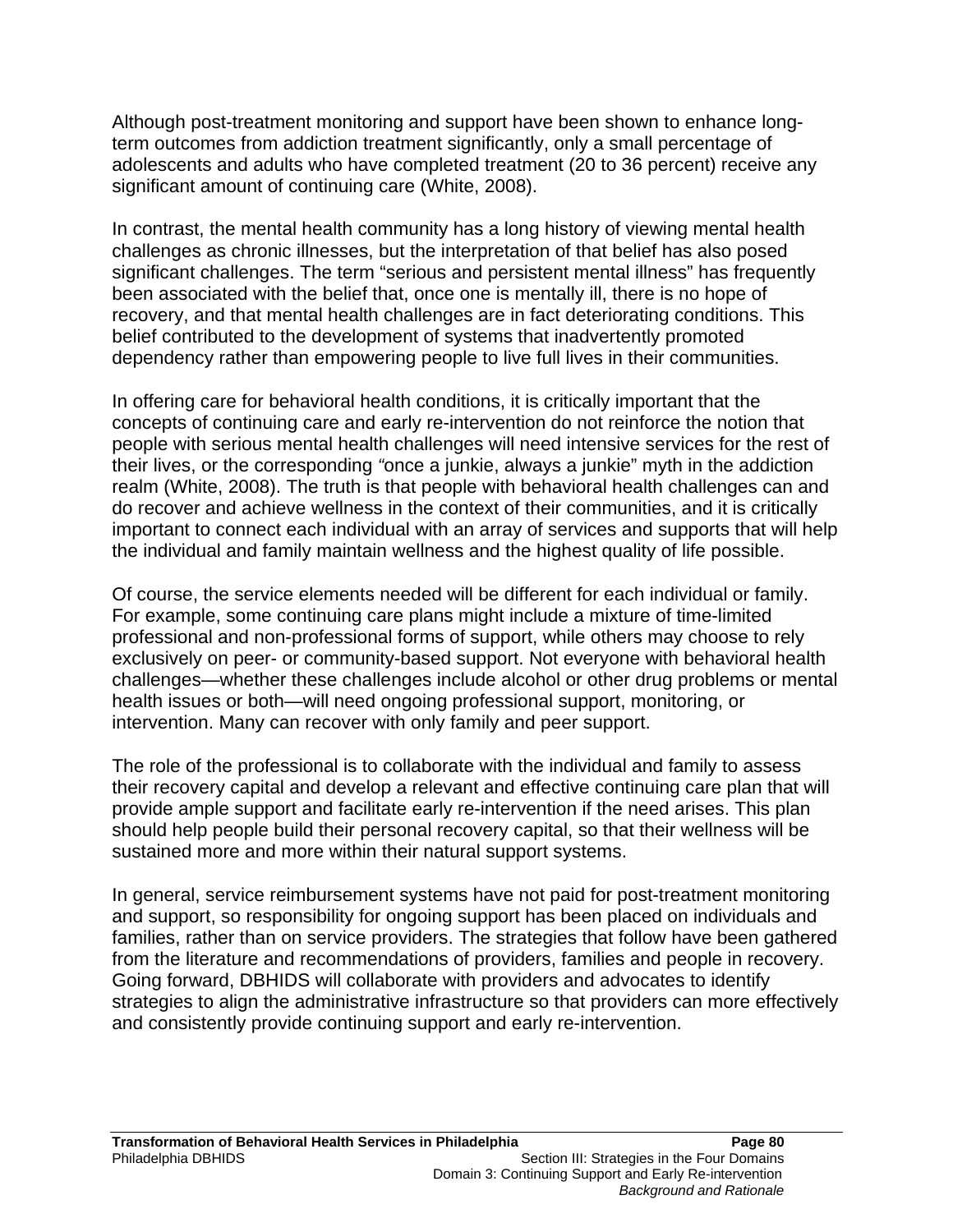Although post-treatment monitoring and support have been shown to enhance long-term outcomes from addiction treatment significantly, only a small percentage of adolescents and adults who have completed treatment (20 to 36 percent) receive any significant amount of continuing care (White, 2008).

In contrast, the mental health community has a long history of viewing mental health challenges as chronic illnesses, but the interpretation of that belief has also posed significant challenges. The term "serious and persistent mental illness" has frequently been associated with the belief that, once one is mentally ill, there is no hope of recovery, and that mental health challenges are in fact deteriorating conditions. This belief contributed to the development of systems that inadvertently promoted dependency rather than empowering people to live full lives in their communities.

In offering care for behavioral health conditions, it is critically important that the concepts of continuing care and early re-intervention do not reinforce the notion that people with serious mental health challenges will need intensive services for the rest of their lives, or the corresponding "once a junkie, always a junkie" myth in the addiction realm (White, 2008). The truth is that people with behavioral health challenges can and do recover and achieve wellness in the context of their communities, and it is critically important to connect each individual with an array of services and supports that will help the individual and family maintain wellness and the highest quality of life possible.

Of course, the service elements needed will be different for each individual or family. For example, some continuing care plans might include a mixture of time-limited professional and non-professional forms of support, while others may choose to rely exclusively on peer- or community-based support. Not everyone with behavioral health challenges—whether these challenges include alcohol or other drug problems or mental health issues or both—will need ongoing professional support, monitoring, or intervention. Many can recover with only family and peer support.

The role of the professional is to collaborate with the individual and family to assess their recovery capital and develop a relevant and effective continuing care plan that will provide ample support and facilitate early re-intervention if the need arises. This plan should help people build their personal recovery capital, so that their wellness will be sustained more and more within their natural support systems.

In general, service reimbursement systems have not paid for post-treatment monitoring and support, so responsibility for ongoing support has been placed on individuals and families, rather than on service providers. The strategies that follow have been gathered from the literature and recommendations of providers, families and people in recovery. Going forward, DBHIDS will collaborate with providers and advocates to identify strategies to align the administrative infrastructure so that providers can more effectively and consistently provide continuing support and early re-intervention.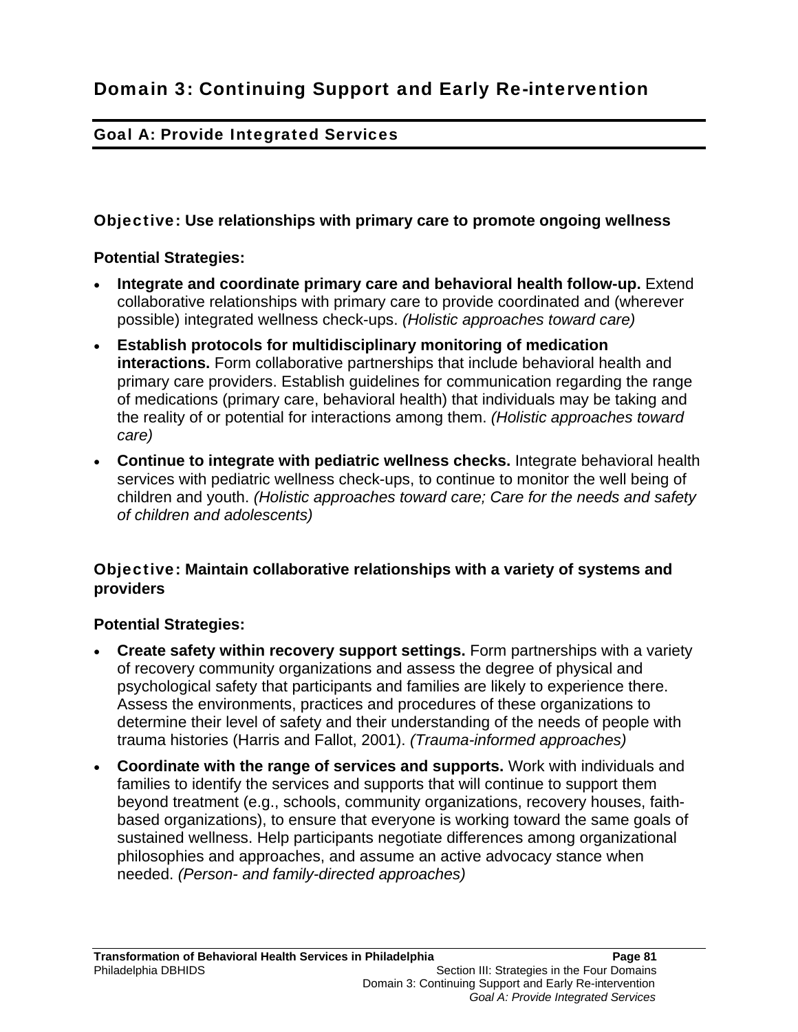# Domain 3: Continuing Support and Early Re-intervention

## Goal A: Provide Integrated Services

### Objective: Use relationships with primary care to promote ongoing wellness

**Potential Strategies:**

- **Integrate and coordinate primary care and behavioral health follow-up.** Extend collaborative relationships with primary care to provide coordinated and (wherever possible) integrated wellness check-ups. *(Holistic approaches toward care)*
- **Establish protocols for multidisciplinary monitoring of medication interactions.** Form collaborative partnerships that include behavioral health and primary care providers. Establish guidelines for communication regarding the range of medications (primary care, behavioral health) that individuals may be taking and the reality of or potential for interactions among them. *(Holistic approaches toward care)*
- **Continue to integrate with pediatric wellness checks.** Integrate behavioral health services with pediatric wellness check-ups, to continue to monitor the well being of children and youth. *(Holistic approaches toward care; Care for the needs and safety of children and adolescents)*

### Objective: Maintain collaborative relationships with a variety of systems and providers

**Potential Strategies:**

- **Create safety within recovery support settings.** Form partnerships with a variety of recovery community organizations and assess the degree of physical and psychological safety that participants and families are likely to experience there. Assess the environments, practices and procedures of these organizations to determine their level of safety and their understanding of the needs of people with trauma histories (Harris and Fallot, 2001). *(Trauma-informed approaches)*
- **Coordinate with the range of services and supports.** Work with individuals and families to identify the services and supports that will continue to support them beyond treatment (e.g., schools, community organizations, recovery houses, faith-based organizations), to ensure that everyone is working toward the same goals of sustained wellness. Help participants negotiate differences among organizational philosophies and approaches, and assume an active advocacy stance when needed. *(Person- and family-directed approaches)*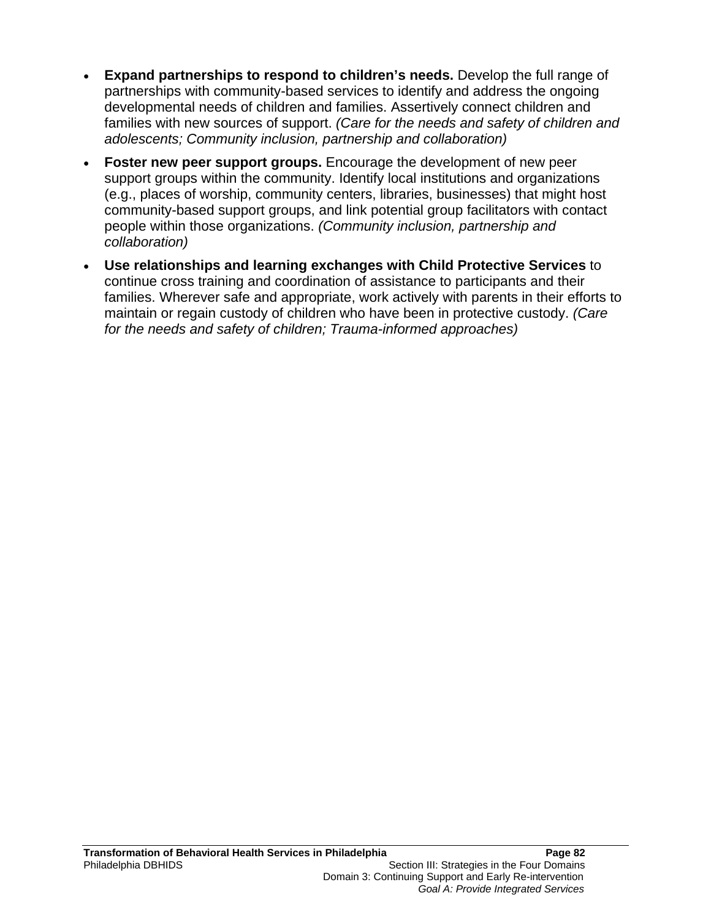- **Expand partnerships to respond to children's needs.** Develop the full range of partnerships with community-based services to identify and address the ongoing developmental needs of children and families. Assertively connect children and families with new sources of support. *(Care for the needs and safety of children and adolescents; Community inclusion, partnership and collaboration)*
- **Foster new peer support groups.** Encourage the development of new peer support groups within the community. Identify local institutions and organizations (e.g., places of worship, community centers, libraries, businesses) that might host community-based support groups, and link potential group facilitators with contact people within those organizations. *(Community inclusion, partnership and collaboration)*
- **Use relationships and learning exchanges with Child Protective Services** to continue cross training and coordination of assistance to participants and their families. Wherever safe and appropriate, work actively with parents in their efforts to maintain or regain custody of children who have been in protective custody. *(Care for the needs and safety of children; Trauma-informed approaches)*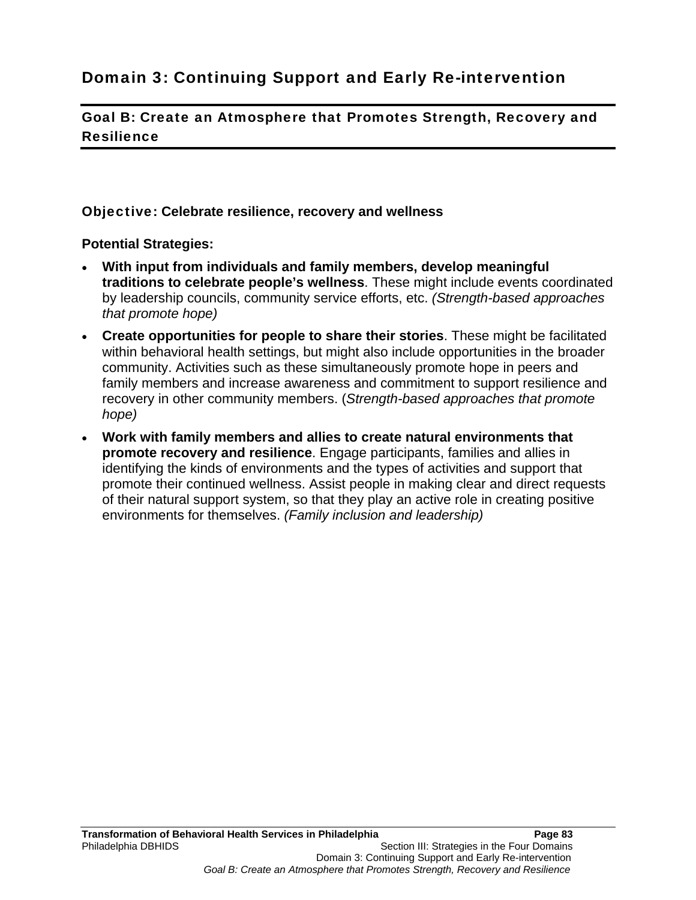## Domain 3: Continuing Support and Early Re-intervention

### Goal B: Create an Atmosphere that Promotes Strength, Recovery and Resilience

**Objective: Celebrate resilience, recovery and wellness**

**Potential Strategies:**

- **With input from individuals and family members, develop meaningful traditions to celebrate people's wellness**. These might include events coordinated by leadership councils, community service efforts, etc. *(Strength-based approaches that promote hope)*
- **Create opportunities for people to share their stories**. These might be facilitated within behavioral health settings, but might also include opportunities in the broader community. Activities such as these simultaneously promote hope in peers and family members and increase awareness and commitment to support resilience and recovery in other community members. (*Strength-based approaches that promote hope)*
- **Work with family members and allies to create natural environments that promote recovery and resilience**. Engage participants, families and allies in identifying the kinds of environments and the types of activities and support that promote their continued wellness. Assist people in making clear and direct requests of their natural support system, so that they play an active role in creating positive environments for themselves. *(Family inclusion and leadership)*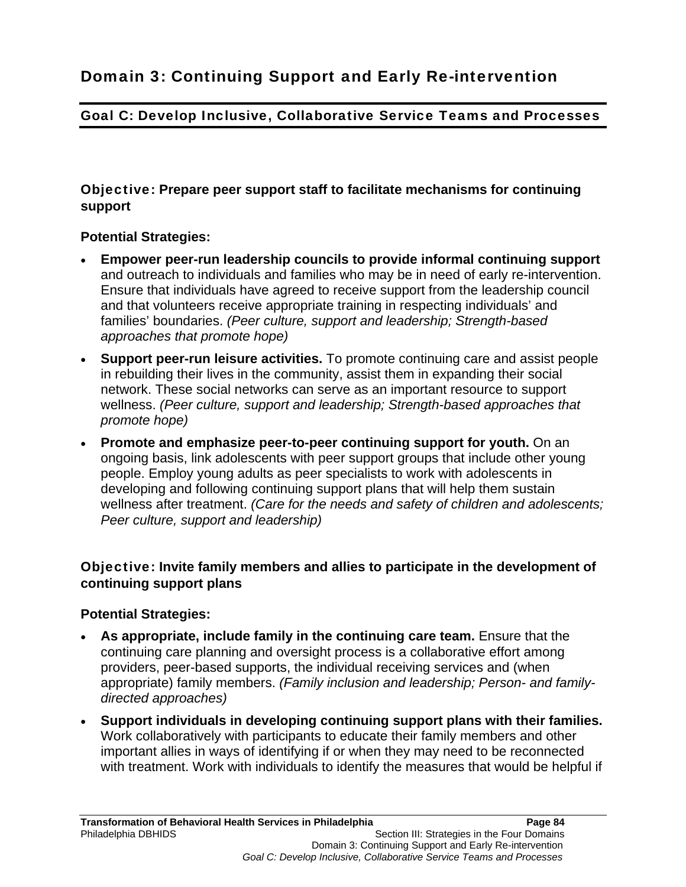# Domain 3: Continuing Support and Early Re-intervention

## Goal C: Develop Inclusive, Collaborative Service Teams and Processes

### Objective: Prepare peer support staff to facilitate mechanisms for continuing support

**Potential Strategies:**

- **Empower peer-run leadership councils to provide informal continuing support** and outreach to individuals and families who may be in need of early re-intervention. Ensure that individuals have agreed to receive support from the leadership council and that volunteers receive appropriate training in respecting individuals' and families' boundaries. *(Peer culture, support and leadership; Strength-based approaches that promote hope)*
- **Support peer-run leisure activities.** To promote continuing care and assist people in rebuilding their lives in the community, assist them in expanding their social network. These social networks can serve as an important resource to support wellness. *(Peer culture, support and leadership; Strength-based approaches that promote hope)*
- **Promote and emphasize peer-to-peer continuing support for youth.** On an ongoing basis, link adolescents with peer support groups that include other young people. Employ young adults as peer specialists to work with adolescents in developing and following continuing support plans that will help them sustain wellness after treatment. *(Care for the needs and safety of children and adolescents; Peer culture, support and leadership)*

### Objective: Invite family members and allies to participate in the development of continuing support plans

**Potential Strategies:**

- **As appropriate, include family in the continuing care team.** Ensure that the continuing care planning and oversight process is a collaborative effort among providers, peer-based supports, the individual receiving services and (when appropriate) family members. *(Family inclusion and leadership; Person- and family-directed approaches)*
- **Support individuals in developing continuing support plans with their families.** Work collaboratively with participants to educate their family members and other important allies in ways of identifying if or when they may need to be reconnected with treatment. Work with individuals to identify the measures that would be helpful if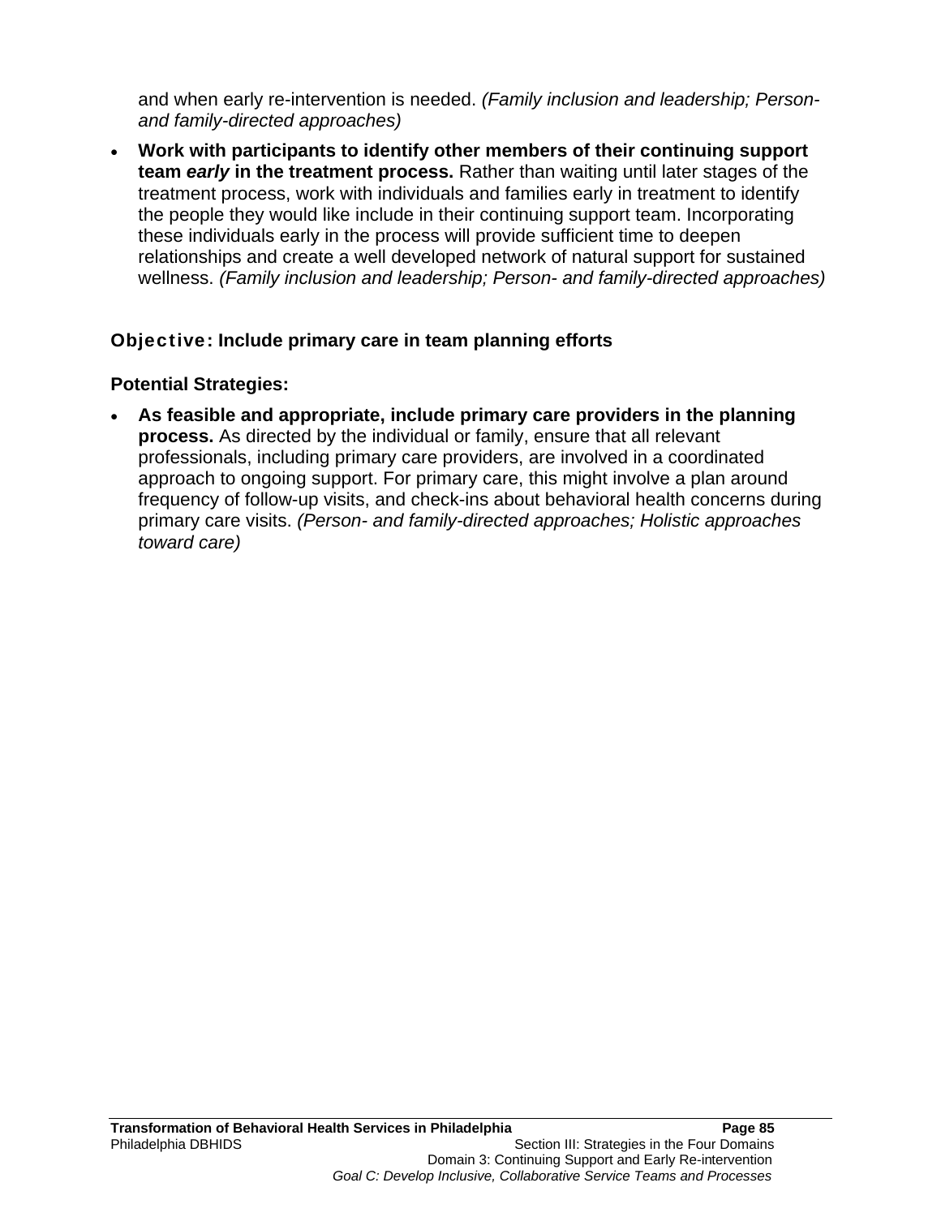and when early re-intervention is needed. *(Family inclusion and leadership; Person- and family-directed approaches)*

- **Work with participants to identify other members of their continuing support team *early* in the treatment process.** Rather than waiting until later stages of the treatment process, work with individuals and families early in treatment to identify the people they would like include in their continuing support team. Incorporating these individuals early in the process will provide sufficient time to deepen relationships and create a well developed network of natural support for sustained wellness. *(Family inclusion and leadership; Person- and family-directed approaches)*

### Objective: Include primary care in team planning efforts

**Potential Strategies:**

- **As feasible and appropriate, include primary care providers in the planning process.** As directed by the individual or family, ensure that all relevant professionals, including primary care providers, are involved in a coordinated approach to ongoing support. For primary care, this might involve a plan around frequency of follow-up visits, and check-ins about behavioral health concerns during primary care visits. *(Person- and family-directed approaches; Holistic approaches toward care)*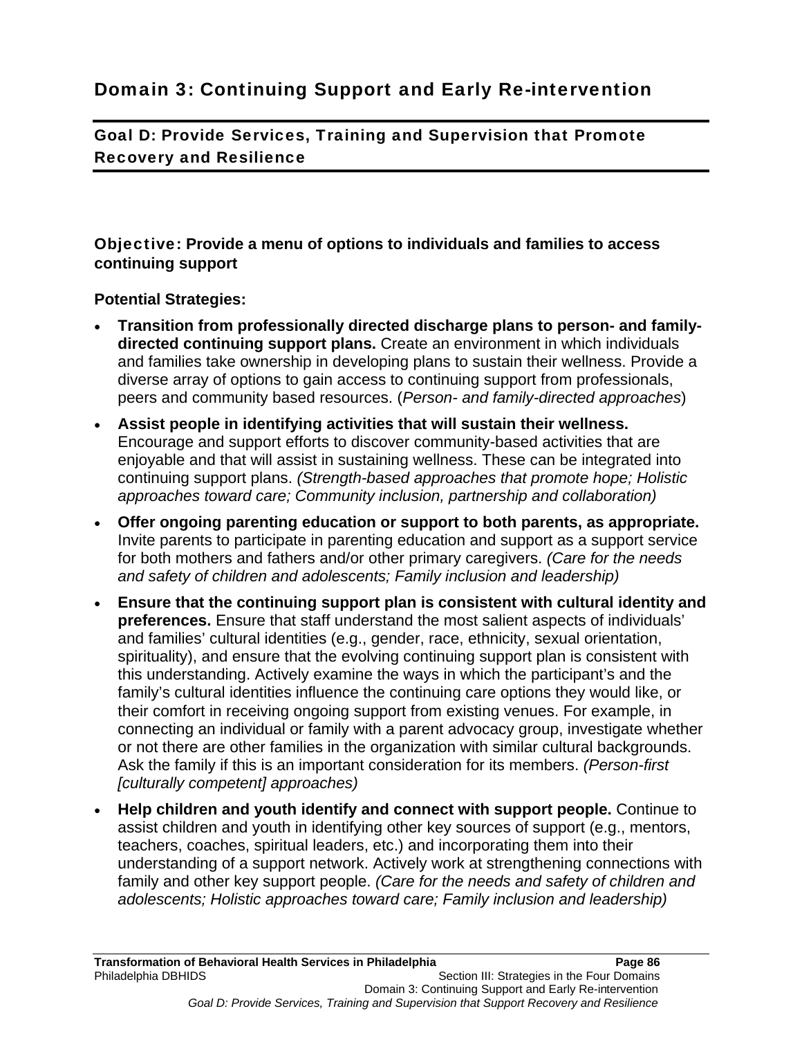# Domain 3: Continuing Support and Early Re-intervention

## Goal D: Provide Services, Training and Supervision that Promote Recovery and Resilience

### Objective: Provide a menu of options to individuals and families to access continuing support

**Potential Strategies:**

- **Transition from professionally directed discharge plans to person- and family-directed continuing support plans.** Create an environment in which individuals and families take ownership in developing plans to sustain their wellness. Provide a diverse array of options to gain access to continuing support from professionals, peers and community based resources. (*Person- and family-directed approaches*)
- **Assist people in identifying activities that will sustain their wellness.** Encourage and support efforts to discover community-based activities that are enjoyable and that will assist in sustaining wellness. These can be integrated into continuing support plans. *(Strength-based approaches that promote hope; Holistic approaches toward care; Community inclusion, partnership and collaboration)*
- **Offer ongoing parenting education or support to both parents, as appropriate.** Invite parents to participate in parenting education and support as a support service for both mothers and fathers and/or other primary caregivers. *(Care for the needs and safety of children and adolescents; Family inclusion and leadership)*
- **Ensure that the continuing support plan is consistent with cultural identity and preferences.** Ensure that staff understand the most salient aspects of individuals' and families' cultural identities (e.g., gender, race, ethnicity, sexual orientation, spirituality), and ensure that the evolving continuing support plan is consistent with this understanding. Actively examine the ways in which the participant's and the family's cultural identities influence the continuing care options they would like, or their comfort in receiving ongoing support from existing venues. For example, in connecting an individual or family with a parent advocacy group, investigate whether or not there are other families in the organization with similar cultural backgrounds. Ask the family if this is an important consideration for its members. *(Person-first [culturally competent] approaches)*
- **Help children and youth identify and connect with support people.** Continue to assist children and youth in identifying other key sources of support (e.g., mentors, teachers, coaches, spiritual leaders, etc.) and incorporating them into their understanding of a support network. Actively work at strengthening connections with family and other key support people. *(Care for the needs and safety of children and adolescents; Holistic approaches toward care; Family inclusion and leadership)*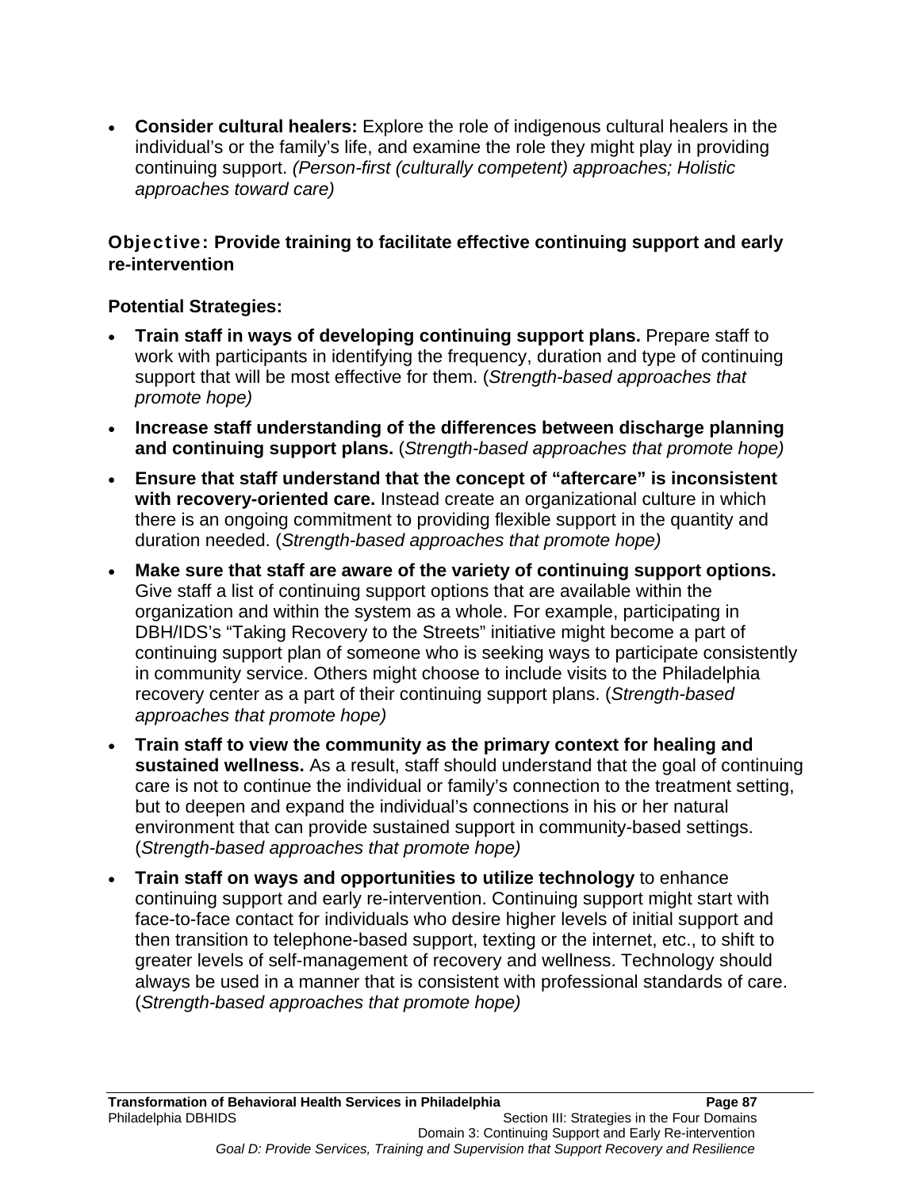- **Consider cultural healers:** Explore the role of indigenous cultural healers in the individual's or the family's life, and examine the role they might play in providing continuing support. *(Person-first (culturally competent) approaches; Holistic approaches toward care)*

### Objective: Provide training to facilitate effective continuing support and early re-intervention

**Potential Strategies:**

- **Train staff in ways of developing continuing support plans.** Prepare staff to work with participants in identifying the frequency, duration and type of continuing support that will be most effective for them. (*Strength-based approaches that promote hope)*
- **Increase staff understanding of the differences between discharge planning and continuing support plans.** (*Strength-based approaches that promote hope)*
- **Ensure that staff understand that the concept of "aftercare" is inconsistent with recovery-oriented care.** Instead create an organizational culture in which there is an ongoing commitment to providing flexible support in the quantity and duration needed. (*Strength-based approaches that promote hope)*
- **Make sure that staff are aware of the variety of continuing support options.** Give staff a list of continuing support options that are available within the organization and within the system as a whole. For example, participating in DBH/IDS's "Taking Recovery to the Streets" initiative might become a part of continuing support plan of someone who is seeking ways to participate consistently in community service. Others might choose to include visits to the Philadelphia recovery center as a part of their continuing support plans. (*Strength-based approaches that promote hope)*
- **Train staff to view the community as the primary context for healing and sustained wellness.** As a result, staff should understand that the goal of continuing care is not to continue the individual or family's connection to the treatment setting, but to deepen and expand the individual's connections in his or her natural environment that can provide sustained support in community-based settings. (*Strength-based approaches that promote hope)*
- **Train staff on ways and opportunities to utilize technology** to enhance continuing support and early re-intervention. Continuing support might start with face-to-face contact for individuals who desire higher levels of initial support and then transition to telephone-based support, texting or the internet, etc., to shift to greater levels of self-management of recovery and wellness. Technology should always be used in a manner that is consistent with professional standards of care. (*Strength-based approaches that promote hope)*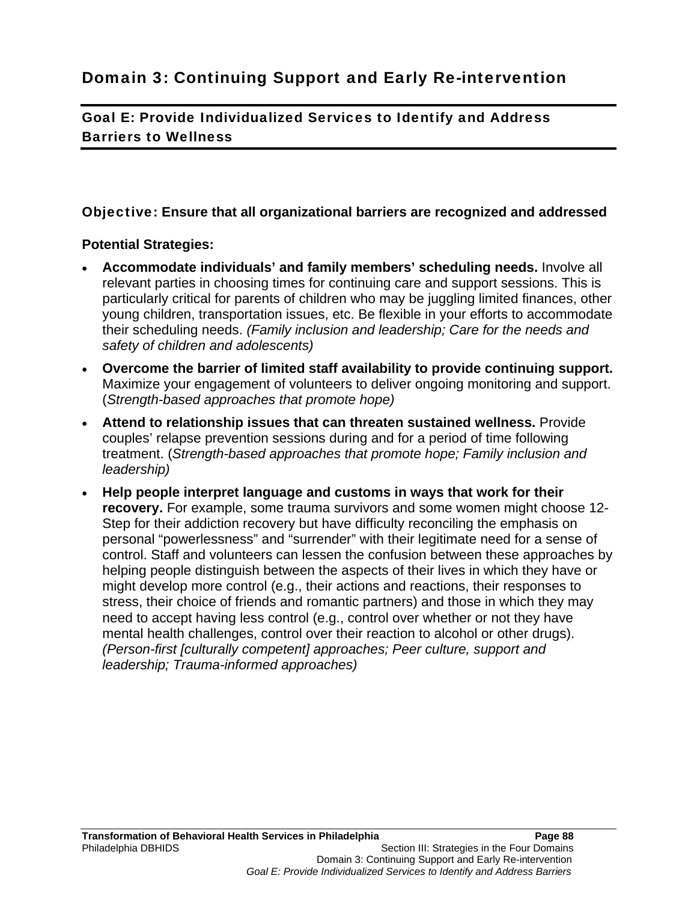# Domain 3: Continuing Support and Early Re-intervention

## Goal E: Provide Individualized Services to Identify and Address Barriers to Wellness

### Objective: Ensure that all organizational barriers are recognized and addressed

**Potential Strategies:**

- **Accommodate individuals' and family members' scheduling needs.** Involve all relevant parties in choosing times for continuing care and support sessions. This is particularly critical for parents of children who may be juggling limited finances, other young children, transportation issues, etc. Be flexible in your efforts to accommodate their scheduling needs. *(Family inclusion and leadership; Care for the needs and safety of children and adolescents)*
- **Overcome the barrier of limited staff availability to provide continuing support.** Maximize your engagement of volunteers to deliver ongoing monitoring and support. (*Strength-based approaches that promote hope)*
- **Attend to relationship issues that can threaten sustained wellness.** Provide couples' relapse prevention sessions during and for a period of time following treatment. (*Strength-based approaches that promote hope; Family inclusion and leadership)*
- **Help people interpret language and customs in ways that work for their recovery.** For example, some trauma survivors and some women might choose 12-Step for their addiction recovery but have difficulty reconciling the emphasis on personal "powerlessness" and "surrender" with their legitimate need for a sense of control. Staff and volunteers can lessen the confusion between these approaches by helping people distinguish between the aspects of their lives in which they have or might develop more control (e.g., their actions and reactions, their responses to stress, their choice of friends and romantic partners) and those in which they may need to accept having less control (e.g., control over whether or not they have mental health challenges, control over their reaction to alcohol or other drugs). *(Person-first [culturally competent] approaches; Peer culture, support and leadership; Trauma-informed approaches)*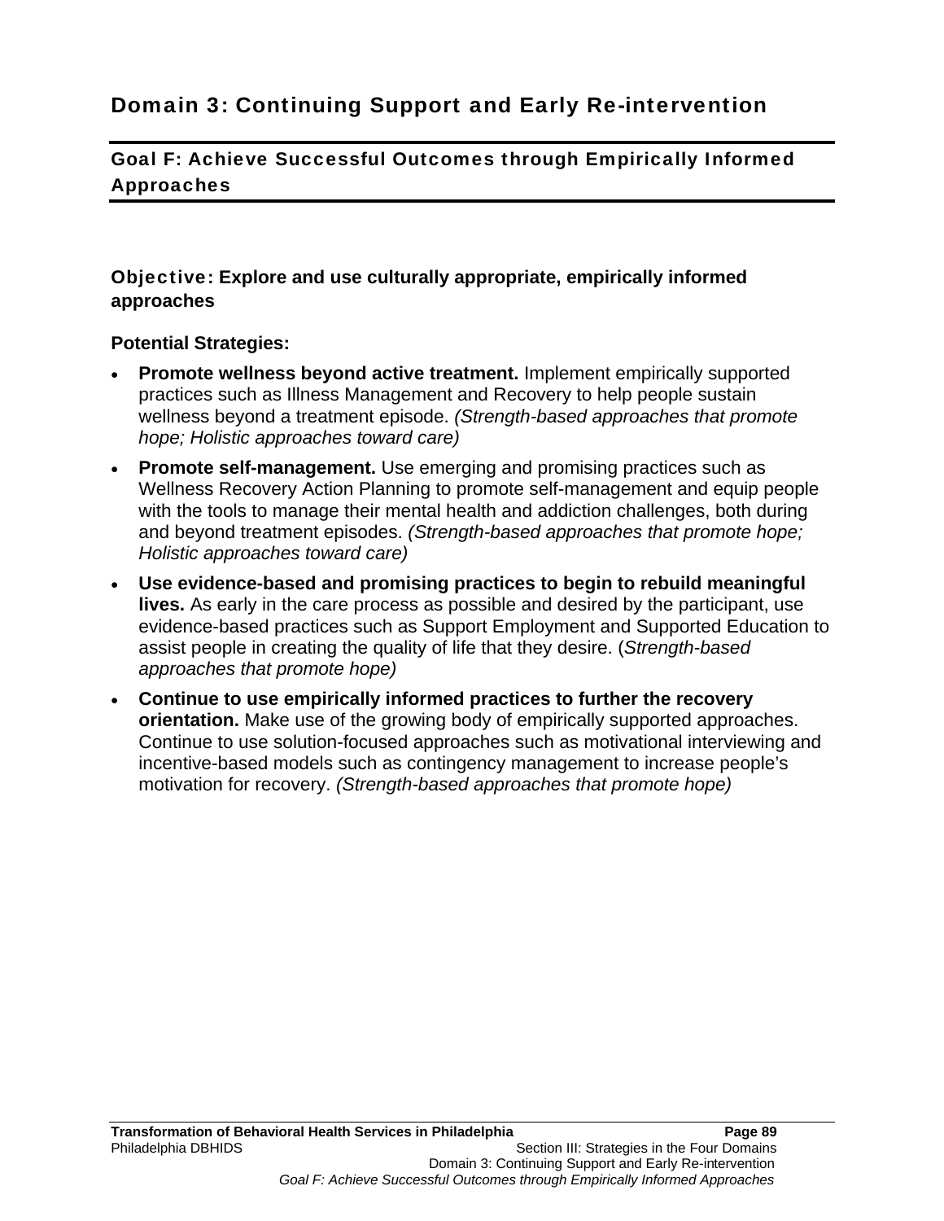# Domain 3: Continuing Support and Early Re-intervention

## Goal F: Achieve Successful Outcomes through Empirically Informed Approaches

### Objective: Explore and use culturally appropriate, empirically informed approaches

**Potential Strategies:**

- **Promote wellness beyond active treatment.** Implement empirically supported practices such as Illness Management and Recovery to help people sustain wellness beyond a treatment episode. *(Strength-based approaches that promote hope; Holistic approaches toward care)*
- **Promote self-management.** Use emerging and promising practices such as Wellness Recovery Action Planning to promote self-management and equip people with the tools to manage their mental health and addiction challenges, both during and beyond treatment episodes. *(Strength-based approaches that promote hope; Holistic approaches toward care)*
- **Use evidence-based and promising practices to begin to rebuild meaningful lives.** As early in the care process as possible and desired by the participant, use evidence-based practices such as Support Employment and Supported Education to assist people in creating the quality of life that they desire. (*Strength-based approaches that promote hope)*
- **Continue to use empirically informed practices to further the recovery orientation.** Make use of the growing body of empirically supported approaches. Continue to use solution-focused approaches such as motivational interviewing and incentive-based models such as contingency management to increase people's motivation for recovery. *(Strength-based approaches that promote hope)*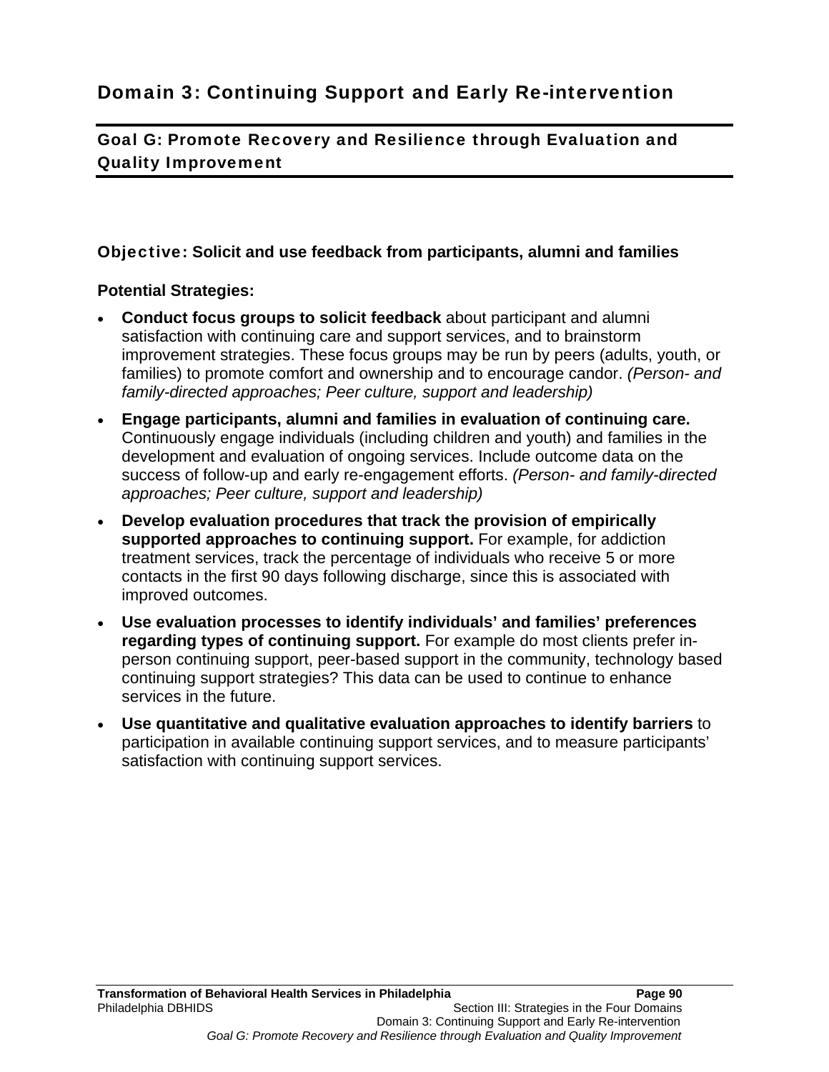# Domain 3: Continuing Support and Early Re-intervention

## Goal G: Promote Recovery and Resilience through Evaluation and Quality Improvement

### Objective: Solicit and use feedback from participants, alumni and families

**Potential Strategies:**

- **Conduct focus groups to solicit feedback** about participant and alumni satisfaction with continuing care and support services, and to brainstorm improvement strategies. These focus groups may be run by peers (adults, youth, or families) to promote comfort and ownership and to encourage candor. *(Person- and family-directed approaches; Peer culture, support and leadership)*
- **Engage participants, alumni and families in evaluation of continuing care.** Continuously engage individuals (including children and youth) and families in the development and evaluation of ongoing services. Include outcome data on the success of follow-up and early re-engagement efforts. *(Person- and family-directed approaches; Peer culture, support and leadership)*
- **Develop evaluation procedures that track the provision of empirically supported approaches to continuing support.** For example, for addiction treatment services, track the percentage of individuals who receive 5 or more contacts in the first 90 days following discharge, since this is associated with improved outcomes.
- **Use evaluation processes to identify individuals' and families' preferences regarding types of continuing support.** For example do most clients prefer in-person continuing support, peer-based support in the community, technology based continuing support strategies? This data can be used to continue to enhance services in the future.
- **Use quantitative and qualitative evaluation approaches to identify barriers** to participation in available continuing support services, and to measure participants' satisfaction with continuing support services.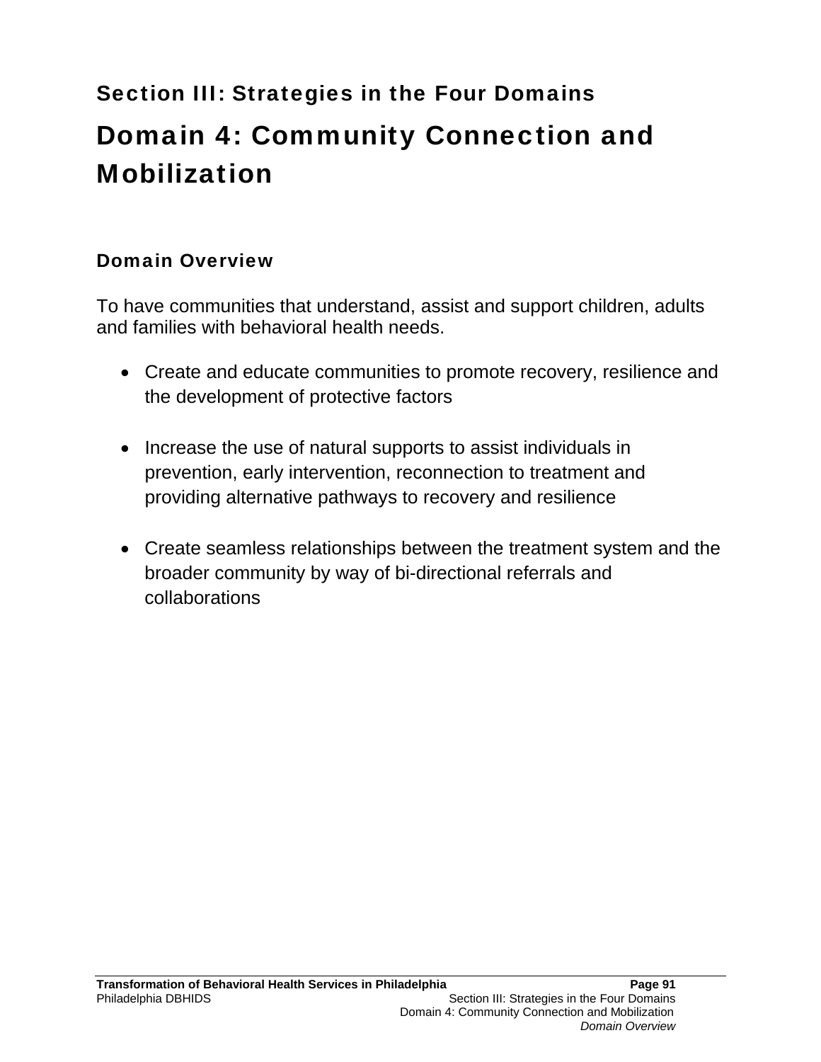## Section III: Strategies in the Four Domains

# Domain 4: Community Connection and Mobilization

### Domain Overview

To have communities that understand, assist and support children, adults and families with behavioral health needs.

- Create and educate communities to promote recovery, resilience and the development of protective factors
- Increase the use of natural supports to assist individuals in prevention, early intervention, reconnection to treatment and providing alternative pathways to recovery and resilience
- Create seamless relationships between the treatment system and the broader community by way of bi-directional referrals and collaborations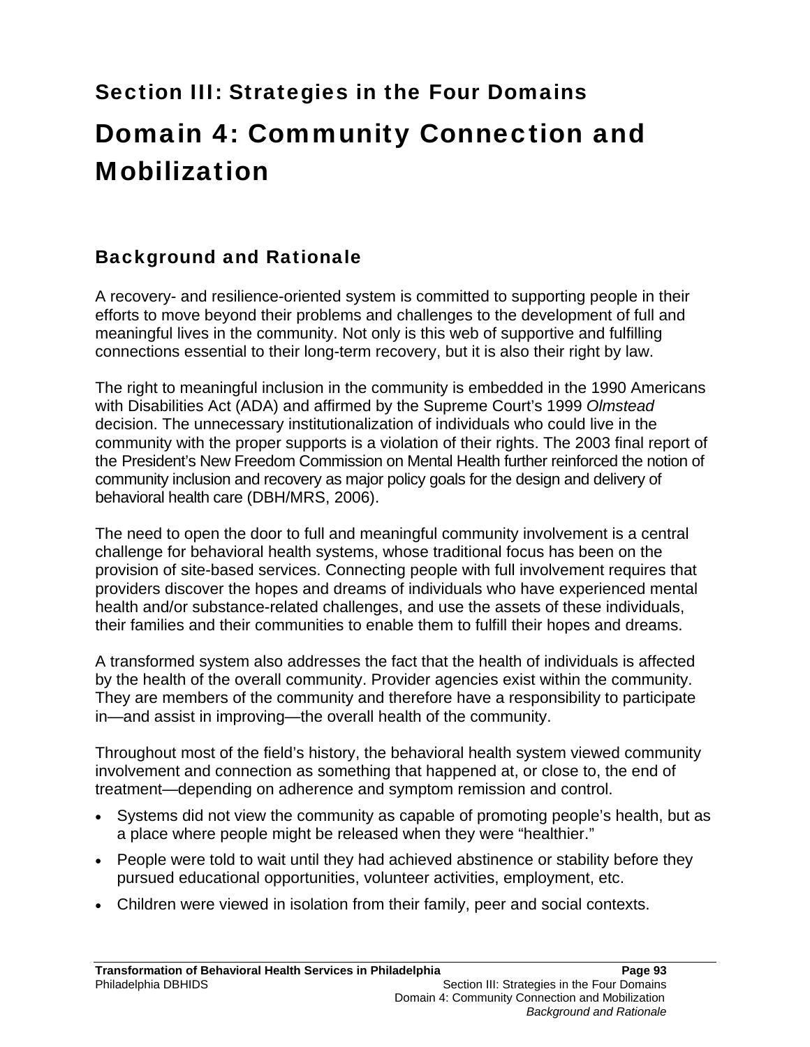## Section III: Strategies in the Four Domains

# Domain 4: Community Connection and Mobilization

### Background and Rationale

A recovery- and resilience-oriented system is committed to supporting people in their efforts to move beyond their problems and challenges to the development of full and meaningful lives in the community. Not only is this web of supportive and fulfilling connections essential to their long-term recovery, but it is also their right by law.

The right to meaningful inclusion in the community is embedded in the 1990 Americans with Disabilities Act (ADA) and affirmed by the Supreme Court's 1999 *Olmstead* decision. The unnecessary institutionalization of individuals who could live in the community with the proper supports is a violation of their rights. The 2003 final report of the President's New Freedom Commission on Mental Health further reinforced the notion of community inclusion and recovery as major policy goals for the design and delivery of behavioral health care (DBH/MRS, 2006).

The need to open the door to full and meaningful community involvement is a central challenge for behavioral health systems, whose traditional focus has been on the provision of site-based services. Connecting people with full involvement requires that providers discover the hopes and dreams of individuals who have experienced mental health and/or substance-related challenges, and use the assets of these individuals, their families and their communities to enable them to fulfill their hopes and dreams.

A transformed system also addresses the fact that the health of individuals is affected by the health of the overall community. Provider agencies exist within the community. They are members of the community and therefore have a responsibility to participate in—and assist in improving—the overall health of the community.

Throughout most of the field's history, the behavioral health system viewed community involvement and connection as something that happened at, or close to, the end of treatment—depending on adherence and symptom remission and control.

- Systems did not view the community as capable of promoting people's health, but as a place where people might be released when they were "healthier."
- People were told to wait until they had achieved abstinence or stability before they pursued educational opportunities, volunteer activities, employment, etc.
- Children were viewed in isolation from their family, peer and social contexts.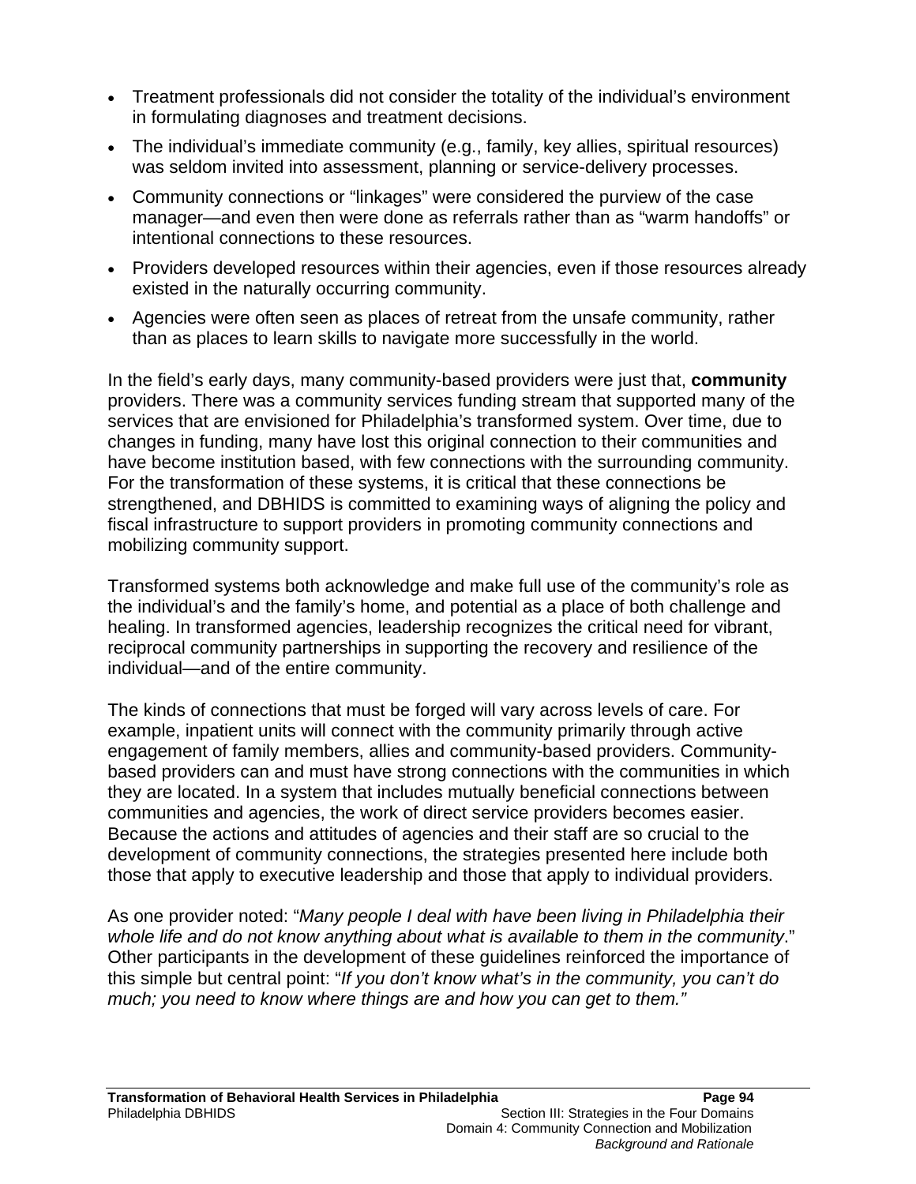- Treatment professionals did not consider the totality of the individual's environment in formulating diagnoses and treatment decisions.
- The individual's immediate community (e.g., family, key allies, spiritual resources) was seldom invited into assessment, planning or service-delivery processes.
- Community connections or "linkages" were considered the purview of the case manager—and even then were done as referrals rather than as "warm handoffs" or intentional connections to these resources.
- Providers developed resources within their agencies, even if those resources already existed in the naturally occurring community.
- Agencies were often seen as places of retreat from the unsafe community, rather than as places to learn skills to navigate more successfully in the world.

In the field's early days, many community-based providers were just that, **community** providers. There was a community services funding stream that supported many of the services that are envisioned for Philadelphia's transformed system. Over time, due to changes in funding, many have lost this original connection to their communities and have become institution based, with few connections with the surrounding community. For the transformation of these systems, it is critical that these connections be strengthened, and DBHIDS is committed to examining ways of aligning the policy and fiscal infrastructure to support providers in promoting community connections and mobilizing community support.

Transformed systems both acknowledge and make full use of the community's role as the individual's and the family's home, and potential as a place of both challenge and healing. In transformed agencies, leadership recognizes the critical need for vibrant, reciprocal community partnerships in supporting the recovery and resilience of the individual—and of the entire community.

The kinds of connections that must be forged will vary across levels of care. For example, inpatient units will connect with the community primarily through active engagement of family members, allies and community-based providers. Community-based providers can and must have strong connections with the communities in which they are located. In a system that includes mutually beneficial connections between communities and agencies, the work of direct service providers becomes easier. Because the actions and attitudes of agencies and their staff are so crucial to the development of community connections, the strategies presented here include both those that apply to executive leadership and those that apply to individual providers.

As one provider noted: "*Many people I deal with have been living in Philadelphia their whole life and do not know anything about what is available to them in the community*." Other participants in the development of these guidelines reinforced the importance of this simple but central point: "*If you don't know what's in the community, you can't do much; you need to know where things are and how you can get to them."*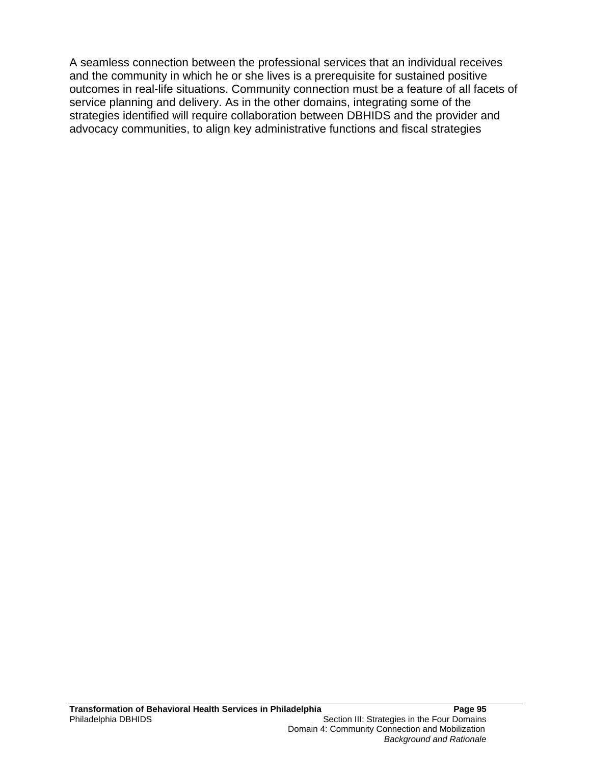A seamless connection between the professional services that an individual receives and the community in which he or she lives is a prerequisite for sustained positive outcomes in real-life situations. Community connection must be a feature of all facets of service planning and delivery. As in the other domains, integrating some of the strategies identified will require collaboration between DBHIDS and the provider and advocacy communities, to align key administrative functions and fiscal strategies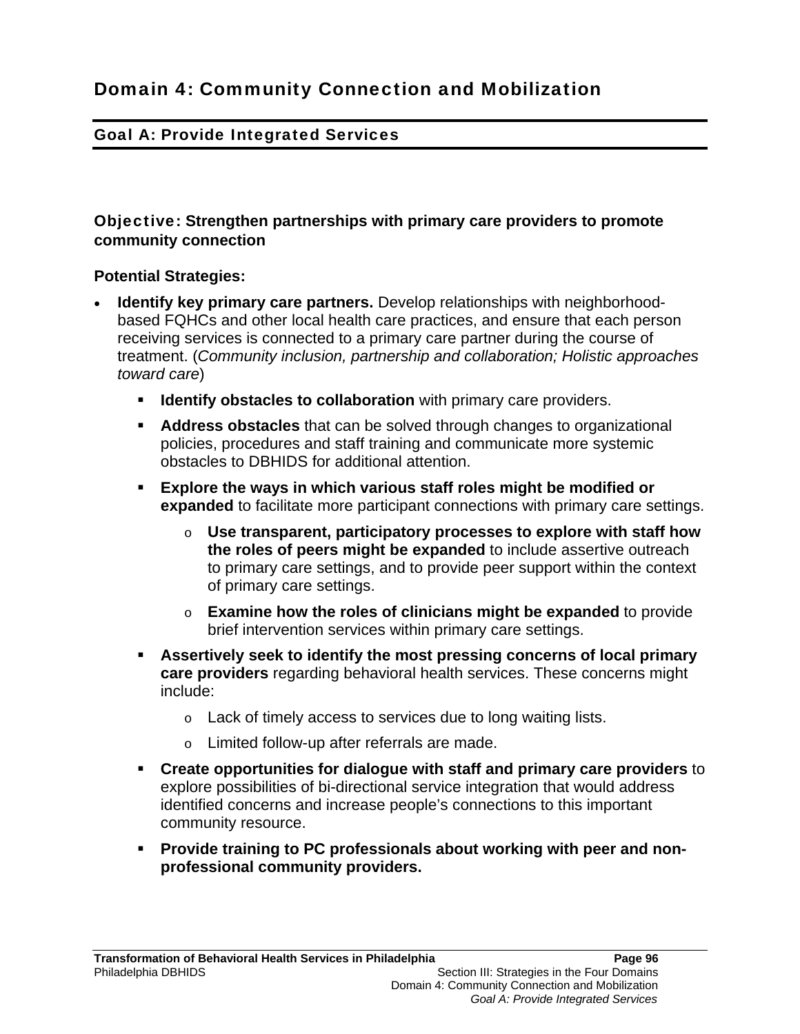# Domain 4: Community Connection and Mobilization

## Goal A: Provide Integrated Services

**Objective: Strengthen partnerships with primary care providers to promote community connection**

**Potential Strategies:**

- **Identify key primary care partners.** Develop relationships with neighborhood-based FQHCs and other local health care practices, and ensure that each person receiving services is connected to a primary care partner during the course of treatment. (*Community inclusion, partnership and collaboration; Holistic approaches toward care*)
  - **Identify obstacles to collaboration** with primary care providers.
  - **Address obstacles** that can be solved through changes to organizational policies, procedures and staff training and communicate more systemic obstacles to DBHIDS for additional attention.
  - **Explore the ways in which various staff roles might be modified or expanded** to facilitate more participant connections with primary care settings.
    - **Use transparent, participatory processes to explore with staff how the roles of peers might be expanded** to include assertive outreach to primary care settings, and to provide peer support within the context of primary care settings.
    - **Examine how the roles of clinicians might be expanded** to provide brief intervention services within primary care settings.
  - **Assertively seek to identify the most pressing concerns of local primary care providers** regarding behavioral health services. These concerns might include:
    - Lack of timely access to services due to long waiting lists.
    - Limited follow-up after referrals are made.
  - **Create opportunities for dialogue with staff and primary care providers** to explore possibilities of bi-directional service integration that would address identified concerns and increase people's connections to this important community resource.
  - **Provide training to PC professionals about working with peer and non-professional community providers.**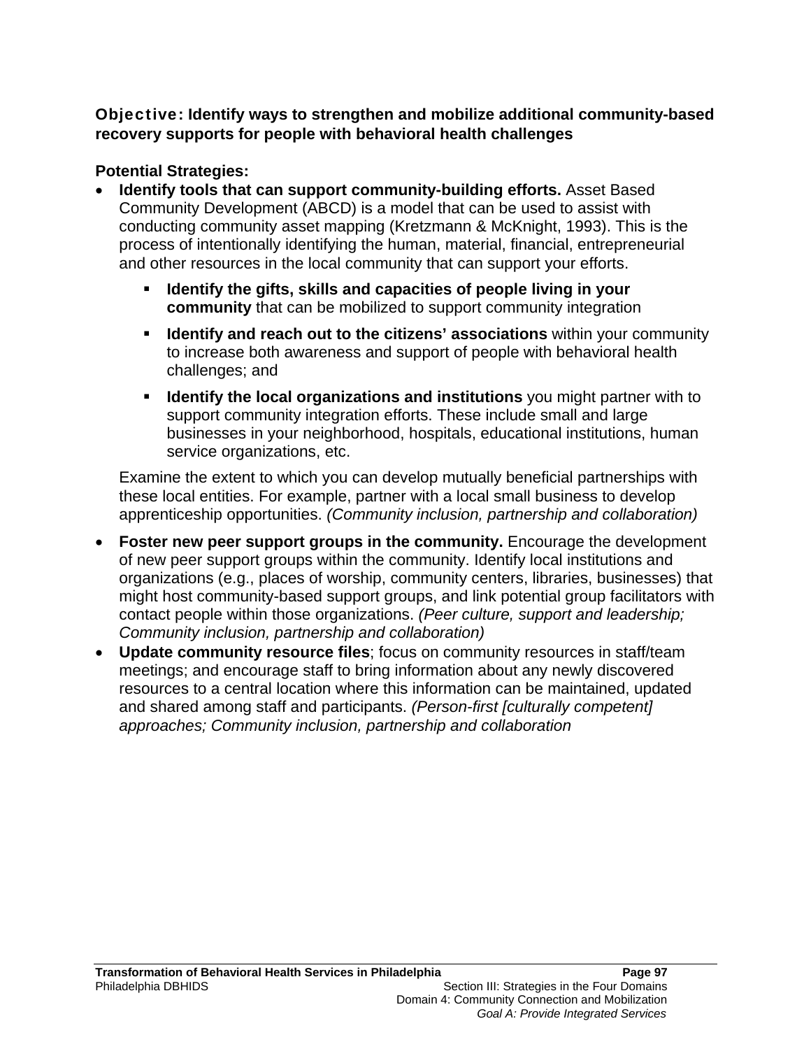**Objective: Identify ways to strengthen and mobilize additional community-based recovery supports for people with behavioral health challenges**

**Potential Strategies:**

- **Identify tools that can support community-building efforts.** Asset Based Community Development (ABCD) is a model that can be used to assist with conducting community asset mapping (Kretzmann & McKnight, 1993). This is the process of intentionally identifying the human, material, financial, entrepreneurial and other resources in the local community that can support your efforts.
  - **Identify the gifts, skills and capacities of people living in your community** that can be mobilized to support community integration
  - **Identify and reach out to the citizens' associations** within your community to increase both awareness and support of people with behavioral health challenges; and
  - **Identify the local organizations and institutions** you might partner with to support community integration efforts. These include small and large businesses in your neighborhood, hospitals, educational institutions, human service organizations, etc.

  Examine the extent to which you can develop mutually beneficial partnerships with these local entities. For example, partner with a local small business to develop apprenticeship opportunities. *(Community inclusion, partnership and collaboration)*
- **Foster new peer support groups in the community.** Encourage the development of new peer support groups within the community. Identify local institutions and organizations (e.g., places of worship, community centers, libraries, businesses) that might host community-based support groups, and link potential group facilitators with contact people within those organizations. *(Peer culture, support and leadership; Community inclusion, partnership and collaboration)*
- **Update community resource files**; focus on community resources in staff/team meetings; and encourage staff to bring information about any newly discovered resources to a central location where this information can be maintained, updated and shared among staff and participants. *(Person-first [culturally competent] approaches; Community inclusion, partnership and collaboration*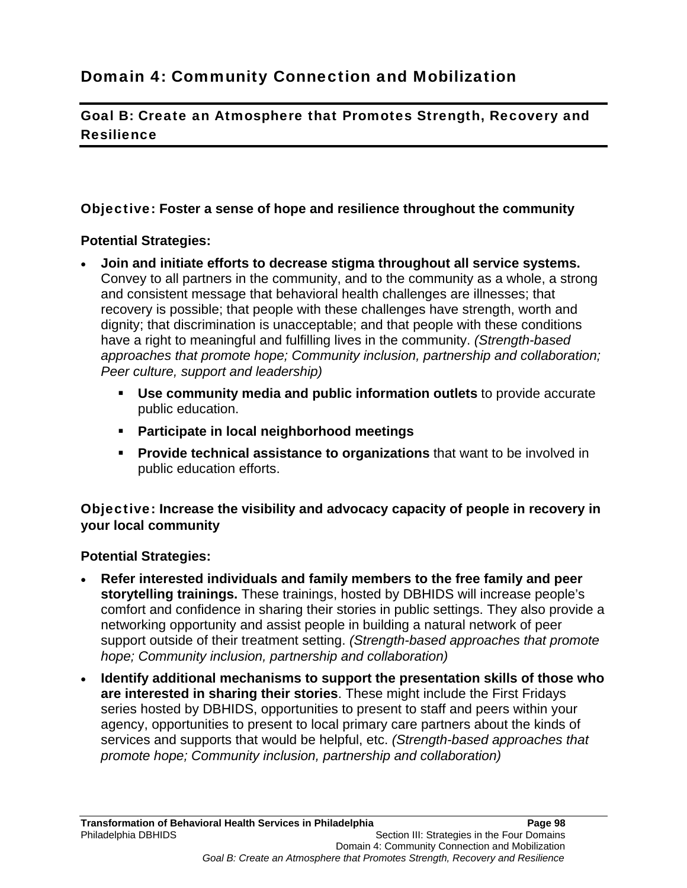# Domain 4: Community Connection and Mobilization

## Goal B: Create an Atmosphere that Promotes Strength, Recovery and Resilience

### Objective: Foster a sense of hope and resilience throughout the community

**Potential Strategies:**

- **Join and initiate efforts to decrease stigma throughout all service systems.** Convey to all partners in the community, and to the community as a whole, a strong and consistent message that behavioral health challenges are illnesses; that recovery is possible; that people with these challenges have strength, worth and dignity; that discrimination is unacceptable; and that people with these conditions have a right to meaningful and fulfilling lives in the community. *(Strength-based approaches that promote hope; Community inclusion, partnership and collaboration; Peer culture, support and leadership)*
  - **Use community media and public information outlets** to provide accurate public education.
  - **Participate in local neighborhood meetings**
  - **Provide technical assistance to organizations** that want to be involved in public education efforts.

### Objective: Increase the visibility and advocacy capacity of people in recovery in your local community

**Potential Strategies:**

- **Refer interested individuals and family members to the free family and peer storytelling trainings.** These trainings, hosted by DBHIDS will increase people's comfort and confidence in sharing their stories in public settings. They also provide a networking opportunity and assist people in building a natural network of peer support outside of their treatment setting. *(Strength-based approaches that promote hope; Community inclusion, partnership and collaboration)*
- **Identify additional mechanisms to support the presentation skills of those who are interested in sharing their stories**. These might include the First Fridays series hosted by DBHIDS, opportunities to present to staff and peers within your agency, opportunities to present to local primary care partners about the kinds of services and supports that would be helpful, etc. *(Strength-based approaches that promote hope; Community inclusion, partnership and collaboration)*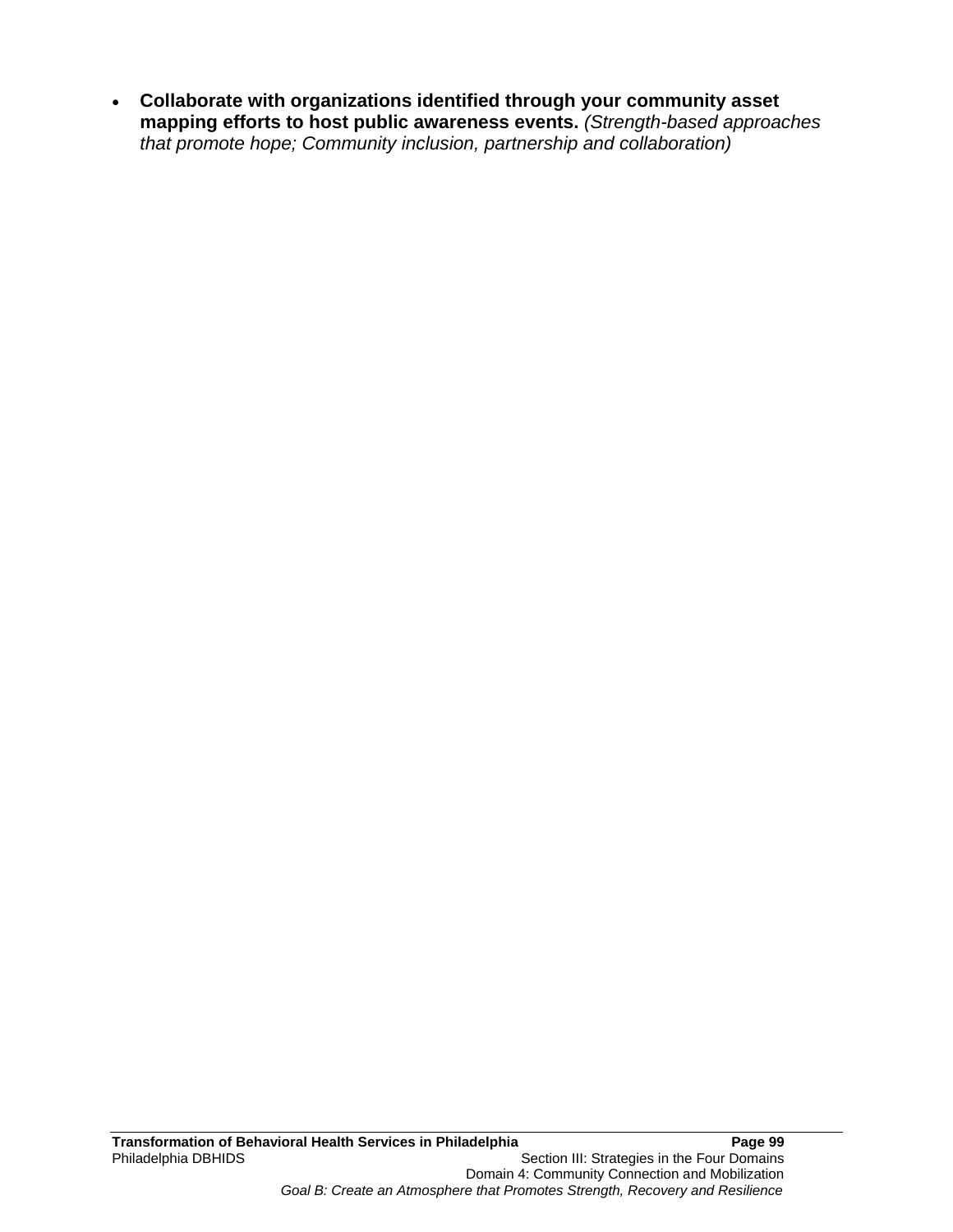- **Collaborate with organizations identified through your community asset mapping efforts to host public awareness events.** *(Strength-based approaches that promote hope; Community inclusion, partnership and collaboration)*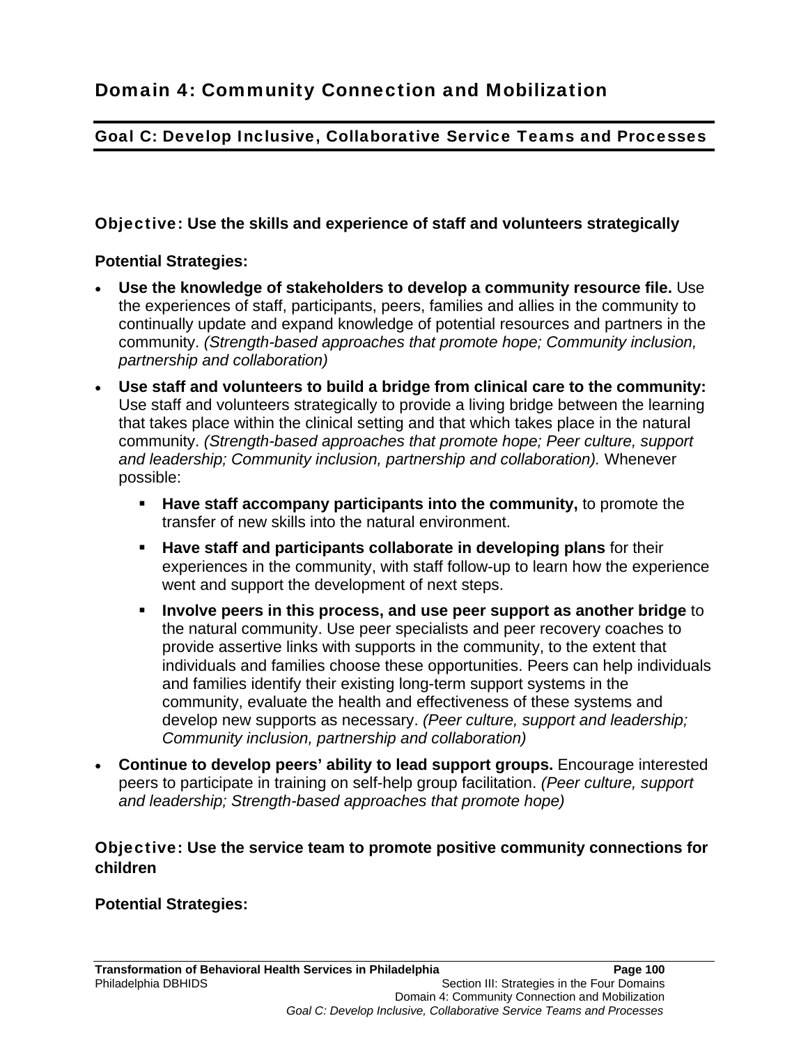# Domain 4: Community Connection and Mobilization

## Goal C: Develop Inclusive, Collaborative Service Teams and Processes

### Objective: Use the skills and experience of staff and volunteers strategically

**Potential Strategies:**

- **Use the knowledge of stakeholders to develop a community resource file.** Use the experiences of staff, participants, peers, families and allies in the community to continually update and expand knowledge of potential resources and partners in the community. *(Strength-based approaches that promote hope; Community inclusion, partnership and collaboration)*
- **Use staff and volunteers to build a bridge from clinical care to the community:** Use staff and volunteers strategically to provide a living bridge between the learning that takes place within the clinical setting and that which takes place in the natural community. *(Strength-based approaches that promote hope; Peer culture, support and leadership; Community inclusion, partnership and collaboration).* Whenever possible:
  - **Have staff accompany participants into the community,** to promote the transfer of new skills into the natural environment.
  - **Have staff and participants collaborate in developing plans** for their experiences in the community, with staff follow-up to learn how the experience went and support the development of next steps.
  - **Involve peers in this process, and use peer support as another bridge** to the natural community. Use peer specialists and peer recovery coaches to provide assertive links with supports in the community, to the extent that individuals and families choose these opportunities. Peers can help individuals and families identify their existing long-term support systems in the community, evaluate the health and effectiveness of these systems and develop new supports as necessary. *(Peer culture, support and leadership; Community inclusion, partnership and collaboration)*
- **Continue to develop peers' ability to lead support groups.** Encourage interested peers to participate in training on self-help group facilitation. *(Peer culture, support and leadership; Strength-based approaches that promote hope)*

### Objective: Use the service team to promote positive community connections for children

**Potential Strategies:**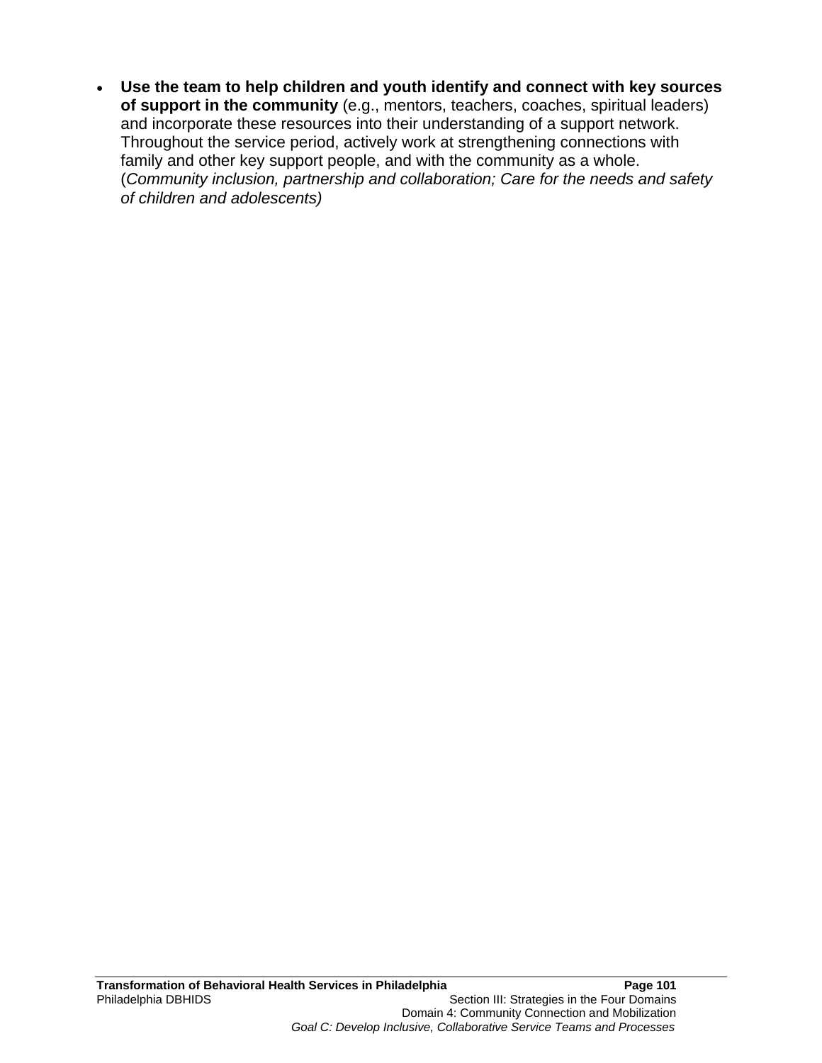- **Use the team to help children and youth identify and connect with key sources of support in the community** (e.g., mentors, teachers, coaches, spiritual leaders) and incorporate these resources into their understanding of a support network. Throughout the service period, actively work at strengthening connections with family and other key support people, and with the community as a whole. (*Community inclusion, partnership and collaboration; Care for the needs and safety of children and adolescents)*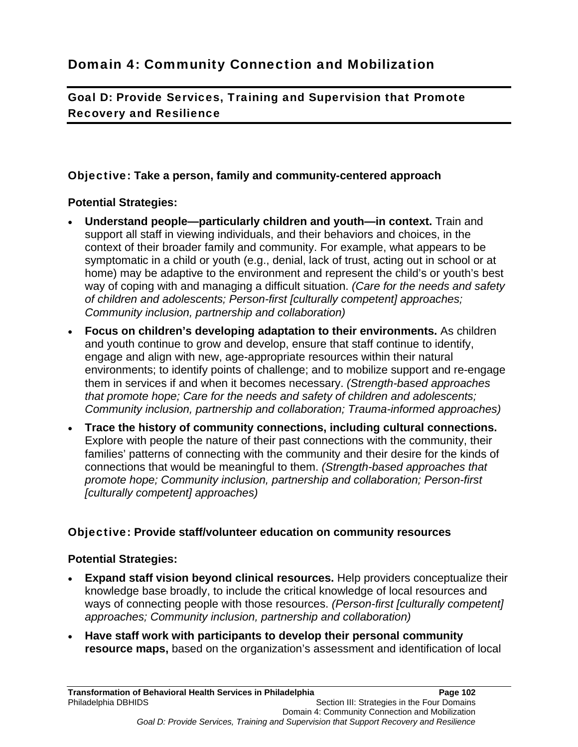## Domain 4: Community Connection and Mobilization

### Goal D: Provide Services, Training and Supervision that Promote Recovery and Resilience

#### Objective: Take a person, family and community-centered approach

**Potential Strategies:**

- **Understand people—particularly children and youth—in context.** Train and support all staff in viewing individuals, and their behaviors and choices, in the context of their broader family and community. For example, what appears to be symptomatic in a child or youth (e.g., denial, lack of trust, acting out in school or at home) may be adaptive to the environment and represent the child's or youth's best way of coping with and managing a difficult situation. *(Care for the needs and safety of children and adolescents; Person-first [culturally competent] approaches; Community inclusion, partnership and collaboration)*
- **Focus on children's developing adaptation to their environments.** As children and youth continue to grow and develop, ensure that staff continue to identify, engage and align with new, age-appropriate resources within their natural environments; to identify points of challenge; and to mobilize support and re-engage them in services if and when it becomes necessary. *(Strength-based approaches that promote hope; Care for the needs and safety of children and adolescents; Community inclusion, partnership and collaboration; Trauma-informed approaches)*
- **Trace the history of community connections, including cultural connections.** Explore with people the nature of their past connections with the community, their families' patterns of connecting with the community and their desire for the kinds of connections that would be meaningful to them. *(Strength-based approaches that promote hope; Community inclusion, partnership and collaboration; Person-first [culturally competent] approaches)*

#### Objective: Provide staff/volunteer education on community resources

**Potential Strategies:**

- **Expand staff vision beyond clinical resources.** Help providers conceptualize their knowledge base broadly, to include the critical knowledge of local resources and ways of connecting people with those resources. *(Person-first [culturally competent] approaches; Community inclusion, partnership and collaboration)*
- **Have staff work with participants to develop their personal community resource maps,** based on the organization's assessment and identification of local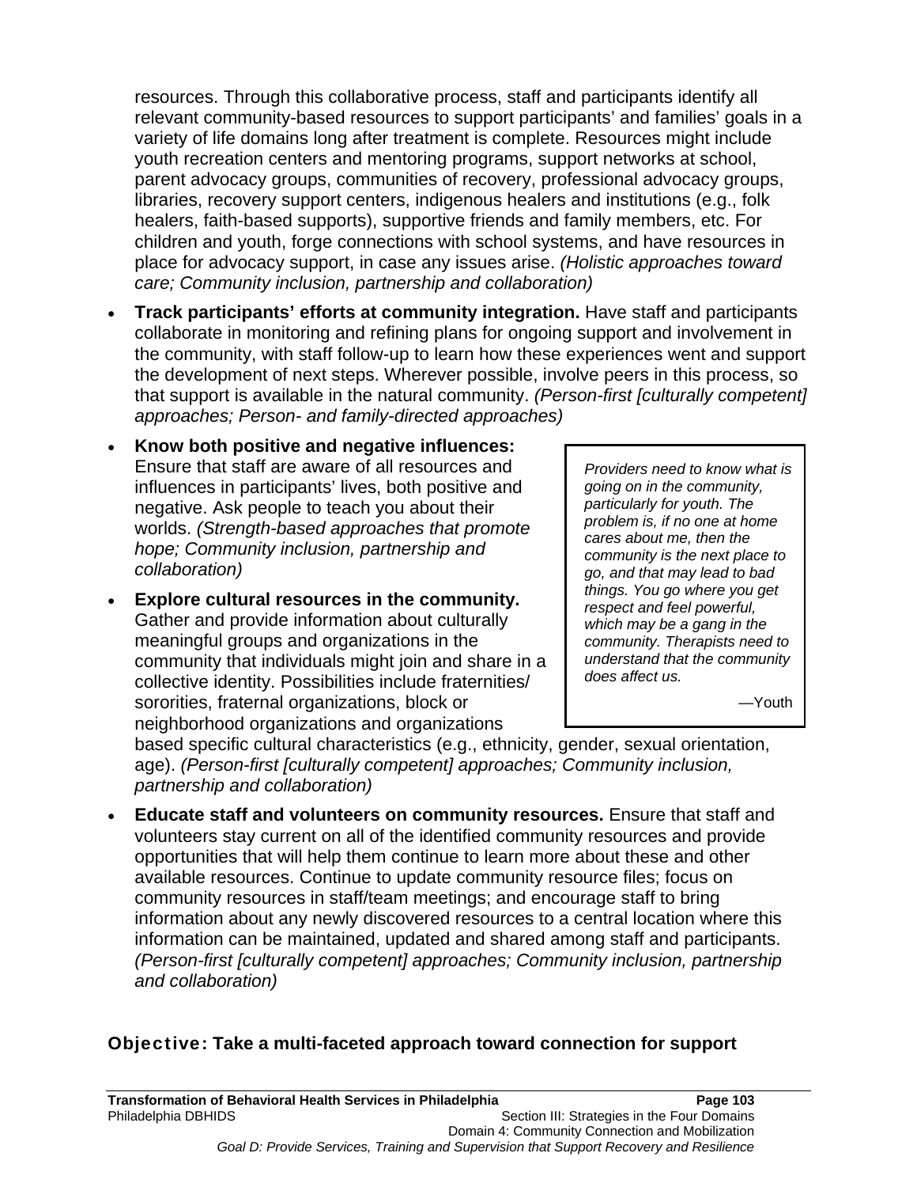resources. Through this collaborative process, staff and participants identify all relevant community-based resources to support participants' and families' goals in a variety of life domains long after treatment is complete. Resources might include youth recreation centers and mentoring programs, support networks at school, parent advocacy groups, communities of recovery, professional advocacy groups, libraries, recovery support centers, indigenous healers and institutions (e.g., folk healers, faith-based supports), supportive friends and family members, etc. For children and youth, forge connections with school systems, and have resources in place for advocacy support, in case any issues arise. *(Holistic approaches toward care; Community inclusion, partnership and collaboration)*

- **Track participants' efforts at community integration.** Have staff and participants collaborate in monitoring and refining plans for ongoing support and involvement in the community, with staff follow-up to learn how these experiences went and support the development of next steps. Wherever possible, involve peers in this process, so that support is available in the natural community. *(Person-first [culturally competent] approaches; Person- and family-directed approaches)*
- **Know both positive and negative influences:** Ensure that staff are aware of all resources and influences in participants' lives, both positive and negative. Ask people to teach you about their worlds. *(Strength-based approaches that promote hope; Community inclusion, partnership and collaboration)*
- **Explore cultural resources in the community.** Gather and provide information about culturally meaningful groups and organizations in the community that individuals might join and share in a collective identity. Possibilities include fraternities/ sororities, fraternal organizations, block or neighborhood organizations and organizations based specific cultural characteristics (e.g., ethnicity, gender, sexual orientation, age). *(Person-first [culturally competent] approaches; Community inclusion, partnership and collaboration)*

> *Providers need to know what is going on in the community, particularly for youth. The problem is, if no one at home cares about me, then the community is the next place to go, and that may lead to bad things. You go where you get respect and feel powerful, which may be a gang in the community. Therapists need to understand that the community does affect us.*
>
> —Youth

- **Educate staff and volunteers on community resources.** Ensure that staff and volunteers stay current on all of the identified community resources and provide opportunities that will help them continue to learn more about these and other available resources. Continue to update community resource files; focus on community resources in staff/team meetings; and encourage staff to bring information about any newly discovered resources to a central location where this information can be maintained, updated and shared among staff and participants. *(Person-first [culturally competent] approaches; Community inclusion, partnership and collaboration)*

### Objective: Take a multi-faceted approach toward connection for support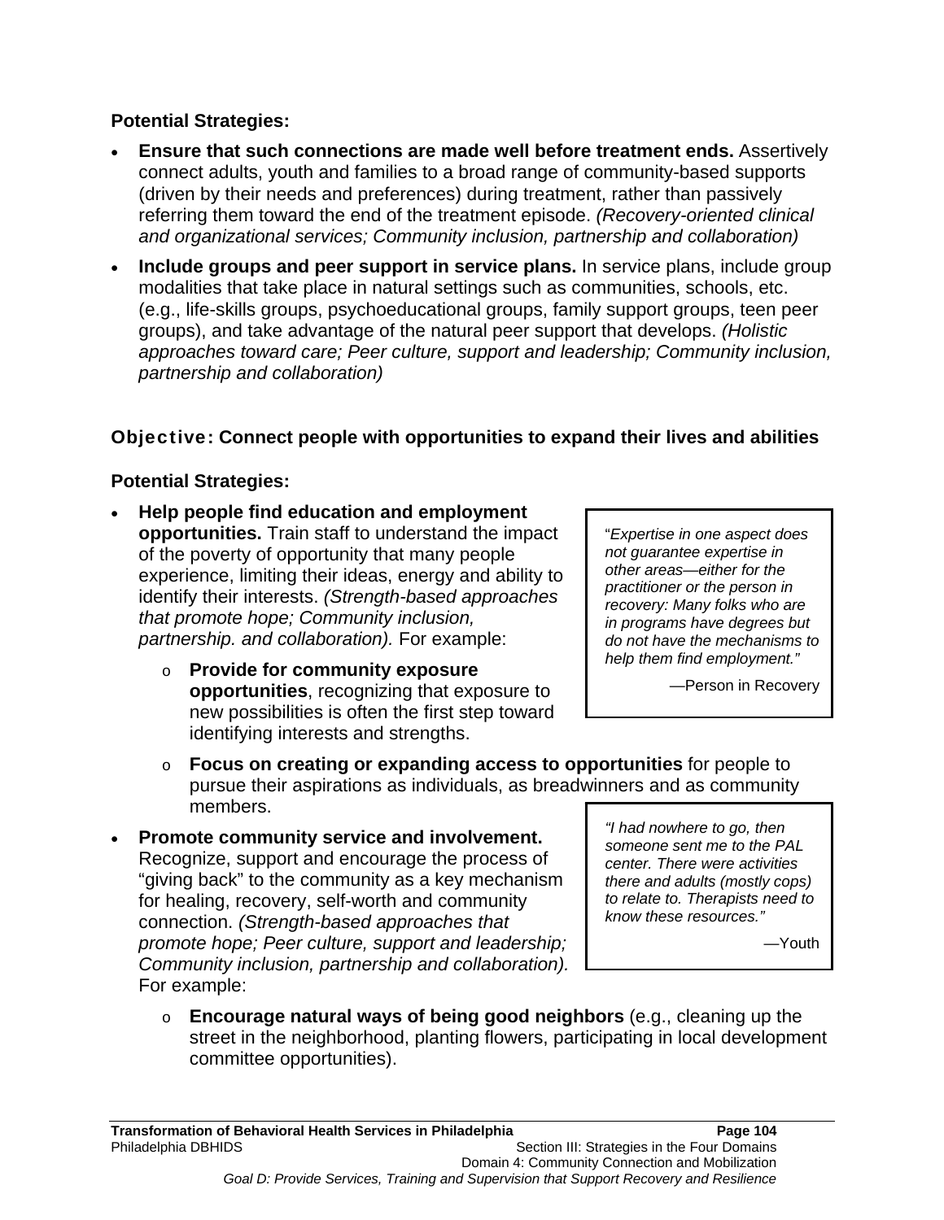**Potential Strategies:**

- **Ensure that such connections are made well before treatment ends.** Assertively connect adults, youth and families to a broad range of community-based supports (driven by their needs and preferences) during treatment, rather than passively referring them toward the end of the treatment episode. *(Recovery-oriented clinical and organizational services; Community inclusion, partnership and collaboration)*
- **Include groups and peer support in service plans.** In service plans, include group modalities that take place in natural settings such as communities, schools, etc. (e.g., life-skills groups, psychoeducational groups, family support groups, teen peer groups), and take advantage of the natural peer support that develops. *(Holistic approaches toward care; Peer culture, support and leadership; Community inclusion, partnership and collaboration)*

**Objective: Connect people with opportunities to expand their lives and abilities**

**Potential Strategies:**

- **Help people find education and employment opportunities.** Train staff to understand the impact of the poverty of opportunity that many people experience, limiting their ideas, energy and ability to identify their interests. *(Strength-based approaches that promote hope; Community inclusion, partnership. and collaboration).* For example:
  - **Provide for community exposure opportunities**, recognizing that exposure to new possibilities is often the first step toward identifying interests and strengths.
  - **Focus on creating or expanding access to opportunities** for people to pursue their aspirations as individuals, as breadwinners and as community members.

> "*Expertise in one aspect does not guarantee expertise in other areas—either for the practitioner or the person in recovery: Many folks who are in programs have degrees but do not have the mechanisms to help them find employment.*"
>
> —Person in Recovery

- **Promote community service and involvement.** Recognize, support and encourage the process of "giving back" to the community as a key mechanism for healing, recovery, self-worth and community connection. *(Strength-based approaches that promote hope; Peer culture, support and leadership; Community inclusion, partnership and collaboration).* For example:
  - **Encourage natural ways of being good neighbors** (e.g., cleaning up the street in the neighborhood, planting flowers, participating in local development committee opportunities).

> *"I had nowhere to go, then someone sent me to the PAL center. There were activities there and adults (mostly cops) to relate to. Therapists need to know these resources."*
>
> —Youth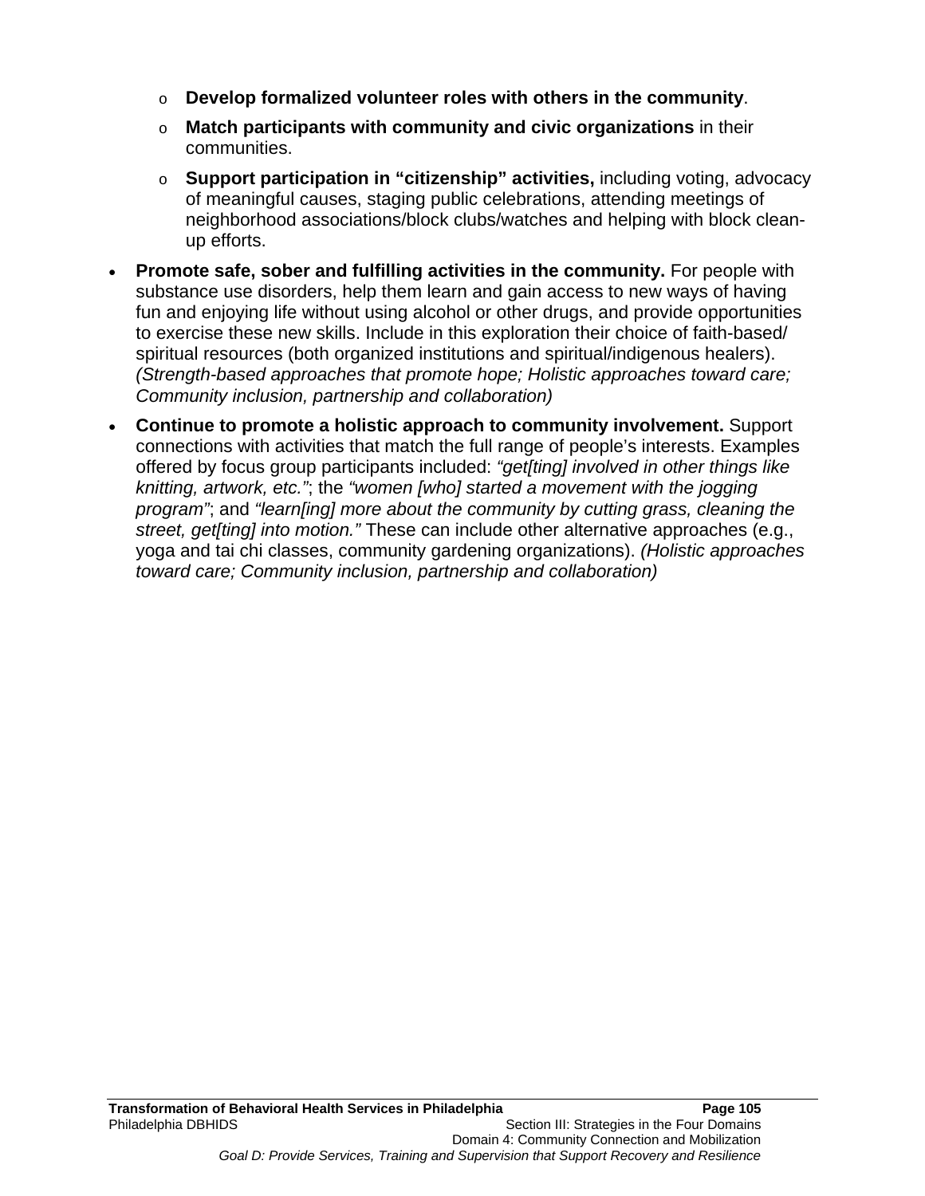- **Develop formalized volunteer roles with others in the community**.
  - **Match participants with community and civic organizations** in their communities.
  - **Support participation in "citizenship" activities,** including voting, advocacy of meaningful causes, staging public celebrations, attending meetings of neighborhood associations/block clubs/watches and helping with block clean-up efforts.

- **Promote safe, sober and fulfilling activities in the community.** For people with substance use disorders, help them learn and gain access to new ways of having fun and enjoying life without using alcohol or other drugs, and provide opportunities to exercise these new skills. Include in this exploration their choice of faith-based/ spiritual resources (both organized institutions and spiritual/indigenous healers). *(Strength-based approaches that promote hope; Holistic approaches toward care; Community inclusion, partnership and collaboration)*

- **Continue to promote a holistic approach to community involvement.** Support connections with activities that match the full range of people's interests. Examples offered by focus group participants included: *"get[ting] involved in other things like knitting, artwork, etc."*; the *"women [who] started a movement with the jogging program"*; and *"learn[ing] more about the community by cutting grass, cleaning the street, get[ting] into motion."* These can include other alternative approaches (e.g., yoga and tai chi classes, community gardening organizations). *(Holistic approaches toward care; Community inclusion, partnership and collaboration)*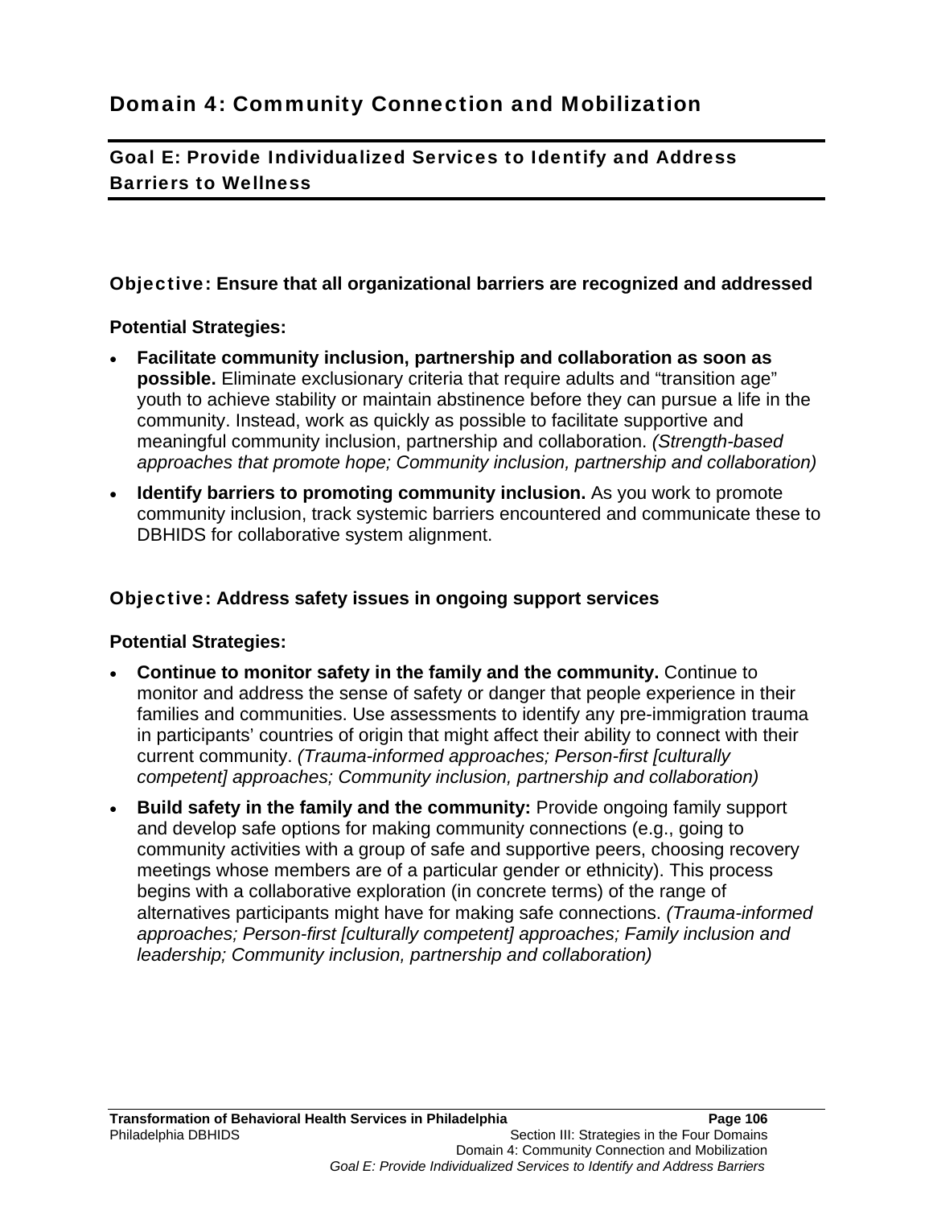# Domain 4: Community Connection and Mobilization

## Goal E: Provide Individualized Services to Identify and Address Barriers to Wellness

### Objective: Ensure that all organizational barriers are recognized and addressed

**Potential Strategies:**

- **Facilitate community inclusion, partnership and collaboration as soon as possible.** Eliminate exclusionary criteria that require adults and "transition age" youth to achieve stability or maintain abstinence before they can pursue a life in the community. Instead, work as quickly as possible to facilitate supportive and meaningful community inclusion, partnership and collaboration. *(Strength-based approaches that promote hope; Community inclusion, partnership and collaboration)*
- **Identify barriers to promoting community inclusion.** As you work to promote community inclusion, track systemic barriers encountered and communicate these to DBHIDS for collaborative system alignment.

### Objective: Address safety issues in ongoing support services

**Potential Strategies:**

- **Continue to monitor safety in the family and the community.** Continue to monitor and address the sense of safety or danger that people experience in their families and communities. Use assessments to identify any pre-immigration trauma in participants' countries of origin that might affect their ability to connect with their current community. *(Trauma-informed approaches; Person-first [culturally competent] approaches; Community inclusion, partnership and collaboration)*
- **Build safety in the family and the community:** Provide ongoing family support and develop safe options for making community connections (e.g., going to community activities with a group of safe and supportive peers, choosing recovery meetings whose members are of a particular gender or ethnicity). This process begins with a collaborative exploration (in concrete terms) of the range of alternatives participants might have for making safe connections. *(Trauma-informed approaches; Person-first [culturally competent] approaches; Family inclusion and leadership; Community inclusion, partnership and collaboration)*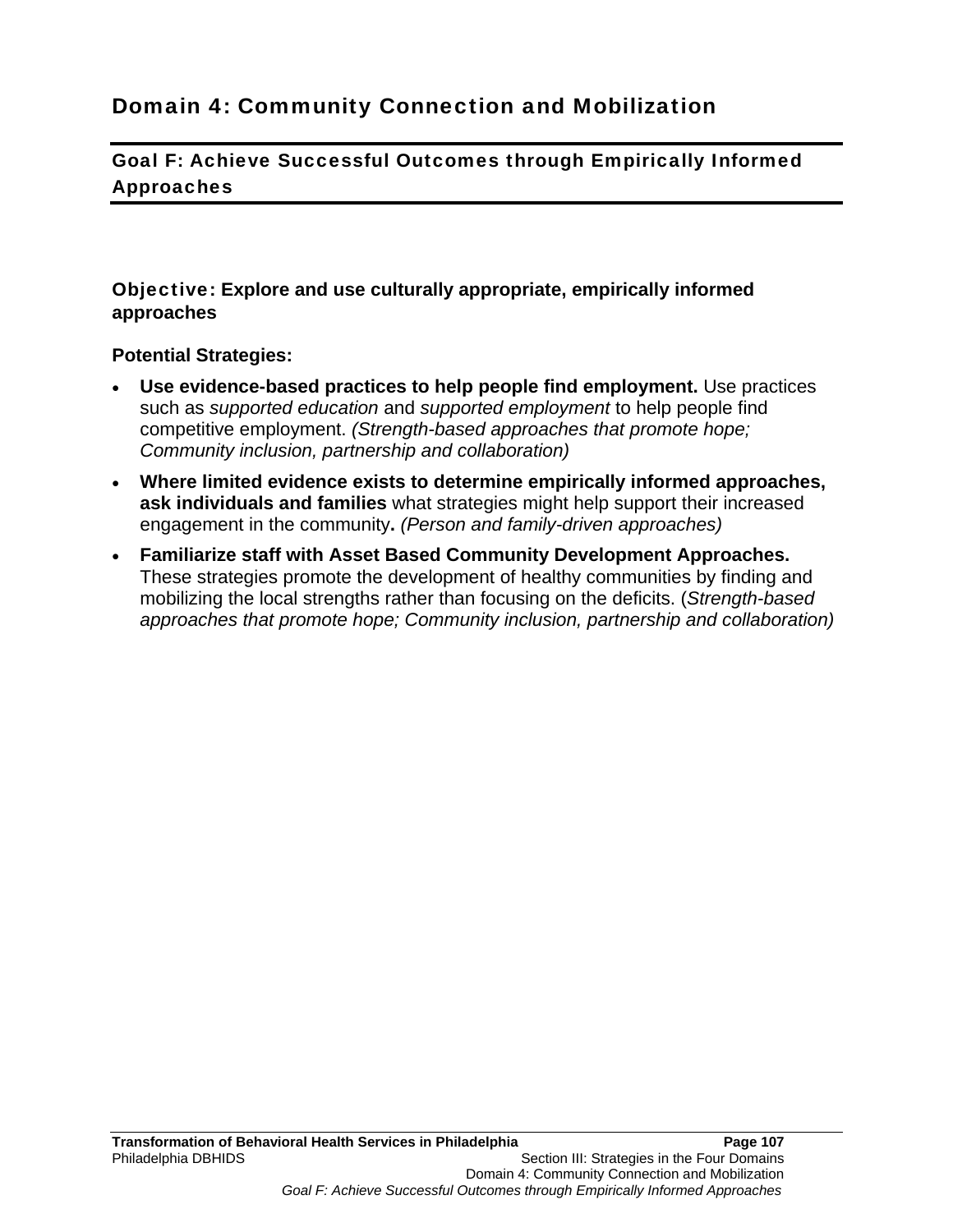# Domain 4: Community Connection and Mobilization

## Goal F: Achieve Successful Outcomes through Empirically Informed Approaches

**Objective: Explore and use culturally appropriate, empirically informed approaches**

**Potential Strategies:**

- **Use evidence-based practices to help people find employment.** Use practices such as *supported education* and *supported employment* to help people find competitive employment. *(Strength-based approaches that promote hope; Community inclusion, partnership and collaboration)*
- **Where limited evidence exists to determine empirically informed approaches, ask individuals and families** what strategies might help support their increased engagement in the community**.** *(Person and family-driven approaches)*
- **Familiarize staff with Asset Based Community Development Approaches.** These strategies promote the development of healthy communities by finding and mobilizing the local strengths rather than focusing on the deficits. (*Strength-based approaches that promote hope; Community inclusion, partnership and collaboration)*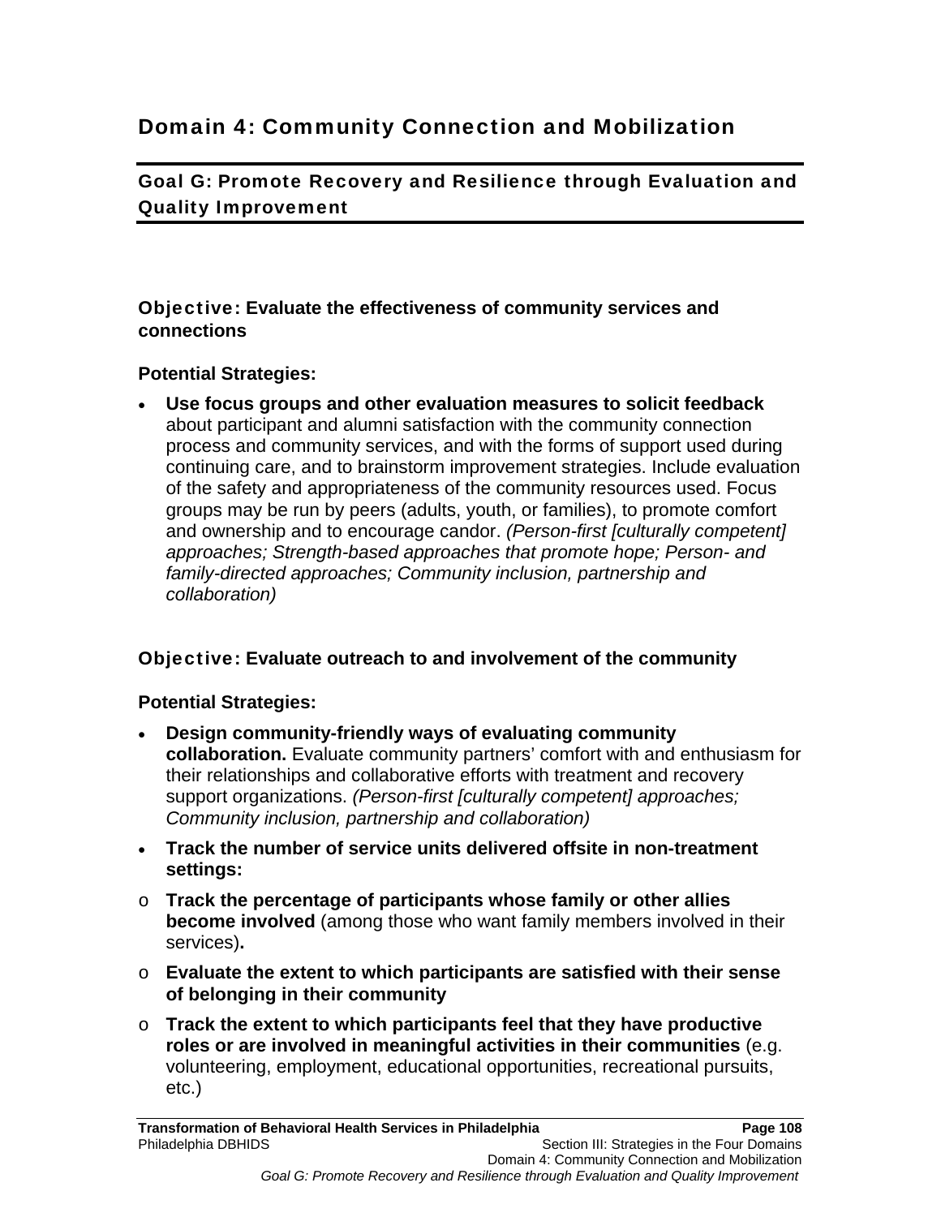# Domain 4: Community Connection and Mobilization

## Goal G: Promote Recovery and Resilience through Evaluation and Quality Improvement

### Objective: Evaluate the effectiveness of community services and connections

**Potential Strategies:**

- **Use focus groups and other evaluation measures to solicit feedback** about participant and alumni satisfaction with the community connection process and community services, and with the forms of support used during continuing care, and to brainstorm improvement strategies. Include evaluation of the safety and appropriateness of the community resources used. Focus groups may be run by peers (adults, youth, or families), to promote comfort and ownership and to encourage candor. *(Person-first [culturally competent] approaches; Strength-based approaches that promote hope; Person- and family-directed approaches; Community inclusion, partnership and collaboration)*

### Objective: Evaluate outreach to and involvement of the community

**Potential Strategies:**

- **Design community-friendly ways of evaluating community collaboration.** Evaluate community partners' comfort with and enthusiasm for their relationships and collaborative efforts with treatment and recovery support organizations. *(Person-first [culturally competent] approaches; Community inclusion, partnership and collaboration)*
- **Track the number of service units delivered offsite in non-treatment settings:**
  - **Track the percentage of participants whose family or other allies become involved** (among those who want family members involved in their services)**.**
  - **Evaluate the extent to which participants are satisfied with their sense of belonging in their community**
  - **Track the extent to which participants feel that they have productive roles or are involved in meaningful activities in their communities** (e.g. volunteering, employment, educational opportunities, recreational pursuits, etc.)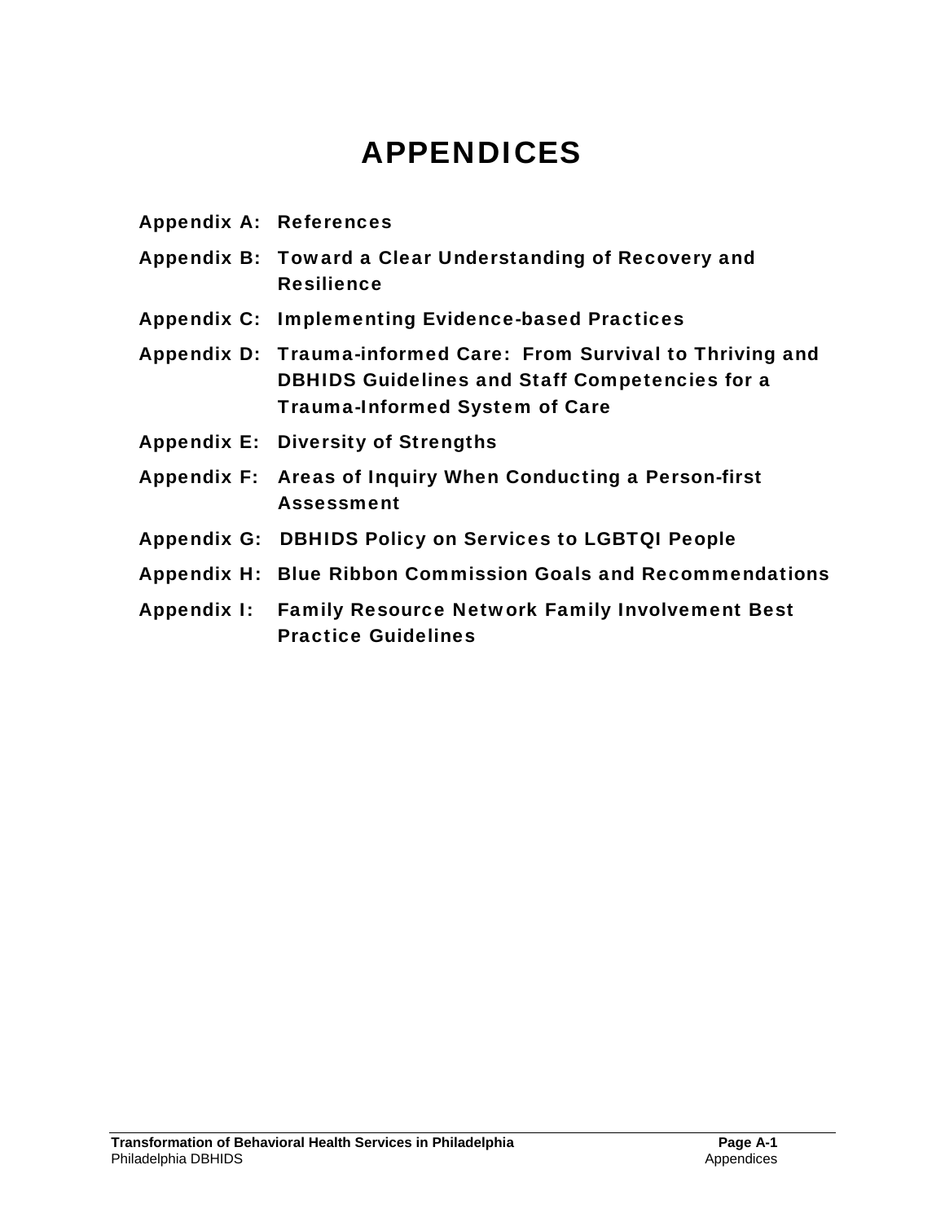# APPENDICES

**Appendix A: References**

**Appendix B: Toward a Clear Understanding of Recovery and Resilience**

**Appendix C: Implementing Evidence-based Practices**

**Appendix D: Trauma-informed Care: From Survival to Thriving and DBHIDS Guidelines and Staff Competencies for a Trauma-Informed System of Care**

**Appendix E: Diversity of Strengths**

**Appendix F: Areas of Inquiry When Conducting a Person-first Assessment**

**Appendix G: DBHIDS Policy on Services to LGBTQI People**

**Appendix H: Blue Ribbon Commission Goals and Recommendations**

**Appendix I: Family Resource Network Family Involvement Best Practice Guidelines**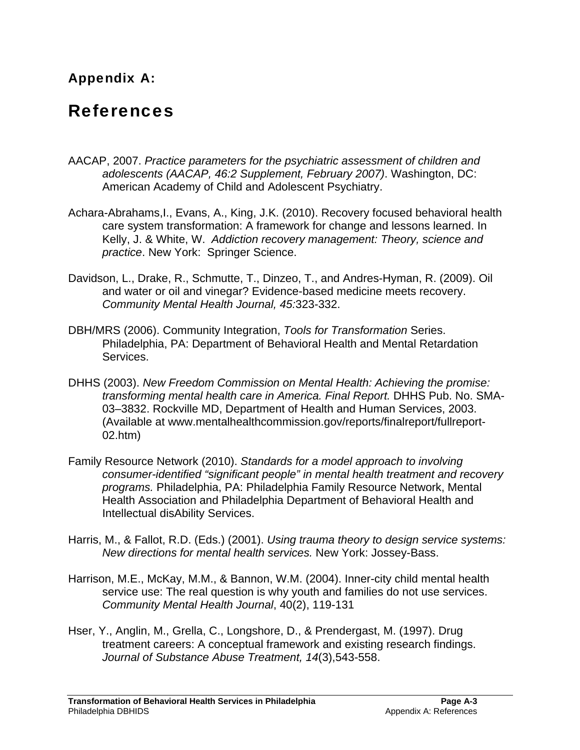## Appendix A:

# References

AACAP, 2007. *Practice parameters for the psychiatric assessment of children and adolescents (AACAP, 46:2 Supplement, February 2007)*. Washington, DC: American Academy of Child and Adolescent Psychiatry.

Achara-Abrahams,I., Evans, A., King, J.K. (2010). Recovery focused behavioral health care system transformation: A framework for change and lessons learned. In Kelly, J. & White, W. *Addiction recovery management: Theory, science and practice*. New York: Springer Science.

Davidson, L., Drake, R., Schmutte, T., Dinzeo, T., and Andres-Hyman, R. (2009). Oil and water or oil and vinegar? Evidence-based medicine meets recovery. *Community Mental Health Journal, 45:*323-332.

DBH/MRS (2006). Community Integration, *Tools for Transformation* Series. Philadelphia, PA: Department of Behavioral Health and Mental Retardation Services.

DHHS (2003). *New Freedom Commission on Mental Health: Achieving the promise: transforming mental health care in America. Final Report.* DHHS Pub. No. SMA-03–3832. Rockville MD, Department of Health and Human Services, 2003. (Available at www.mentalhealthcommission.gov/reports/finalreport/fullreport-02.htm)

Family Resource Network (2010). *Standards for a model approach to involving consumer-identified "significant people" in mental health treatment and recovery programs.* Philadelphia, PA: Philadelphia Family Resource Network, Mental Health Association and Philadelphia Department of Behavioral Health and Intellectual disAbility Services.

Harris, M., & Fallot, R.D. (Eds.) (2001). *Using trauma theory to design service systems: New directions for mental health services.* New York: Jossey-Bass.

Harrison, M.E., McKay, M.M., & Bannon, W.M. (2004). Inner-city child mental health service use: The real question is why youth and families do not use services. *Community Mental Health Journal*, 40(2), 119-131

Hser, Y., Anglin, M., Grella, C., Longshore, D., & Prendergast, M. (1997). Drug treatment careers: A conceptual framework and existing research findings. *Journal of Substance Abuse Treatment, 14*(3),543-558.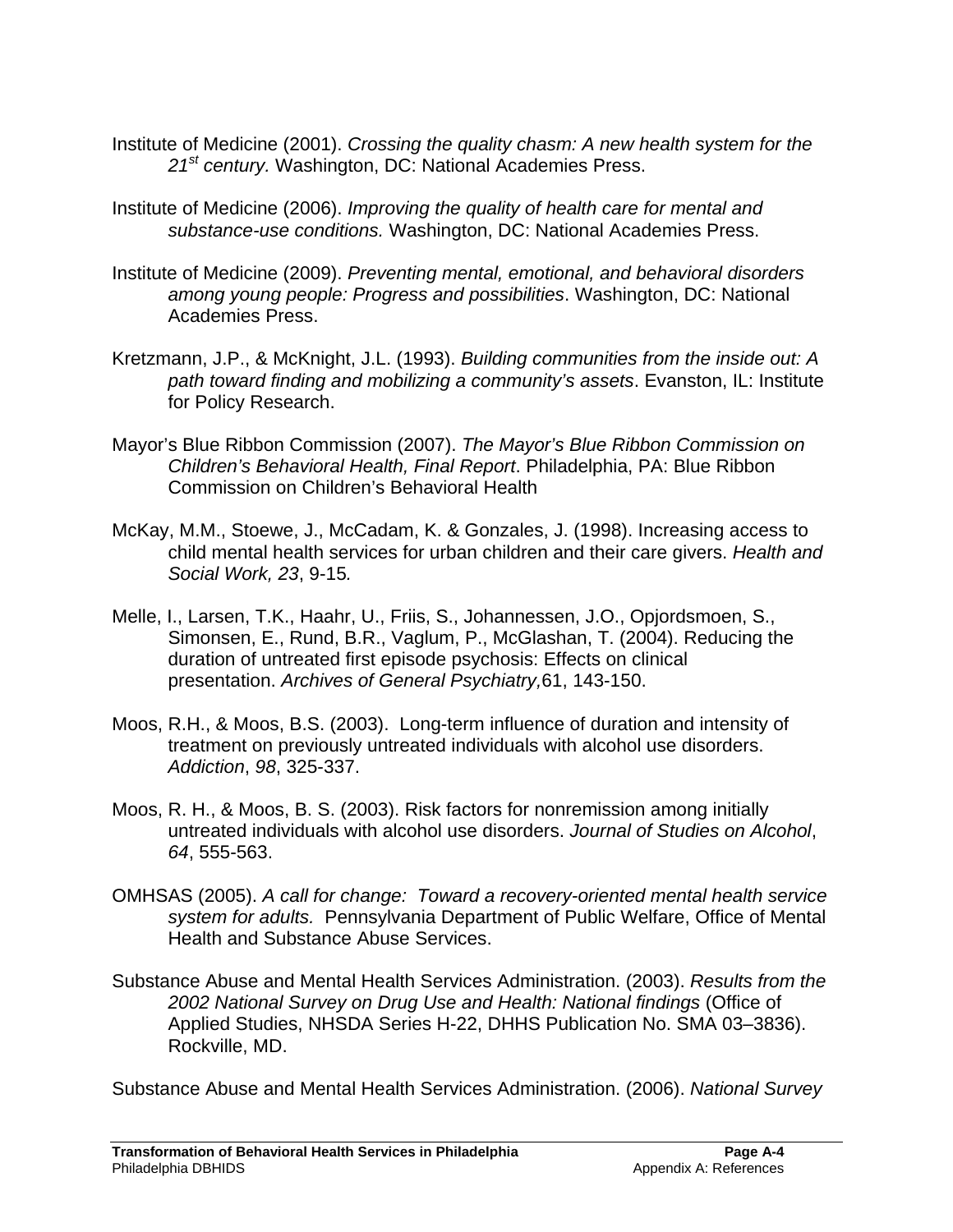Institute of Medicine (2001). *Crossing the quality chasm: A new health system for the 21st century.* Washington, DC: National Academies Press.

Institute of Medicine (2006). *Improving the quality of health care for mental and substance-use conditions.* Washington, DC: National Academies Press.

Institute of Medicine (2009). *Preventing mental, emotional, and behavioral disorders among young people: Progress and possibilities*. Washington, DC: National Academies Press.

Kretzmann, J.P., & McKnight, J.L. (1993). *Building communities from the inside out: A path toward finding and mobilizing a community's assets*. Evanston, IL: Institute for Policy Research.

Mayor's Blue Ribbon Commission (2007). *The Mayor's Blue Ribbon Commission on Children's Behavioral Health, Final Report*. Philadelphia, PA: Blue Ribbon Commission on Children's Behavioral Health

McKay, M.M., Stoewe, J., McCadam, K. & Gonzales, J. (1998). Increasing access to child mental health services for urban children and their care givers. *Health and Social Work, 23*, 9-15*.*

Melle, I., Larsen, T.K., Haahr, U., Friis, S., Johannessen, J.O., Opjordsmoen, S., Simonsen, E., Rund, B.R., Vaglum, P., McGlashan, T. (2004). Reducing the duration of untreated first episode psychosis: Effects on clinical presentation. *Archives of General Psychiatry,*61, 143-150.

Moos, R.H., & Moos, B.S. (2003). Long-term influence of duration and intensity of treatment on previously untreated individuals with alcohol use disorders. *Addiction*, *98*, 325-337.

Moos, R. H., & Moos, B. S. (2003). Risk factors for nonremission among initially untreated individuals with alcohol use disorders. *Journal of Studies on Alcohol*, *64*, 555-563.

OMHSAS (2005). *A call for change: Toward a recovery-oriented mental health service system for adults.* Pennsylvania Department of Public Welfare, Office of Mental Health and Substance Abuse Services.

Substance Abuse and Mental Health Services Administration. (2003). *Results from the 2002 National Survey on Drug Use and Health: National findings* (Office of Applied Studies, NHSDA Series H-22, DHHS Publication No. SMA 03–3836). Rockville, MD.

Substance Abuse and Mental Health Services Administration. (2006). *National Survey*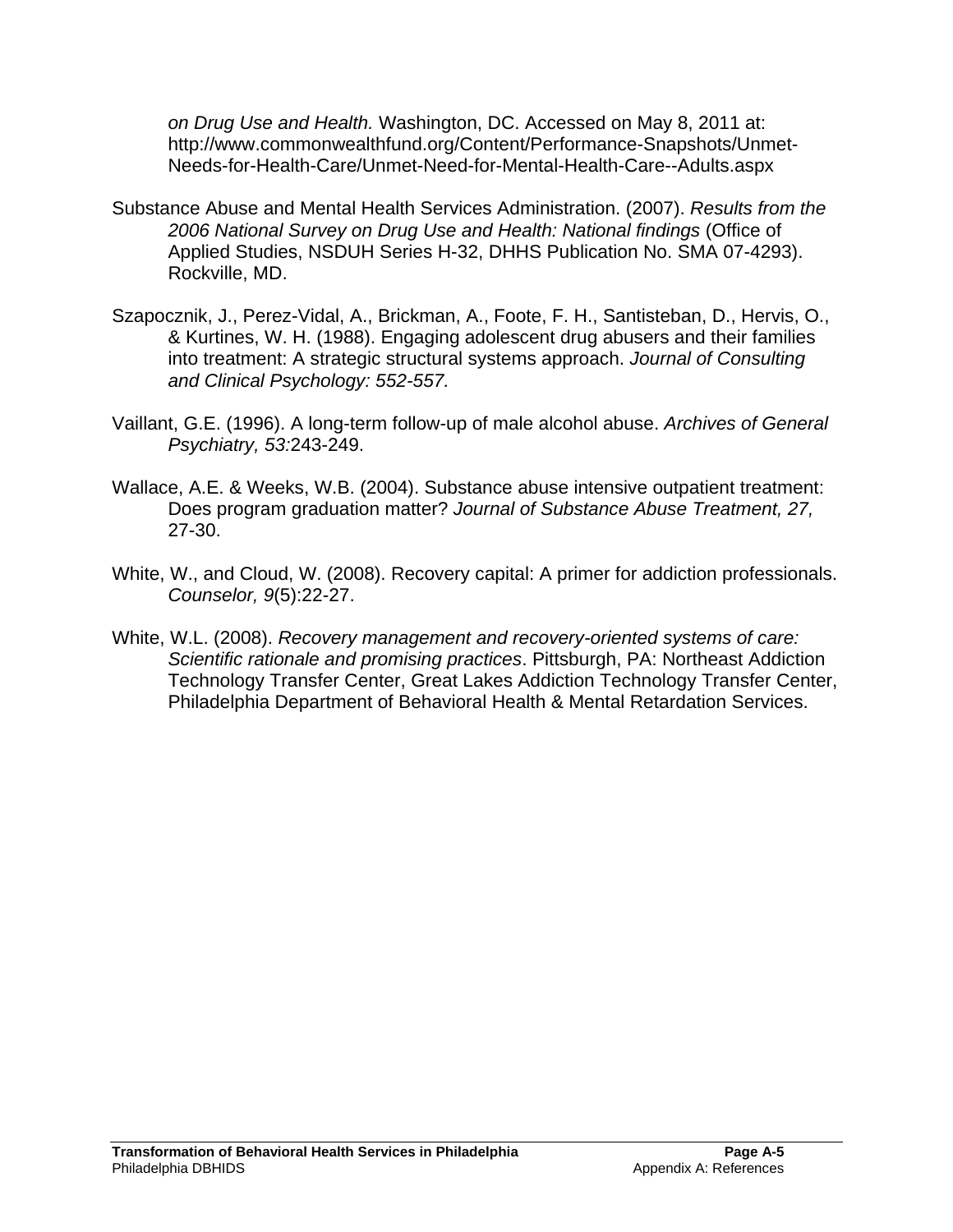*on Drug Use and Health.* Washington, DC. Accessed on May 8, 2011 at: http://www.commonwealthfund.org/Content/Performance-Snapshots/Unmet-Needs-for-Health-Care/Unmet-Need-for-Mental-Health-Care--Adults.aspx

Substance Abuse and Mental Health Services Administration. (2007). *Results from the 2006 National Survey on Drug Use and Health: National findings* (Office of Applied Studies, NSDUH Series H-32, DHHS Publication No. SMA 07-4293). Rockville, MD.

Szapocznik, J., Perez-Vidal, A., Brickman, A., Foote, F. H., Santisteban, D., Hervis, O., & Kurtines, W. H. (1988). Engaging adolescent drug abusers and their families into treatment: A strategic structural systems approach. *Journal of Consulting and Clinical Psychology: 552-557.*

Vaillant, G.E. (1996). A long-term follow-up of male alcohol abuse. *Archives of General Psychiatry, 53:*243-249.

Wallace, A.E. & Weeks, W.B. (2004). Substance abuse intensive outpatient treatment: Does program graduation matter? *Journal of Substance Abuse Treatment, 27,* 27-30.

White, W., and Cloud, W. (2008). Recovery capital: A primer for addiction professionals. *Counselor, 9*(5):22-27.

White, W.L. (2008). *Recovery management and recovery-oriented systems of care: Scientific rationale and promising practices*. Pittsburgh, PA: Northeast Addiction Technology Transfer Center, Great Lakes Addiction Technology Transfer Center, Philadelphia Department of Behavioral Health & Mental Retardation Services.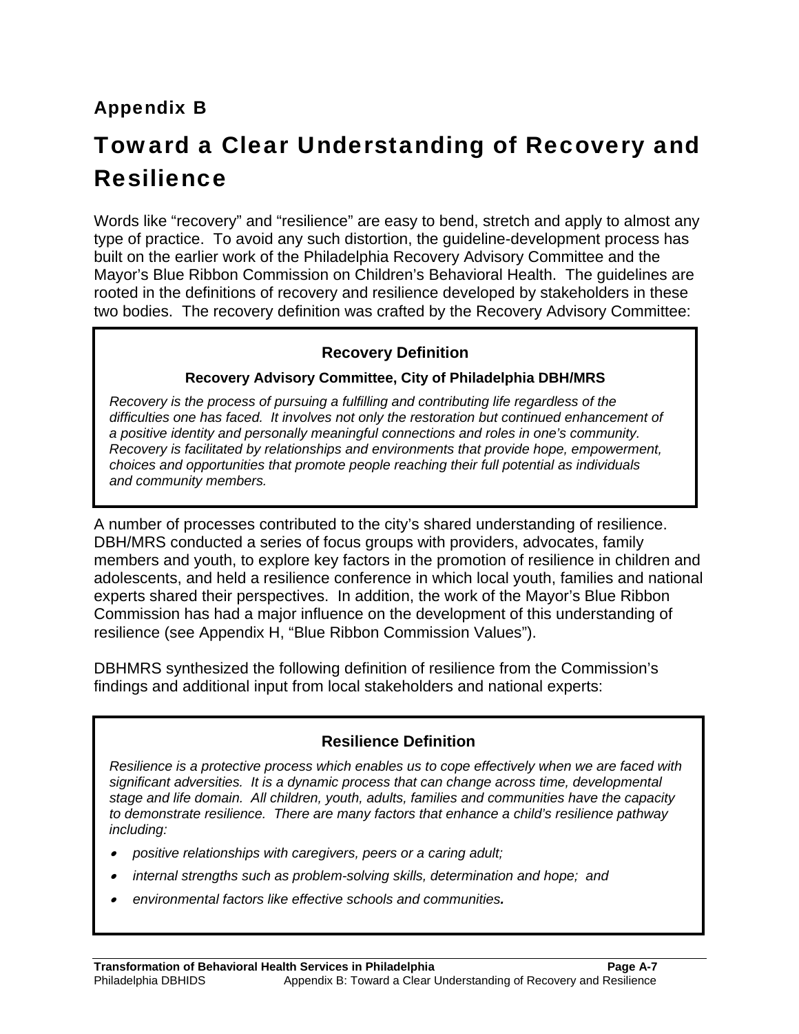## Appendix B

# Toward a Clear Understanding of Recovery and Resilience

Words like "recovery" and "resilience" are easy to bend, stretch and apply to almost any type of practice. To avoid any such distortion, the guideline-development process has built on the earlier work of the Philadelphia Recovery Advisory Committee and the Mayor's Blue Ribbon Commission on Children's Behavioral Health. The guidelines are rooted in the definitions of recovery and resilience developed by stakeholders in these two bodies. The recovery definition was crafted by the Recovery Advisory Committee:

> **Recovery Definition**
>
> **Recovery Advisory Committee, City of Philadelphia DBH/MRS**
>
> *Recovery is the process of pursuing a fulfilling and contributing life regardless of the difficulties one has faced. It involves not only the restoration but continued enhancement of a positive identity and personally meaningful connections and roles in one's community. Recovery is facilitated by relationships and environments that provide hope, empowerment, choices and opportunities that promote people reaching their full potential as individuals and community members.*

A number of processes contributed to the city's shared understanding of resilience. DBH/MRS conducted a series of focus groups with providers, advocates, family members and youth, to explore key factors in the promotion of resilience in children and adolescents, and held a resilience conference in which local youth, families and national experts shared their perspectives. In addition, the work of the Mayor's Blue Ribbon Commission has had a major influence on the development of this understanding of resilience (see Appendix H, "Blue Ribbon Commission Values").

DBHMRS synthesized the following definition of resilience from the Commission's findings and additional input from local stakeholders and national experts:

> **Resilience Definition**
>
> *Resilience is a protective process which enables us to cope effectively when we are faced with significant adversities. It is a dynamic process that can change across time, developmental stage and life domain. All children, youth, adults, families and communities have the capacity to demonstrate resilience. There are many factors that enhance a child's resilience pathway including:*
>
> - *positive relationships with caregivers, peers or a caring adult;*
> - *internal strengths such as problem-solving skills, determination and hope; and*
> - *environmental factors like effective schools and communities.*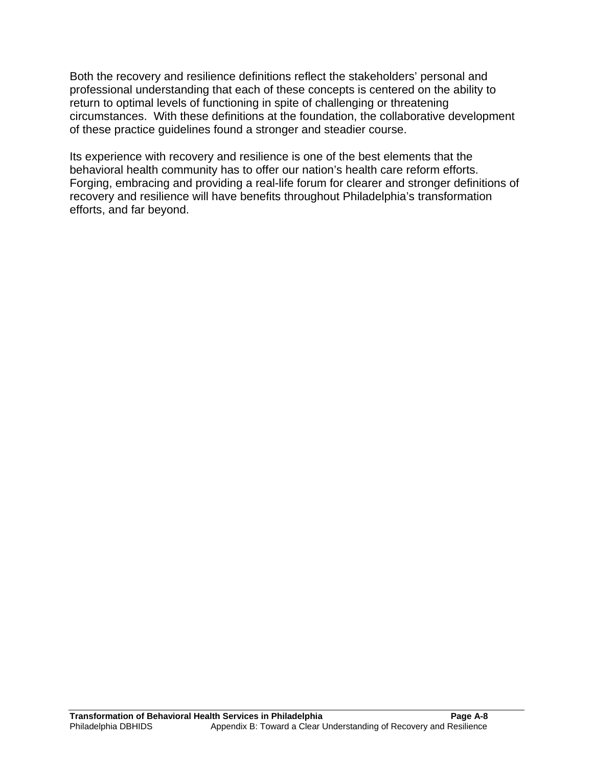Both the recovery and resilience definitions reflect the stakeholders' personal and professional understanding that each of these concepts is centered on the ability to return to optimal levels of functioning in spite of challenging or threatening circumstances. With these definitions at the foundation, the collaborative development of these practice guidelines found a stronger and steadier course.

Its experience with recovery and resilience is one of the best elements that the behavioral health community has to offer our nation's health care reform efforts. Forging, embracing and providing a real-life forum for clearer and stronger definitions of recovery and resilience will have benefits throughout Philadelphia's transformation efforts, and far beyond.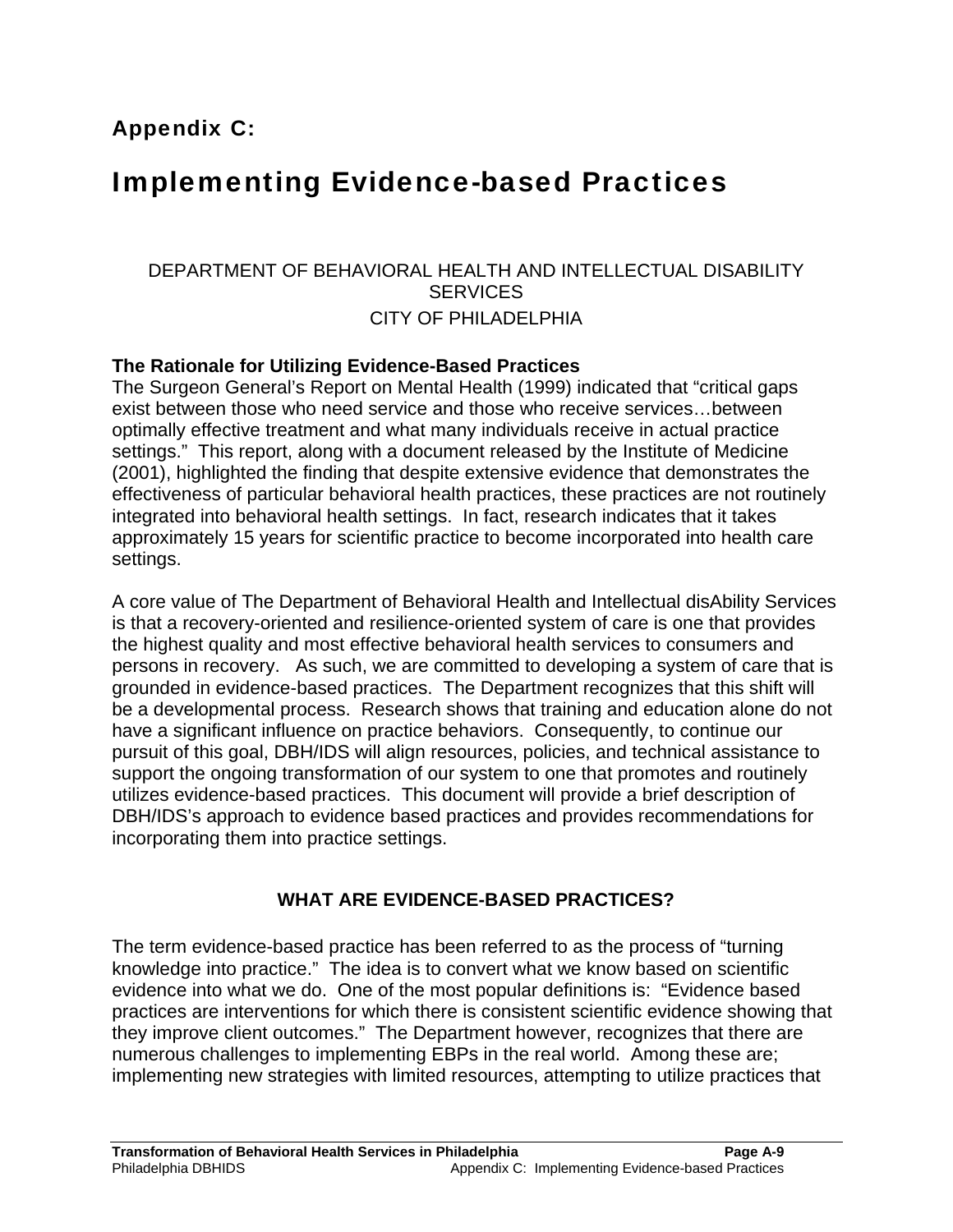## Appendix C:

# Implementing Evidence-based Practices

DEPARTMENT OF BEHAVIORAL HEALTH AND INTELLECTUAL DISABILITY SERVICES
CITY OF PHILADELPHIA

**The Rationale for Utilizing Evidence-Based Practices**

The Surgeon General's Report on Mental Health (1999) indicated that "critical gaps exist between those who need service and those who receive services…between optimally effective treatment and what many individuals receive in actual practice settings." This report, along with a document released by the Institute of Medicine (2001), highlighted the finding that despite extensive evidence that demonstrates the effectiveness of particular behavioral health practices, these practices are not routinely integrated into behavioral health settings. In fact, research indicates that it takes approximately 15 years for scientific practice to become incorporated into health care settings.

A core value of The Department of Behavioral Health and Intellectual disAbility Services is that a recovery-oriented and resilience-oriented system of care is one that provides the highest quality and most effective behavioral health services to consumers and persons in recovery. As such, we are committed to developing a system of care that is grounded in evidence-based practices. The Department recognizes that this shift will be a developmental process. Research shows that training and education alone do not have a significant influence on practice behaviors. Consequently, to continue our pursuit of this goal, DBH/IDS will align resources, policies, and technical assistance to support the ongoing transformation of our system to one that promotes and routinely utilizes evidence-based practices. This document will provide a brief description of DBH/IDS's approach to evidence based practices and provides recommendations for incorporating them into practice settings.

**WHAT ARE EVIDENCE-BASED PRACTICES?**

The term evidence-based practice has been referred to as the process of "turning knowledge into practice." The idea is to convert what we know based on scientific evidence into what we do. One of the most popular definitions is: "Evidence based practices are interventions for which there is consistent scientific evidence showing that they improve client outcomes." The Department however, recognizes that there are numerous challenges to implementing EBPs in the real world. Among these are; implementing new strategies with limited resources, attempting to utilize practices that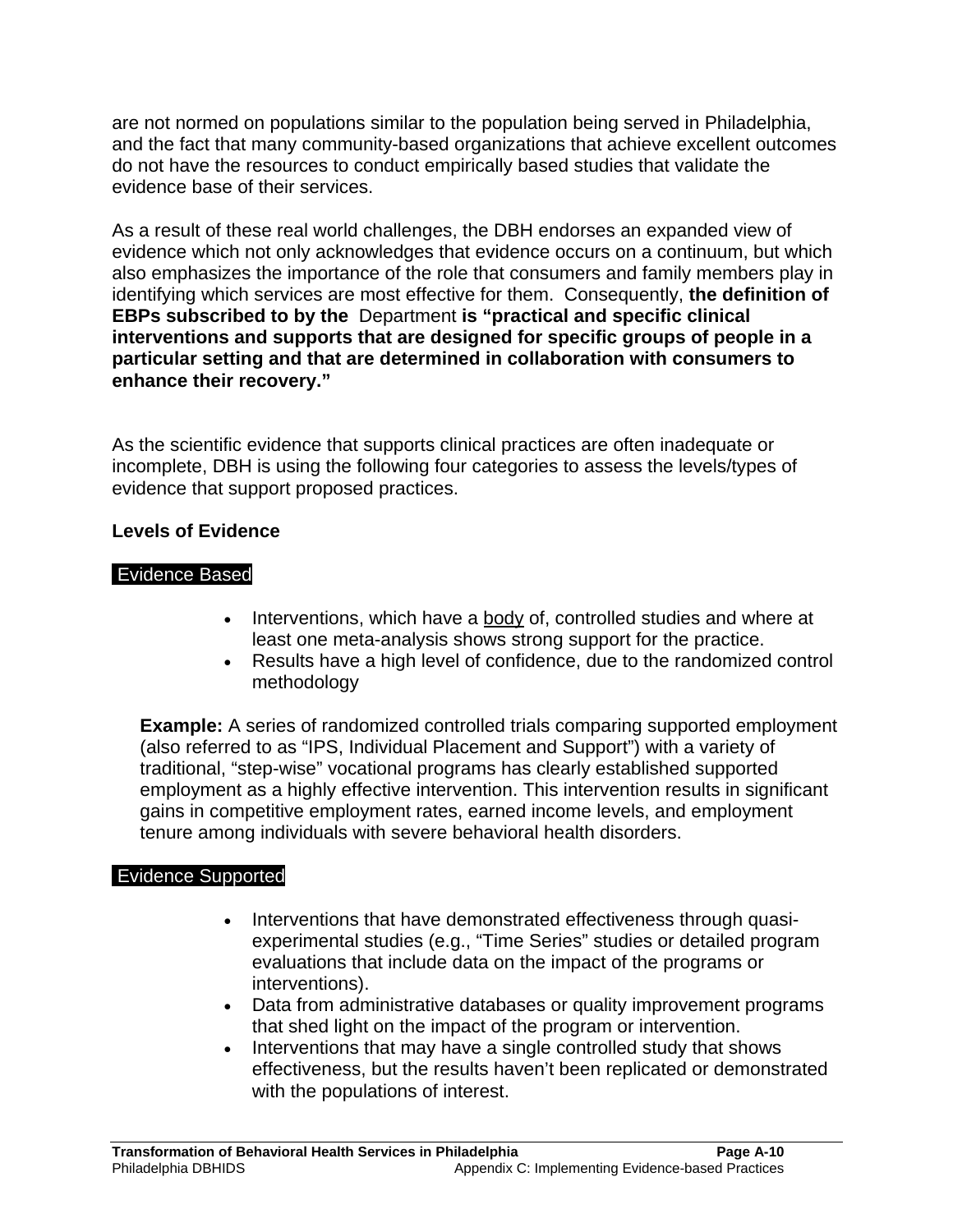are not normed on populations similar to the population being served in Philadelphia, and the fact that many community-based organizations that achieve excellent outcomes do not have the resources to conduct empirically based studies that validate the evidence base of their services.

As a result of these real world challenges, the DBH endorses an expanded view of evidence which not only acknowledges that evidence occurs on a continuum, but which also emphasizes the importance of the role that consumers and family members play in identifying which services are most effective for them. Consequently, **the definition of EBPs subscribed to by the** Department **is "practical and specific clinical interventions and supports that are designed for specific groups of people in a particular setting and that are determined in collaboration with consumers to enhance their recovery."**

As the scientific evidence that supports clinical practices are often inadequate or incomplete, DBH is using the following four categories to assess the levels/types of evidence that support proposed practices.

**Levels of Evidence**

**Evidence Based**

- Interventions, which have a <u>body</u> of, controlled studies and where at least one meta-analysis shows strong support for the practice.
- Results have a high level of confidence, due to the randomized control methodology

**Example:** A series of randomized controlled trials comparing supported employment (also referred to as "IPS, Individual Placement and Support") with a variety of traditional, "step-wise" vocational programs has clearly established supported employment as a highly effective intervention. This intervention results in significant gains in competitive employment rates, earned income levels, and employment tenure among individuals with severe behavioral health disorders.

**Evidence Supported**

- Interventions that have demonstrated effectiveness through quasi-experimental studies (e.g., "Time Series" studies or detailed program evaluations that include data on the impact of the programs or interventions).
- Data from administrative databases or quality improvement programs that shed light on the impact of the program or intervention.
- Interventions that may have a single controlled study that shows effectiveness, but the results haven't been replicated or demonstrated with the populations of interest.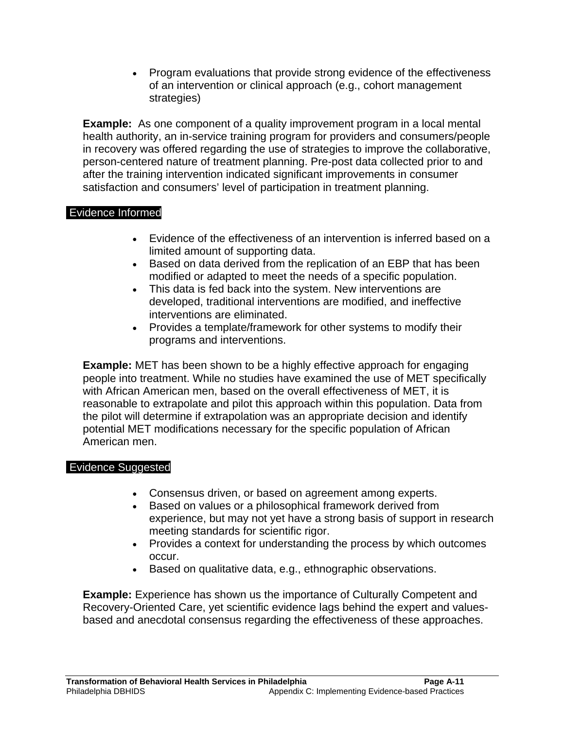- Program evaluations that provide strong evidence of the effectiveness of an intervention or clinical approach (e.g., cohort management strategies)

**Example:** As one component of a quality improvement program in a local mental health authority, an in-service training program for providers and consumers/people in recovery was offered regarding the use of strategies to improve the collaborative, person-centered nature of treatment planning. Pre-post data collected prior to and after the training intervention indicated significant improvements in consumer satisfaction and consumers' level of participation in treatment planning.

### Evidence Informed

- Evidence of the effectiveness of an intervention is inferred based on a limited amount of supporting data.
- Based on data derived from the replication of an EBP that has been modified or adapted to meet the needs of a specific population.
- This data is fed back into the system. New interventions are developed, traditional interventions are modified, and ineffective interventions are eliminated.
- Provides a template/framework for other systems to modify their programs and interventions.

**Example:** MET has been shown to be a highly effective approach for engaging people into treatment. While no studies have examined the use of MET specifically with African American men, based on the overall effectiveness of MET, it is reasonable to extrapolate and pilot this approach within this population. Data from the pilot will determine if extrapolation was an appropriate decision and identify potential MET modifications necessary for the specific population of African American men.

### Evidence Suggested

- Consensus driven, or based on agreement among experts.
- Based on values or a philosophical framework derived from experience, but may not yet have a strong basis of support in research meeting standards for scientific rigor.
- Provides a context for understanding the process by which outcomes occur.
- Based on qualitative data, e.g., ethnographic observations.

**Example:** Experience has shown us the importance of Culturally Competent and Recovery-Oriented Care, yet scientific evidence lags behind the expert and values-based and anecdotal consensus regarding the effectiveness of these approaches.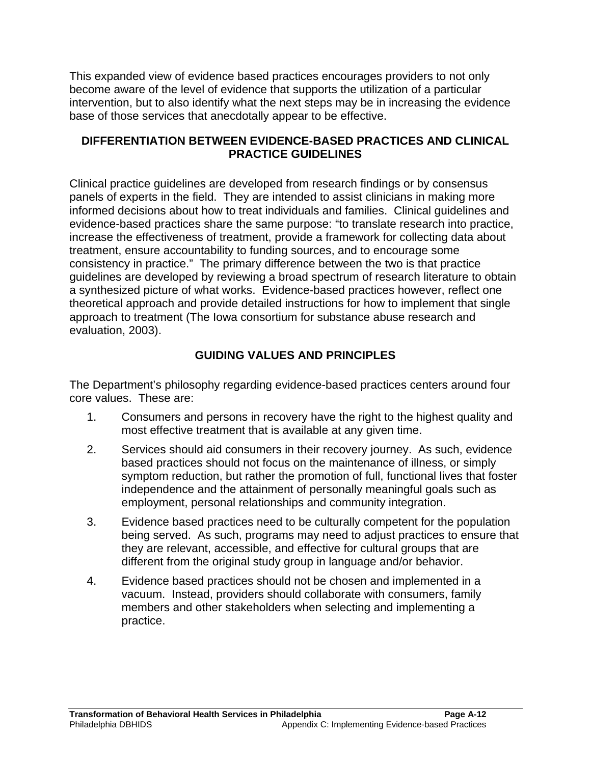This expanded view of evidence based practices encourages providers to not only become aware of the level of evidence that supports the utilization of a particular intervention, but to also identify what the next steps may be in increasing the evidence base of those services that anecdotally appear to be effective.

## DIFFERENTIATION BETWEEN EVIDENCE-BASED PRACTICES AND CLINICAL PRACTICE GUIDELINES

Clinical practice guidelines are developed from research findings or by consensus panels of experts in the field. They are intended to assist clinicians in making more informed decisions about how to treat individuals and families. Clinical guidelines and evidence-based practices share the same purpose: "to translate research into practice, increase the effectiveness of treatment, provide a framework for collecting data about treatment, ensure accountability to funding sources, and to encourage some consistency in practice." The primary difference between the two is that practice guidelines are developed by reviewing a broad spectrum of research literature to obtain a synthesized picture of what works. Evidence-based practices however, reflect one theoretical approach and provide detailed instructions for how to implement that single approach to treatment (The Iowa consortium for substance abuse research and evaluation, 2003).

## GUIDING VALUES AND PRINCIPLES

The Department's philosophy regarding evidence-based practices centers around four core values. These are:

1. Consumers and persons in recovery have the right to the highest quality and most effective treatment that is available at any given time.
2. Services should aid consumers in their recovery journey. As such, evidence based practices should not focus on the maintenance of illness, or simply symptom reduction, but rather the promotion of full, functional lives that foster independence and the attainment of personally meaningful goals such as employment, personal relationships and community integration.
3. Evidence based practices need to be culturally competent for the population being served. As such, programs may need to adjust practices to ensure that they are relevant, accessible, and effective for cultural groups that are different from the original study group in language and/or behavior.
4. Evidence based practices should not be chosen and implemented in a vacuum. Instead, providers should collaborate with consumers, family members and other stakeholders when selecting and implementing a practice.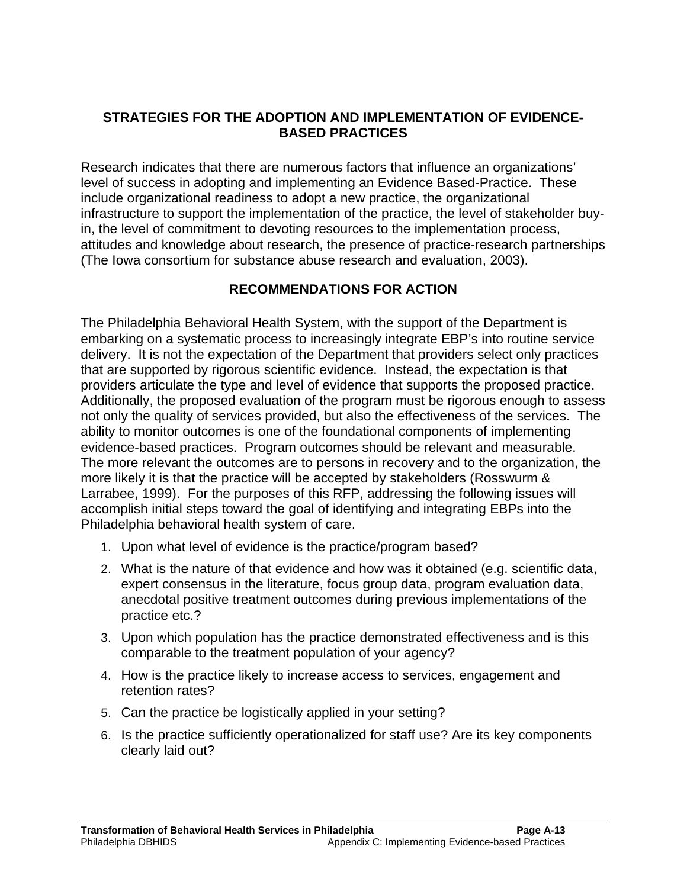## STRATEGIES FOR THE ADOPTION AND IMPLEMENTATION OF EVIDENCE-BASED PRACTICES

Research indicates that there are numerous factors that influence an organizations' level of success in adopting and implementing an Evidence Based-Practice. These include organizational readiness to adopt a new practice, the organizational infrastructure to support the implementation of the practice, the level of stakeholder buy-in, the level of commitment to devoting resources to the implementation process, attitudes and knowledge about research, the presence of practice-research partnerships (The Iowa consortium for substance abuse research and evaluation, 2003).

## RECOMMENDATIONS FOR ACTION

The Philadelphia Behavioral Health System, with the support of the Department is embarking on a systematic process to increasingly integrate EBP's into routine service delivery. It is not the expectation of the Department that providers select only practices that are supported by rigorous scientific evidence. Instead, the expectation is that providers articulate the type and level of evidence that supports the proposed practice. Additionally, the proposed evaluation of the program must be rigorous enough to assess not only the quality of services provided, but also the effectiveness of the services. The ability to monitor outcomes is one of the foundational components of implementing evidence-based practices. Program outcomes should be relevant and measurable. The more relevant the outcomes are to persons in recovery and to the organization, the more likely it is that the practice will be accepted by stakeholders (Rosswurm & Larrabee, 1999). For the purposes of this RFP, addressing the following issues will accomplish initial steps toward the goal of identifying and integrating EBPs into the Philadelphia behavioral health system of care.

1. Upon what level of evidence is the practice/program based?
2. What is the nature of that evidence and how was it obtained (e.g. scientific data, expert consensus in the literature, focus group data, program evaluation data, anecdotal positive treatment outcomes during previous implementations of the practice etc.?
3. Upon which population has the practice demonstrated effectiveness and is this comparable to the treatment population of your agency?
4. How is the practice likely to increase access to services, engagement and retention rates?
5. Can the practice be logistically applied in your setting?
6. Is the practice sufficiently operationalized for staff use? Are its key components clearly laid out?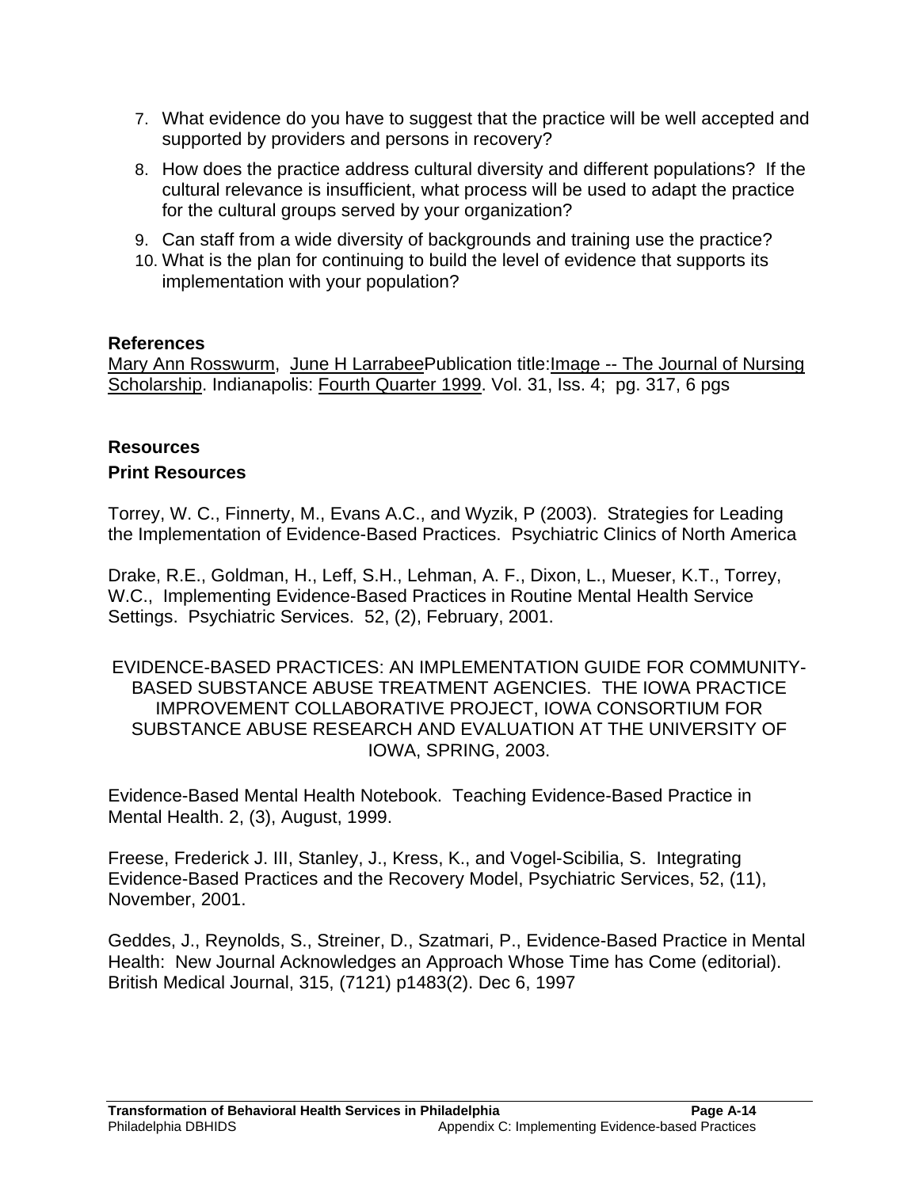7. What evidence do you have to suggest that the practice will be well accepted and supported by providers and persons in recovery?
8. How does the practice address cultural diversity and different populations? If the cultural relevance is insufficient, what process will be used to adapt the practice for the cultural groups served by your organization?
9. Can staff from a wide diversity of backgrounds and training use the practice?
10. What is the plan for continuing to build the level of evidence that supports its implementation with your population?

**References**

Mary Ann Rosswurm, June H LarrabeePublication title:Image -- The Journal of Nursing Scholarship. Indianapolis: Fourth Quarter 1999. Vol. 31, Iss. 4; pg. 317, 6 pgs

**Resources**

**Print Resources**

Torrey, W. C., Finnerty, M., Evans A.C., and Wyzik, P (2003). Strategies for Leading the Implementation of Evidence-Based Practices. Psychiatric Clinics of North America

Drake, R.E., Goldman, H., Leff, S.H., Lehman, A. F., Dixon, L., Mueser, K.T., Torrey, W.C., Implementing Evidence-Based Practices in Routine Mental Health Service Settings. Psychiatric Services. 52, (2), February, 2001.

EVIDENCE-BASED PRACTICES: AN IMPLEMENTATION GUIDE FOR COMMUNITY-BASED SUBSTANCE ABUSE TREATMENT AGENCIES. THE IOWA PRACTICE IMPROVEMENT COLLABORATIVE PROJECT, IOWA CONSORTIUM FOR SUBSTANCE ABUSE RESEARCH AND EVALUATION AT THE UNIVERSITY OF IOWA, SPRING, 2003.

Evidence-Based Mental Health Notebook. Teaching Evidence-Based Practice in Mental Health. 2, (3), August, 1999.

Freese, Frederick J. III, Stanley, J., Kress, K., and Vogel-Scibilia, S. Integrating Evidence-Based Practices and the Recovery Model, Psychiatric Services, 52, (11), November, 2001.

Geddes, J., Reynolds, S., Streiner, D., Szatmari, P., Evidence-Based Practice in Mental Health: New Journal Acknowledges an Approach Whose Time has Come (editorial). British Medical Journal, 315, (7121) p1483(2). Dec 6, 1997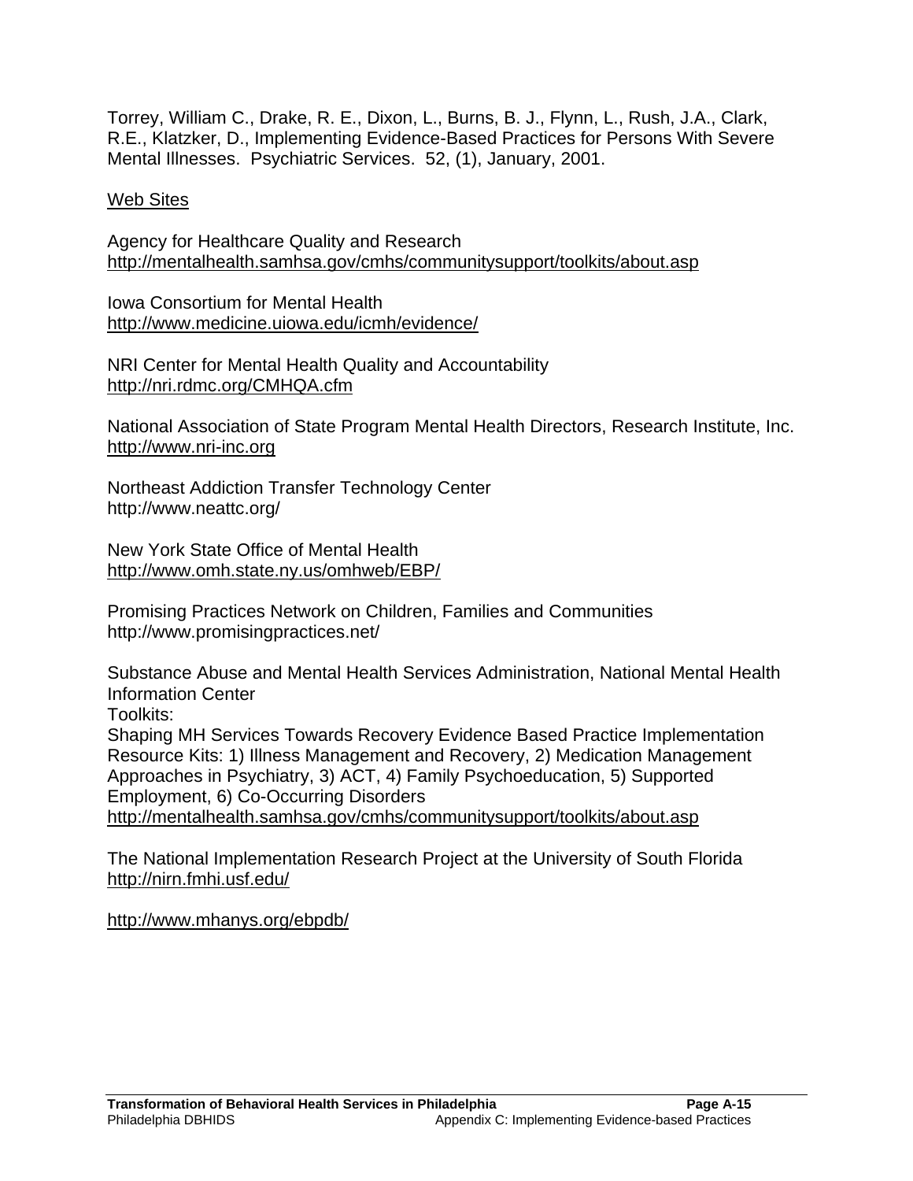Torrey, William C., Drake, R. E., Dixon, L., Burns, B. J., Flynn, L., Rush, J.A., Clark, R.E., Klatzker, D., Implementing Evidence-Based Practices for Persons With Severe Mental Illnesses. Psychiatric Services. 52, (1), January, 2001.

<u>Web Sites</u>

Agency for Healthcare Quality and Research
http://mentalhealth.samhsa.gov/cmhs/communitysupport/toolkits/about.asp

Iowa Consortium for Mental Health
http://www.medicine.uiowa.edu/icmh/evidence/

NRI Center for Mental Health Quality and Accountability
http://nri.rdmc.org/CMHQA.cfm

National Association of State Program Mental Health Directors, Research Institute, Inc.
http://www.nri-inc.org

Northeast Addiction Transfer Technology Center
http://www.neattc.org/

New York State Office of Mental Health
http://www.omh.state.ny.us/omhweb/EBP/

Promising Practices Network on Children, Families and Communities
http://www.promisingpractices.net/

Substance Abuse and Mental Health Services Administration, National Mental Health Information Center
Toolkits:
Shaping MH Services Towards Recovery Evidence Based Practice Implementation Resource Kits: 1) Illness Management and Recovery, 2) Medication Management Approaches in Psychiatry, 3) ACT, 4) Family Psychoeducation, 5) Supported Employment, 6) Co-Occurring Disorders
http://mentalhealth.samhsa.gov/cmhs/communitysupport/toolkits/about.asp

The National Implementation Research Project at the University of South Florida
http://nirn.fmhi.usf.edu/

http://www.mhanys.org/ebpdb/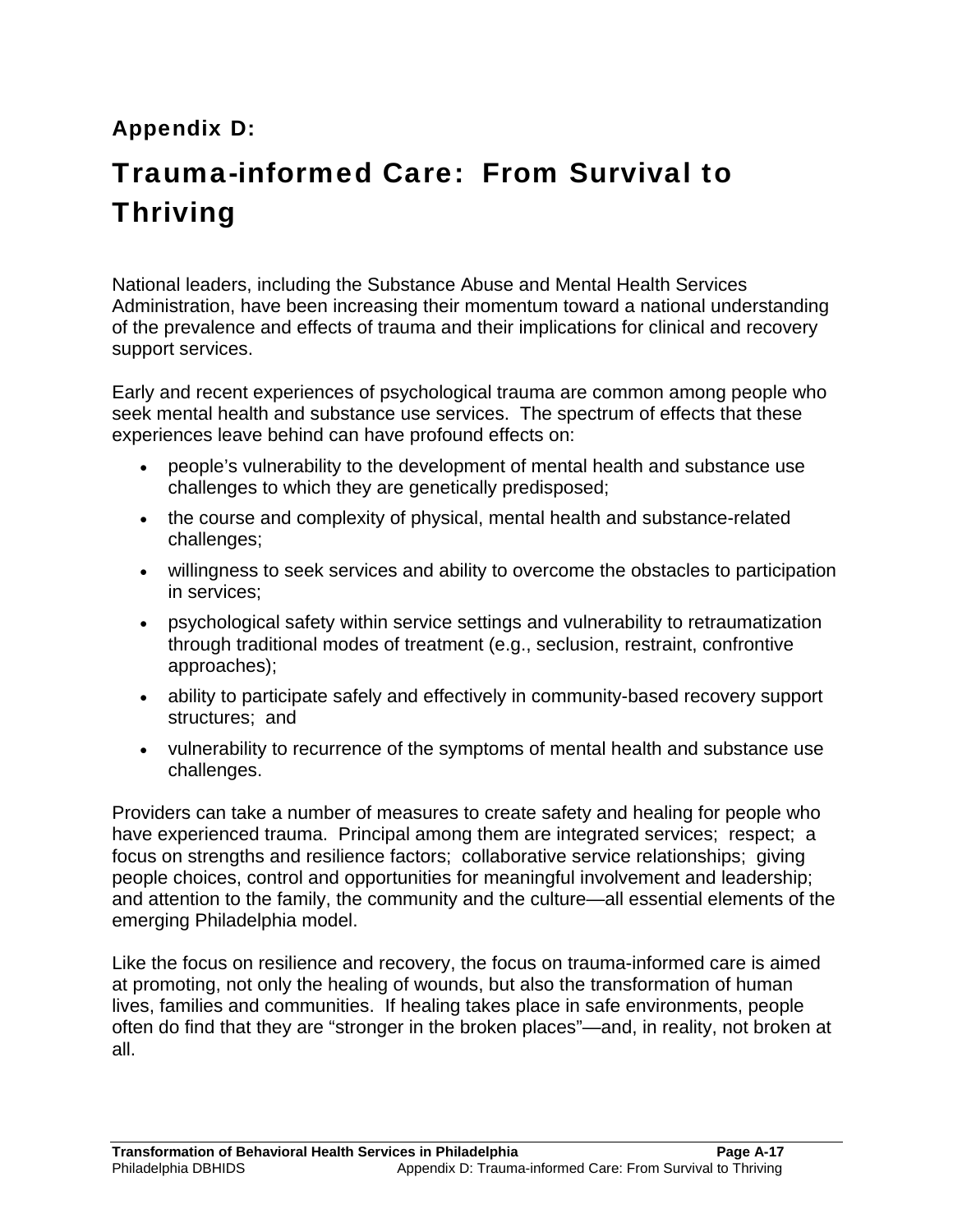## Appendix D:

# Trauma-informed Care: From Survival to Thriving

National leaders, including the Substance Abuse and Mental Health Services Administration, have been increasing their momentum toward a national understanding of the prevalence and effects of trauma and their implications for clinical and recovery support services.

Early and recent experiences of psychological trauma are common among people who seek mental health and substance use services. The spectrum of effects that these experiences leave behind can have profound effects on:

- people's vulnerability to the development of mental health and substance use challenges to which they are genetically predisposed;
- the course and complexity of physical, mental health and substance-related challenges;
- willingness to seek services and ability to overcome the obstacles to participation in services;
- psychological safety within service settings and vulnerability to retraumatization through traditional modes of treatment (e.g., seclusion, restraint, confrontive approaches);
- ability to participate safely and effectively in community-based recovery support structures; and
- vulnerability to recurrence of the symptoms of mental health and substance use challenges.

Providers can take a number of measures to create safety and healing for people who have experienced trauma. Principal among them are integrated services; respect; a focus on strengths and resilience factors; collaborative service relationships; giving people choices, control and opportunities for meaningful involvement and leadership; and attention to the family, the community and the culture—all essential elements of the emerging Philadelphia model.

Like the focus on resilience and recovery, the focus on trauma-informed care is aimed at promoting, not only the healing of wounds, but also the transformation of human lives, families and communities. If healing takes place in safe environments, people often do find that they are "stronger in the broken places"—and, in reality, not broken at all.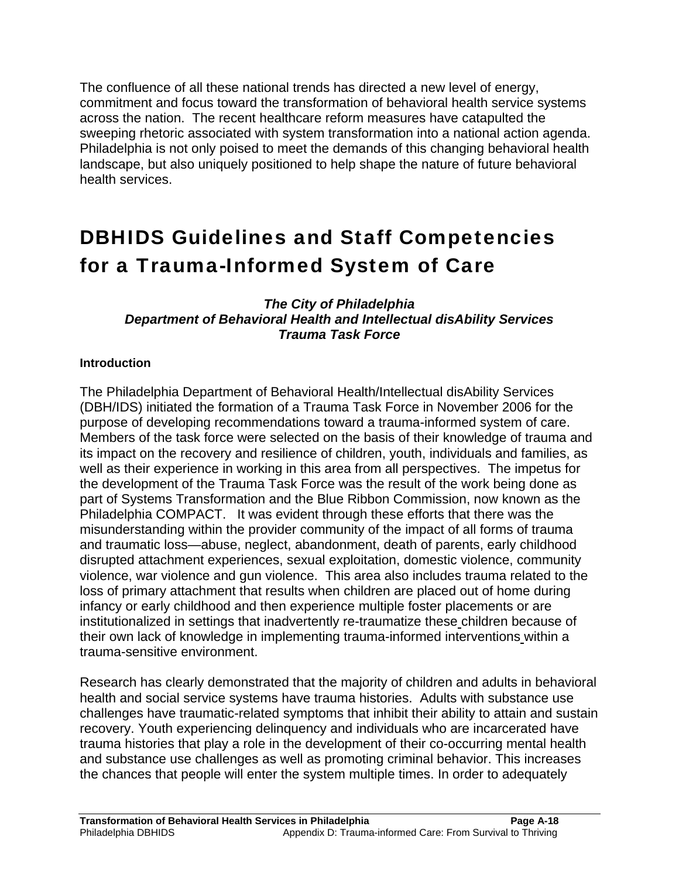The confluence of all these national trends has directed a new level of energy, commitment and focus toward the transformation of behavioral health service systems across the nation. The recent healthcare reform measures have catapulted the sweeping rhetoric associated with system transformation into a national action agenda. Philadelphia is not only poised to meet the demands of this changing behavioral health landscape, but also uniquely positioned to help shape the nature of future behavioral health services.

# DBHIDS Guidelines and Staff Competencies for a Trauma-Informed System of Care

***The City of Philadelphia***
***Department of Behavioral Health and Intellectual disAbility Services***
***Trauma Task Force***

**Introduction**

The Philadelphia Department of Behavioral Health/Intellectual disAbility Services (DBH/IDS) initiated the formation of a Trauma Task Force in November 2006 for the purpose of developing recommendations toward a trauma-informed system of care. Members of the task force were selected on the basis of their knowledge of trauma and its impact on the recovery and resilience of children, youth, individuals and families, as well as their experience in working in this area from all perspectives. The impetus for the development of the Trauma Task Force was the result of the work being done as part of Systems Transformation and the Blue Ribbon Commission, now known as the Philadelphia COMPACT. It was evident through these efforts that there was the misunderstanding within the provider community of the impact of all forms of trauma and traumatic loss—abuse, neglect, abandonment, death of parents, early childhood disrupted attachment experiences, sexual exploitation, domestic violence, community violence, war violence and gun violence. This area also includes trauma related to the loss of primary attachment that results when children are placed out of home during infancy or early childhood and then experience multiple foster placements or are institutionalized in settings that inadvertently re-traumatize these children because of their own lack of knowledge in implementing trauma-informed interventions within a trauma-sensitive environment.

Research has clearly demonstrated that the majority of children and adults in behavioral health and social service systems have trauma histories. Adults with substance use challenges have traumatic-related symptoms that inhibit their ability to attain and sustain recovery. Youth experiencing delinquency and individuals who are incarcerated have trauma histories that play a role in the development of their co-occurring mental health and substance use challenges as well as promoting criminal behavior. This increases the chances that people will enter the system multiple times. In order to adequately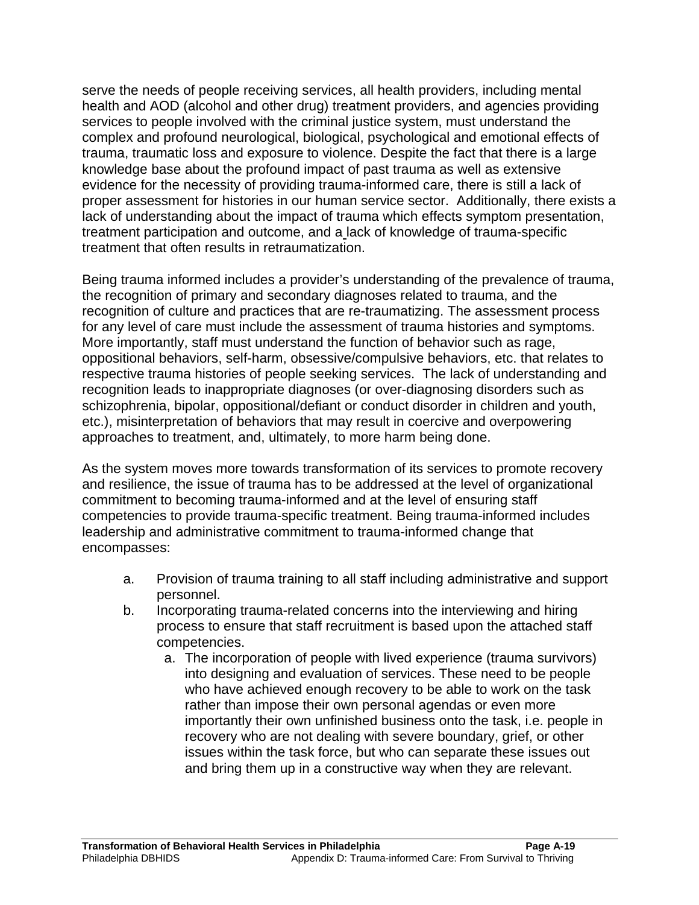serve the needs of people receiving services, all health providers, including mental health and AOD (alcohol and other drug) treatment providers, and agencies providing services to people involved with the criminal justice system, must understand the complex and profound neurological, biological, psychological and emotional effects of trauma, traumatic loss and exposure to violence. Despite the fact that there is a large knowledge base about the profound impact of past trauma as well as extensive evidence for the necessity of providing trauma-informed care, there is still a lack of proper assessment for histories in our human service sector. Additionally, there exists a lack of understanding about the impact of trauma which effects symptom presentation, treatment participation and outcome, and a lack of knowledge of trauma-specific treatment that often results in retraumatization.

Being trauma informed includes a provider's understanding of the prevalence of trauma, the recognition of primary and secondary diagnoses related to trauma, and the recognition of culture and practices that are re-traumatizing. The assessment process for any level of care must include the assessment of trauma histories and symptoms. More importantly, staff must understand the function of behavior such as rage, oppositional behaviors, self-harm, obsessive/compulsive behaviors, etc. that relates to respective trauma histories of people seeking services. The lack of understanding and recognition leads to inappropriate diagnoses (or over-diagnosing disorders such as schizophrenia, bipolar, oppositional/defiant or conduct disorder in children and youth, etc.), misinterpretation of behaviors that may result in coercive and overpowering approaches to treatment, and, ultimately, to more harm being done.

As the system moves more towards transformation of its services to promote recovery and resilience, the issue of trauma has to be addressed at the level of organizational commitment to becoming trauma-informed and at the level of ensuring staff competencies to provide trauma-specific treatment. Being trauma-informed includes leadership and administrative commitment to trauma-informed change that encompasses:

a. Provision of trauma training to all staff including administrative and support personnel.
b. Incorporating trauma-related concerns into the interviewing and hiring process to ensure that staff recruitment is based upon the attached staff competencies.
    a. The incorporation of people with lived experience (trauma survivors) into designing and evaluation of services. These need to be people who have achieved enough recovery to be able to work on the task rather than impose their own personal agendas or even more importantly their own unfinished business onto the task, i.e. people in recovery who are not dealing with severe boundary, grief, or other issues within the task force, but who can separate these issues out and bring them up in a constructive way when they are relevant.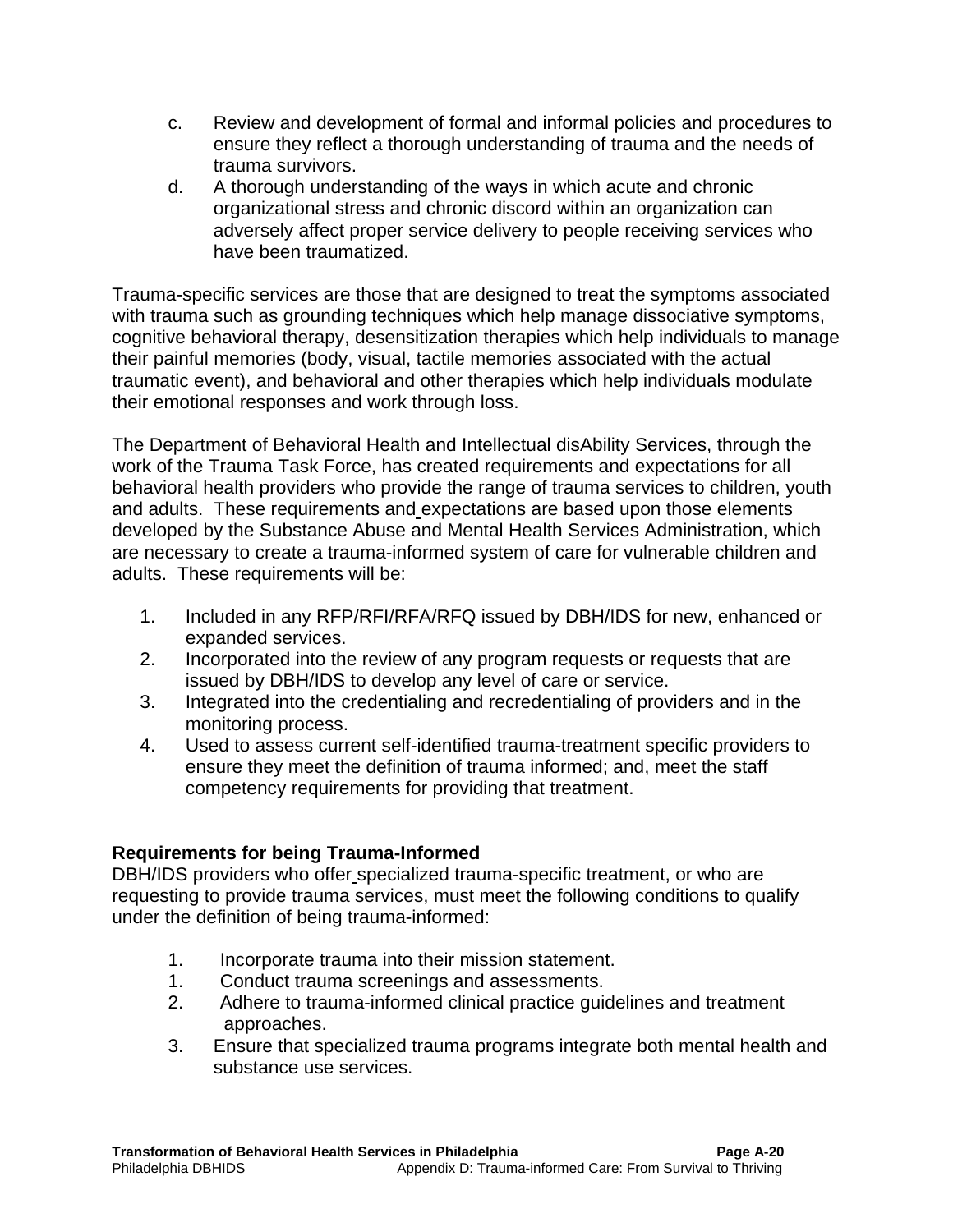c. Review and development of formal and informal policies and procedures to ensure they reflect a thorough understanding of trauma and the needs of trauma survivors.
d. A thorough understanding of the ways in which acute and chronic organizational stress and chronic discord within an organization can adversely affect proper service delivery to people receiving services who have been traumatized.

Trauma-specific services are those that are designed to treat the symptoms associated with trauma such as grounding techniques which help manage dissociative symptoms, cognitive behavioral therapy, desensitization therapies which help individuals to manage their painful memories (body, visual, tactile memories associated with the actual traumatic event), and behavioral and other therapies which help individuals modulate their emotional responses and work through loss.

The Department of Behavioral Health and Intellectual disAbility Services, through the work of the Trauma Task Force, has created requirements and expectations for all behavioral health providers who provide the range of trauma services to children, youth and adults. These requirements and expectations are based upon those elements developed by the Substance Abuse and Mental Health Services Administration, which are necessary to create a trauma-informed system of care for vulnerable children and adults. These requirements will be:

1. Included in any RFP/RFI/RFA/RFQ issued by DBH/IDS for new, enhanced or expanded services.
2. Incorporated into the review of any program requests or requests that are issued by DBH/IDS to develop any level of care or service.
3. Integrated into the credentialing and recredentialing of providers and in the monitoring process.
4. Used to assess current self-identified trauma-treatment specific providers to ensure they meet the definition of trauma informed; and, meet the staff competency requirements for providing that treatment.

**Requirements for being Trauma-Informed**
DBH/IDS providers who offer specialized trauma-specific treatment, or who are requesting to provide trauma services, must meet the following conditions to qualify under the definition of being trauma-informed:

1. Incorporate trauma into their mission statement.
1. Conduct trauma screenings and assessments.
2. Adhere to trauma-informed clinical practice guidelines and treatment approaches.
3. Ensure that specialized trauma programs integrate both mental health and substance use services.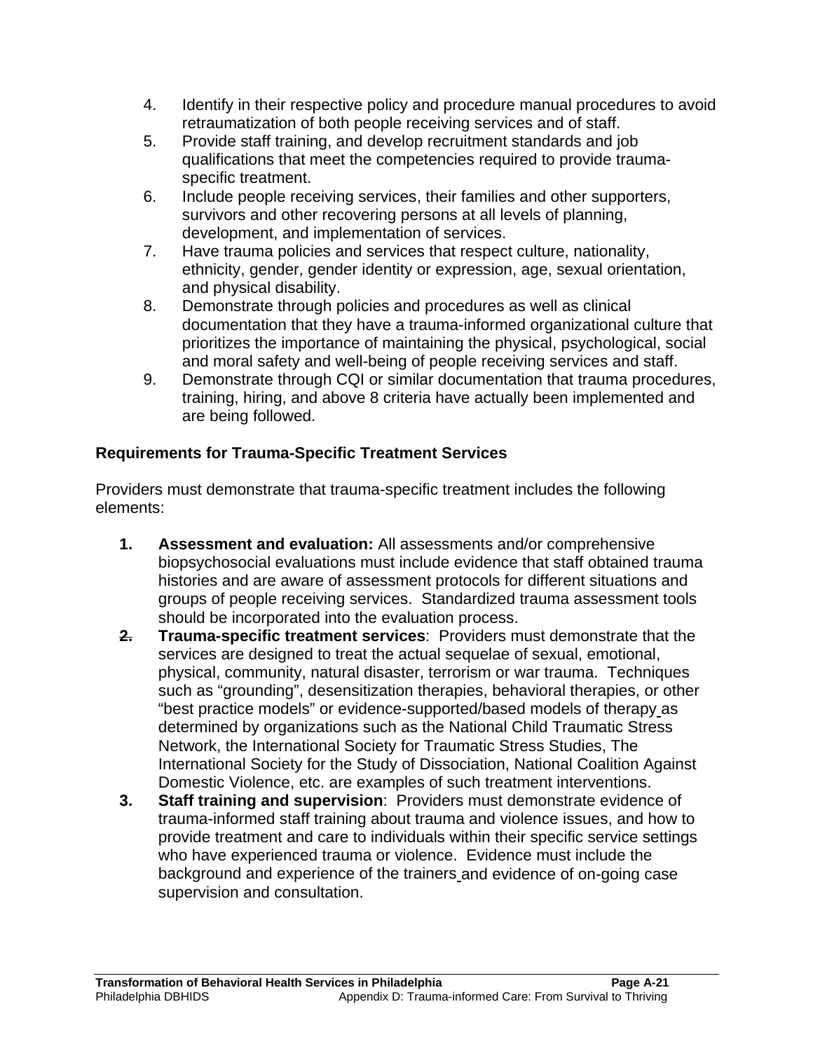4. Identify in their respective policy and procedure manual procedures to avoid retraumatization of both people receiving services and of staff.
5. Provide staff training, and develop recruitment standards and job qualifications that meet the competencies required to provide trauma-specific treatment.
6. Include people receiving services, their families and other supporters, survivors and other recovering persons at all levels of planning, development, and implementation of services.
7. Have trauma policies and services that respect culture, nationality, ethnicity, gender, gender identity or expression, age, sexual orientation, and physical disability.
8. Demonstrate through policies and procedures as well as clinical documentation that they have a trauma-informed organizational culture that prioritizes the importance of maintaining the physical, psychological, social and moral safety and well-being of people receiving services and staff.
9. Demonstrate through CQI or similar documentation that trauma procedures, training, hiring, and above 8 criteria have actually been implemented and are being followed.

**Requirements for Trauma-Specific Treatment Services**

Providers must demonstrate that trauma-specific treatment includes the following elements:

1. **Assessment and evaluation:** All assessments and/or comprehensive biopsychosocial evaluations must include evidence that staff obtained trauma histories and are aware of assessment protocols for different situations and groups of people receiving services. Standardized trauma assessment tools should be incorporated into the evaluation process.
2. **Trauma-specific treatment services**: Providers must demonstrate that the services are designed to treat the actual sequelae of sexual, emotional, physical, community, natural disaster, terrorism or war trauma. Techniques such as "grounding", desensitization therapies, behavioral therapies, or other "best practice models" or evidence-supported/based models of therapy as determined by organizations such as the National Child Traumatic Stress Network, the International Society for Traumatic Stress Studies, The International Society for the Study of Dissociation, National Coalition Against Domestic Violence, etc. are examples of such treatment interventions.
3. **Staff training and supervision**: Providers must demonstrate evidence of trauma-informed staff training about trauma and violence issues, and how to provide treatment and care to individuals within their specific service settings who have experienced trauma or violence. Evidence must include the background and experience of the trainers and evidence of on-going case supervision and consultation.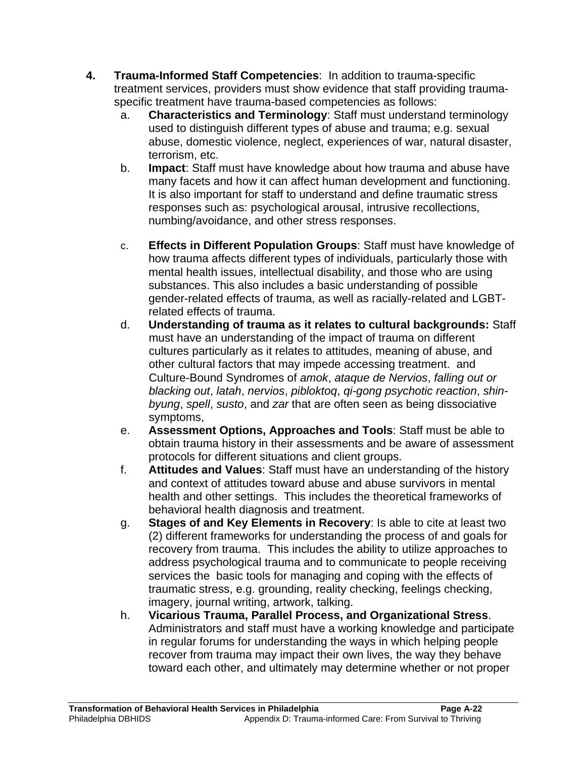4. **Trauma-Informed Staff Competencies**: In addition to trauma-specific treatment services, providers must show evidence that staff providing trauma-specific treatment have trauma-based competencies as follows:
   a. **Characteristics and Terminology**: Staff must understand terminology used to distinguish different types of abuse and trauma; e.g. sexual abuse, domestic violence, neglect, experiences of war, natural disaster, terrorism, etc.
   b. **Impact**: Staff must have knowledge about how trauma and abuse have many facets and how it can affect human development and functioning. It is also important for staff to understand and define traumatic stress responses such as: psychological arousal, intrusive recollections, numbing/avoidance, and other stress responses.
   c. **Effects in Different Population Groups**: Staff must have knowledge of how trauma affects different types of individuals, particularly those with mental health issues, intellectual disability, and those who are using substances. This also includes a basic understanding of possible gender-related effects of trauma, as well as racially-related and LGBT-related effects of trauma.
   d. **Understanding of trauma as it relates to cultural backgrounds:** Staff must have an understanding of the impact of trauma on different cultures particularly as it relates to attitudes, meaning of abuse, and other cultural factors that may impede accessing treatment. and Culture-Bound Syndromes of *amok*, *ataque de Nervios*, *falling out or blacking out*, *latah*, *nervios*, *pibloktoq*, *qi-gong psychotic reaction*, *shin-byung*, *spell*, *susto*, and *zar* that are often seen as being dissociative symptoms,
   e. **Assessment Options, Approaches and Tools**: Staff must be able to obtain trauma history in their assessments and be aware of assessment protocols for different situations and client groups.
   f. **Attitudes and Values**: Staff must have an understanding of the history and context of attitudes toward abuse and abuse survivors in mental health and other settings. This includes the theoretical frameworks of behavioral health diagnosis and treatment.
   g. **Stages of and Key Elements in Recovery**: Is able to cite at least two (2) different frameworks for understanding the process of and goals for recovery from trauma. This includes the ability to utilize approaches to address psychological trauma and to communicate to people receiving services the basic tools for managing and coping with the effects of traumatic stress, e.g. grounding, reality checking, feelings checking, imagery, journal writing, artwork, talking.
   h. **Vicarious Trauma, Parallel Process, and Organizational Stress**. Administrators and staff must have a working knowledge and participate in regular forums for understanding the ways in which helping people recover from trauma may impact their own lives, the way they behave toward each other, and ultimately may determine whether or not proper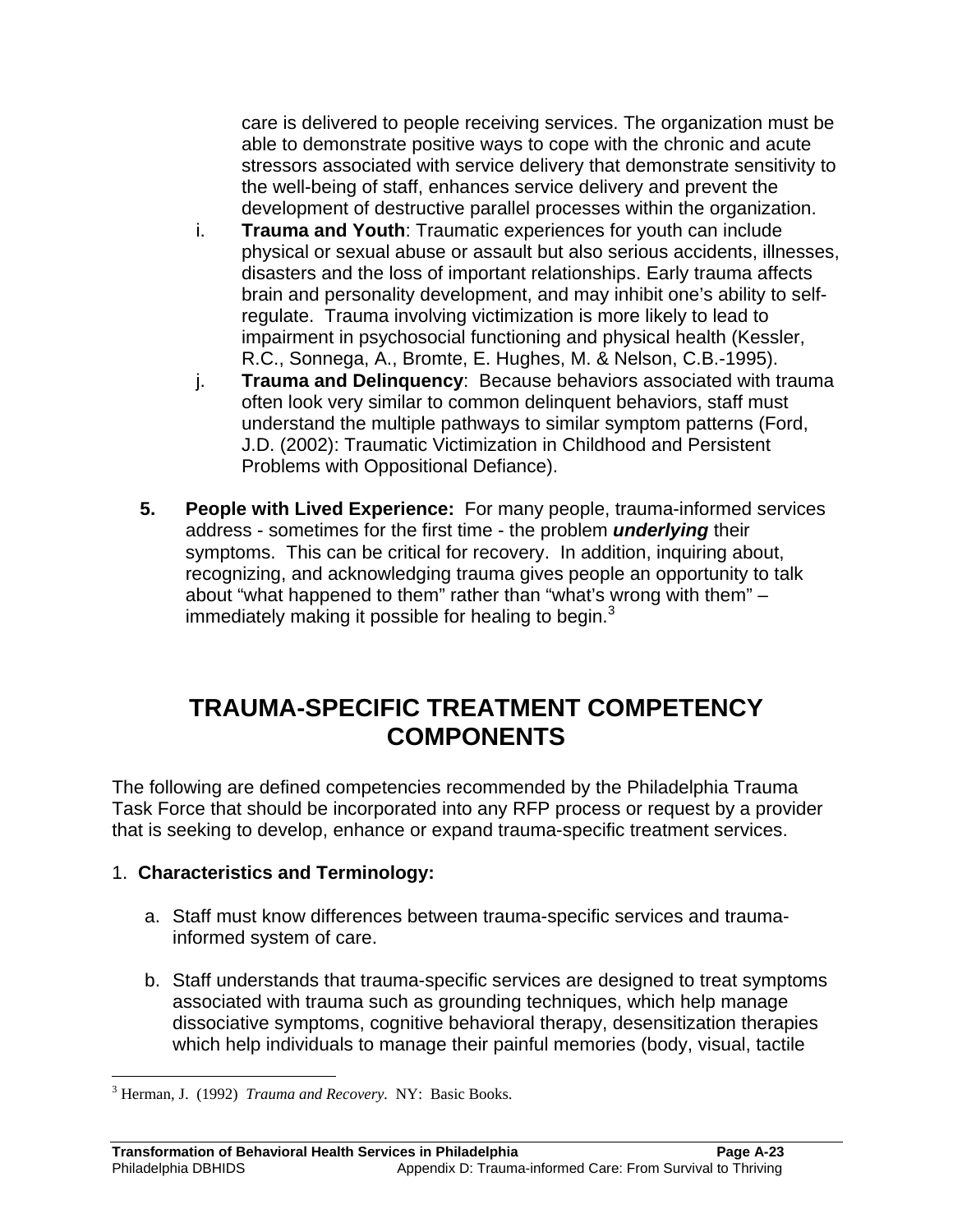care is delivered to people receiving services. The organization must be able to demonstrate positive ways to cope with the chronic and acute stressors associated with service delivery that demonstrate sensitivity to the well-being of staff, enhances service delivery and prevent the development of destructive parallel processes within the organization.

i. **Trauma and Youth**: Traumatic experiences for youth can include physical or sexual abuse or assault but also serious accidents, illnesses, disasters and the loss of important relationships. Early trauma affects brain and personality development, and may inhibit one's ability to self-regulate. Trauma involving victimization is more likely to lead to impairment in psychosocial functioning and physical health (Kessler, R.C., Sonnega, A., Bromte, E. Hughes, M. & Nelson, C.B.-1995).

j. **Trauma and Delinquency**: Because behaviors associated with trauma often look very similar to common delinquent behaviors, staff must understand the multiple pathways to similar symptom patterns (Ford, J.D. (2002): Traumatic Victimization in Childhood and Persistent Problems with Oppositional Defiance).

5. **People with Lived Experience:** For many people, trauma-informed services address - sometimes for the first time - the problem ***underlying*** their symptoms. This can be critical for recovery. In addition, inquiring about, recognizing, and acknowledging trauma gives people an opportunity to talk about "what happened to them" rather than "what's wrong with them" – immediately making it possible for healing to begin.[3]

# TRAUMA-SPECIFIC TREATMENT COMPETENCY COMPONENTS

The following are defined competencies recommended by the Philadelphia Trauma Task Force that should be incorporated into any RFP process or request by a provider that is seeking to develop, enhance or expand trauma-specific treatment services.

1. **Characteristics and Terminology:**

   a. Staff must know differences between trauma-specific services and trauma-informed system of care.

   b. Staff understands that trauma-specific services are designed to treat symptoms associated with trauma such as grounding techniques, which help manage dissociative symptoms, cognitive behavioral therapy, desensitization therapies which help individuals to manage their painful memories (body, visual, tactile

[3] Herman, J. (1992) *Trauma and Recovery*. NY: Basic Books.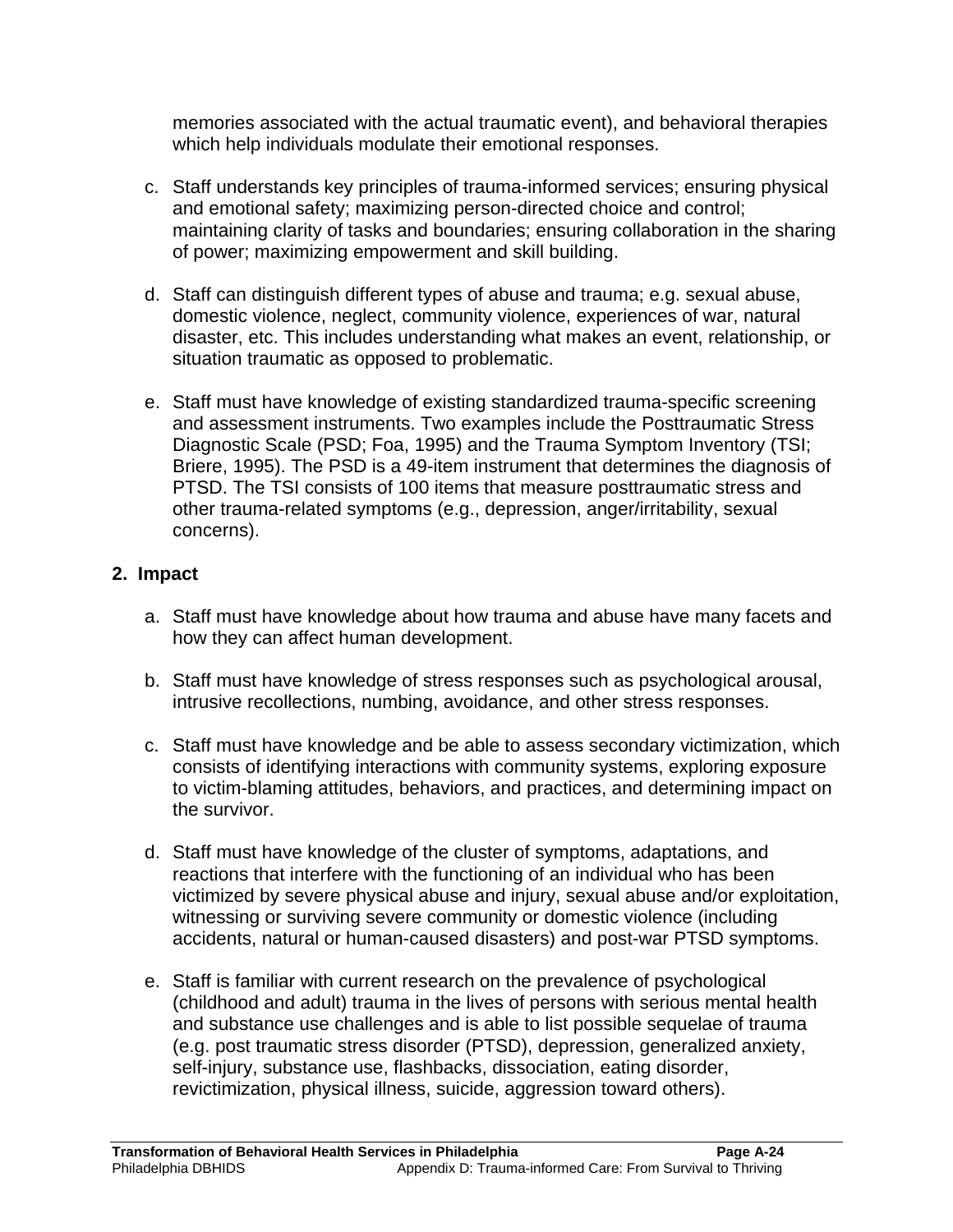memories associated with the actual traumatic event), and behavioral therapies which help individuals modulate their emotional responses.

c. Staff understands key principles of trauma-informed services; ensuring physical and emotional safety; maximizing person-directed choice and control; maintaining clarity of tasks and boundaries; ensuring collaboration in the sharing of power; maximizing empowerment and skill building.

d. Staff can distinguish different types of abuse and trauma; e.g. sexual abuse, domestic violence, neglect, community violence, experiences of war, natural disaster, etc. This includes understanding what makes an event, relationship, or situation traumatic as opposed to problematic.

e. Staff must have knowledge of existing standardized trauma-specific screening and assessment instruments. Two examples include the Posttraumatic Stress Diagnostic Scale (PSD; Foa, 1995) and the Trauma Symptom Inventory (TSI; Briere, 1995). The PSD is a 49-item instrument that determines the diagnosis of PTSD. The TSI consists of 100 items that measure posttraumatic stress and other trauma-related symptoms (e.g., depression, anger/irritability, sexual concerns).

**2. Impact**

a. Staff must have knowledge about how trauma and abuse have many facets and how they can affect human development.

b. Staff must have knowledge of stress responses such as psychological arousal, intrusive recollections, numbing, avoidance, and other stress responses.

c. Staff must have knowledge and be able to assess secondary victimization, which consists of identifying interactions with community systems, exploring exposure to victim-blaming attitudes, behaviors, and practices, and determining impact on the survivor.

d. Staff must have knowledge of the cluster of symptoms, adaptations, and reactions that interfere with the functioning of an individual who has been victimized by severe physical abuse and injury, sexual abuse and/or exploitation, witnessing or surviving severe community or domestic violence (including accidents, natural or human-caused disasters) and post-war PTSD symptoms.

e. Staff is familiar with current research on the prevalence of psychological (childhood and adult) trauma in the lives of persons with serious mental health and substance use challenges and is able to list possible sequelae of trauma (e.g. post traumatic stress disorder (PTSD), depression, generalized anxiety, self-injury, substance use, flashbacks, dissociation, eating disorder, revictimization, physical illness, suicide, aggression toward others).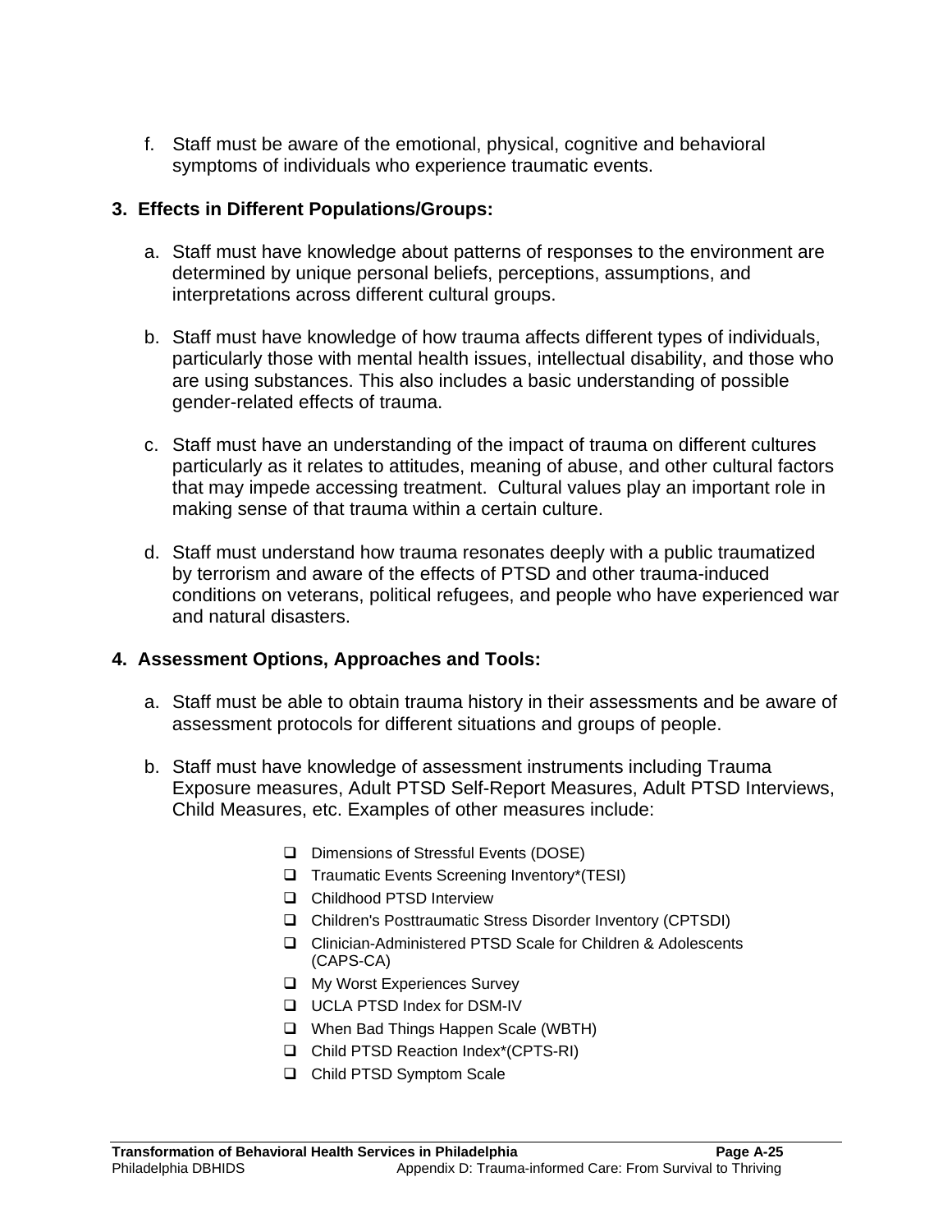f. Staff must be aware of the emotional, physical, cognitive and behavioral symptoms of individuals who experience traumatic events.

### 3. Effects in Different Populations/Groups:

a. Staff must have knowledge about patterns of responses to the environment are determined by unique personal beliefs, perceptions, assumptions, and interpretations across different cultural groups.

b. Staff must have knowledge of how trauma affects different types of individuals, particularly those with mental health issues, intellectual disability, and those who are using substances. This also includes a basic understanding of possible gender-related effects of trauma.

c. Staff must have an understanding of the impact of trauma on different cultures particularly as it relates to attitudes, meaning of abuse, and other cultural factors that may impede accessing treatment. Cultural values play an important role in making sense of that trauma within a certain culture.

d. Staff must understand how trauma resonates deeply with a public traumatized by terrorism and aware of the effects of PTSD and other trauma-induced conditions on veterans, political refugees, and people who have experienced war and natural disasters.

### 4. Assessment Options, Approaches and Tools:

a. Staff must be able to obtain trauma history in their assessments and be aware of assessment protocols for different situations and groups of people.

b. Staff must have knowledge of assessment instruments including Trauma Exposure measures, Adult PTSD Self-Report Measures, Adult PTSD Interviews, Child Measures, etc. Examples of other measures include:

- Dimensions of Stressful Events (DOSE)
- Traumatic Events Screening Inventory*(TESI)
- Childhood PTSD Interview
- Children's Posttraumatic Stress Disorder Inventory (CPTSDI)
- Clinician-Administered PTSD Scale for Children & Adolescents (CAPS-CA)
- My Worst Experiences Survey
- UCLA PTSD Index for DSM-IV
- When Bad Things Happen Scale (WBTH)
- Child PTSD Reaction Index*(CPTS-RI)
- Child PTSD Symptom Scale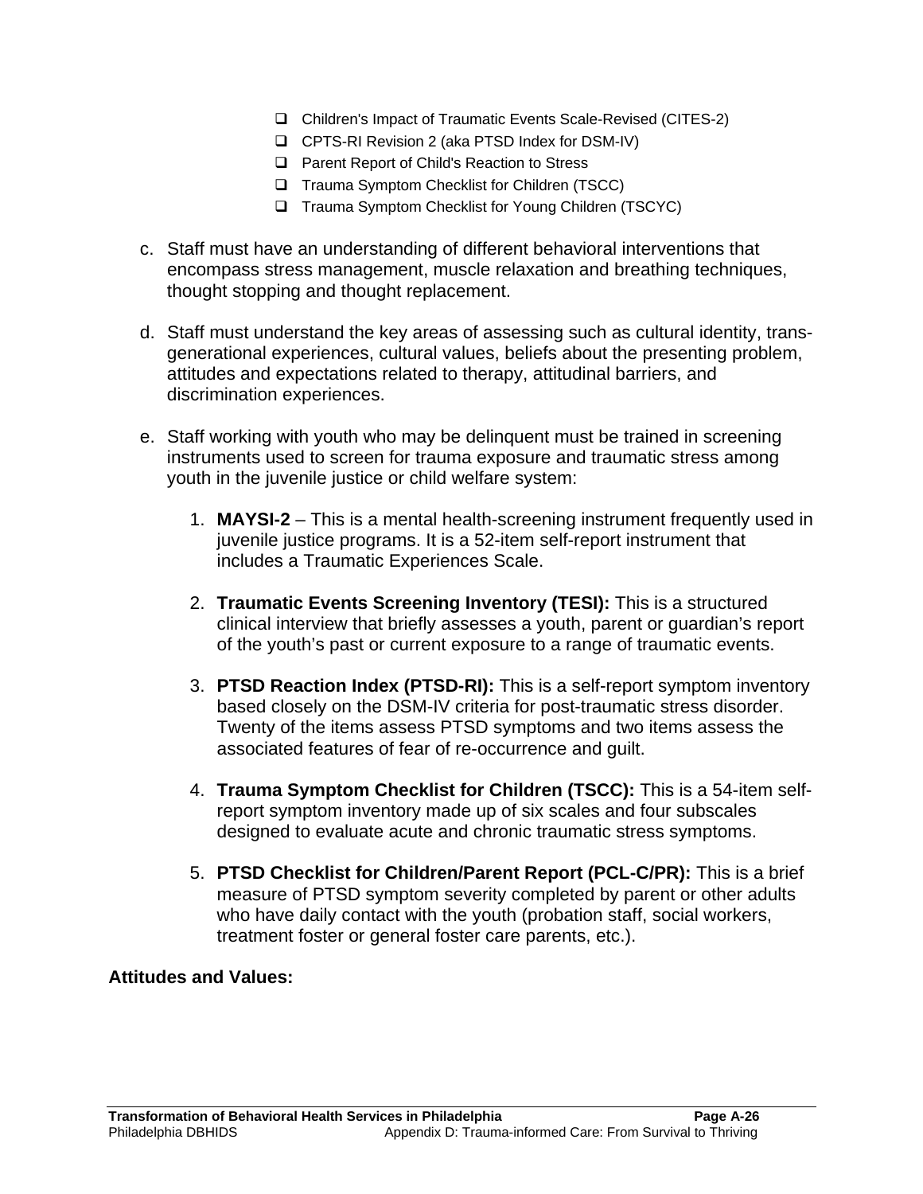- Children's Impact of Traumatic Events Scale-Revised (CITES-2)
- CPTS-RI Revision 2 (aka PTSD Index for DSM-IV)
- Parent Report of Child's Reaction to Stress
- Trauma Symptom Checklist for Children (TSCC)
- Trauma Symptom Checklist for Young Children (TSCYC)

c. Staff must have an understanding of different behavioral interventions that encompass stress management, muscle relaxation and breathing techniques, thought stopping and thought replacement.

d. Staff must understand the key areas of assessing such as cultural identity, trans-generational experiences, cultural values, beliefs about the presenting problem, attitudes and expectations related to therapy, attitudinal barriers, and discrimination experiences.

e. Staff working with youth who may be delinquent must be trained in screening instruments used to screen for trauma exposure and traumatic stress among youth in the juvenile justice or child welfare system:

1. **MAYSI-2** – This is a mental health-screening instrument frequently used in juvenile justice programs. It is a 52-item self-report instrument that includes a Traumatic Experiences Scale.

2. **Traumatic Events Screening Inventory (TESI):** This is a structured clinical interview that briefly assesses a youth, parent or guardian's report of the youth's past or current exposure to a range of traumatic events.

3. **PTSD Reaction Index (PTSD-RI):** This is a self-report symptom inventory based closely on the DSM-IV criteria for post-traumatic stress disorder. Twenty of the items assess PTSD symptoms and two items assess the associated features of fear of re-occurrence and guilt.

4. **Trauma Symptom Checklist for Children (TSCC):** This is a 54-item self-report symptom inventory made up of six scales and four subscales designed to evaluate acute and chronic traumatic stress symptoms.

5. **PTSD Checklist for Children/Parent Report (PCL-C/PR):** This is a brief measure of PTSD symptom severity completed by parent or other adults who have daily contact with the youth (probation staff, social workers, treatment foster or general foster care parents, etc.).

**Attitudes and Values:**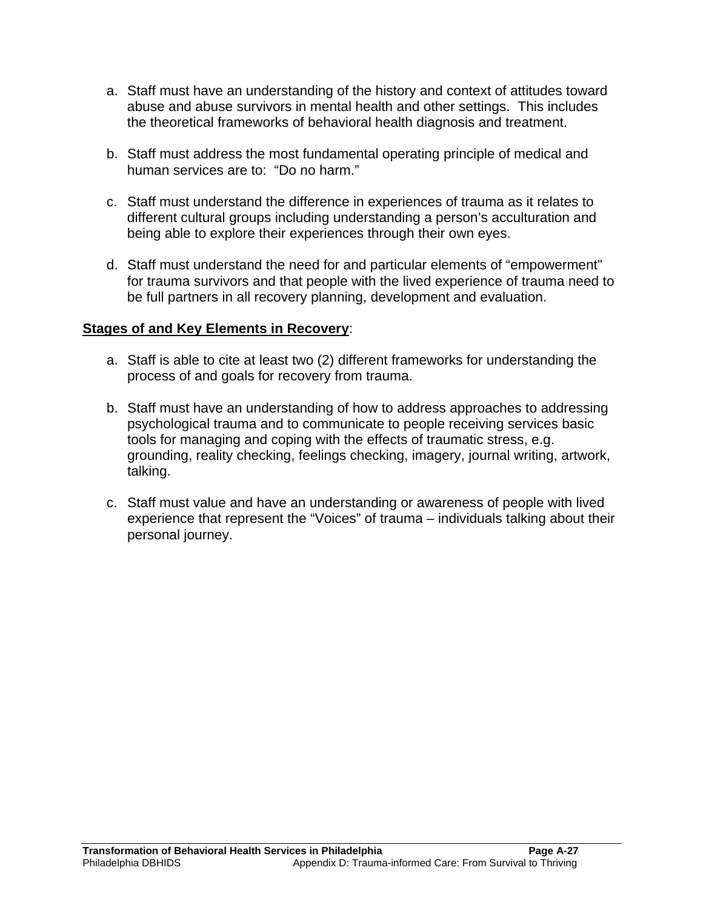a. Staff must have an understanding of the history and context of attitudes toward abuse and abuse survivors in mental health and other settings. This includes the theoretical frameworks of behavioral health diagnosis and treatment.

b. Staff must address the most fundamental operating principle of medical and human services are to: "Do no harm."

c. Staff must understand the difference in experiences of trauma as it relates to different cultural groups including understanding a person's acculturation and being able to explore their experiences through their own eyes.

d. Staff must understand the need for and particular elements of "empowerment" for trauma survivors and that people with the lived experience of trauma need to be full partners in all recovery planning, development and evaluation.

**Stages of and Key Elements in Recovery**:

a. Staff is able to cite at least two (2) different frameworks for understanding the process of and goals for recovery from trauma.

b. Staff must have an understanding of how to address approaches to addressing psychological trauma and to communicate to people receiving services basic tools for managing and coping with the effects of traumatic stress, e.g. grounding, reality checking, feelings checking, imagery, journal writing, artwork, talking.

c. Staff must value and have an understanding or awareness of people with lived experience that represent the "Voices" of trauma – individuals talking about their personal journey.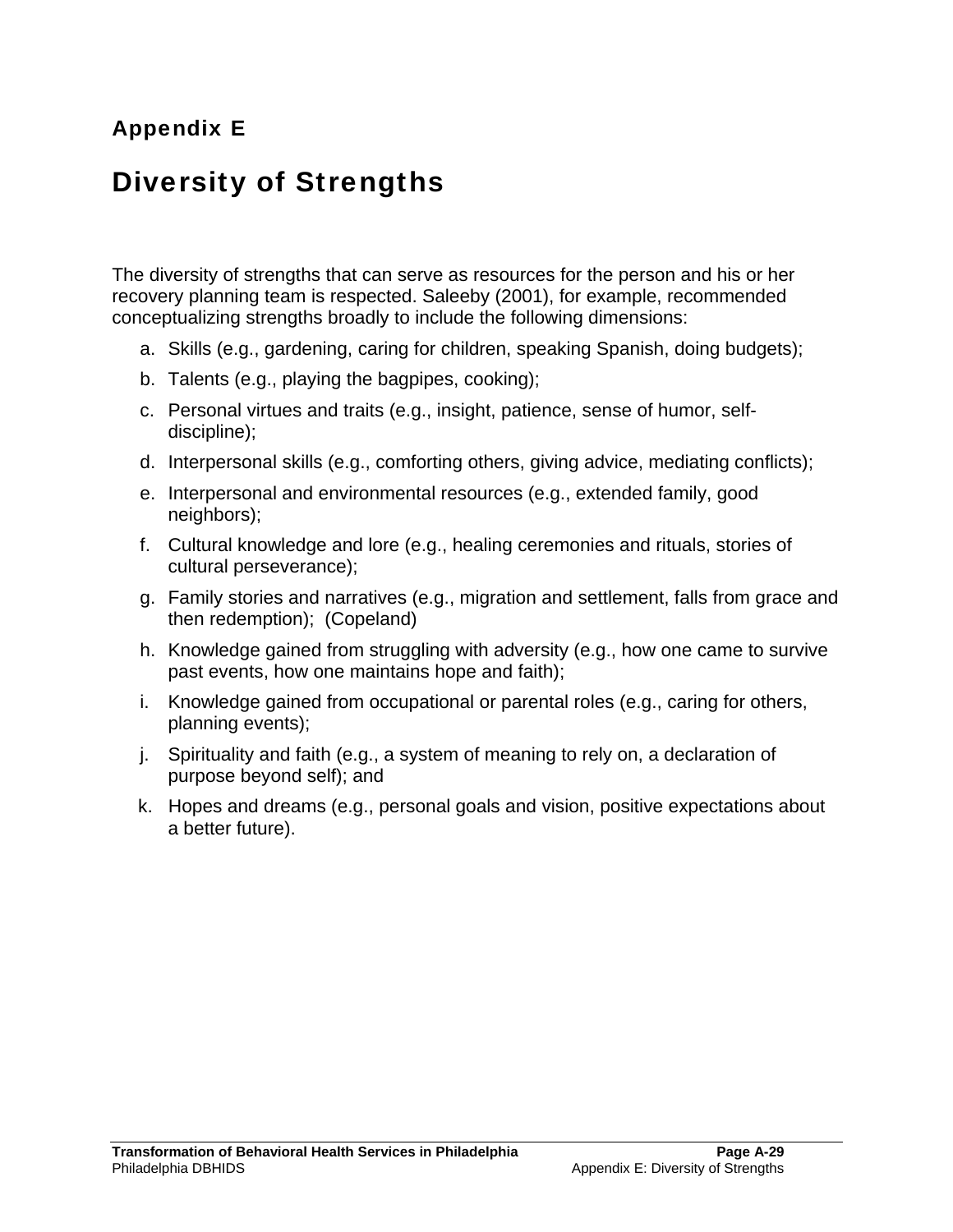## Appendix E

# Diversity of Strengths

The diversity of strengths that can serve as resources for the person and his or her recovery planning team is respected. Saleeby (2001), for example, recommended conceptualizing strengths broadly to include the following dimensions:

a. Skills (e.g., gardening, caring for children, speaking Spanish, doing budgets);

b. Talents (e.g., playing the bagpipes, cooking);

c. Personal virtues and traits (e.g., insight, patience, sense of humor, self-discipline);

d. Interpersonal skills (e.g., comforting others, giving advice, mediating conflicts);

e. Interpersonal and environmental resources (e.g., extended family, good neighbors);

f. Cultural knowledge and lore (e.g., healing ceremonies and rituals, stories of cultural perseverance);

g. Family stories and narratives (e.g., migration and settlement, falls from grace and then redemption); (Copeland)

h. Knowledge gained from struggling with adversity (e.g., how one came to survive past events, how one maintains hope and faith);

i. Knowledge gained from occupational or parental roles (e.g., caring for others, planning events);

j. Spirituality and faith (e.g., a system of meaning to rely on, a declaration of purpose beyond self); and

k. Hopes and dreams (e.g., personal goals and vision, positive expectations about a better future).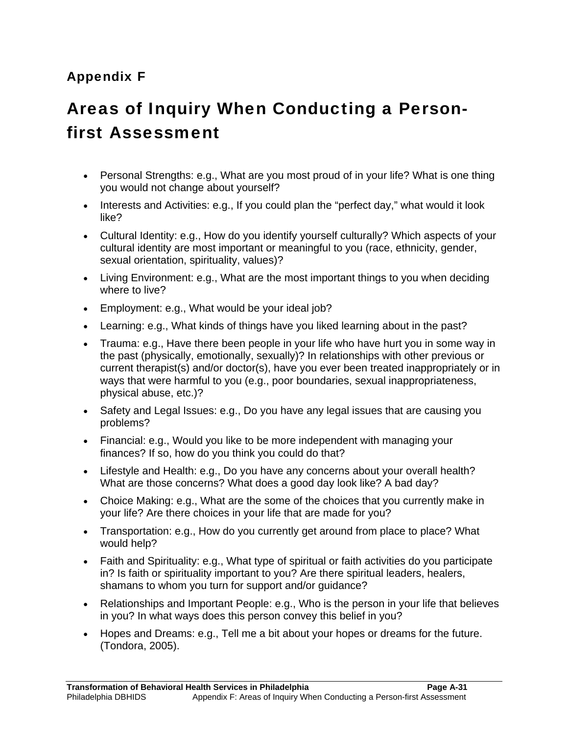## Appendix F

# Areas of Inquiry When Conducting a Person-first Assessment

- Personal Strengths: e.g., What are you most proud of in your life? What is one thing you would not change about yourself?
- Interests and Activities: e.g., If you could plan the "perfect day," what would it look like?
- Cultural Identity: e.g., How do you identify yourself culturally? Which aspects of your cultural identity are most important or meaningful to you (race, ethnicity, gender, sexual orientation, spirituality, values)?
- Living Environment: e.g., What are the most important things to you when deciding where to live?
- Employment: e.g., What would be your ideal job?
- Learning: e.g., What kinds of things have you liked learning about in the past?
- Trauma: e.g., Have there been people in your life who have hurt you in some way in the past (physically, emotionally, sexually)? In relationships with other previous or current therapist(s) and/or doctor(s), have you ever been treated inappropriately or in ways that were harmful to you (e.g., poor boundaries, sexual inappropriateness, physical abuse, etc.)?
- Safety and Legal Issues: e.g., Do you have any legal issues that are causing you problems?
- Financial: e.g., Would you like to be more independent with managing your finances? If so, how do you think you could do that?
- Lifestyle and Health: e.g., Do you have any concerns about your overall health? What are those concerns? What does a good day look like? A bad day?
- Choice Making: e.g., What are the some of the choices that you currently make in your life? Are there choices in your life that are made for you?
- Transportation: e.g., How do you currently get around from place to place? What would help?
- Faith and Spirituality: e.g., What type of spiritual or faith activities do you participate in? Is faith or spirituality important to you? Are there spiritual leaders, healers, shamans to whom you turn for support and/or guidance?
- Relationships and Important People: e.g., Who is the person in your life that believes in you? In what ways does this person convey this belief in you?
- Hopes and Dreams: e.g., Tell me a bit about your hopes or dreams for the future. (Tondora, 2005).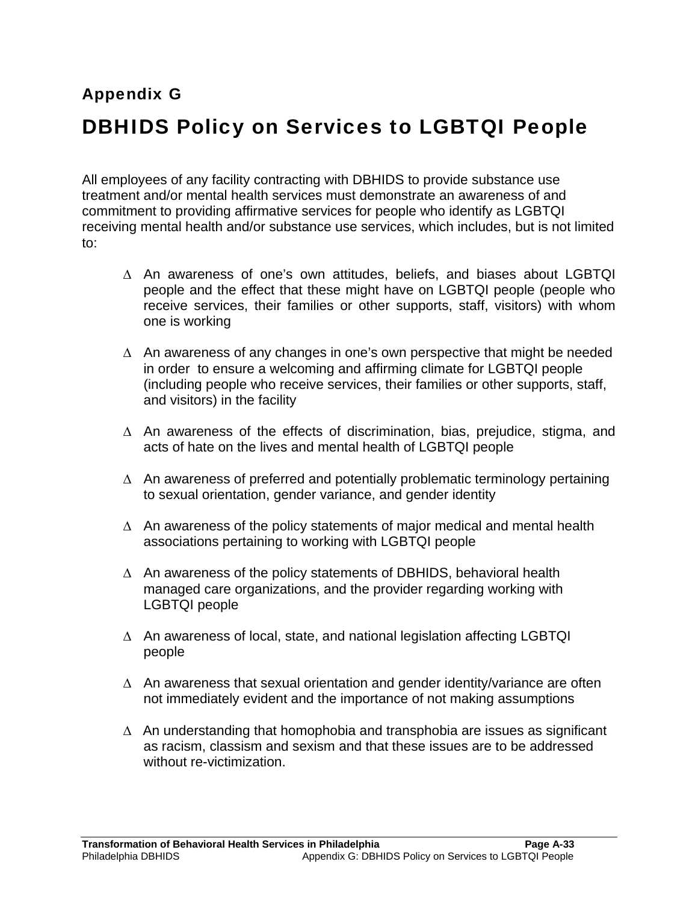## Appendix G

# DBHIDS Policy on Services to LGBTQI People

All employees of any facility contracting with DBHIDS to provide substance use treatment and/or mental health services must demonstrate an awareness of and commitment to providing affirmative services for people who identify as LGBTQI receiving mental health and/or substance use services, which includes, but is not limited to:

- An awareness of one's own attitudes, beliefs, and biases about LGBTQI people and the effect that these might have on LGBTQI people (people who receive services, their families or other supports, staff, visitors) with whom one is working

- An awareness of any changes in one's own perspective that might be needed in order to ensure a welcoming and affirming climate for LGBTQI people (including people who receive services, their families or other supports, staff, and visitors) in the facility

- An awareness of the effects of discrimination, bias, prejudice, stigma, and acts of hate on the lives and mental health of LGBTQI people

- An awareness of preferred and potentially problematic terminology pertaining to sexual orientation, gender variance, and gender identity

- An awareness of the policy statements of major medical and mental health associations pertaining to working with LGBTQI people

- An awareness of the policy statements of DBHIDS, behavioral health managed care organizations, and the provider regarding working with LGBTQI people

- An awareness of local, state, and national legislation affecting LGBTQI people

- An awareness that sexual orientation and gender identity/variance are often not immediately evident and the importance of not making assumptions

- An understanding that homophobia and transphobia are issues as significant as racism, classism and sexism and that these issues are to be addressed without re-victimization.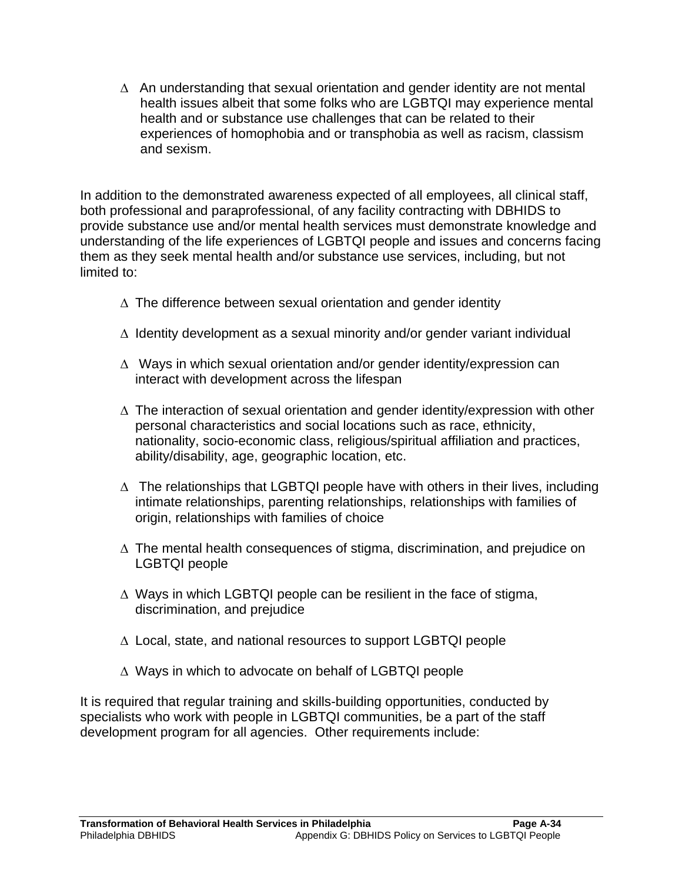- An understanding that sexual orientation and gender identity are not mental health issues albeit that some folks who are LGBTQI may experience mental health and or substance use challenges that can be related to their experiences of homophobia and or transphobia as well as racism, classism and sexism.

In addition to the demonstrated awareness expected of all employees, all clinical staff, both professional and paraprofessional, of any facility contracting with DBHIDS to provide substance use and/or mental health services must demonstrate knowledge and understanding of the life experiences of LGBTQI people and issues and concerns facing them as they seek mental health and/or substance use services, including, but not limited to:

- The difference between sexual orientation and gender identity
- Identity development as a sexual minority and/or gender variant individual
- Ways in which sexual orientation and/or gender identity/expression can interact with development across the lifespan
- The interaction of sexual orientation and gender identity/expression with other personal characteristics and social locations such as race, ethnicity, nationality, socio-economic class, religious/spiritual affiliation and practices, ability/disability, age, geographic location, etc.
- The relationships that LGBTQI people have with others in their lives, including intimate relationships, parenting relationships, relationships with families of origin, relationships with families of choice
- The mental health consequences of stigma, discrimination, and prejudice on LGBTQI people
- Ways in which LGBTQI people can be resilient in the face of stigma, discrimination, and prejudice
- Local, state, and national resources to support LGBTQI people
- Ways in which to advocate on behalf of LGBTQI people

It is required that regular training and skills-building opportunities, conducted by specialists who work with people in LGBTQI communities, be a part of the staff development program for all agencies. Other requirements include: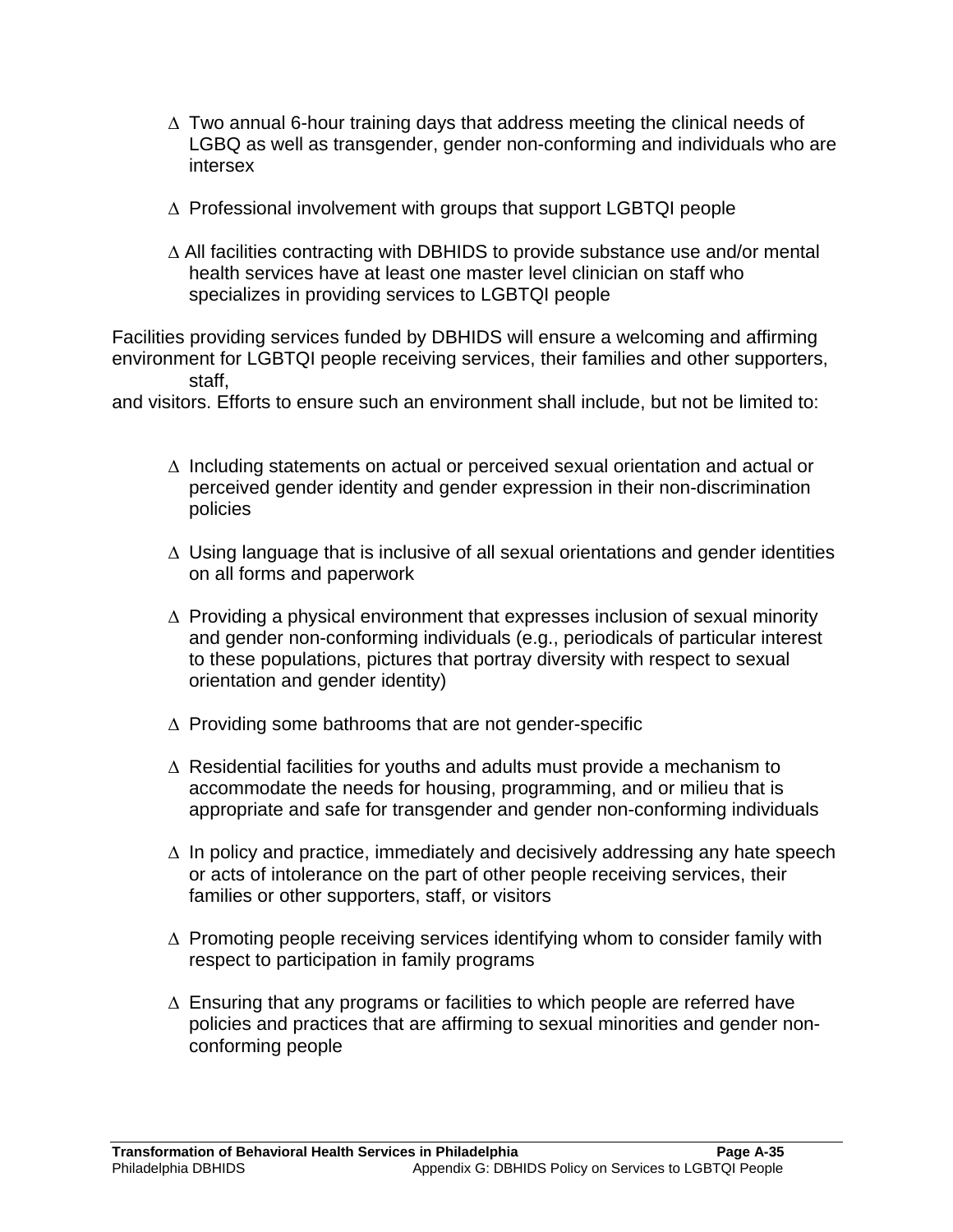- Two annual 6-hour training days that address meeting the clinical needs of LGBQ as well as transgender, gender non-conforming and individuals who are intersex

- Professional involvement with groups that support LGBTQI people

- All facilities contracting with DBHIDS to provide substance use and/or mental health services have at least one master level clinician on staff who specializes in providing services to LGBTQI people

Facilities providing services funded by DBHIDS will ensure a welcoming and affirming environment for LGBTQI people receiving services, their families and other supporters, staff, and visitors. Efforts to ensure such an environment shall include, but not be limited to:

- Including statements on actual or perceived sexual orientation and actual or perceived gender identity and gender expression in their non-discrimination policies

- Using language that is inclusive of all sexual orientations and gender identities on all forms and paperwork

- Providing a physical environment that expresses inclusion of sexual minority and gender non-conforming individuals (e.g., periodicals of particular interest to these populations, pictures that portray diversity with respect to sexual orientation and gender identity)

- Providing some bathrooms that are not gender-specific

- Residential facilities for youths and adults must provide a mechanism to accommodate the needs for housing, programming, and or milieu that is appropriate and safe for transgender and gender non-conforming individuals

- In policy and practice, immediately and decisively addressing any hate speech or acts of intolerance on the part of other people receiving services, their families or other supporters, staff, or visitors

- Promoting people receiving services identifying whom to consider family with respect to participation in family programs

- Ensuring that any programs or facilities to which people are referred have policies and practices that are affirming to sexual minorities and gender non-conforming people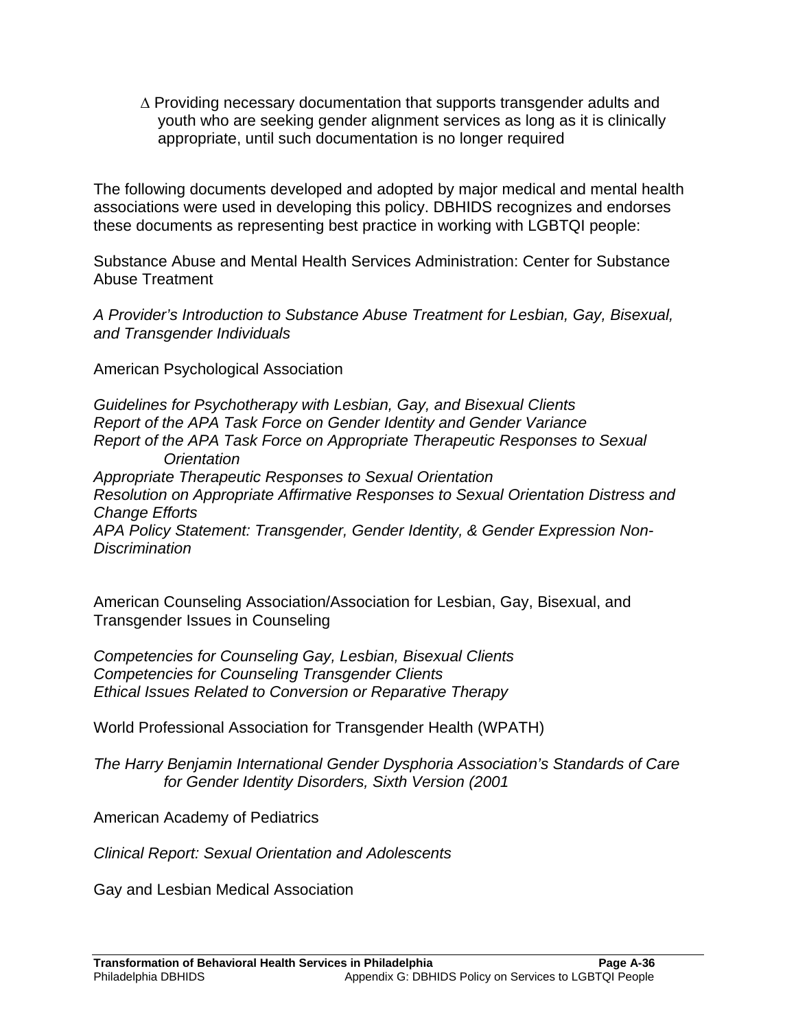- Providing necessary documentation that supports transgender adults and youth who are seeking gender alignment services as long as it is clinically appropriate, until such documentation is no longer required

The following documents developed and adopted by major medical and mental health associations were used in developing this policy. DBHIDS recognizes and endorses these documents as representing best practice in working with LGBTQI people:

Substance Abuse and Mental Health Services Administration: Center for Substance Abuse Treatment

*A Provider's Introduction to Substance Abuse Treatment for Lesbian, Gay, Bisexual, and Transgender Individuals*

American Psychological Association

*Guidelines for Psychotherapy with Lesbian, Gay, and Bisexual Clients*
*Report of the APA Task Force on Gender Identity and Gender Variance*
*Report of the APA Task Force on Appropriate Therapeutic Responses to Sexual Orientation*
*Appropriate Therapeutic Responses to Sexual Orientation*
*Resolution on Appropriate Affirmative Responses to Sexual Orientation Distress and Change Efforts*
*APA Policy Statement: Transgender, Gender Identity, & Gender Expression Non-Discrimination*

American Counseling Association/Association for Lesbian, Gay, Bisexual, and Transgender Issues in Counseling

*Competencies for Counseling Gay, Lesbian, Bisexual Clients*
*Competencies for Counseling Transgender Clients*
*Ethical Issues Related to Conversion or Reparative Therapy*

World Professional Association for Transgender Health (WPATH)

*The Harry Benjamin International Gender Dysphoria Association's Standards of Care for Gender Identity Disorders, Sixth Version (2001*

American Academy of Pediatrics

*Clinical Report: Sexual Orientation and Adolescents*

Gay and Lesbian Medical Association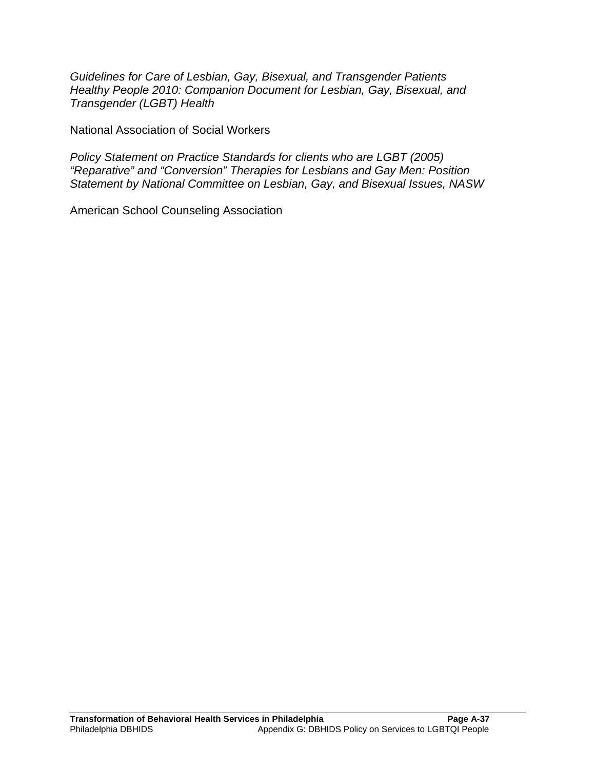*Guidelines for Care of Lesbian, Gay, Bisexual, and Transgender Patients*
*Healthy People 2010: Companion Document for Lesbian, Gay, Bisexual, and Transgender (LGBT) Health*

National Association of Social Workers

*Policy Statement on Practice Standards for clients who are LGBT (2005)*
*“Reparative” and “Conversion” Therapies for Lesbians and Gay Men: Position Statement by National Committee on Lesbian, Gay, and Bisexual Issues, NASW*

American School Counseling Association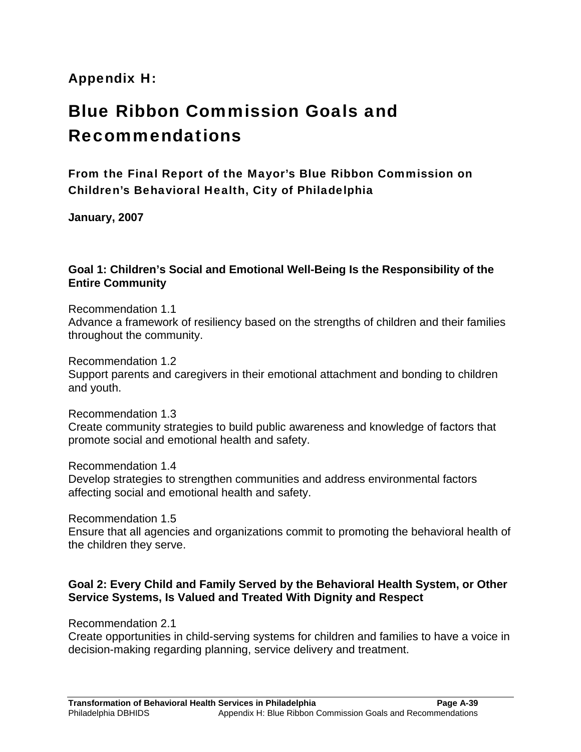## Appendix H:

# Blue Ribbon Commission Goals and Recommendations

### From the Final Report of the Mayor's Blue Ribbon Commission on Children's Behavioral Health, City of Philadelphia

**January, 2007**

**Goal 1: Children's Social and Emotional Well-Being Is the Responsibility of the Entire Community**

Recommendation 1.1
Advance a framework of resiliency based on the strengths of children and their families throughout the community.

Recommendation 1.2
Support parents and caregivers in their emotional attachment and bonding to children and youth.

Recommendation 1.3
Create community strategies to build public awareness and knowledge of factors that promote social and emotional health and safety.

Recommendation 1.4
Develop strategies to strengthen communities and address environmental factors affecting social and emotional health and safety.

Recommendation 1.5
Ensure that all agencies and organizations commit to promoting the behavioral health of the children they serve.

**Goal 2: Every Child and Family Served by the Behavioral Health System, or Other Service Systems, Is Valued and Treated With Dignity and Respect**

Recommendation 2.1
Create opportunities in child-serving systems for children and families to have a voice in decision-making regarding planning, service delivery and treatment.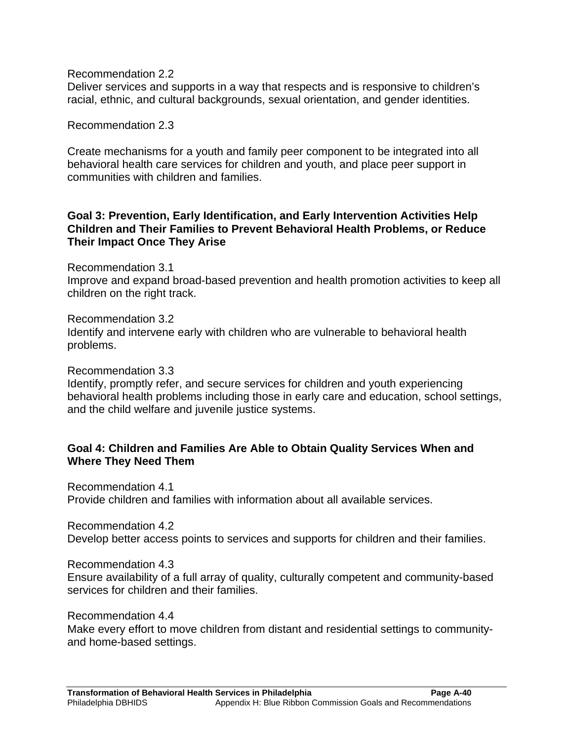Recommendation 2.2

Deliver services and supports in a way that respects and is responsive to children's racial, ethnic, and cultural backgrounds, sexual orientation, and gender identities.

Recommendation 2.3

Create mechanisms for a youth and family peer component to be integrated into all behavioral health care services for children and youth, and place peer support in communities with children and families.

**Goal 3: Prevention, Early Identification, and Early Intervention Activities Help Children and Their Families to Prevent Behavioral Health Problems, or Reduce Their Impact Once They Arise**

Recommendation 3.1

Improve and expand broad-based prevention and health promotion activities to keep all children on the right track.

Recommendation 3.2

Identify and intervene early with children who are vulnerable to behavioral health problems.

Recommendation 3.3

Identify, promptly refer, and secure services for children and youth experiencing behavioral health problems including those in early care and education, school settings, and the child welfare and juvenile justice systems.

**Goal 4: Children and Families Are Able to Obtain Quality Services When and Where They Need Them**

Recommendation 4.1

Provide children and families with information about all available services.

Recommendation 4.2

Develop better access points to services and supports for children and their families.

Recommendation 4.3

Ensure availability of a full array of quality, culturally competent and community-based services for children and their families.

Recommendation 4.4

Make every effort to move children from distant and residential settings to community- and home-based settings.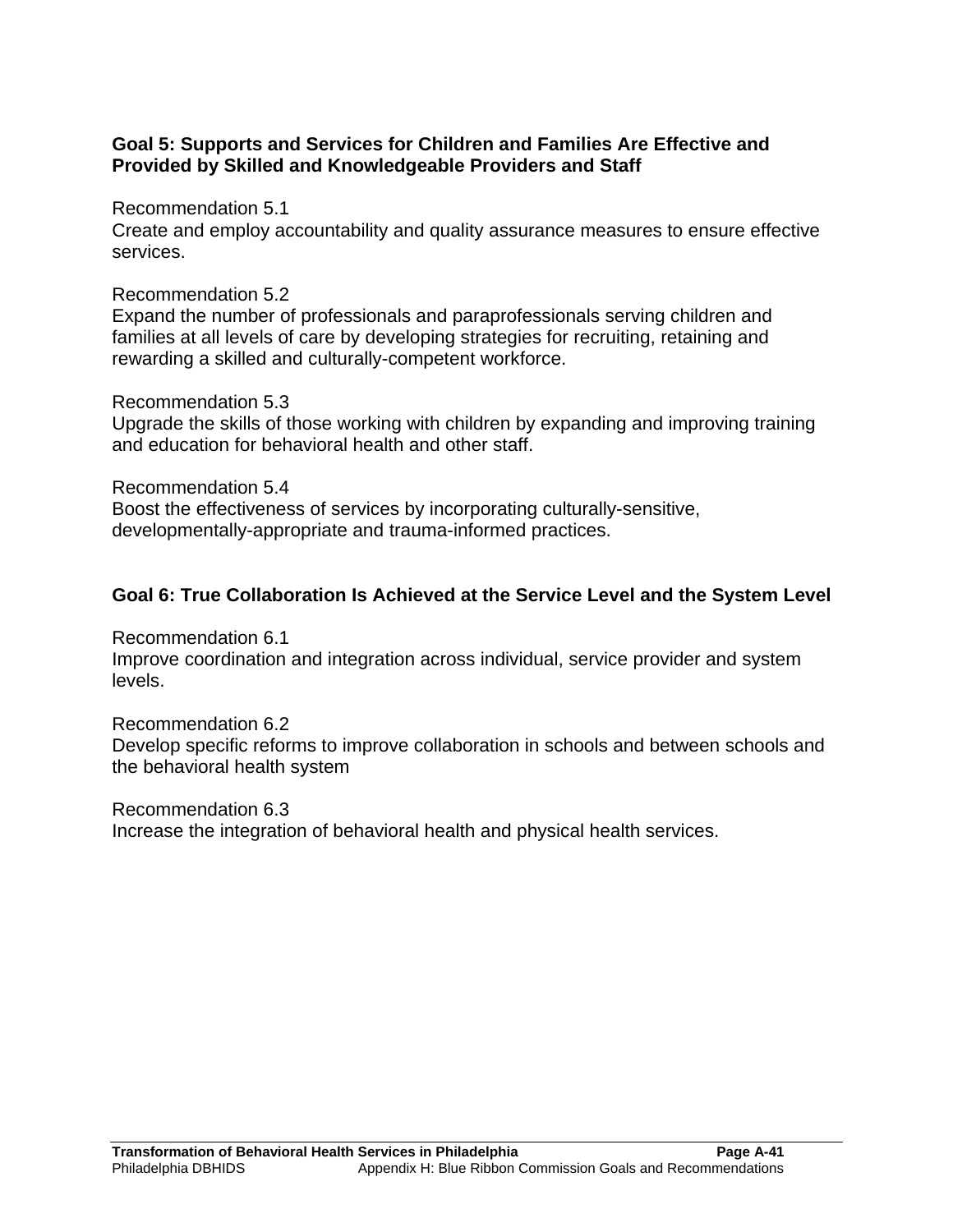**Goal 5: Supports and Services for Children and Families Are Effective and Provided by Skilled and Knowledgeable Providers and Staff**

Recommendation 5.1
Create and employ accountability and quality assurance measures to ensure effective services.

Recommendation 5.2
Expand the number of professionals and paraprofessionals serving children and families at all levels of care by developing strategies for recruiting, retaining and rewarding a skilled and culturally-competent workforce.

Recommendation 5.3
Upgrade the skills of those working with children by expanding and improving training and education for behavioral health and other staff.

Recommendation 5.4
Boost the effectiveness of services by incorporating culturally-sensitive, developmentally-appropriate and trauma-informed practices.

**Goal 6: True Collaboration Is Achieved at the Service Level and the System Level**

Recommendation 6.1
Improve coordination and integration across individual, service provider and system levels.

Recommendation 6.2
Develop specific reforms to improve collaboration in schools and between schools and the behavioral health system

Recommendation 6.3
Increase the integration of behavioral health and physical health services.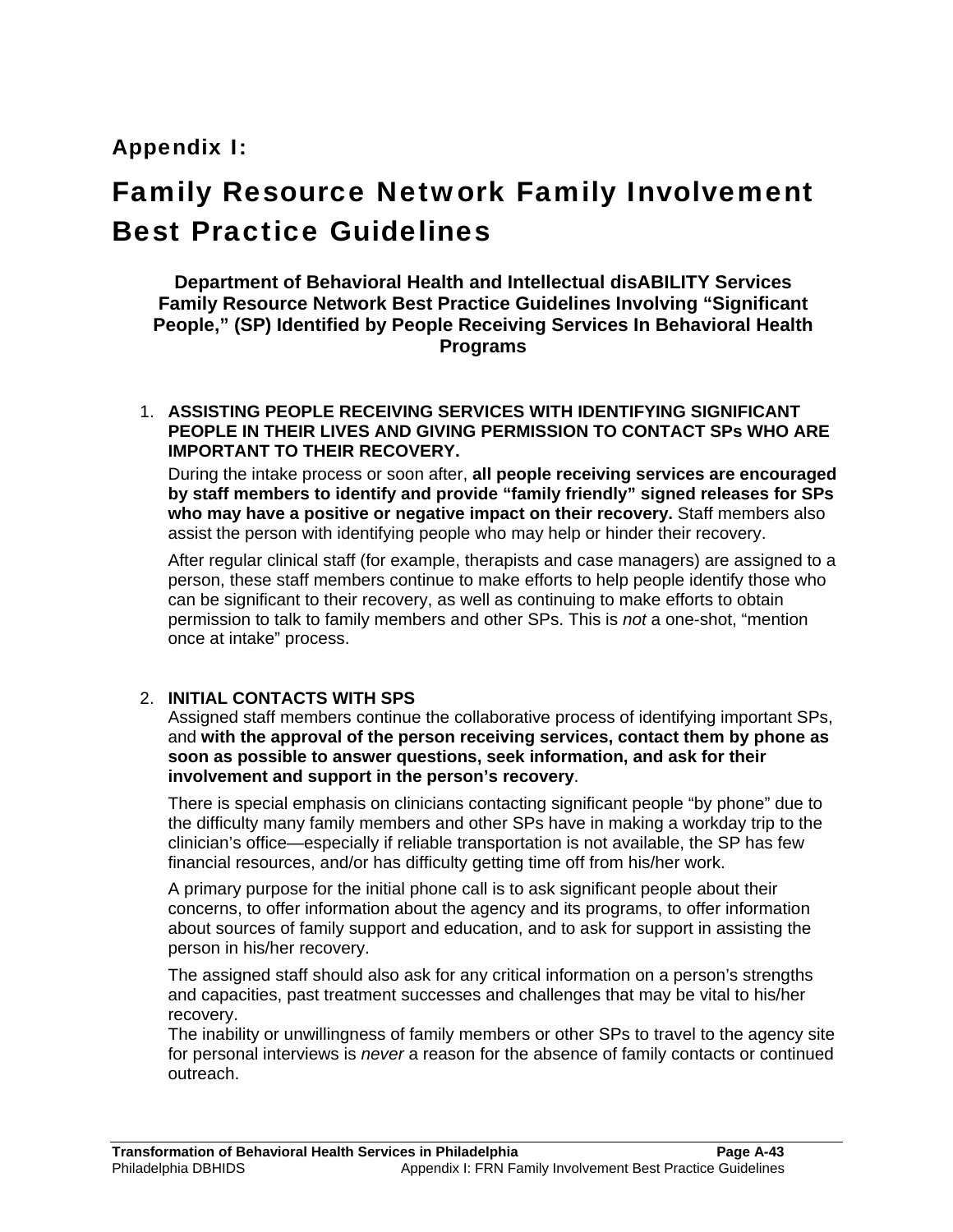# Appendix I:

# Family Resource Network Family Involvement Best Practice Guidelines

**Department of Behavioral Health and Intellectual disABILITY Services Family Resource Network Best Practice Guidelines Involving "Significant People," (SP) Identified by People Receiving Services In Behavioral Health Programs**

1. **ASSISTING PEOPLE RECEIVING SERVICES WITH IDENTIFYING SIGNIFICANT PEOPLE IN THEIR LIVES AND GIVING PERMISSION TO CONTACT SPs WHO ARE IMPORTANT TO THEIR RECOVERY.**

   During the intake process or soon after, **all people receiving services are encouraged by staff members to identify and provide "family friendly" signed releases for SPs who may have a positive or negative impact on their recovery.** Staff members also assist the person with identifying people who may help or hinder their recovery.

   After regular clinical staff (for example, therapists and case managers) are assigned to a person, these staff members continue to make efforts to help people identify those who can be significant to their recovery, as well as continuing to make efforts to obtain permission to talk to family members and other SPs. This is *not* a one-shot, "mention once at intake" process.

2. **INITIAL CONTACTS WITH SPS**

   Assigned staff members continue the collaborative process of identifying important SPs, and **with the approval of the person receiving services, contact them by phone as soon as possible to answer questions, seek information, and ask for their involvement and support in the person's recovery**.

   There is special emphasis on clinicians contacting significant people "by phone" due to the difficulty many family members and other SPs have in making a workday trip to the clinician's office—especially if reliable transportation is not available, the SP has few financial resources, and/or has difficulty getting time off from his/her work.

   A primary purpose for the initial phone call is to ask significant people about their concerns, to offer information about the agency and its programs, to offer information about sources of family support and education, and to ask for support in assisting the person in his/her recovery.

   The assigned staff should also ask for any critical information on a person's strengths and capacities, past treatment successes and challenges that may be vital to his/her recovery.

   The inability or unwillingness of family members or other SPs to travel to the agency site for personal interviews is *never* a reason for the absence of family contacts or continued outreach.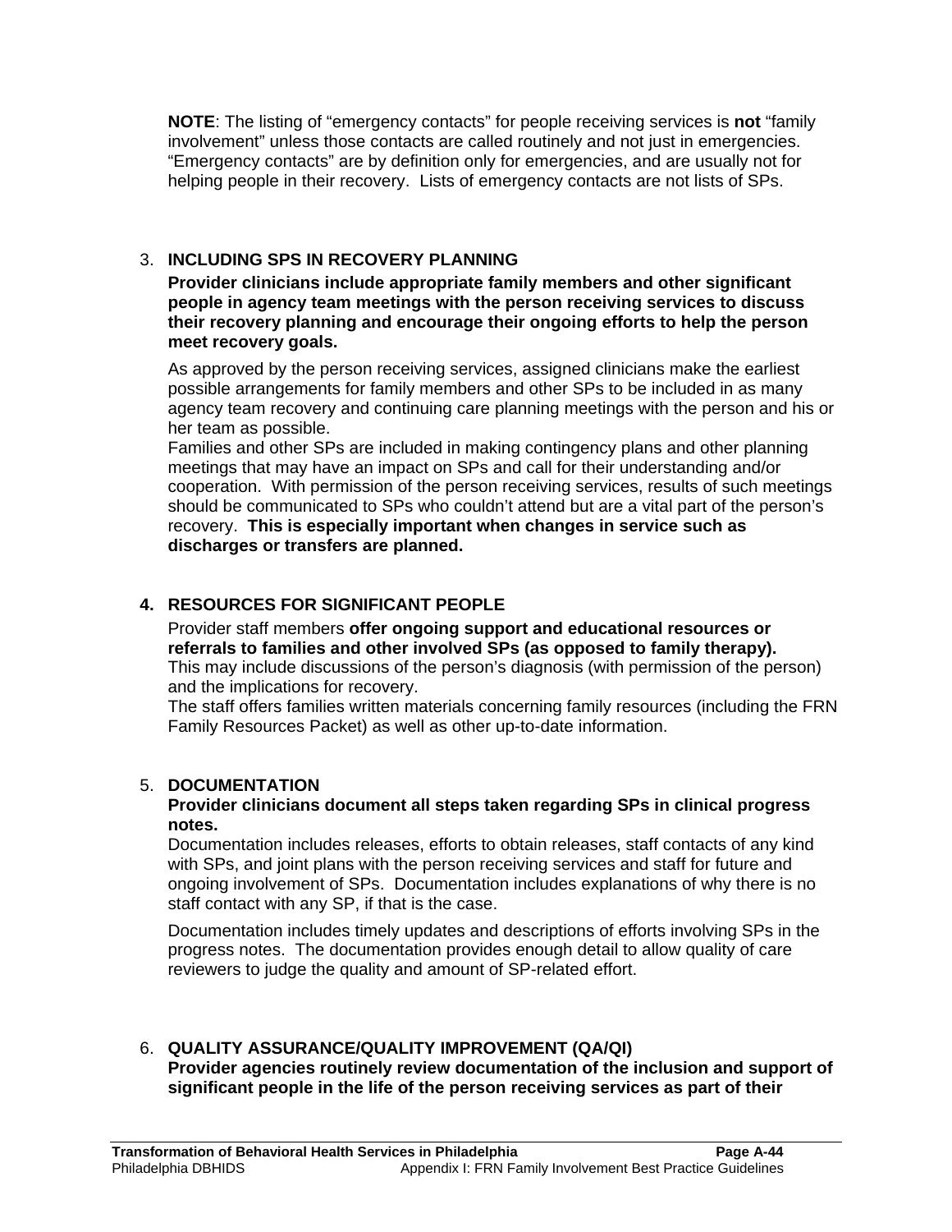**NOTE**: The listing of "emergency contacts" for people receiving services is **not** "family involvement" unless those contacts are called routinely and not just in emergencies. "Emergency contacts" are by definition only for emergencies, and are usually not for helping people in their recovery. Lists of emergency contacts are not lists of SPs.

3. **INCLUDING SPS IN RECOVERY PLANNING**

   **Provider clinicians include appropriate family members and other significant people in agency team meetings with the person receiving services to discuss their recovery planning and encourage their ongoing efforts to help the person meet recovery goals.**

   As approved by the person receiving services, assigned clinicians make the earliest possible arrangements for family members and other SPs to be included in as many agency team recovery and continuing care planning meetings with the person and his or her team as possible.

   Families and other SPs are included in making contingency plans and other planning meetings that may have an impact on SPs and call for their understanding and/or cooperation. With permission of the person receiving services, results of such meetings should be communicated to SPs who couldn't attend but are a vital part of the person's recovery. **This is especially important when changes in service such as discharges or transfers are planned.**

4. **RESOURCES FOR SIGNIFICANT PEOPLE**

   Provider staff members **offer ongoing support and educational resources or referrals to families and other involved SPs (as opposed to family therapy).**

   This may include discussions of the person's diagnosis (with permission of the person) and the implications for recovery.

   The staff offers families written materials concerning family resources (including the FRN Family Resources Packet) as well as other up-to-date information.

5. **DOCUMENTATION**

   **Provider clinicians document all steps taken regarding SPs in clinical progress notes.**

   Documentation includes releases, efforts to obtain releases, staff contacts of any kind with SPs, and joint plans with the person receiving services and staff for future and ongoing involvement of SPs. Documentation includes explanations of why there is no staff contact with any SP, if that is the case.

   Documentation includes timely updates and descriptions of efforts involving SPs in the progress notes. The documentation provides enough detail to allow quality of care reviewers to judge the quality and amount of SP-related effort.

6. **QUALITY ASSURANCE/QUALITY IMPROVEMENT (QA/QI)**

   **Provider agencies routinely review documentation of the inclusion and support of significant people in the life of the person receiving services as part of their**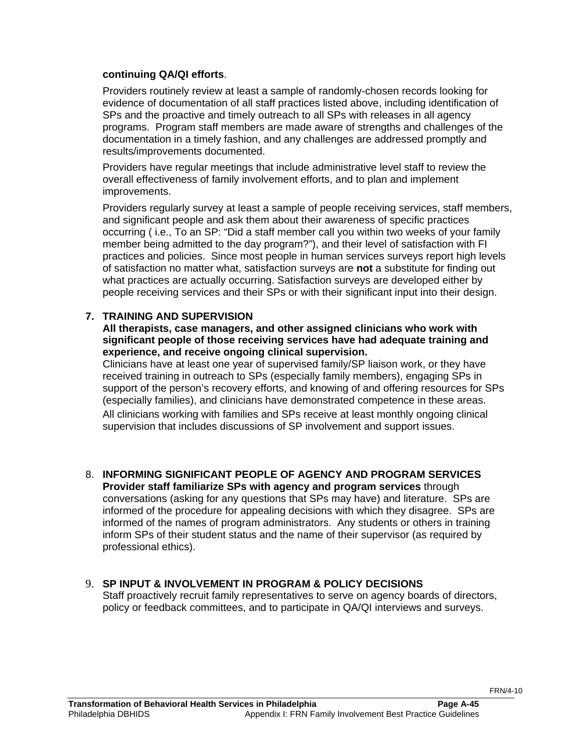**continuing QA/QI efforts**.

Providers routinely review at least a sample of randomly-chosen records looking for evidence of documentation of all staff practices listed above, including identification of SPs and the proactive and timely outreach to all SPs with releases in all agency programs. Program staff members are made aware of strengths and challenges of the documentation in a timely fashion, and any challenges are addressed promptly and results/improvements documented.

Providers have regular meetings that include administrative level staff to review the overall effectiveness of family involvement efforts, and to plan and implement improvements.

Providers regularly survey at least a sample of people receiving services, staff members, and significant people and ask them about their awareness of specific practices occurring ( i.e., To an SP: "Did a staff member call you within two weeks of your family member being admitted to the day program?"), and their level of satisfaction with FI practices and policies. Since most people in human services surveys report high levels of satisfaction no matter what, satisfaction surveys are **not** a substitute for finding out what practices are actually occurring. Satisfaction surveys are developed either by people receiving services and their SPs or with their significant input into their design.

7. **TRAINING AND SUPERVISION**
   **All therapists, case managers, and other assigned clinicians who work with significant people of those receiving services have had adequate training and experience, and receive ongoing clinical supervision.**
   Clinicians have at least one year of supervised family/SP liaison work, or they have received training in outreach to SPs (especially family members), engaging SPs in support of the person's recovery efforts, and knowing of and offering resources for SPs (especially families), and clinicians have demonstrated competence in these areas.

   All clinicians working with families and SPs receive at least monthly ongoing clinical supervision that includes discussions of SP involvement and support issues.

8. **INFORMING SIGNIFICANT PEOPLE OF AGENCY AND PROGRAM SERVICES**
   **Provider staff familiarize SPs with agency and program services** through conversations (asking for any questions that SPs may have) and literature. SPs are informed of the procedure for appealing decisions with which they disagree. SPs are informed of the names of program administrators. Any students or others in training inform SPs of their student status and the name of their supervisor (as required by professional ethics).

9. **SP INPUT & INVOLVEMENT IN PROGRAM & POLICY DECISIONS**
   Staff proactively recruit family representatives to serve on agency boards of directors, policy or feedback committees, and to participate in QA/QI interviews and surveys.

FRN/4-10